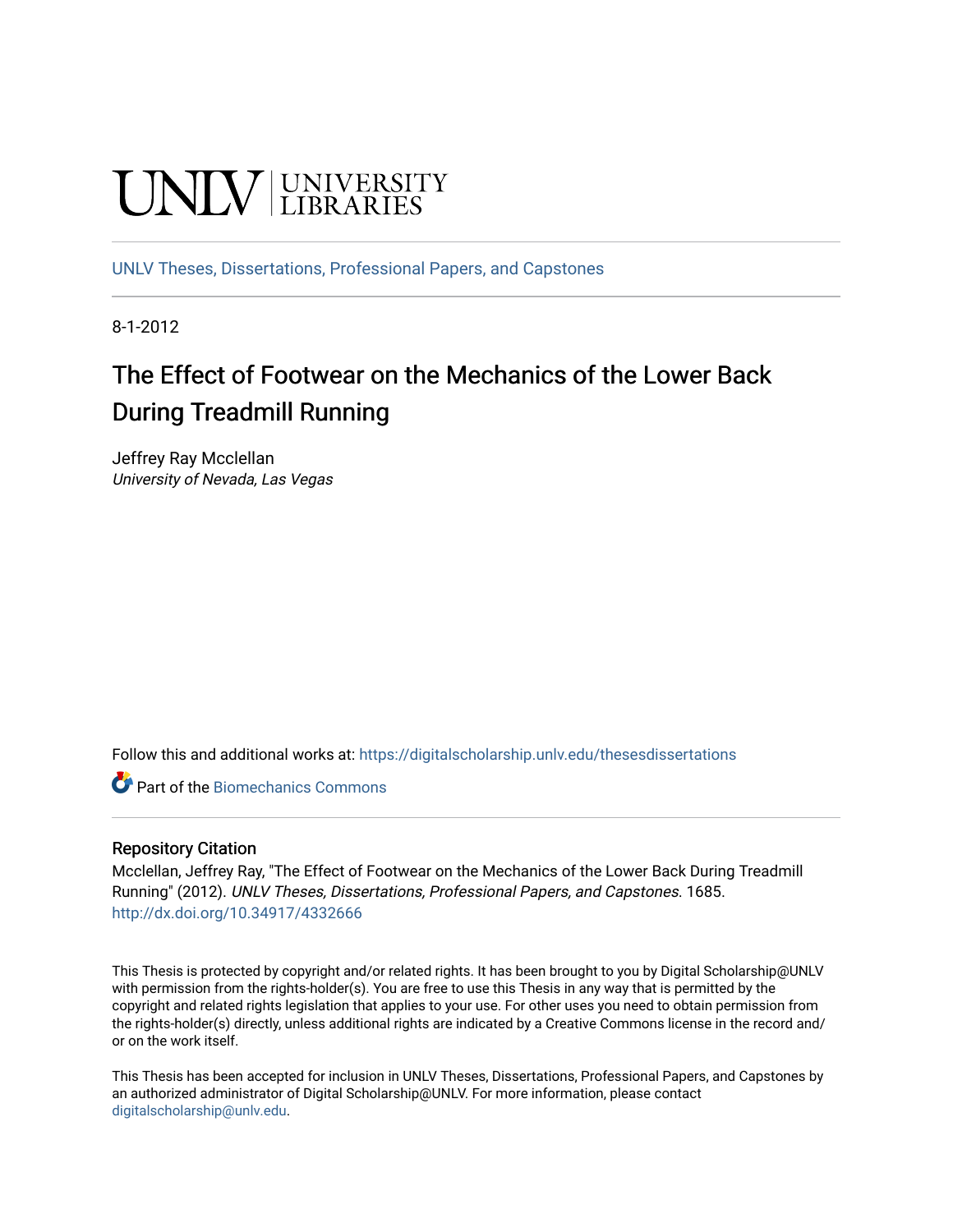UNLV | UNIVERSITY LIBRARIES

UNLV Theses, Dissertations, Professional Papers, and Capstones

8-1-2012

# The Effect of Footwear on the Mechanics of the Lower Back During Treadmill Running

Jeffrey Ray Mcclellan
*University of Nevada, Las Vegas*

Follow this and additional works at: https://digitalscholarship.unlv.edu/thesesdissertations

Part of the Biomechanics Commons

## Repository Citation

Mcclellan, Jeffrey Ray, "The Effect of Footwear on the Mechanics of the Lower Back During Treadmill Running" (2012). *UNLV Theses, Dissertations, Professional Papers, and Capstones*. 1685.
http://dx.doi.org/10.34917/4332666

This Thesis is protected by copyright and/or related rights. It has been brought to you by Digital Scholarship@UNLV with permission from the rights-holder(s). You are free to use this Thesis in any way that is permitted by the copyright and related rights legislation that applies to your use. For other uses you need to obtain permission from the rights-holder(s) directly, unless additional rights are indicated by a Creative Commons license in the record and/or on the work itself.

This Thesis has been accepted for inclusion in UNLV Theses, Dissertations, Professional Papers, and Capstones by an authorized administrator of Digital Scholarship@UNLV. For more information, please contact digitalscholarship@unlv.edu.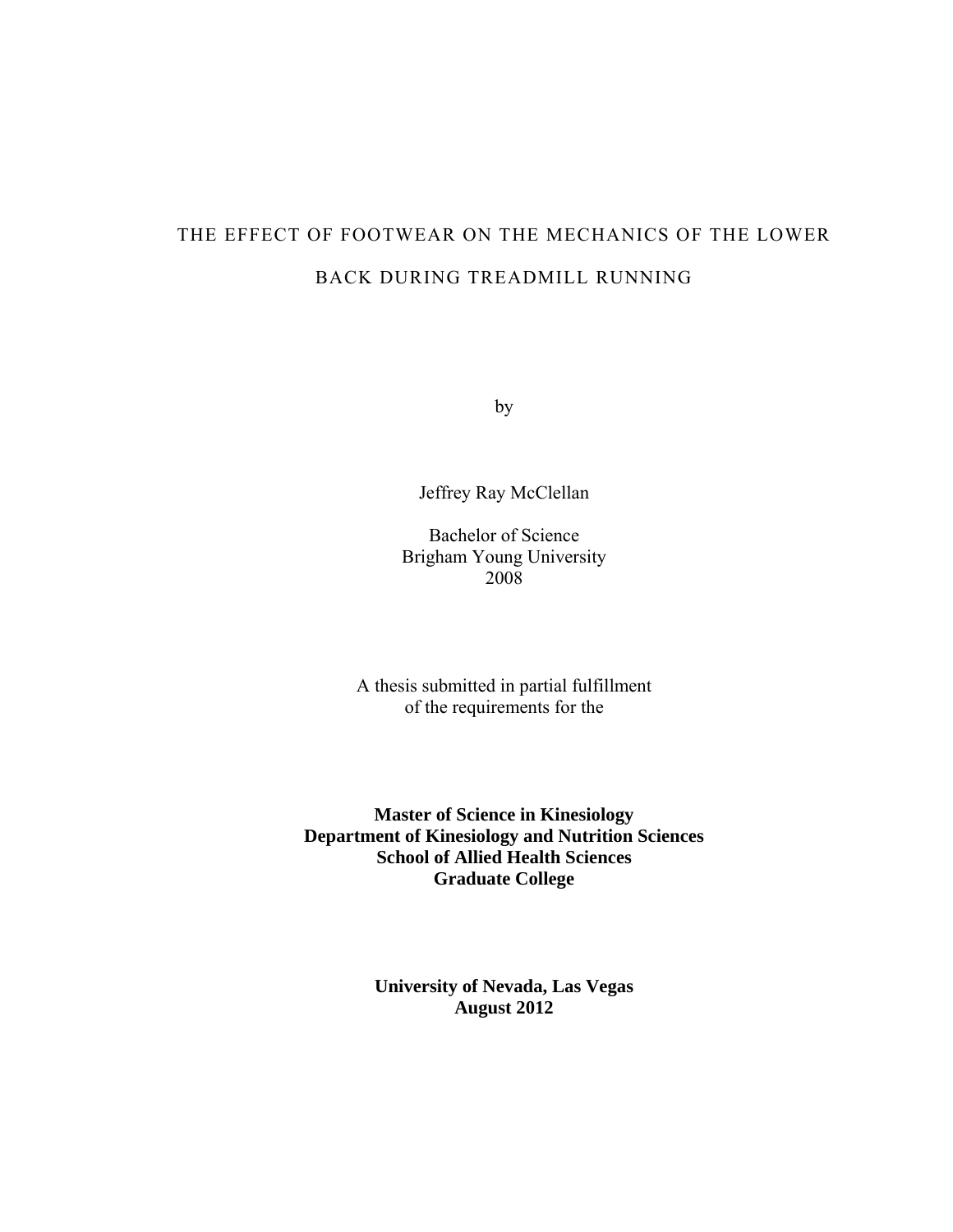# THE EFFECT OF FOOTWEAR ON THE MECHANICS OF THE LOWER BACK DURING TREADMILL RUNNING

by

Jeffrey Ray McClellan

Bachelor of Science
Brigham Young University
2008

A thesis submitted in partial fulfillment
of the requirements for the

**Master of Science in Kinesiology**
**Department of Kinesiology and Nutrition Sciences**
**School of Allied Health Sciences**
**Graduate College**

**University of Nevada, Las Vegas**
**August 2012**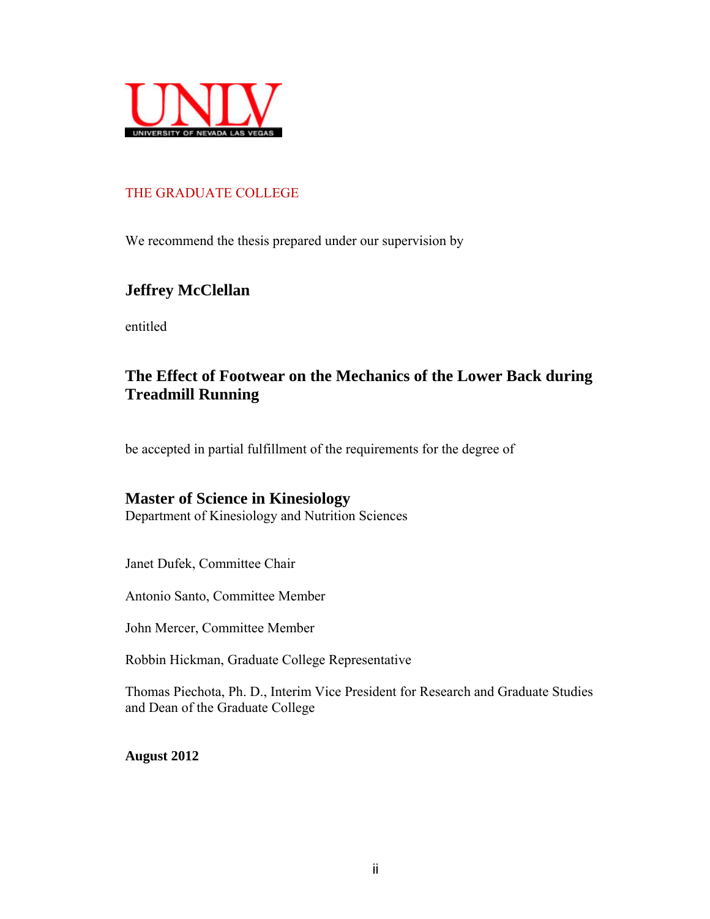UNLV

UNIVERSITY OF NEVADA LAS VEGAS

THE GRADUATE COLLEGE

We recommend the thesis prepared under our supervision by

**Jeffrey McClellan**

entitled

**The Effect of Footwear on the Mechanics of the Lower Back during Treadmill Running**

be accepted in partial fulfillment of the requirements for the degree of

**Master of Science in Kinesiology**
Department of Kinesiology and Nutrition Sciences

Janet Dufek, Committee Chair

Antonio Santo, Committee Member

John Mercer, Committee Member

Robbin Hickman, Graduate College Representative

Thomas Piechota, Ph. D., Interim Vice President for Research and Graduate Studies and Dean of the Graduate College

**August 2012**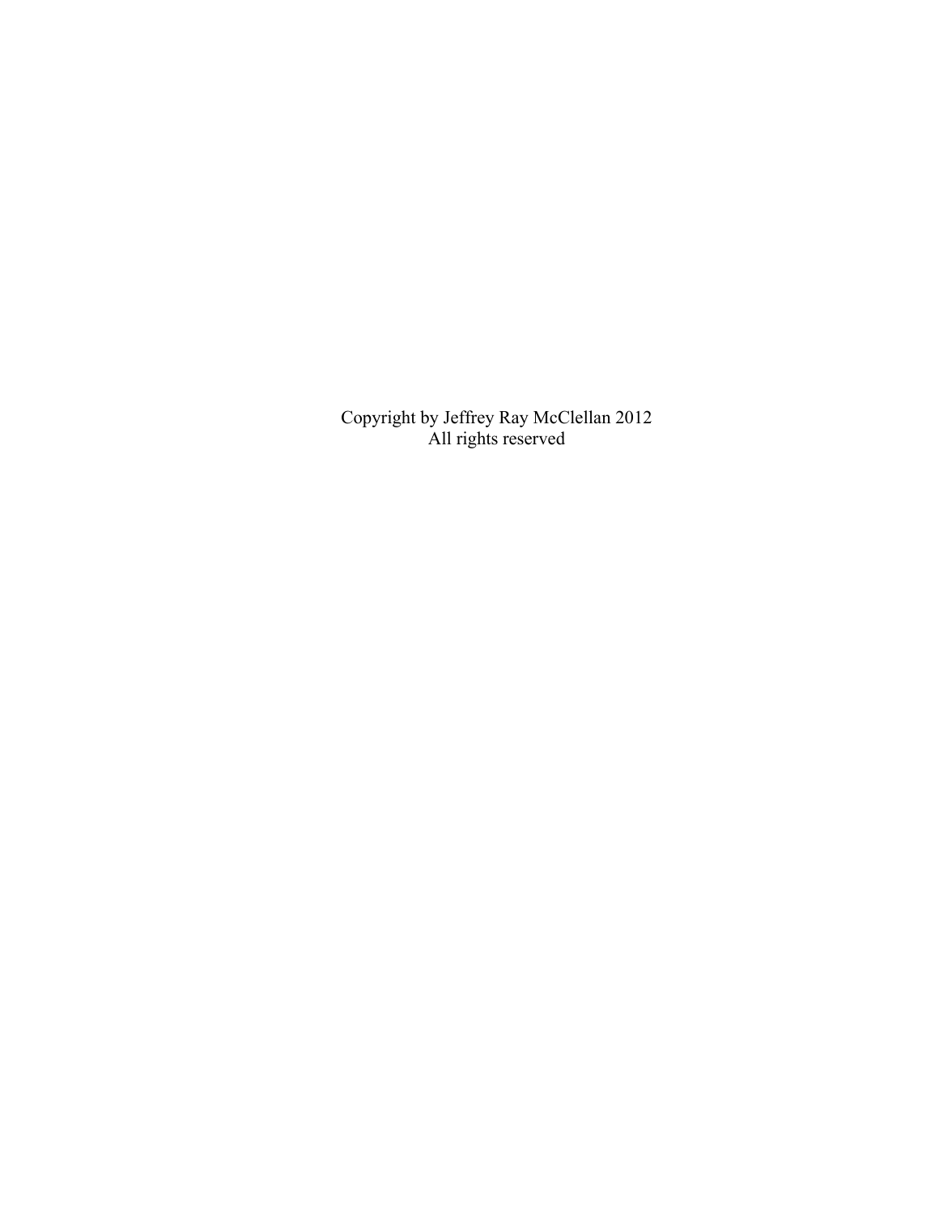Copyright by Jeffrey Ray McClellan 2012
All rights reserved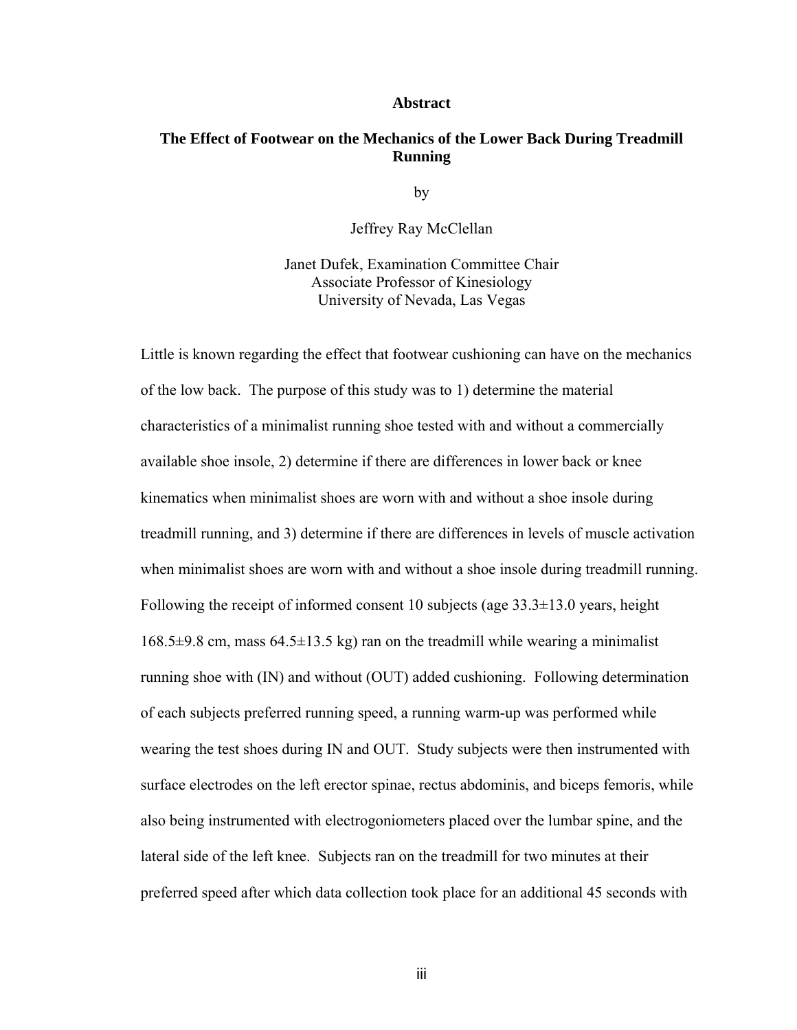# Abstract

## The Effect of Footwear on the Mechanics of the Lower Back During Treadmill Running

by

Jeffrey Ray McClellan

Janet Dufek, Examination Committee Chair
Associate Professor of Kinesiology
University of Nevada, Las Vegas

Little is known regarding the effect that footwear cushioning can have on the mechanics of the low back. The purpose of this study was to 1) determine the material characteristics of a minimalist running shoe tested with and without a commercially available shoe insole, 2) determine if there are differences in lower back or knee kinematics when minimalist shoes are worn with and without a shoe insole during treadmill running, and 3) determine if there are differences in levels of muscle activation when minimalist shoes are worn with and without a shoe insole during treadmill running. Following the receipt of informed consent 10 subjects (age 33.3±13.0 years, height 168.5±9.8 cm, mass 64.5±13.5 kg) ran on the treadmill while wearing a minimalist running shoe with (IN) and without (OUT) added cushioning. Following determination of each subjects preferred running speed, a running warm-up was performed while wearing the test shoes during IN and OUT. Study subjects were then instrumented with surface electrodes on the left erector spinae, rectus abdominis, and biceps femoris, while also being instrumented with electrogoniometers placed over the lumbar spine, and the lateral side of the left knee. Subjects ran on the treadmill for two minutes at their preferred speed after which data collection took place for an additional 45 seconds with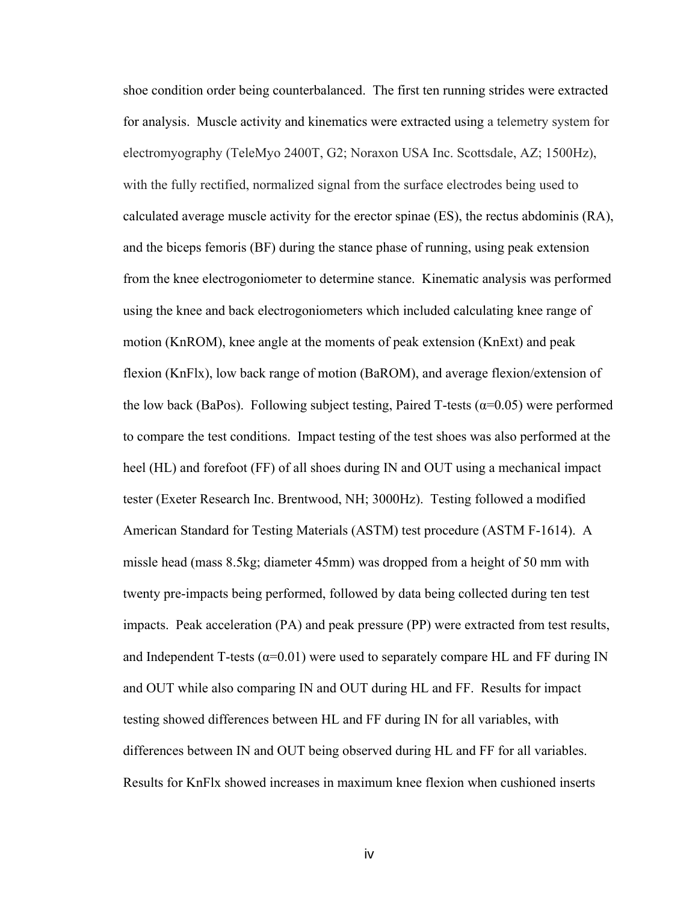shoe condition order being counterbalanced. The first ten running strides were extracted for analysis. Muscle activity and kinematics were extracted using a telemetry system for electromyography (TeleMyo 2400T, G2; Noraxon USA Inc. Scottsdale, AZ; 1500Hz), with the fully rectified, normalized signal from the surface electrodes being used to calculated average muscle activity for the erector spinae (ES), the rectus abdominis (RA), and the biceps femoris (BF) during the stance phase of running, using peak extension from the knee electrogoniometer to determine stance. Kinematic analysis was performed using the knee and back electrogoniometers which included calculating knee range of motion (KnROM), knee angle at the moments of peak extension (KnExt) and peak flexion (KnFlx), low back range of motion (BaROM), and average flexion/extension of the low back (BaPos). Following subject testing, Paired T-tests ($\alpha$=0.05) were performed to compare the test conditions. Impact testing of the test shoes was also performed at the heel (HL) and forefoot (FF) of all shoes during IN and OUT using a mechanical impact tester (Exeter Research Inc. Brentwood, NH; 3000Hz). Testing followed a modified American Standard for Testing Materials (ASTM) test procedure (ASTM F-1614). A missle head (mass 8.5kg; diameter 45mm) was dropped from a height of 50 mm with twenty pre-impacts being performed, followed by data being collected during ten test impacts. Peak acceleration (PA) and peak pressure (PP) were extracted from test results, and Independent T-tests ($\alpha$=0.01) were used to separately compare HL and FF during IN and OUT while also comparing IN and OUT during HL and FF. Results for impact testing showed differences between HL and FF during IN for all variables, with differences between IN and OUT being observed during HL and FF for all variables. Results for KnFlx showed increases in maximum knee flexion when cushioned inserts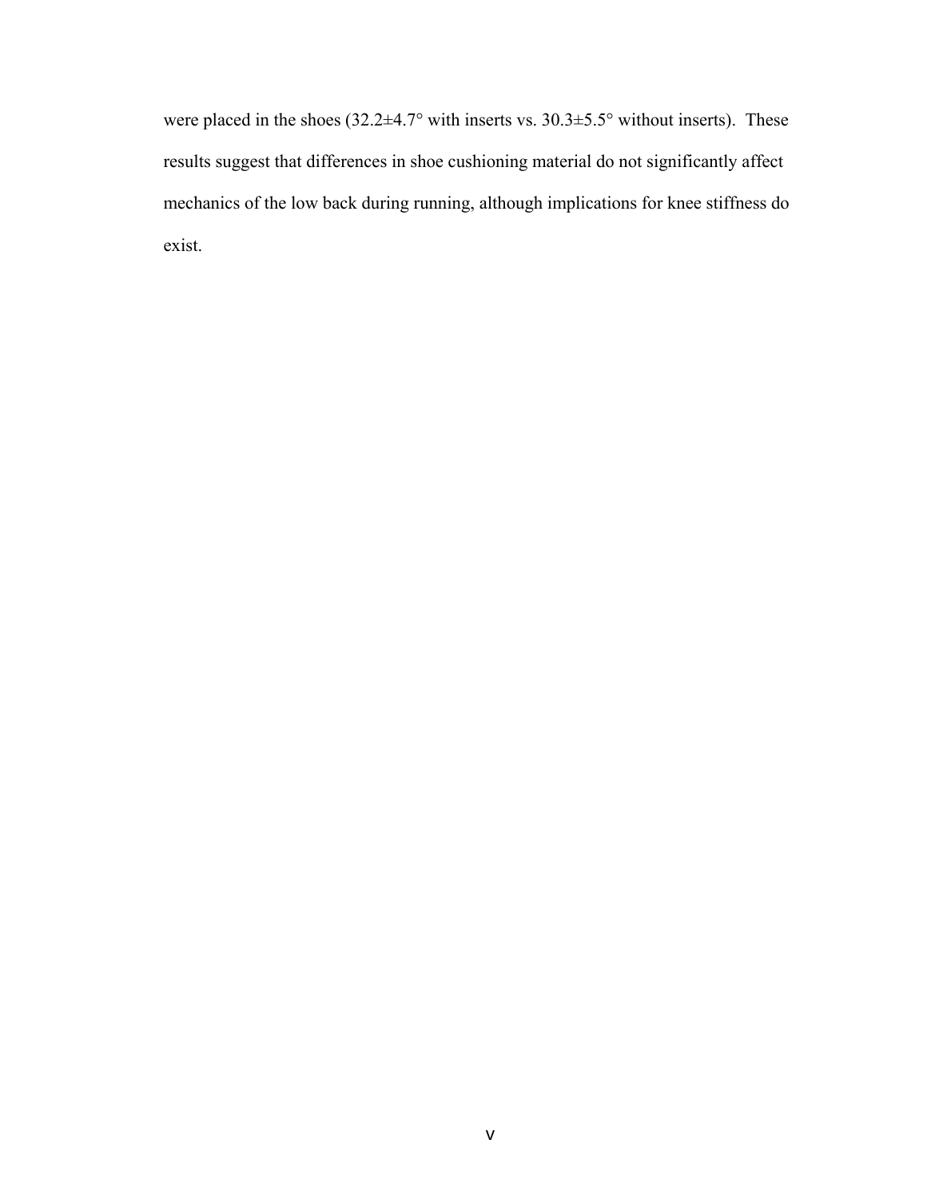were placed in the shoes (32.2±4.7° with inserts vs. 30.3±5.5° without inserts). These results suggest that differences in shoe cushioning material do not significantly affect mechanics of the low back during running, although implications for knee stiffness do exist.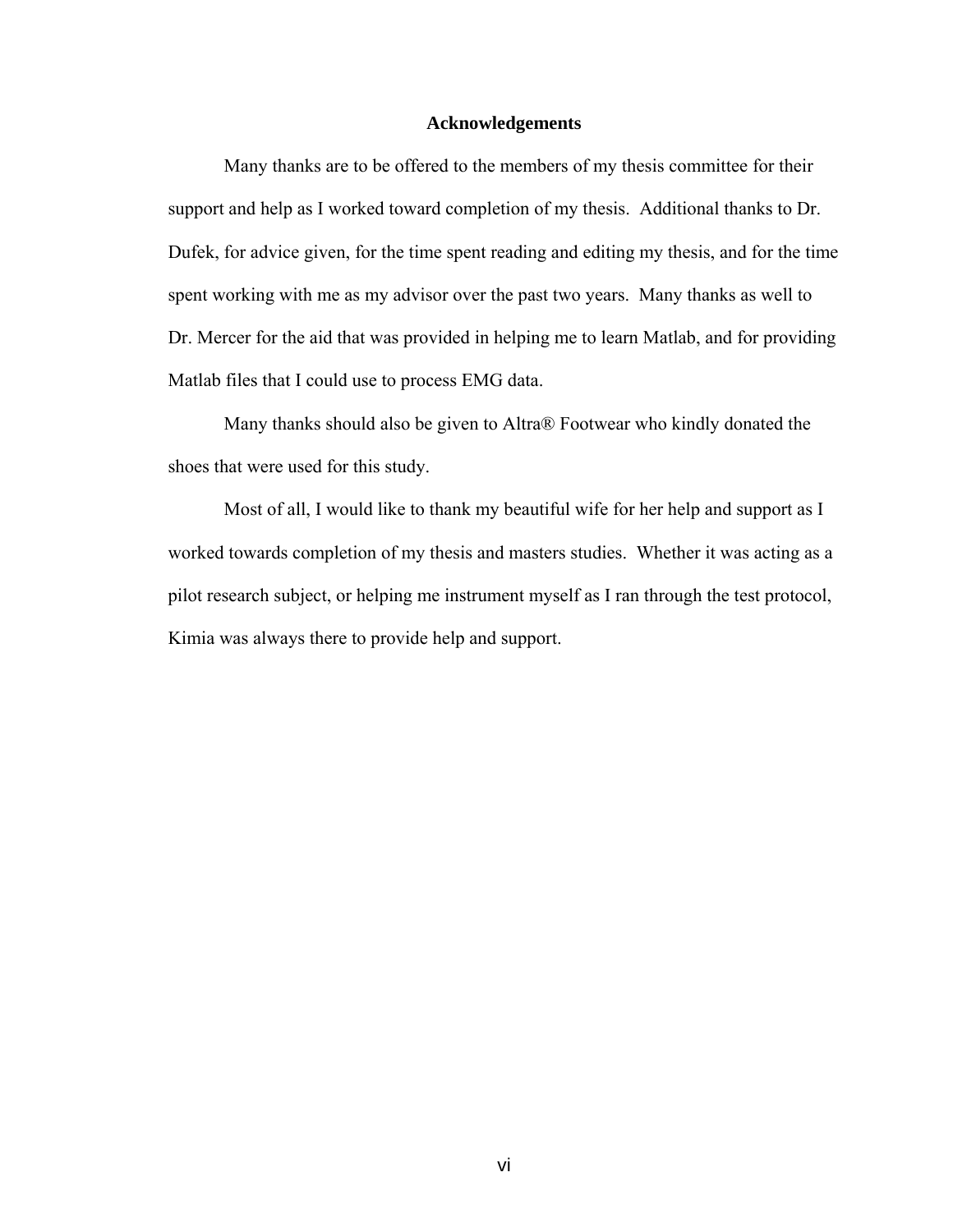# Acknowledgements

Many thanks are to be offered to the members of my thesis committee for their support and help as I worked toward completion of my thesis. Additional thanks to Dr. Dufek, for advice given, for the time spent reading and editing my thesis, and for the time spent working with me as my advisor over the past two years. Many thanks as well to Dr. Mercer for the aid that was provided in helping me to learn Matlab, and for providing Matlab files that I could use to process EMG data.

Many thanks should also be given to Altra® Footwear who kindly donated the shoes that were used for this study.

Most of all, I would like to thank my beautiful wife for her help and support as I worked towards completion of my thesis and masters studies. Whether it was acting as a pilot research subject, or helping me instrument myself as I ran through the test protocol, Kimia was always there to provide help and support.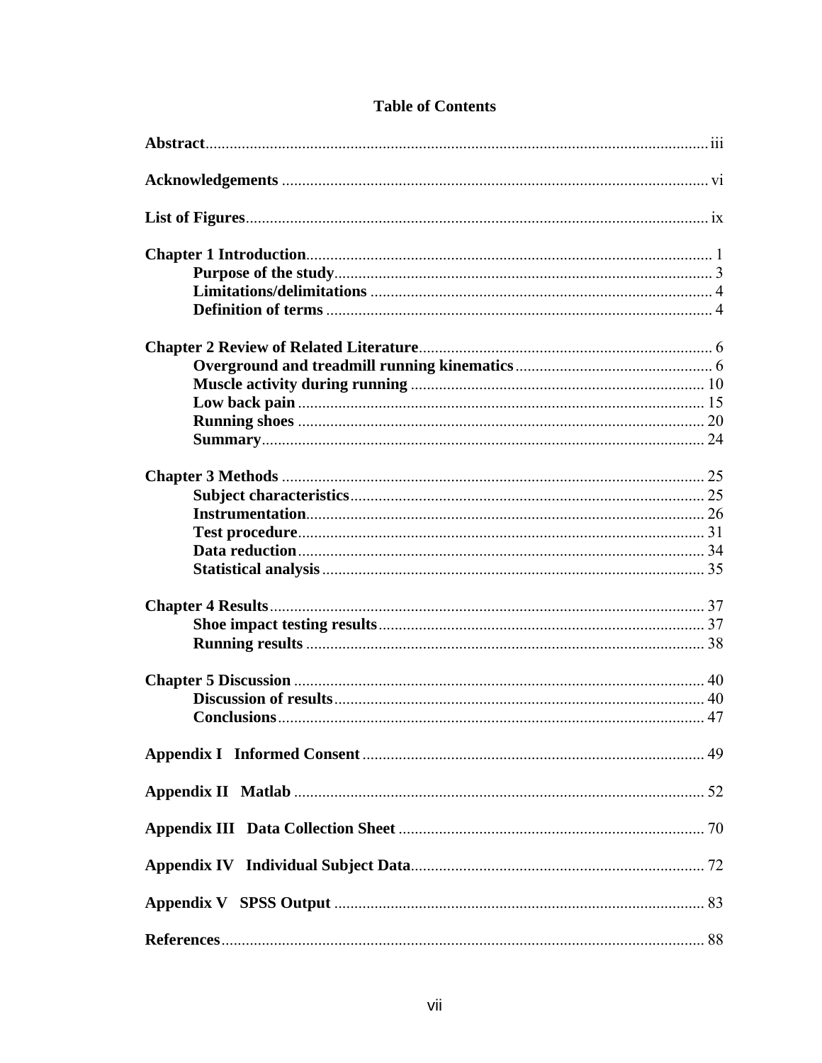# Table of Contents

**Abstract** ... iii

**Acknowledgements** ... vi

**List of Figures** ... ix

**Chapter 1 Introduction** ... 1
- **Purpose of the study** ... 3
- **Limitations/delimitations** ... 4
- **Definition of terms** ... 4

**Chapter 2 Review of Related Literature** ... 6
- **Overground and treadmill running kinematics** ... 6
- **Muscle activity during running** ... 10
- **Low back pain** ... 15
- **Running shoes** ... 20
- **Summary** ... 24

**Chapter 3 Methods** ... 25
- **Subject characteristics** ... 25
- **Instrumentation** ... 26
- **Test procedure** ... 31
- **Data reduction** ... 34
- **Statistical analysis** ... 35

**Chapter 4 Results** ... 37
- **Shoe impact testing results** ... 37
- **Running results** ... 38

**Chapter 5 Discussion** ... 40
- **Discussion of results** ... 40
- **Conclusions** ... 47

**Appendix I Informed Consent** ... 49

**Appendix II Matlab** ... 52

**Appendix III Data Collection Sheet** ... 70

**Appendix IV Individual Subject Data** ... 72

**Appendix V SPSS Output** ... 83

**References** ... 88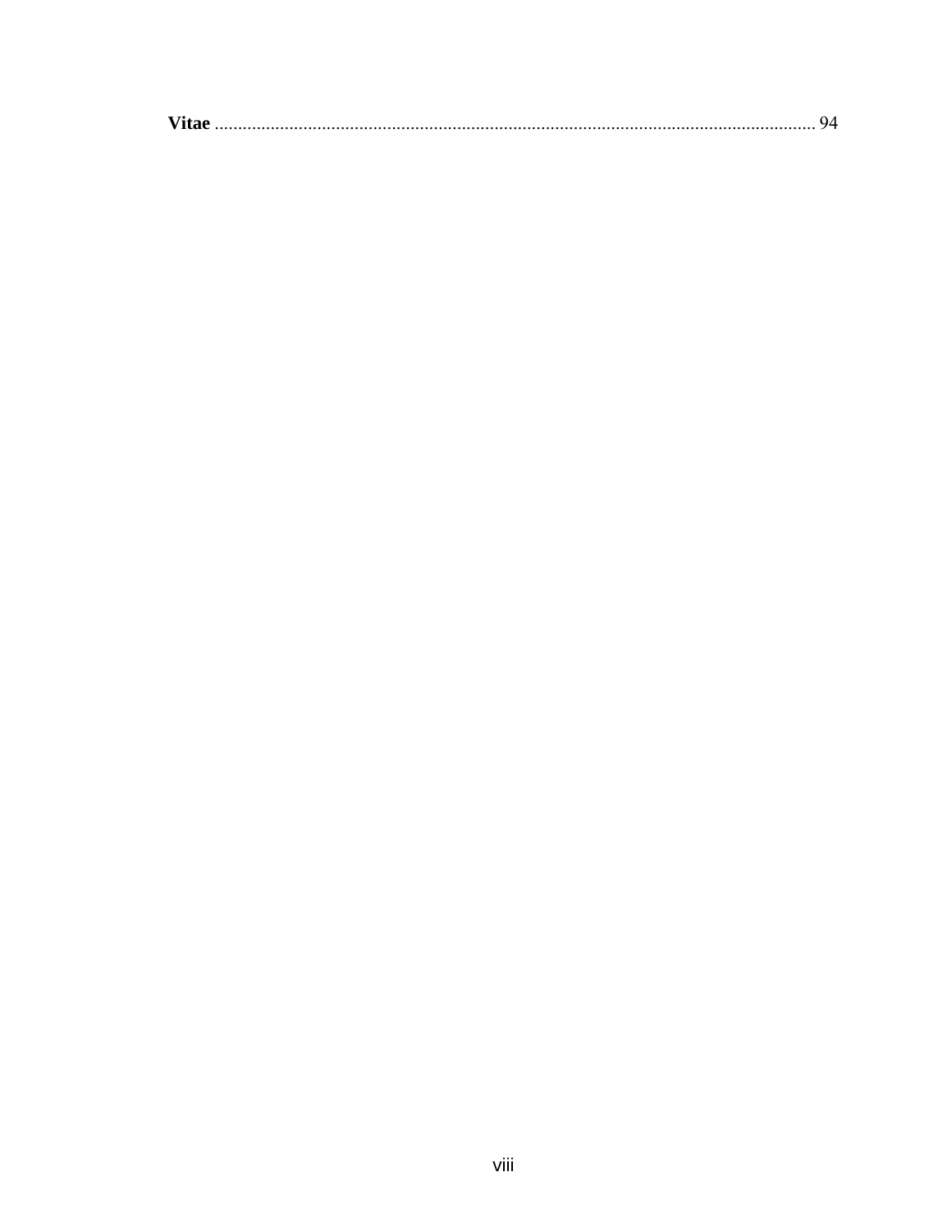**Vitae** .................................................................................................................................. 94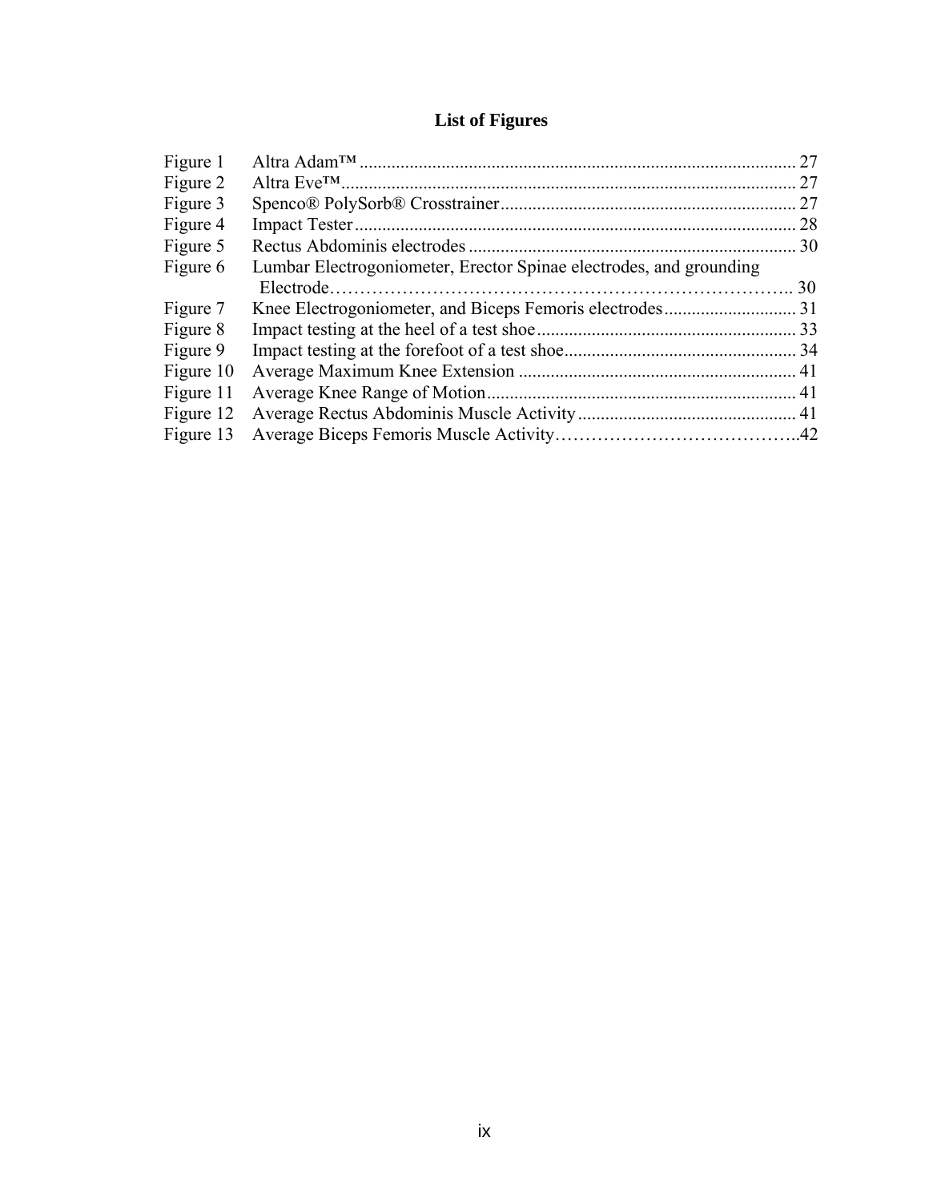# List of Figures

| | | |
|---|---|---|
| Figure 1 | Altra Adam™ | 27 |
| Figure 2 | Altra Eve™ | 27 |
| Figure 3 | Spenco® PolySorb® Crosstrainer | 27 |
| Figure 4 | Impact Tester | 28 |
| Figure 5 | Rectus Abdominis electrodes | 30 |
| Figure 6 | Lumbar Electrogoniometer, Erector Spinae electrodes, and grounding Electrode | 30 |
| Figure 7 | Knee Electrogoniometer, and Biceps Femoris electrodes | 31 |
| Figure 8 | Impact testing at the heel of a test shoe | 33 |
| Figure 9 | Impact testing at the forefoot of a test shoe | 34 |
| Figure 10 | Average Maximum Knee Extension | 41 |
| Figure 11 | Average Knee Range of Motion | 41 |
| Figure 12 | Average Rectus Abdominis Muscle Activity | 41 |
| Figure 13 | Average Biceps Femoris Muscle Activity | 42 |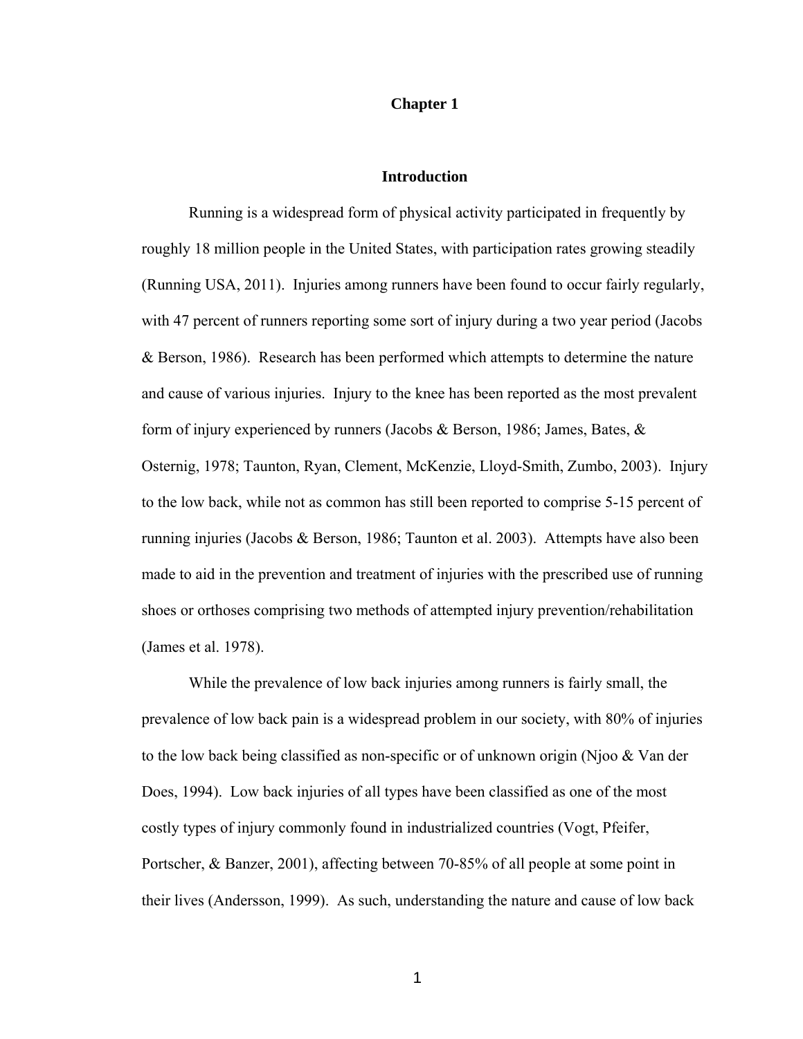# Chapter 1

## Introduction

Running is a widespread form of physical activity participated in frequently by roughly 18 million people in the United States, with participation rates growing steadily (Running USA, 2011). Injuries among runners have been found to occur fairly regularly, with 47 percent of runners reporting some sort of injury during a two year period (Jacobs & Berson, 1986). Research has been performed which attempts to determine the nature and cause of various injuries. Injury to the knee has been reported as the most prevalent form of injury experienced by runners (Jacobs & Berson, 1986; James, Bates, & Osternig, 1978; Taunton, Ryan, Clement, McKenzie, Lloyd-Smith, Zumbo, 2003). Injury to the low back, while not as common has still been reported to comprise 5-15 percent of running injuries (Jacobs & Berson, 1986; Taunton et al. 2003). Attempts have also been made to aid in the prevention and treatment of injuries with the prescribed use of running shoes or orthoses comprising two methods of attempted injury prevention/rehabilitation (James et al. 1978).

While the prevalence of low back injuries among runners is fairly small, the prevalence of low back pain is a widespread problem in our society, with 80% of injuries to the low back being classified as non-specific or of unknown origin (Njoo & Van der Does, 1994). Low back injuries of all types have been classified as one of the most costly types of injury commonly found in industrialized countries (Vogt, Pfeifer, Portscher, & Banzer, 2001), affecting between 70-85% of all people at some point in their lives (Andersson, 1999). As such, understanding the nature and cause of low back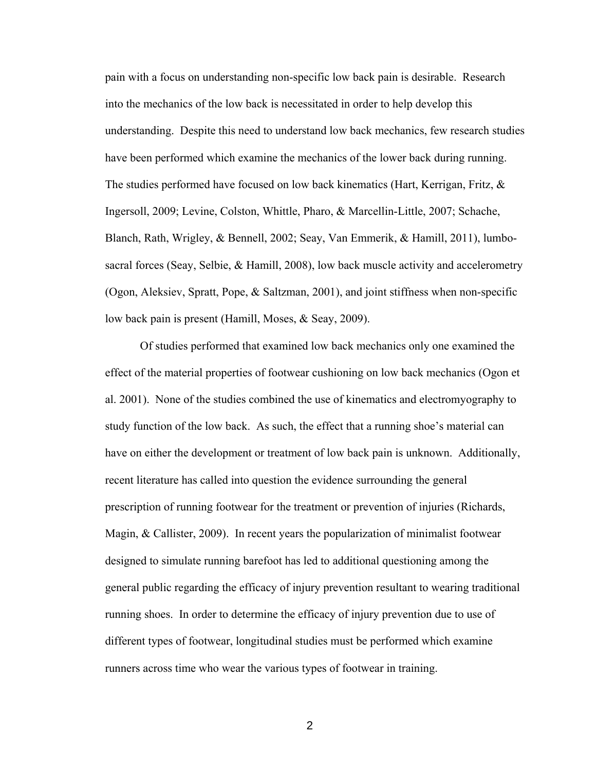pain with a focus on understanding non-specific low back pain is desirable. Research into the mechanics of the low back is necessitated in order to help develop this understanding. Despite this need to understand low back mechanics, few research studies have been performed which examine the mechanics of the lower back during running. The studies performed have focused on low back kinematics (Hart, Kerrigan, Fritz, & Ingersoll, 2009; Levine, Colston, Whittle, Pharo, & Marcellin-Little, 2007; Schache, Blanch, Rath, Wrigley, & Bennell, 2002; Seay, Van Emmerik, & Hamill, 2011), lumbo-sacral forces (Seay, Selbie, & Hamill, 2008), low back muscle activity and accelerometry (Ogon, Aleksiev, Spratt, Pope, & Saltzman, 2001), and joint stiffness when non-specific low back pain is present (Hamill, Moses, & Seay, 2009).

Of studies performed that examined low back mechanics only one examined the effect of the material properties of footwear cushioning on low back mechanics (Ogon et al. 2001). None of the studies combined the use of kinematics and electromyography to study function of the low back. As such, the effect that a running shoe's material can have on either the development or treatment of low back pain is unknown. Additionally, recent literature has called into question the evidence surrounding the general prescription of running footwear for the treatment or prevention of injuries (Richards, Magin, & Callister, 2009). In recent years the popularization of minimalist footwear designed to simulate running barefoot has led to additional questioning among the general public regarding the efficacy of injury prevention resultant to wearing traditional running shoes. In order to determine the efficacy of injury prevention due to use of different types of footwear, longitudinal studies must be performed which examine runners across time who wear the various types of footwear in training.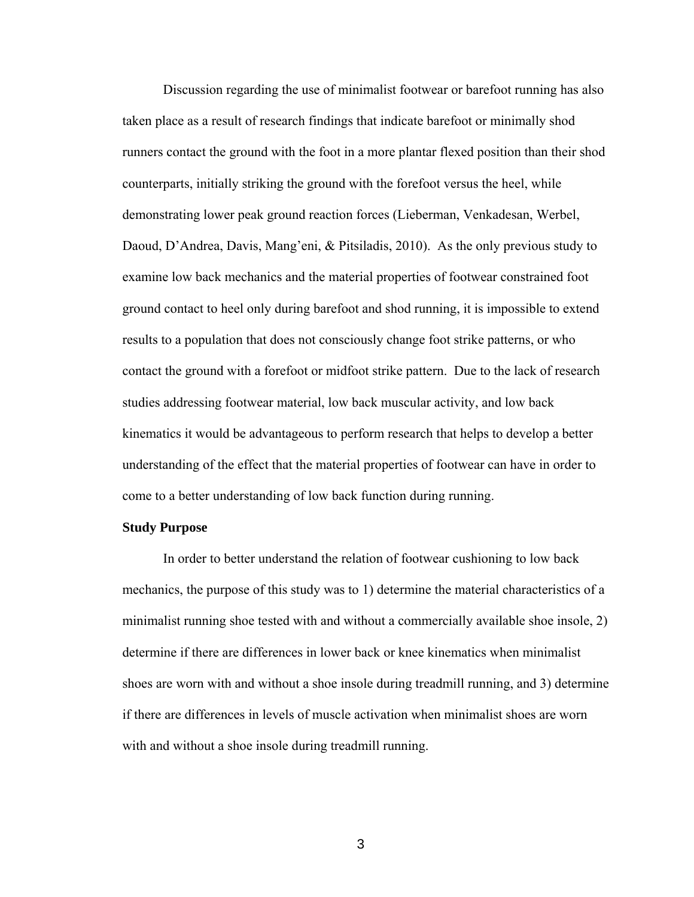Discussion regarding the use of minimalist footwear or barefoot running has also taken place as a result of research findings that indicate barefoot or minimally shod runners contact the ground with the foot in a more plantar flexed position than their shod counterparts, initially striking the ground with the forefoot versus the heel, while demonstrating lower peak ground reaction forces (Lieberman, Venkadesan, Werbel, Daoud, D'Andrea, Davis, Mang'eni, & Pitsiladis, 2010). As the only previous study to examine low back mechanics and the material properties of footwear constrained foot ground contact to heel only during barefoot and shod running, it is impossible to extend results to a population that does not consciously change foot strike patterns, or who contact the ground with a forefoot or midfoot strike pattern. Due to the lack of research studies addressing footwear material, low back muscular activity, and low back kinematics it would be advantageous to perform research that helps to develop a better understanding of the effect that the material properties of footwear can have in order to come to a better understanding of low back function during running.

**Study Purpose**

In order to better understand the relation of footwear cushioning to low back mechanics, the purpose of this study was to 1) determine the material characteristics of a minimalist running shoe tested with and without a commercially available shoe insole, 2) determine if there are differences in lower back or knee kinematics when minimalist shoes are worn with and without a shoe insole during treadmill running, and 3) determine if there are differences in levels of muscle activation when minimalist shoes are worn with and without a shoe insole during treadmill running.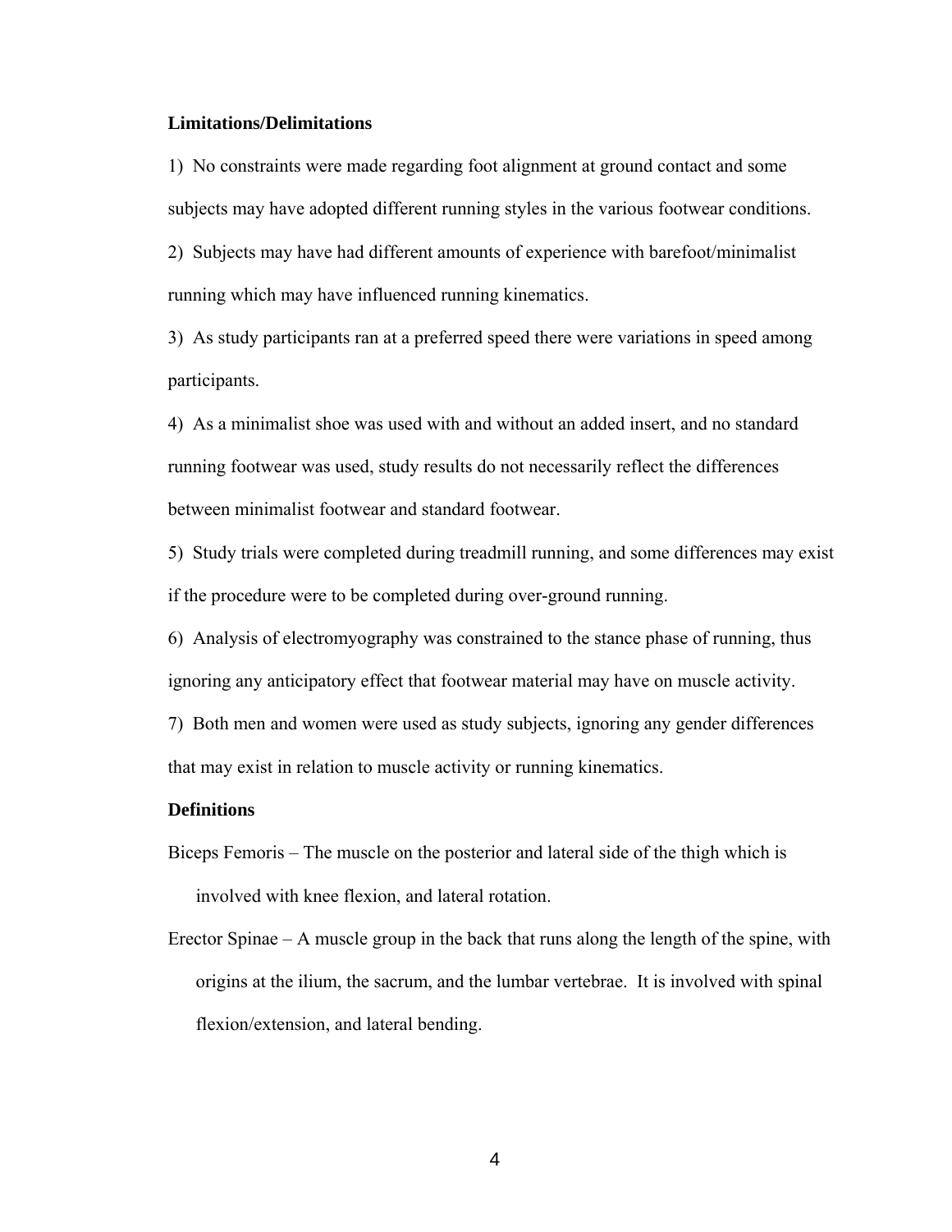**Limitations/Delimitations**

1) No constraints were made regarding foot alignment at ground contact and some subjects may have adopted different running styles in the various footwear conditions.

2) Subjects may have had different amounts of experience with barefoot/minimalist running which may have influenced running kinematics.

3) As study participants ran at a preferred speed there were variations in speed among participants.

4) As a minimalist shoe was used with and without an added insert, and no standard running footwear was used, study results do not necessarily reflect the differences between minimalist footwear and standard footwear.

5) Study trials were completed during treadmill running, and some differences may exist if the procedure were to be completed during over-ground running.

6) Analysis of electromyography was constrained to the stance phase of running, thus ignoring any anticipatory effect that footwear material may have on muscle activity.

7) Both men and women were used as study subjects, ignoring any gender differences that may exist in relation to muscle activity or running kinematics.

**Definitions**

Biceps Femoris – The muscle on the posterior and lateral side of the thigh which is involved with knee flexion, and lateral rotation.

Erector Spinae – A muscle group in the back that runs along the length of the spine, with origins at the ilium, the sacrum, and the lumbar vertebrae. It is involved with spinal flexion/extension, and lateral bending.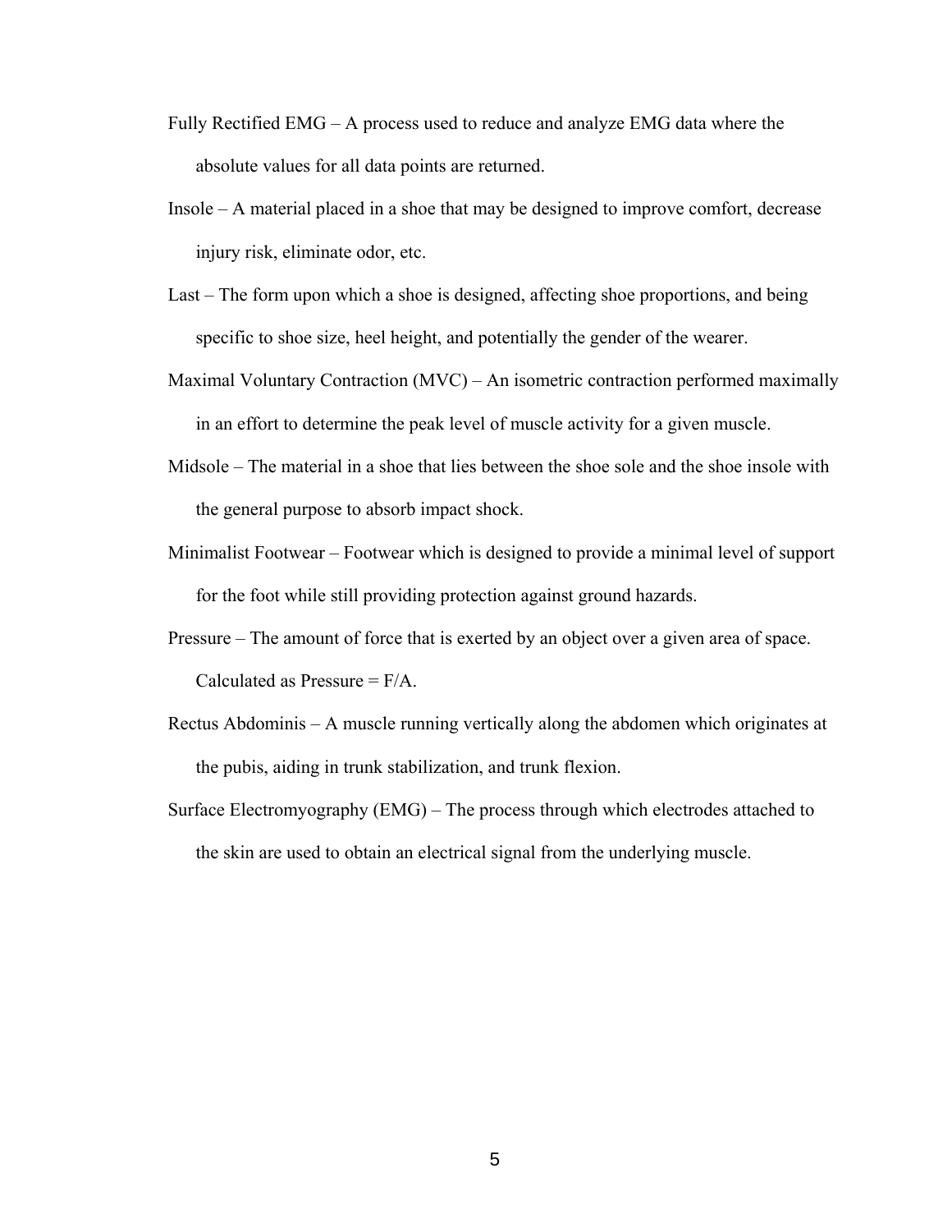Fully Rectified EMG – A process used to reduce and analyze EMG data where the absolute values for all data points are returned.

Insole – A material placed in a shoe that may be designed to improve comfort, decrease injury risk, eliminate odor, etc.

Last – The form upon which a shoe is designed, affecting shoe proportions, and being specific to shoe size, heel height, and potentially the gender of the wearer.

Maximal Voluntary Contraction (MVC) – An isometric contraction performed maximally in an effort to determine the peak level of muscle activity for a given muscle.

Midsole – The material in a shoe that lies between the shoe sole and the shoe insole with the general purpose to absorb impact shock.

Minimalist Footwear – Footwear which is designed to provide a minimal level of support for the foot while still providing protection against ground hazards.

Pressure – The amount of force that is exerted by an object over a given area of space. Calculated as Pressure = F/A.

Rectus Abdominis – A muscle running vertically along the abdomen which originates at the pubis, aiding in trunk stabilization, and trunk flexion.

Surface Electromyography (EMG) – The process through which electrodes attached to the skin are used to obtain an electrical signal from the underlying muscle.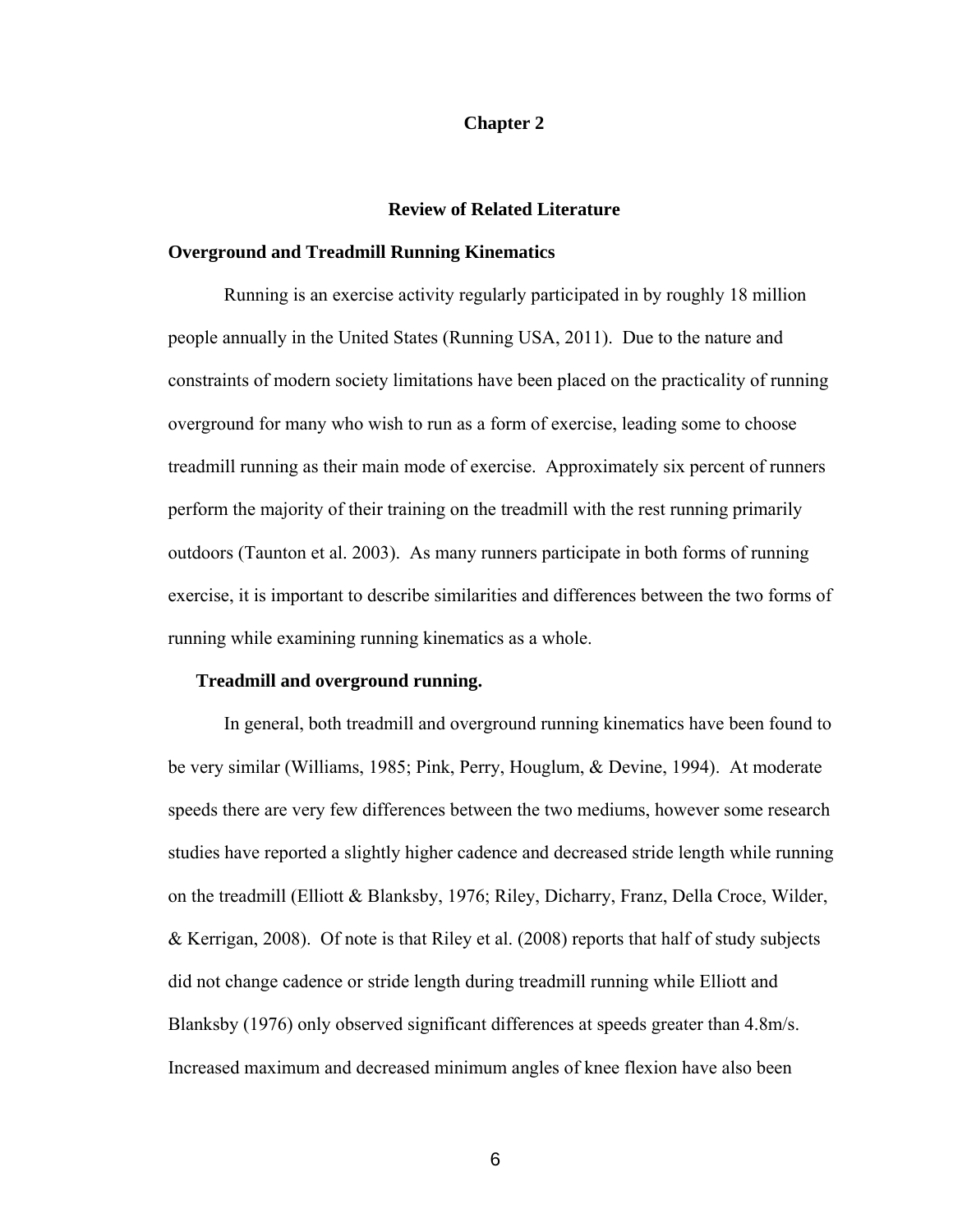# Chapter 2

## Review of Related Literature

### Overground and Treadmill Running Kinematics

Running is an exercise activity regularly participated in by roughly 18 million people annually in the United States (Running USA, 2011). Due to the nature and constraints of modern society limitations have been placed on the practicality of running overground for many who wish to run as a form of exercise, leading some to choose treadmill running as their main mode of exercise. Approximately six percent of runners perform the majority of their training on the treadmill with the rest running primarily outdoors (Taunton et al. 2003). As many runners participate in both forms of running exercise, it is important to describe similarities and differences between the two forms of running while examining running kinematics as a whole.

#### Treadmill and overground running.

In general, both treadmill and overground running kinematics have been found to be very similar (Williams, 1985; Pink, Perry, Houglum, & Devine, 1994). At moderate speeds there are very few differences between the two mediums, however some research studies have reported a slightly higher cadence and decreased stride length while running on the treadmill (Elliott & Blanksby, 1976; Riley, Dicharry, Franz, Della Croce, Wilder, & Kerrigan, 2008). Of note is that Riley et al. (2008) reports that half of study subjects did not change cadence or stride length during treadmill running while Elliott and Blanksby (1976) only observed significant differences at speeds greater than 4.8m/s. Increased maximum and decreased minimum angles of knee flexion have also been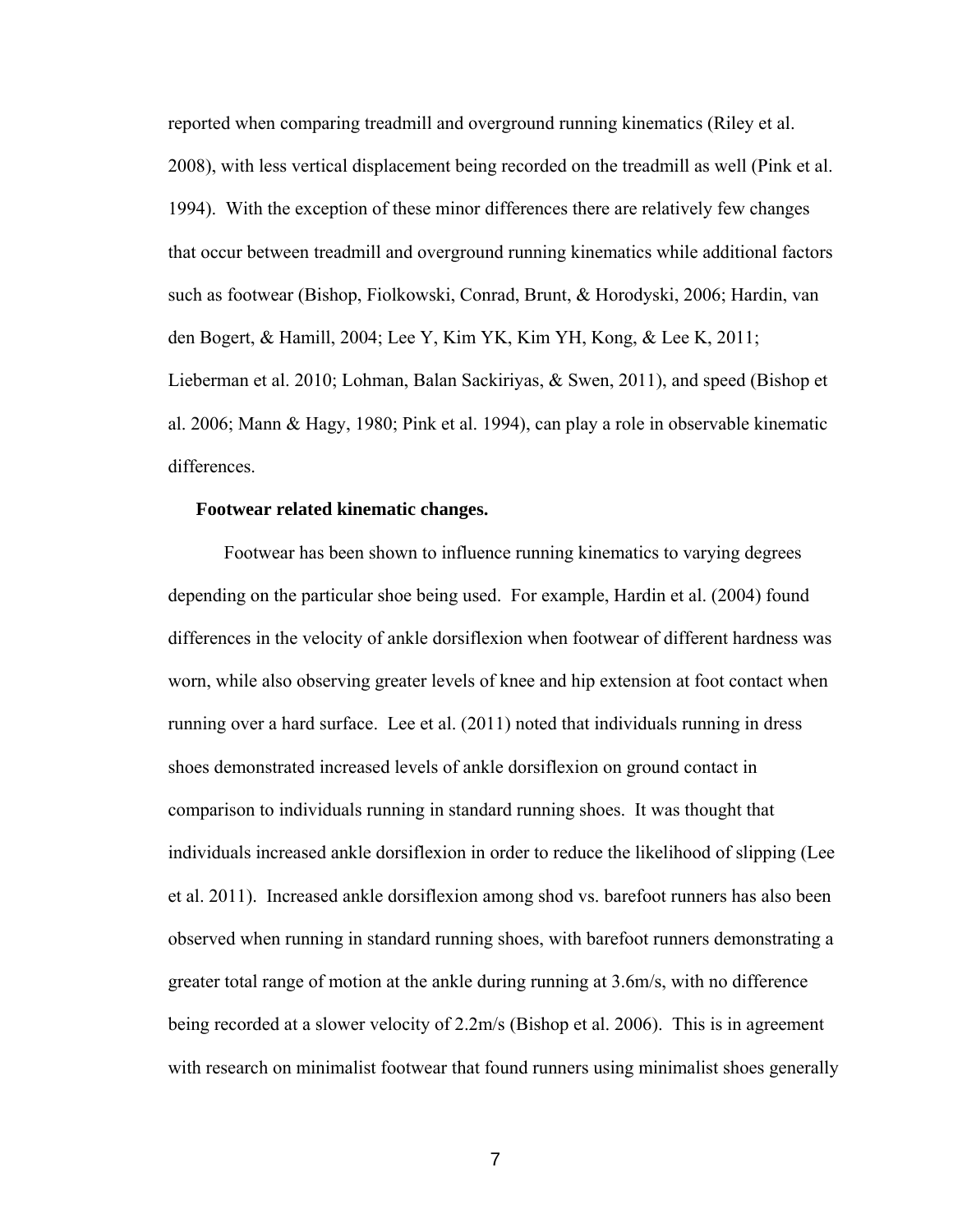reported when comparing treadmill and overground running kinematics (Riley et al. 2008), with less vertical displacement being recorded on the treadmill as well (Pink et al. 1994). With the exception of these minor differences there are relatively few changes that occur between treadmill and overground running kinematics while additional factors such as footwear (Bishop, Fiolkowski, Conrad, Brunt, & Horodyski, 2006; Hardin, van den Bogert, & Hamill, 2004; Lee Y, Kim YK, Kim YH, Kong, & Lee K, 2011; Lieberman et al. 2010; Lohman, Balan Sackiriyas, & Swen, 2011), and speed (Bishop et al. 2006; Mann & Hagy, 1980; Pink et al. 1994), can play a role in observable kinematic differences.

**Footwear related kinematic changes.**

Footwear has been shown to influence running kinematics to varying degrees depending on the particular shoe being used. For example, Hardin et al. (2004) found differences in the velocity of ankle dorsiflexion when footwear of different hardness was worn, while also observing greater levels of knee and hip extension at foot contact when running over a hard surface. Lee et al. (2011) noted that individuals running in dress shoes demonstrated increased levels of ankle dorsiflexion on ground contact in comparison to individuals running in standard running shoes. It was thought that individuals increased ankle dorsiflexion in order to reduce the likelihood of slipping (Lee et al. 2011). Increased ankle dorsiflexion among shod vs. barefoot runners has also been observed when running in standard running shoes, with barefoot runners demonstrating a greater total range of motion at the ankle during running at 3.6m/s, with no difference being recorded at a slower velocity of 2.2m/s (Bishop et al. 2006). This is in agreement with research on minimalist footwear that found runners using minimalist shoes generally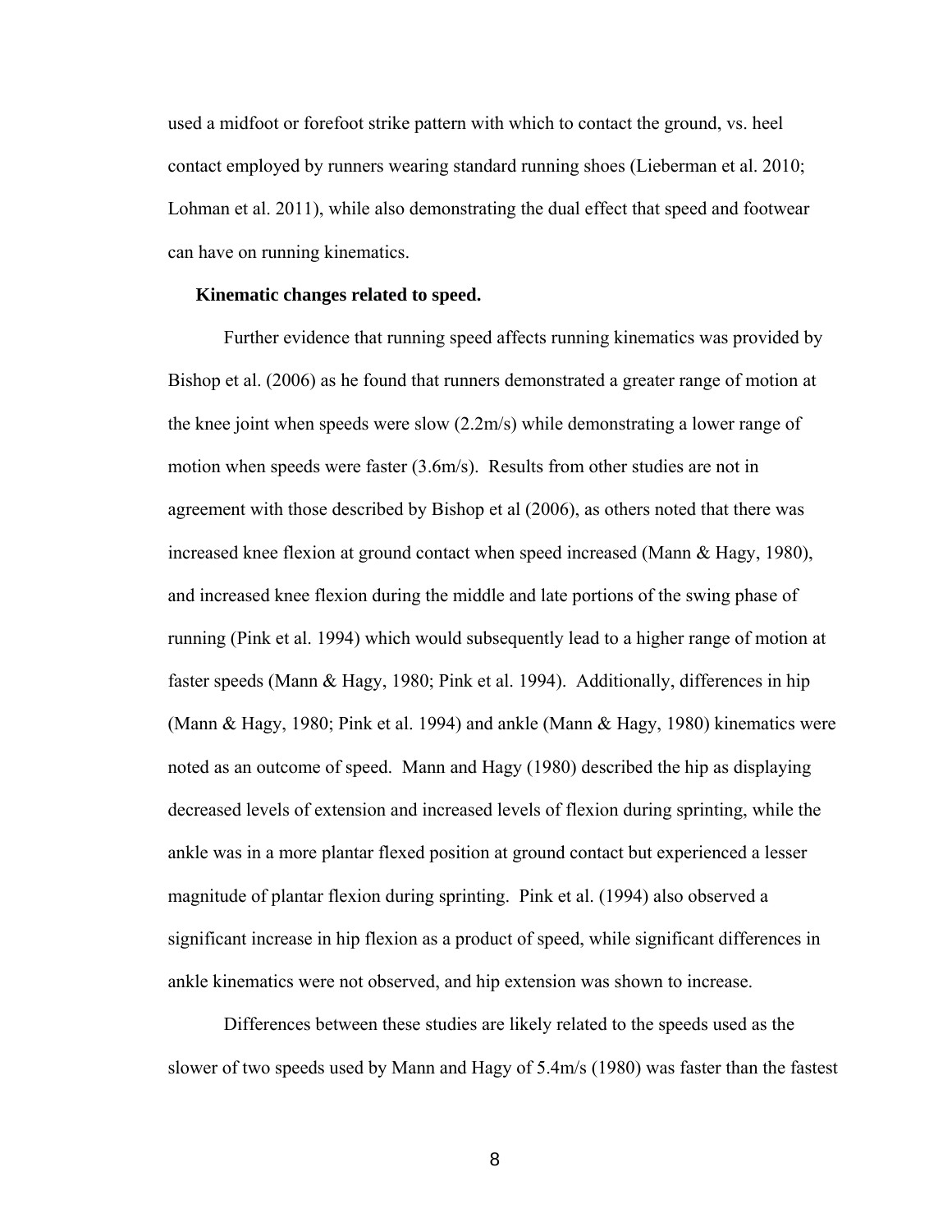used a midfoot or forefoot strike pattern with which to contact the ground, vs. heel contact employed by runners wearing standard running shoes (Lieberman et al. 2010; Lohman et al. 2011), while also demonstrating the dual effect that speed and footwear can have on running kinematics.

**Kinematic changes related to speed.**

Further evidence that running speed affects running kinematics was provided by Bishop et al. (2006) as he found that runners demonstrated a greater range of motion at the knee joint when speeds were slow (2.2m/s) while demonstrating a lower range of motion when speeds were faster (3.6m/s). Results from other studies are not in agreement with those described by Bishop et al (2006), as others noted that there was increased knee flexion at ground contact when speed increased (Mann & Hagy, 1980), and increased knee flexion during the middle and late portions of the swing phase of running (Pink et al. 1994) which would subsequently lead to a higher range of motion at faster speeds (Mann & Hagy, 1980; Pink et al. 1994). Additionally, differences in hip (Mann & Hagy, 1980; Pink et al. 1994) and ankle (Mann & Hagy, 1980) kinematics were noted as an outcome of speed. Mann and Hagy (1980) described the hip as displaying decreased levels of extension and increased levels of flexion during sprinting, while the ankle was in a more plantar flexed position at ground contact but experienced a lesser magnitude of plantar flexion during sprinting. Pink et al. (1994) also observed a significant increase in hip flexion as a product of speed, while significant differences in ankle kinematics were not observed, and hip extension was shown to increase.

Differences between these studies are likely related to the speeds used as the slower of two speeds used by Mann and Hagy of 5.4m/s (1980) was faster than the fastest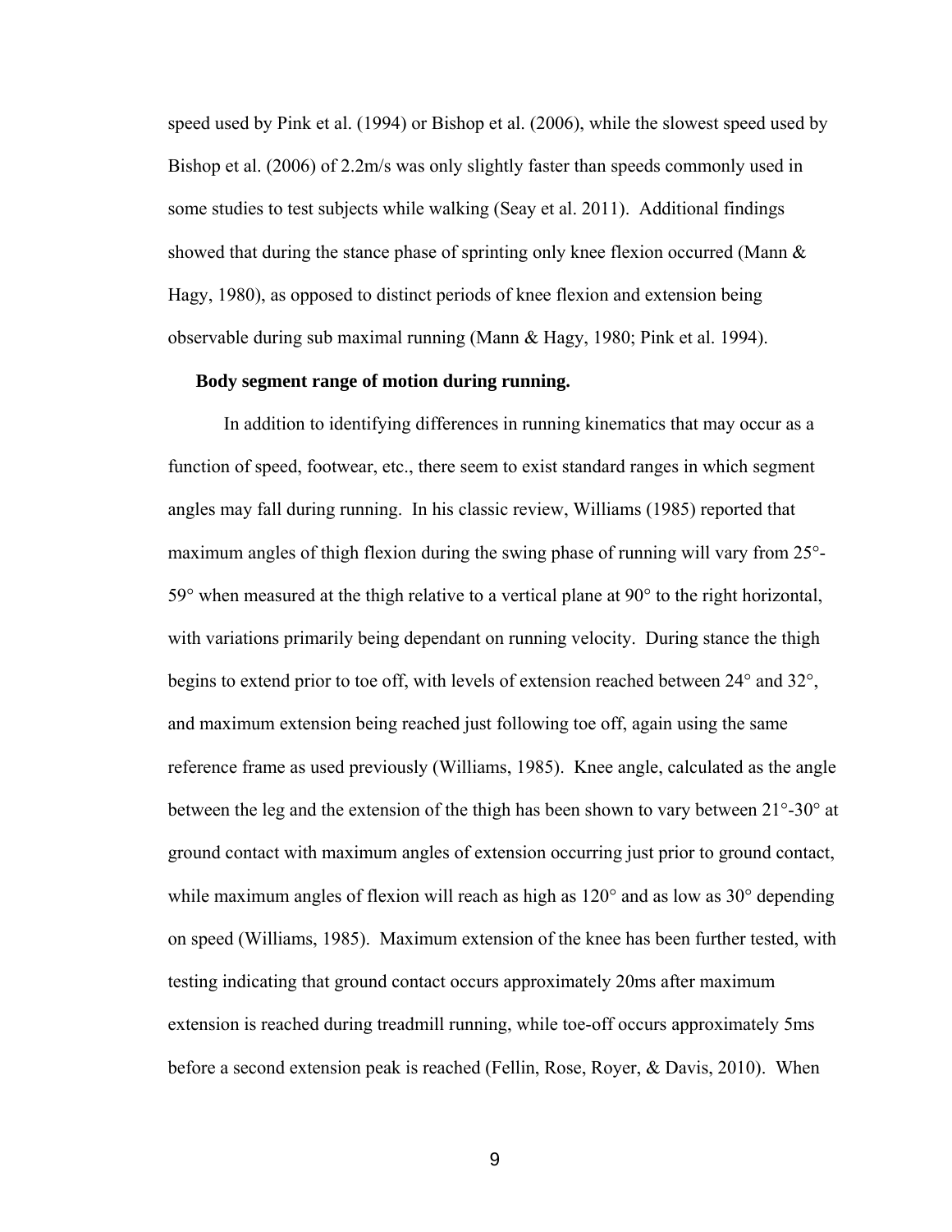speed used by Pink et al. (1994) or Bishop et al. (2006), while the slowest speed used by Bishop et al. (2006) of 2.2m/s was only slightly faster than speeds commonly used in some studies to test subjects while walking (Seay et al. 2011). Additional findings showed that during the stance phase of sprinting only knee flexion occurred (Mann & Hagy, 1980), as opposed to distinct periods of knee flexion and extension being observable during sub maximal running (Mann & Hagy, 1980; Pink et al. 1994).

**Body segment range of motion during running.**

In addition to identifying differences in running kinematics that may occur as a function of speed, footwear, etc., there seem to exist standard ranges in which segment angles may fall during running. In his classic review, Williams (1985) reported that maximum angles of thigh flexion during the swing phase of running will vary from 25°-59° when measured at the thigh relative to a vertical plane at 90° to the right horizontal, with variations primarily being dependant on running velocity. During stance the thigh begins to extend prior to toe off, with levels of extension reached between 24° and 32°, and maximum extension being reached just following toe off, again using the same reference frame as used previously (Williams, 1985). Knee angle, calculated as the angle between the leg and the extension of the thigh has been shown to vary between 21°-30° at ground contact with maximum angles of extension occurring just prior to ground contact, while maximum angles of flexion will reach as high as 120° and as low as 30° depending on speed (Williams, 1985). Maximum extension of the knee has been further tested, with testing indicating that ground contact occurs approximately 20ms after maximum extension is reached during treadmill running, while toe-off occurs approximately 5ms before a second extension peak is reached (Fellin, Rose, Royer, & Davis, 2010). When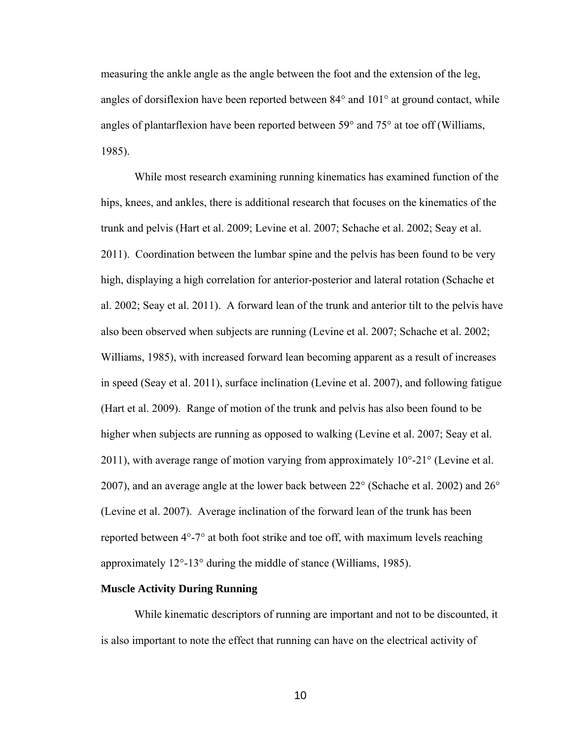measuring the ankle angle as the angle between the foot and the extension of the leg, angles of dorsiflexion have been reported between 84° and 101° at ground contact, while angles of plantarflexion have been reported between 59° and 75° at toe off (Williams, 1985).

While most research examining running kinematics has examined function of the hips, knees, and ankles, there is additional research that focuses on the kinematics of the trunk and pelvis (Hart et al. 2009; Levine et al. 2007; Schache et al. 2002; Seay et al. 2011). Coordination between the lumbar spine and the pelvis has been found to be very high, displaying a high correlation for anterior-posterior and lateral rotation (Schache et al. 2002; Seay et al. 2011). A forward lean of the trunk and anterior tilt to the pelvis have also been observed when subjects are running (Levine et al. 2007; Schache et al. 2002; Williams, 1985), with increased forward lean becoming apparent as a result of increases in speed (Seay et al. 2011), surface inclination (Levine et al. 2007), and following fatigue (Hart et al. 2009). Range of motion of the trunk and pelvis has also been found to be higher when subjects are running as opposed to walking (Levine et al. 2007; Seay et al. 2011), with average range of motion varying from approximately 10°-21° (Levine et al. 2007), and an average angle at the lower back between 22° (Schache et al. 2002) and 26° (Levine et al. 2007). Average inclination of the forward lean of the trunk has been reported between 4°-7° at both foot strike and toe off, with maximum levels reaching approximately 12°-13° during the middle of stance (Williams, 1985).

**Muscle Activity During Running**

While kinematic descriptors of running are important and not to be discounted, it is also important to note the effect that running can have on the electrical activity of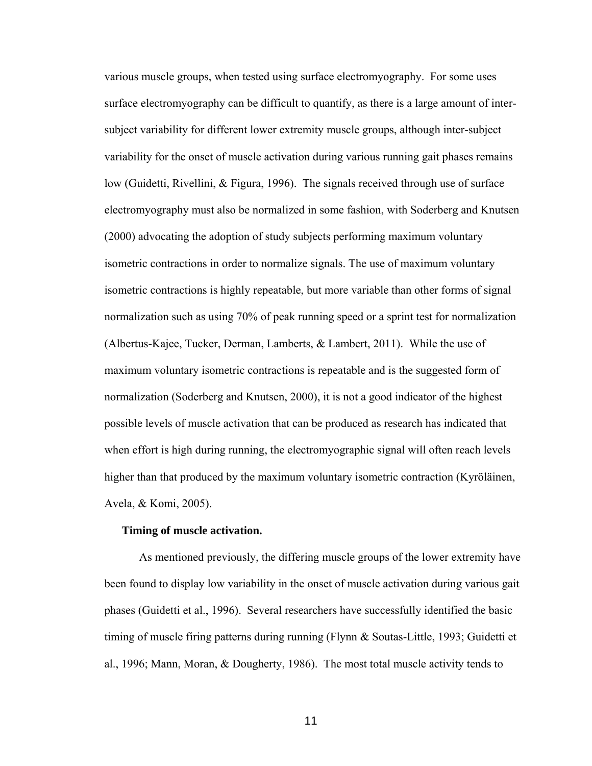various muscle groups, when tested using surface electromyography. For some uses surface electromyography can be difficult to quantify, as there is a large amount of inter-subject variability for different lower extremity muscle groups, although inter-subject variability for the onset of muscle activation during various running gait phases remains low (Guidetti, Rivellini, & Figura, 1996). The signals received through use of surface electromyography must also be normalized in some fashion, with Soderberg and Knutsen (2000) advocating the adoption of study subjects performing maximum voluntary isometric contractions in order to normalize signals. The use of maximum voluntary isometric contractions is highly repeatable, but more variable than other forms of signal normalization such as using 70% of peak running speed or a sprint test for normalization (Albertus-Kajee, Tucker, Derman, Lamberts, & Lambert, 2011). While the use of maximum voluntary isometric contractions is repeatable and is the suggested form of normalization (Soderberg and Knutsen, 2000), it is not a good indicator of the highest possible levels of muscle activation that can be produced as research has indicated that when effort is high during running, the electromyographic signal will often reach levels higher than that produced by the maximum voluntary isometric contraction (Kyröläinen, Avela, & Komi, 2005).

**Timing of muscle activation.**

As mentioned previously, the differing muscle groups of the lower extremity have been found to display low variability in the onset of muscle activation during various gait phases (Guidetti et al., 1996). Several researchers have successfully identified the basic timing of muscle firing patterns during running (Flynn & Soutas-Little, 1993; Guidetti et al., 1996; Mann, Moran, & Dougherty, 1986). The most total muscle activity tends to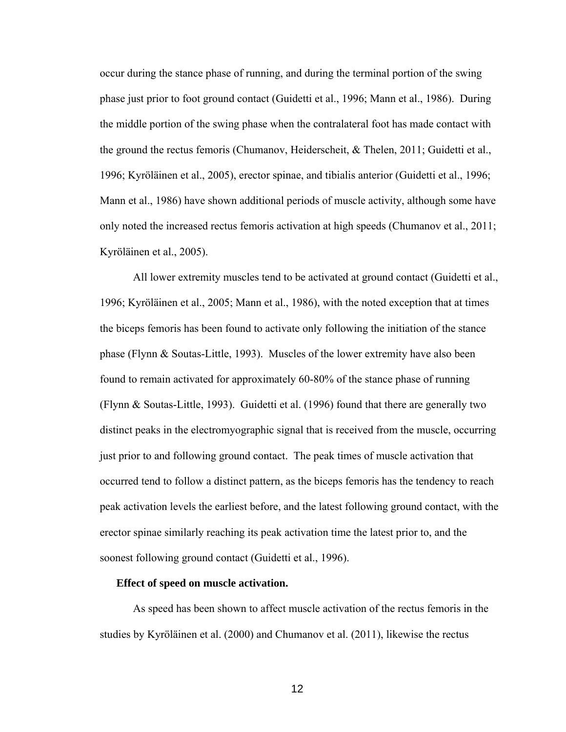occur during the stance phase of running, and during the terminal portion of the swing phase just prior to foot ground contact (Guidetti et al., 1996; Mann et al., 1986). During the middle portion of the swing phase when the contralateral foot has made contact with the ground the rectus femoris (Chumanov, Heiderscheit, & Thelen, 2011; Guidetti et al., 1996; Kyröläinen et al., 2005), erector spinae, and tibialis anterior (Guidetti et al., 1996; Mann et al., 1986) have shown additional periods of muscle activity, although some have only noted the increased rectus femoris activation at high speeds (Chumanov et al., 2011; Kyröläinen et al., 2005).

All lower extremity muscles tend to be activated at ground contact (Guidetti et al., 1996; Kyröläinen et al., 2005; Mann et al., 1986), with the noted exception that at times the biceps femoris has been found to activate only following the initiation of the stance phase (Flynn & Soutas-Little, 1993). Muscles of the lower extremity have also been found to remain activated for approximately 60-80% of the stance phase of running (Flynn & Soutas-Little, 1993). Guidetti et al. (1996) found that there are generally two distinct peaks in the electromyographic signal that is received from the muscle, occurring just prior to and following ground contact. The peak times of muscle activation that occurred tend to follow a distinct pattern, as the biceps femoris has the tendency to reach peak activation levels the earliest before, and the latest following ground contact, with the erector spinae similarly reaching its peak activation time the latest prior to, and the soonest following ground contact (Guidetti et al., 1996).

**Effect of speed on muscle activation.**

As speed has been shown to affect muscle activation of the rectus femoris in the studies by Kyröläinen et al. (2000) and Chumanov et al. (2011), likewise the rectus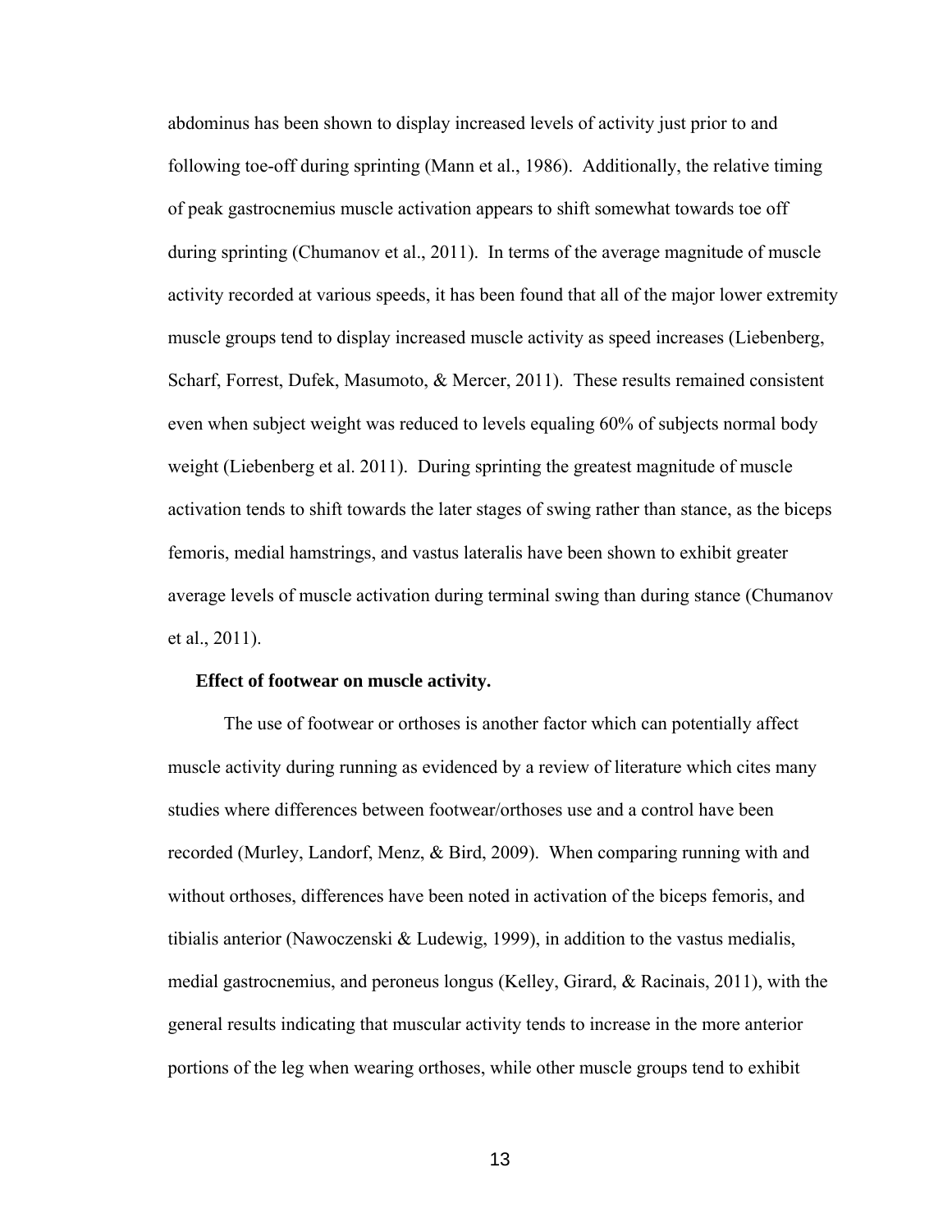abdominus has been shown to display increased levels of activity just prior to and following toe-off during sprinting (Mann et al., 1986). Additionally, the relative timing of peak gastrocnemius muscle activation appears to shift somewhat towards toe off during sprinting (Chumanov et al., 2011). In terms of the average magnitude of muscle activity recorded at various speeds, it has been found that all of the major lower extremity muscle groups tend to display increased muscle activity as speed increases (Liebenberg, Scharf, Forrest, Dufek, Masumoto, & Mercer, 2011). These results remained consistent even when subject weight was reduced to levels equaling 60% of subjects normal body weight (Liebenberg et al. 2011). During sprinting the greatest magnitude of muscle activation tends to shift towards the later stages of swing rather than stance, as the biceps femoris, medial hamstrings, and vastus lateralis have been shown to exhibit greater average levels of muscle activation during terminal swing than during stance (Chumanov et al., 2011).

**Effect of footwear on muscle activity.**

The use of footwear or orthoses is another factor which can potentially affect muscle activity during running as evidenced by a review of literature which cites many studies where differences between footwear/orthoses use and a control have been recorded (Murley, Landorf, Menz, & Bird, 2009). When comparing running with and without orthoses, differences have been noted in activation of the biceps femoris, and tibialis anterior (Nawoczenski & Ludewig, 1999), in addition to the vastus medialis, medial gastrocnemius, and peroneus longus (Kelley, Girard, & Racinais, 2011), with the general results indicating that muscular activity tends to increase in the more anterior portions of the leg when wearing orthoses, while other muscle groups tend to exhibit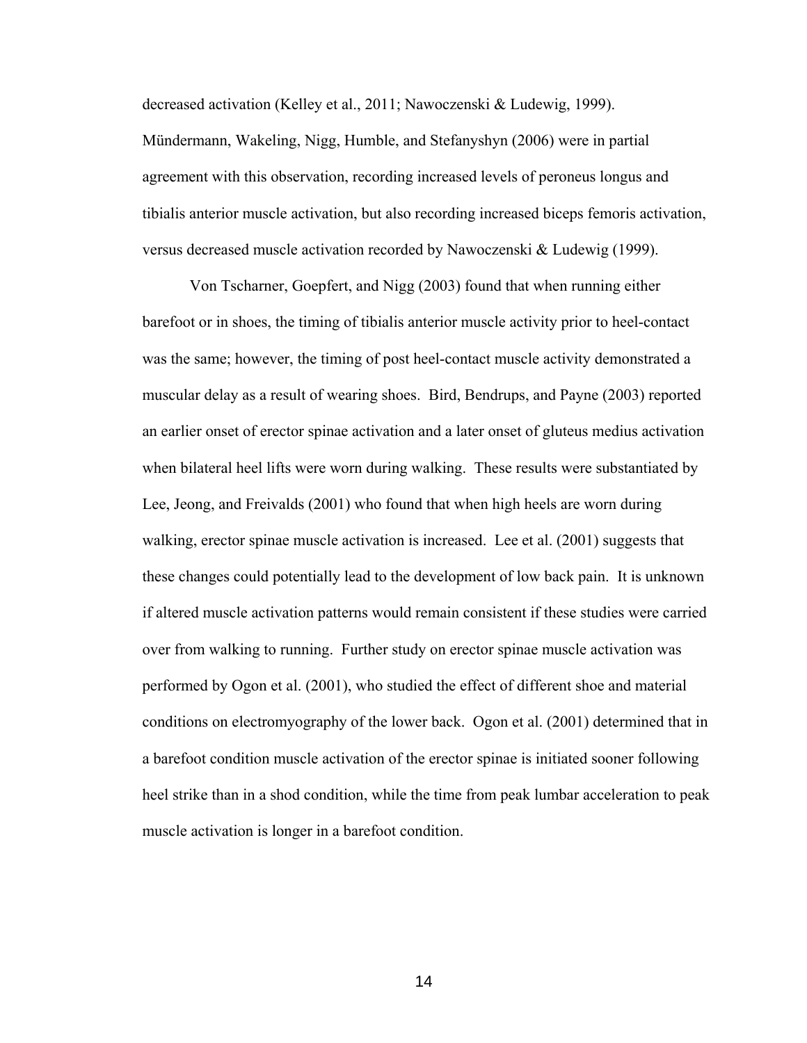decreased activation (Kelley et al., 2011; Nawoczenski & Ludewig, 1999). Mündermann, Wakeling, Nigg, Humble, and Stefanyshyn (2006) were in partial agreement with this observation, recording increased levels of peroneus longus and tibialis anterior muscle activation, but also recording increased biceps femoris activation, versus decreased muscle activation recorded by Nawoczenski & Ludewig (1999).

Von Tscharner, Goepfert, and Nigg (2003) found that when running either barefoot or in shoes, the timing of tibialis anterior muscle activity prior to heel-contact was the same; however, the timing of post heel-contact muscle activity demonstrated a muscular delay as a result of wearing shoes. Bird, Bendrups, and Payne (2003) reported an earlier onset of erector spinae activation and a later onset of gluteus medius activation when bilateral heel lifts were worn during walking. These results were substantiated by Lee, Jeong, and Freivalds (2001) who found that when high heels are worn during walking, erector spinae muscle activation is increased. Lee et al. (2001) suggests that these changes could potentially lead to the development of low back pain. It is unknown if altered muscle activation patterns would remain consistent if these studies were carried over from walking to running. Further study on erector spinae muscle activation was performed by Ogon et al. (2001), who studied the effect of different shoe and material conditions on electromyography of the lower back. Ogon et al. (2001) determined that in a barefoot condition muscle activation of the erector spinae is initiated sooner following heel strike than in a shod condition, while the time from peak lumbar acceleration to peak muscle activation is longer in a barefoot condition.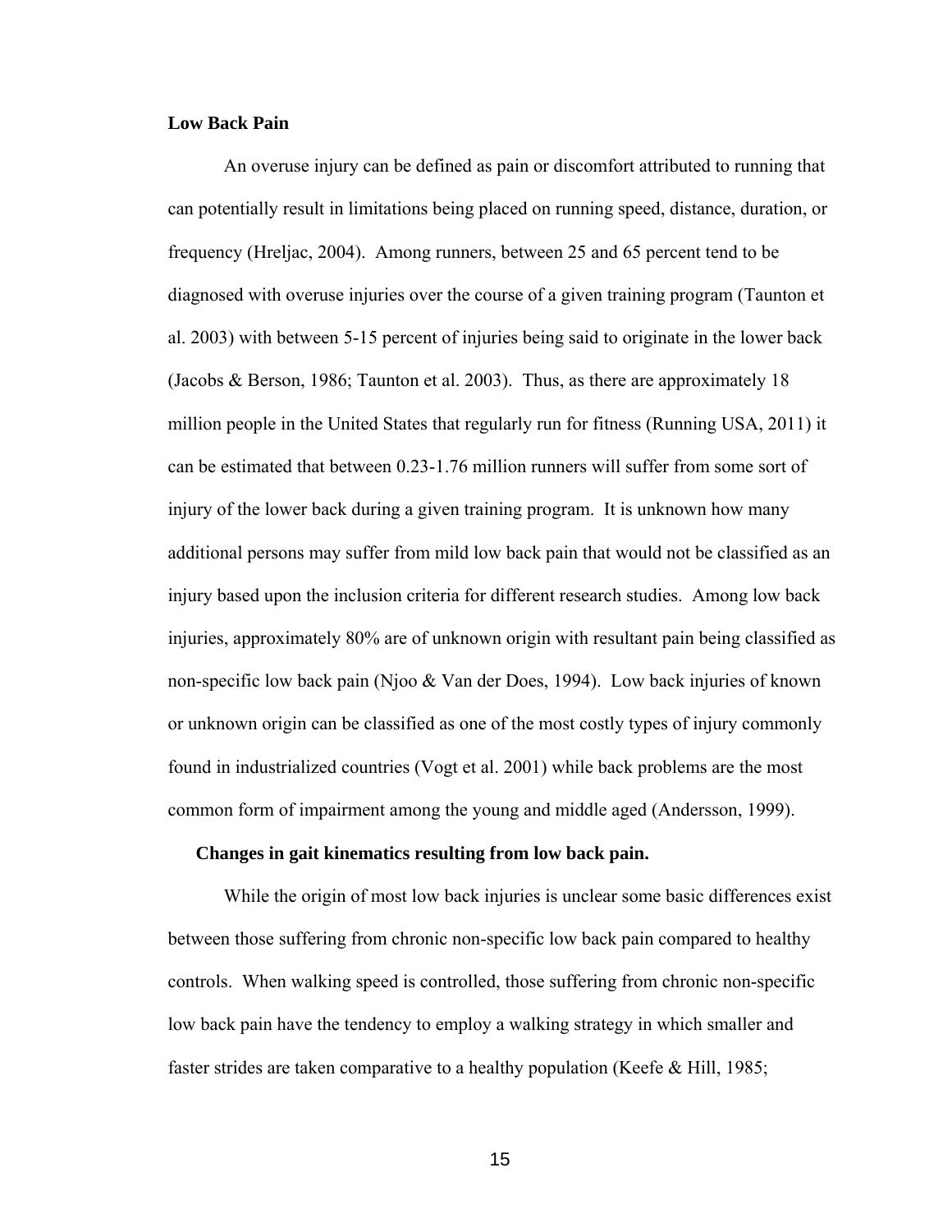## Low Back Pain

An overuse injury can be defined as pain or discomfort attributed to running that can potentially result in limitations being placed on running speed, distance, duration, or frequency (Hreljac, 2004). Among runners, between 25 and 65 percent tend to be diagnosed with overuse injuries over the course of a given training program (Taunton et al. 2003) with between 5-15 percent of injuries being said to originate in the lower back (Jacobs & Berson, 1986; Taunton et al. 2003). Thus, as there are approximately 18 million people in the United States that regularly run for fitness (Running USA, 2011) it can be estimated that between 0.23-1.76 million runners will suffer from some sort of injury of the lower back during a given training program. It is unknown how many additional persons may suffer from mild low back pain that would not be classified as an injury based upon the inclusion criteria for different research studies. Among low back injuries, approximately 80% are of unknown origin with resultant pain being classified as non-specific low back pain (Njoo & Van der Does, 1994). Low back injuries of known or unknown origin can be classified as one of the most costly types of injury commonly found in industrialized countries (Vogt et al. 2001) while back problems are the most common form of impairment among the young and middle aged (Andersson, 1999).

### Changes in gait kinematics resulting from low back pain.

While the origin of most low back injuries is unclear some basic differences exist between those suffering from chronic non-specific low back pain compared to healthy controls. When walking speed is controlled, those suffering from chronic non-specific low back pain have the tendency to employ a walking strategy in which smaller and faster strides are taken comparative to a healthy population (Keefe & Hill, 1985;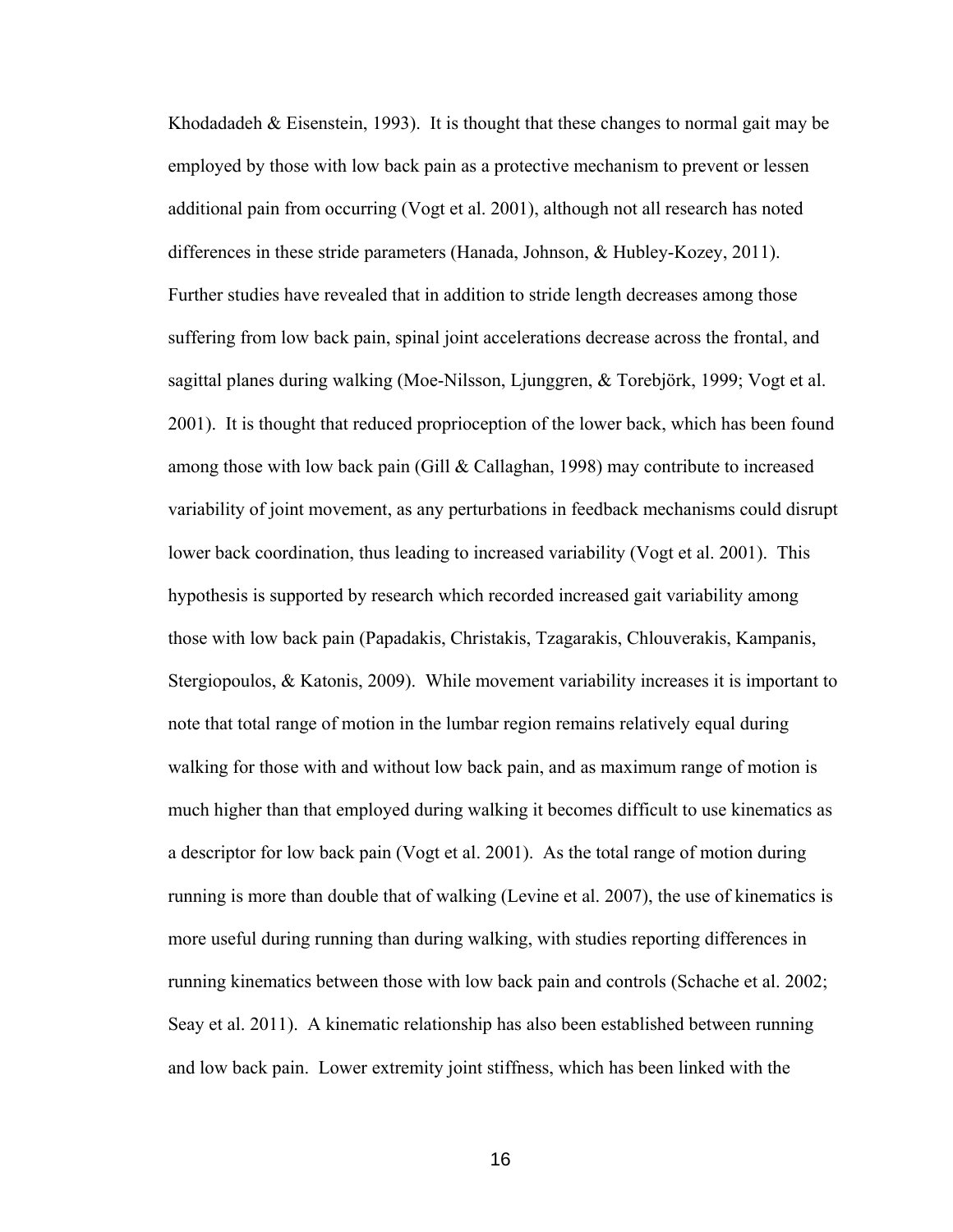Khodadadeh & Eisenstein, 1993). It is thought that these changes to normal gait may be employed by those with low back pain as a protective mechanism to prevent or lessen additional pain from occurring (Vogt et al. 2001), although not all research has noted differences in these stride parameters (Hanada, Johnson, & Hubley-Kozey, 2011). Further studies have revealed that in addition to stride length decreases among those suffering from low back pain, spinal joint accelerations decrease across the frontal, and sagittal planes during walking (Moe-Nilsson, Ljunggren, & Torebjörk, 1999; Vogt et al. 2001). It is thought that reduced proprioception of the lower back, which has been found among those with low back pain (Gill & Callaghan, 1998) may contribute to increased variability of joint movement, as any perturbations in feedback mechanisms could disrupt lower back coordination, thus leading to increased variability (Vogt et al. 2001). This hypothesis is supported by research which recorded increased gait variability among those with low back pain (Papadakis, Christakis, Tzagarakis, Chlouverakis, Kampanis, Stergiopoulos, & Katonis, 2009). While movement variability increases it is important to note that total range of motion in the lumbar region remains relatively equal during walking for those with and without low back pain, and as maximum range of motion is much higher than that employed during walking it becomes difficult to use kinematics as a descriptor for low back pain (Vogt et al. 2001). As the total range of motion during running is more than double that of walking (Levine et al. 2007), the use of kinematics is more useful during running than during walking, with studies reporting differences in running kinematics between those with low back pain and controls (Schache et al. 2002; Seay et al. 2011). A kinematic relationship has also been established between running and low back pain. Lower extremity joint stiffness, which has been linked with the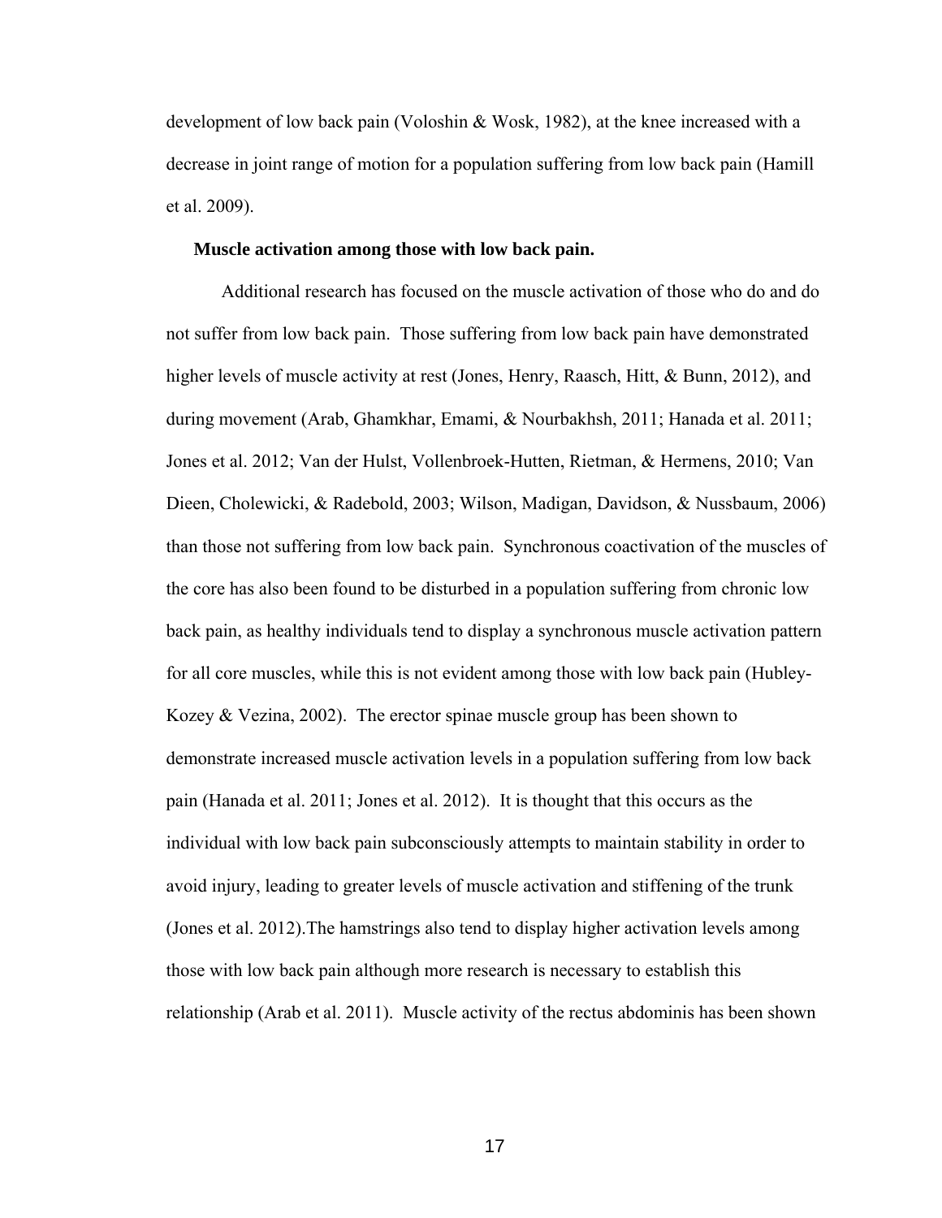development of low back pain (Voloshin & Wosk, 1982), at the knee increased with a decrease in joint range of motion for a population suffering from low back pain (Hamill et al. 2009).

**Muscle activation among those with low back pain.**

Additional research has focused on the muscle activation of those who do and do not suffer from low back pain. Those suffering from low back pain have demonstrated higher levels of muscle activity at rest (Jones, Henry, Raasch, Hitt, & Bunn, 2012), and during movement (Arab, Ghamkhar, Emami, & Nourbakhsh, 2011; Hanada et al. 2011; Jones et al. 2012; Van der Hulst, Vollenbroek-Hutten, Rietman, & Hermens, 2010; Van Dieen, Cholewicki, & Radebold, 2003; Wilson, Madigan, Davidson, & Nussbaum, 2006) than those not suffering from low back pain. Synchronous coactivation of the muscles of the core has also been found to be disturbed in a population suffering from chronic low back pain, as healthy individuals tend to display a synchronous muscle activation pattern for all core muscles, while this is not evident among those with low back pain (Hubley-Kozey & Vezina, 2002). The erector spinae muscle group has been shown to demonstrate increased muscle activation levels in a population suffering from low back pain (Hanada et al. 2011; Jones et al. 2012). It is thought that this occurs as the individual with low back pain subconsciously attempts to maintain stability in order to avoid injury, leading to greater levels of muscle activation and stiffening of the trunk (Jones et al. 2012).The hamstrings also tend to display higher activation levels among those with low back pain although more research is necessary to establish this relationship (Arab et al. 2011). Muscle activity of the rectus abdominis has been shown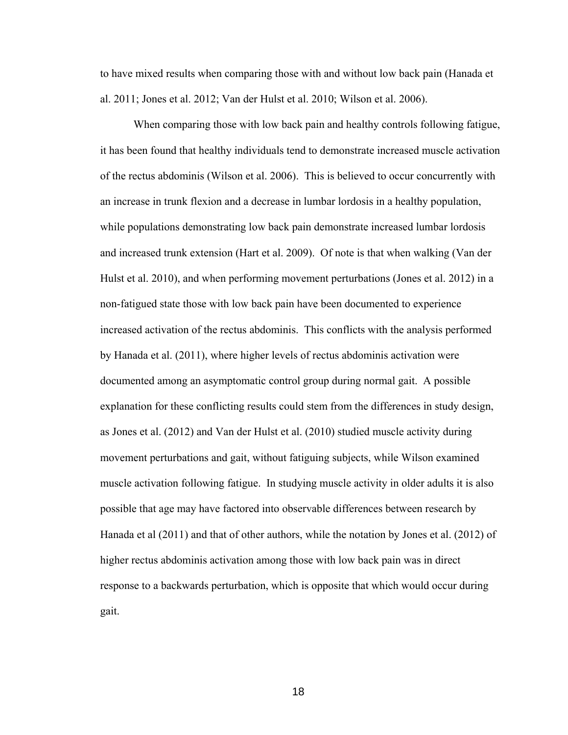to have mixed results when comparing those with and without low back pain (Hanada et al. 2011; Jones et al. 2012; Van der Hulst et al. 2010; Wilson et al. 2006).

When comparing those with low back pain and healthy controls following fatigue, it has been found that healthy individuals tend to demonstrate increased muscle activation of the rectus abdominis (Wilson et al. 2006). This is believed to occur concurrently with an increase in trunk flexion and a decrease in lumbar lordosis in a healthy population, while populations demonstrating low back pain demonstrate increased lumbar lordosis and increased trunk extension (Hart et al. 2009). Of note is that when walking (Van der Hulst et al. 2010), and when performing movement perturbations (Jones et al. 2012) in a non-fatigued state those with low back pain have been documented to experience increased activation of the rectus abdominis. This conflicts with the analysis performed by Hanada et al. (2011), where higher levels of rectus abdominis activation were documented among an asymptomatic control group during normal gait. A possible explanation for these conflicting results could stem from the differences in study design, as Jones et al. (2012) and Van der Hulst et al. (2010) studied muscle activity during movement perturbations and gait, without fatiguing subjects, while Wilson examined muscle activation following fatigue. In studying muscle activity in older adults it is also possible that age may have factored into observable differences between research by Hanada et al (2011) and that of other authors, while the notation by Jones et al. (2012) of higher rectus abdominis activation among those with low back pain was in direct response to a backwards perturbation, which is opposite that which would occur during gait.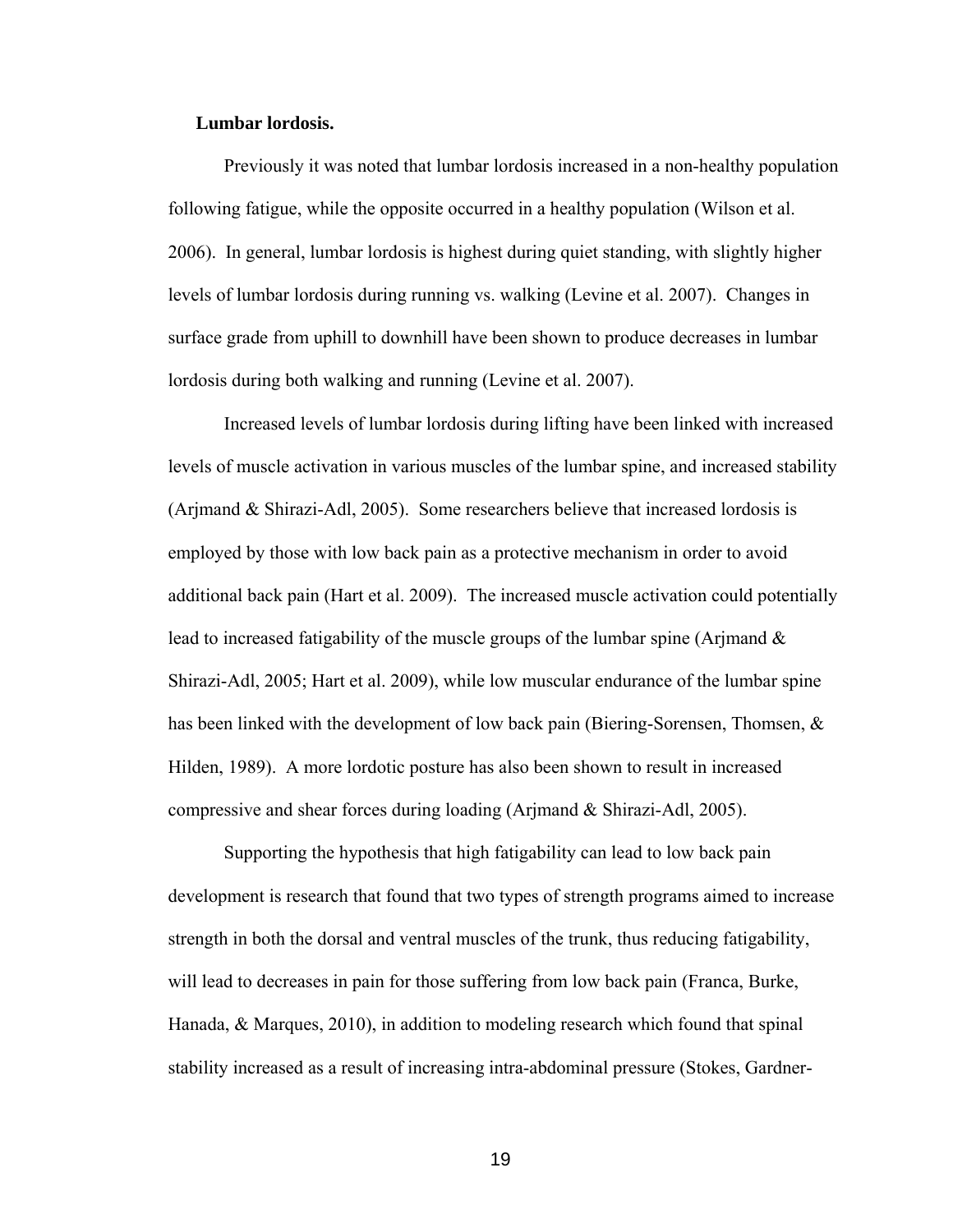### Lumbar lordosis.

Previously it was noted that lumbar lordosis increased in a non-healthy population following fatigue, while the opposite occurred in a healthy population (Wilson et al. 2006). In general, lumbar lordosis is highest during quiet standing, with slightly higher levels of lumbar lordosis during running vs. walking (Levine et al. 2007). Changes in surface grade from uphill to downhill have been shown to produce decreases in lumbar lordosis during both walking and running (Levine et al. 2007).

Increased levels of lumbar lordosis during lifting have been linked with increased levels of muscle activation in various muscles of the lumbar spine, and increased stability (Arjmand & Shirazi-Adl, 2005). Some researchers believe that increased lordosis is employed by those with low back pain as a protective mechanism in order to avoid additional back pain (Hart et al. 2009). The increased muscle activation could potentially lead to increased fatigability of the muscle groups of the lumbar spine (Arjmand & Shirazi-Adl, 2005; Hart et al. 2009), while low muscular endurance of the lumbar spine has been linked with the development of low back pain (Biering-Sorensen, Thomsen, & Hilden, 1989). A more lordotic posture has also been shown to result in increased compressive and shear forces during loading (Arjmand & Shirazi-Adl, 2005).

Supporting the hypothesis that high fatigability can lead to low back pain development is research that found that two types of strength programs aimed to increase strength in both the dorsal and ventral muscles of the trunk, thus reducing fatigability, will lead to decreases in pain for those suffering from low back pain (Franca, Burke, Hanada, & Marques, 2010), in addition to modeling research which found that spinal stability increased as a result of increasing intra-abdominal pressure (Stokes, Gardner-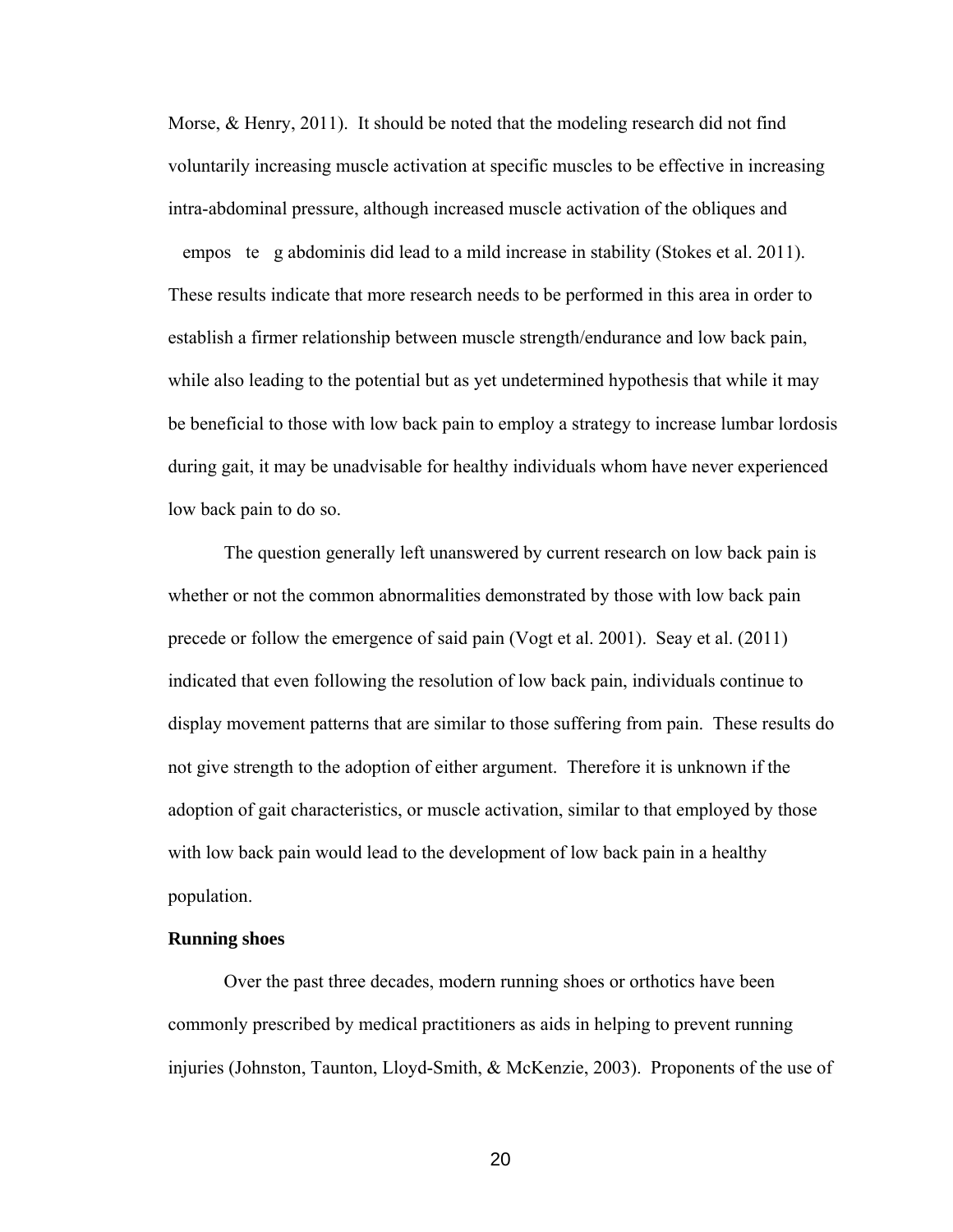Morse, & Henry, 2011). It should be noted that the modeling research did not find voluntarily increasing muscle activation at specific muscles to be effective in increasing intra-abdominal pressure, although increased muscle activation of the obliques and empos te g abdominis did lead to a mild increase in stability (Stokes et al. 2011). These results indicate that more research needs to be performed in this area in order to establish a firmer relationship between muscle strength/endurance and low back pain, while also leading to the potential but as yet undetermined hypothesis that while it may be beneficial to those with low back pain to employ a strategy to increase lumbar lordosis during gait, it may be unadvisable for healthy individuals whom have never experienced low back pain to do so.

The question generally left unanswered by current research on low back pain is whether or not the common abnormalities demonstrated by those with low back pain precede or follow the emergence of said pain (Vogt et al. 2001). Seay et al. (2011) indicated that even following the resolution of low back pain, individuals continue to display movement patterns that are similar to those suffering from pain. These results do not give strength to the adoption of either argument. Therefore it is unknown if the adoption of gait characteristics, or muscle activation, similar to that employed by those with low back pain would lead to the development of low back pain in a healthy population.

**Running shoes**

Over the past three decades, modern running shoes or orthotics have been commonly prescribed by medical practitioners as aids in helping to prevent running injuries (Johnston, Taunton, Lloyd-Smith, & McKenzie, 2003). Proponents of the use of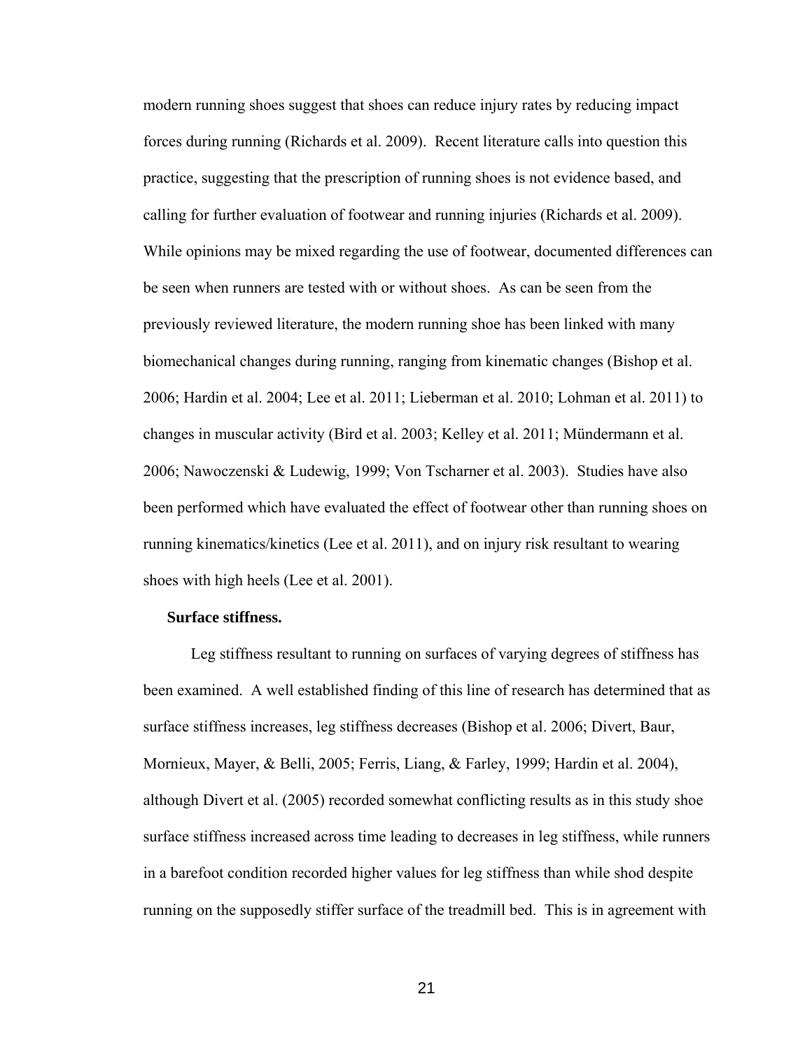modern running shoes suggest that shoes can reduce injury rates by reducing impact forces during running (Richards et al. 2009). Recent literature calls into question this practice, suggesting that the prescription of running shoes is not evidence based, and calling for further evaluation of footwear and running injuries (Richards et al. 2009). While opinions may be mixed regarding the use of footwear, documented differences can be seen when runners are tested with or without shoes. As can be seen from the previously reviewed literature, the modern running shoe has been linked with many biomechanical changes during running, ranging from kinematic changes (Bishop et al. 2006; Hardin et al. 2004; Lee et al. 2011; Lieberman et al. 2010; Lohman et al. 2011) to changes in muscular activity (Bird et al. 2003; Kelley et al. 2011; Mündermann et al. 2006; Nawoczenski & Ludewig, 1999; Von Tscharner et al. 2003). Studies have also been performed which have evaluated the effect of footwear other than running shoes on running kinematics/kinetics (Lee et al. 2011), and on injury risk resultant to wearing shoes with high heels (Lee et al. 2001).

**Surface stiffness.**

Leg stiffness resultant to running on surfaces of varying degrees of stiffness has been examined. A well established finding of this line of research has determined that as surface stiffness increases, leg stiffness decreases (Bishop et al. 2006; Divert, Baur, Mornieux, Mayer, & Belli, 2005; Ferris, Liang, & Farley, 1999; Hardin et al. 2004), although Divert et al. (2005) recorded somewhat conflicting results as in this study shoe surface stiffness increased across time leading to decreases in leg stiffness, while runners in a barefoot condition recorded higher values for leg stiffness than while shod despite running on the supposedly stiffer surface of the treadmill bed. This is in agreement with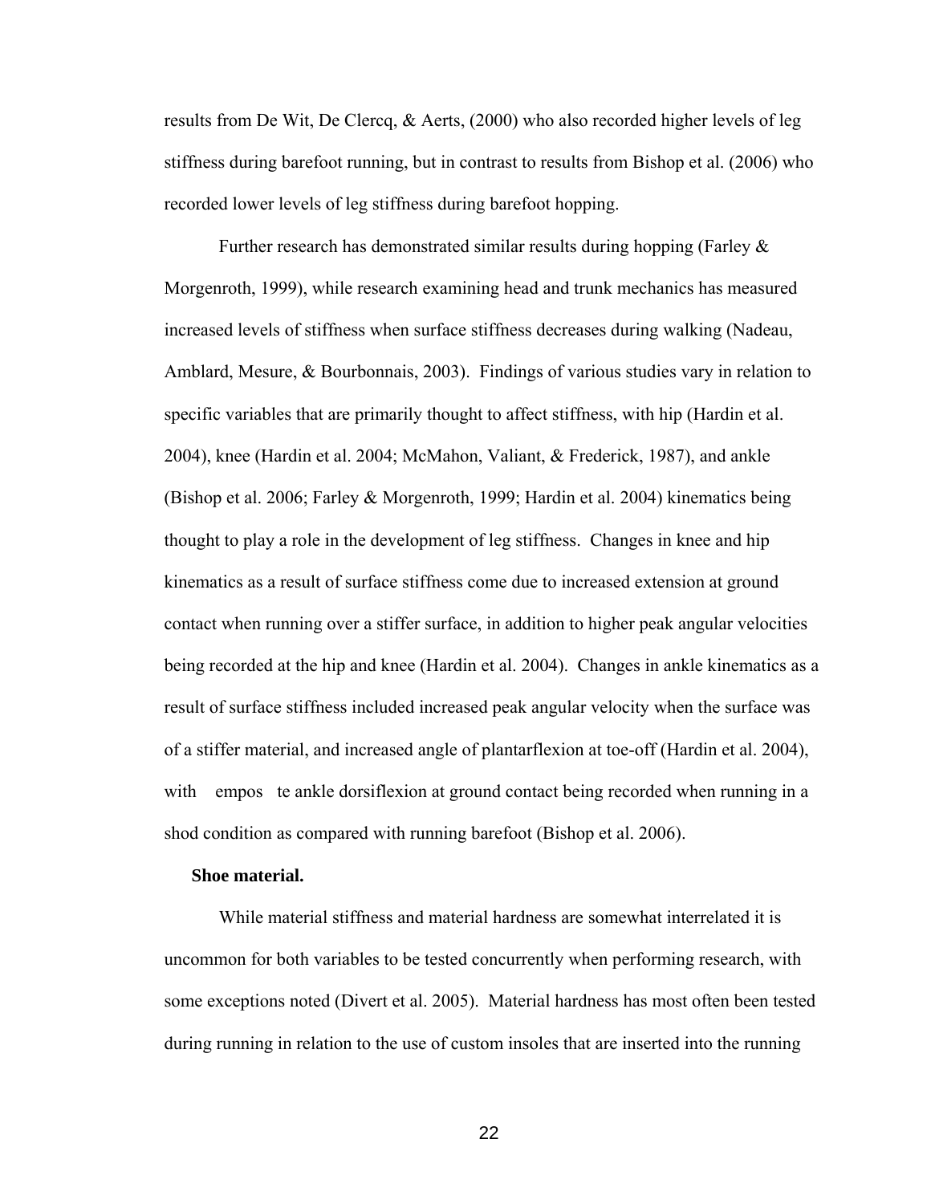results from De Wit, De Clercq, & Aerts, (2000) who also recorded higher levels of leg stiffness during barefoot running, but in contrast to results from Bishop et al. (2006) who recorded lower levels of leg stiffness during barefoot hopping.

Further research has demonstrated similar results during hopping (Farley & Morgenroth, 1999), while research examining head and trunk mechanics has measured increased levels of stiffness when surface stiffness decreases during walking (Nadeau, Amblard, Mesure, & Bourbonnais, 2003). Findings of various studies vary in relation to specific variables that are primarily thought to affect stiffness, with hip (Hardin et al. 2004), knee (Hardin et al. 2004; McMahon, Valiant, & Frederick, 1987), and ankle (Bishop et al. 2006; Farley & Morgenroth, 1999; Hardin et al. 2004) kinematics being thought to play a role in the development of leg stiffness. Changes in knee and hip kinematics as a result of surface stiffness come due to increased extension at ground contact when running over a stiffer surface, in addition to higher peak angular velocities being recorded at the hip and knee (Hardin et al. 2004). Changes in ankle kinematics as a result of surface stiffness included increased peak angular velocity when the surface was of a stiffer material, and increased angle of plantarflexion at toe-off (Hardin et al. 2004), with empos te ankle dorsiflexion at ground contact being recorded when running in a shod condition as compared with running barefoot (Bishop et al. 2006).

**Shoe material.**

While material stiffness and material hardness are somewhat interrelated it is uncommon for both variables to be tested concurrently when performing research, with some exceptions noted (Divert et al. 2005). Material hardness has most often been tested during running in relation to the use of custom insoles that are inserted into the running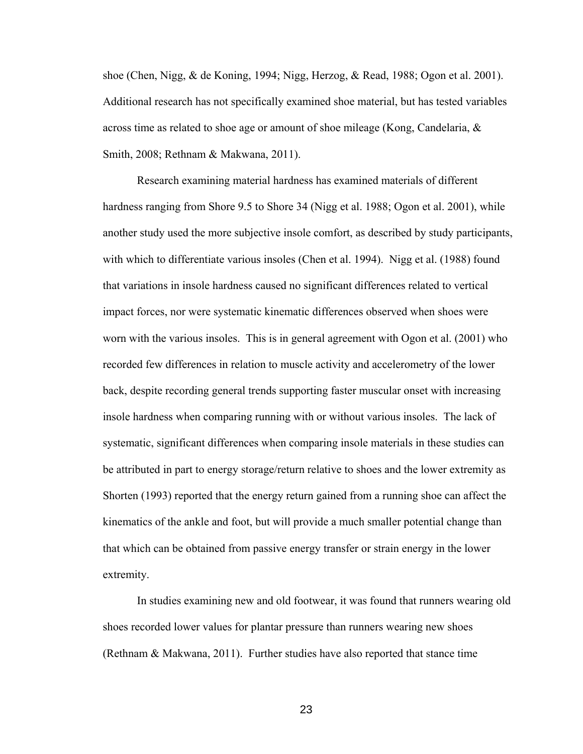shoe (Chen, Nigg, & de Koning, 1994; Nigg, Herzog, & Read, 1988; Ogon et al. 2001). Additional research has not specifically examined shoe material, but has tested variables across time as related to shoe age or amount of shoe mileage (Kong, Candelaria, & Smith, 2008; Rethnam & Makwana, 2011).

Research examining material hardness has examined materials of different hardness ranging from Shore 9.5 to Shore 34 (Nigg et al. 1988; Ogon et al. 2001), while another study used the more subjective insole comfort, as described by study participants, with which to differentiate various insoles (Chen et al. 1994). Nigg et al. (1988) found that variations in insole hardness caused no significant differences related to vertical impact forces, nor were systematic kinematic differences observed when shoes were worn with the various insoles. This is in general agreement with Ogon et al. (2001) who recorded few differences in relation to muscle activity and accelerometry of the lower back, despite recording general trends supporting faster muscular onset with increasing insole hardness when comparing running with or without various insoles. The lack of systematic, significant differences when comparing insole materials in these studies can be attributed in part to energy storage/return relative to shoes and the lower extremity as Shorten (1993) reported that the energy return gained from a running shoe can affect the kinematics of the ankle and foot, but will provide a much smaller potential change than that which can be obtained from passive energy transfer or strain energy in the lower extremity.

In studies examining new and old footwear, it was found that runners wearing old shoes recorded lower values for plantar pressure than runners wearing new shoes (Rethnam & Makwana, 2011). Further studies have also reported that stance time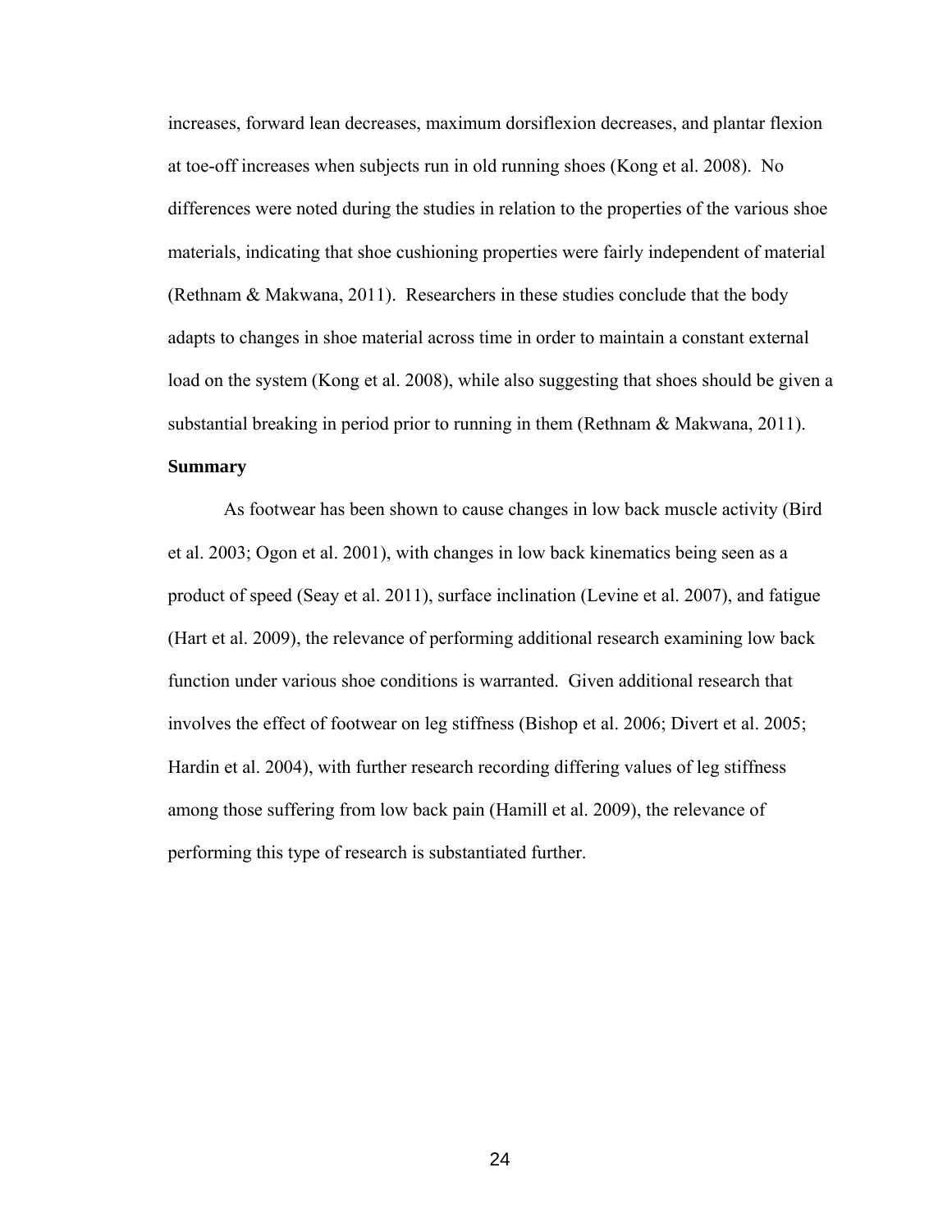increases, forward lean decreases, maximum dorsiflexion decreases, and plantar flexion at toe-off increases when subjects run in old running shoes (Kong et al. 2008). No differences were noted during the studies in relation to the properties of the various shoe materials, indicating that shoe cushioning properties were fairly independent of material (Rethnam & Makwana, 2011). Researchers in these studies conclude that the body adapts to changes in shoe material across time in order to maintain a constant external load on the system (Kong et al. 2008), while also suggesting that shoes should be given a substantial breaking in period prior to running in them (Rethnam & Makwana, 2011).

**Summary**

As footwear has been shown to cause changes in low back muscle activity (Bird et al. 2003; Ogon et al. 2001), with changes in low back kinematics being seen as a product of speed (Seay et al. 2011), surface inclination (Levine et al. 2007), and fatigue (Hart et al. 2009), the relevance of performing additional research examining low back function under various shoe conditions is warranted. Given additional research that involves the effect of footwear on leg stiffness (Bishop et al. 2006; Divert et al. 2005; Hardin et al. 2004), with further research recording differing values of leg stiffness among those suffering from low back pain (Hamill et al. 2009), the relevance of performing this type of research is substantiated further.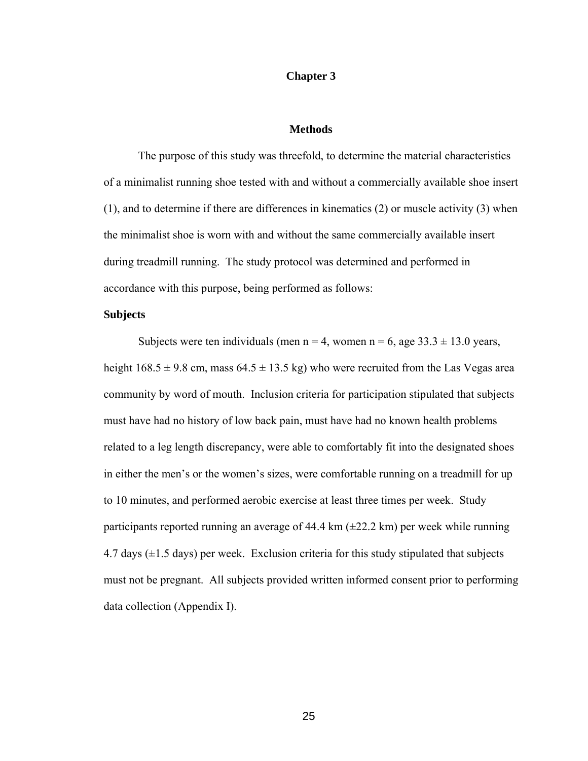# Chapter 3

## Methods

The purpose of this study was threefold, to determine the material characteristics of a minimalist running shoe tested with and without a commercially available shoe insert (1), and to determine if there are differences in kinematics (2) or muscle activity (3) when the minimalist shoe is worn with and without the same commercially available insert during treadmill running. The study protocol was determined and performed in accordance with this purpose, being performed as follows:

### Subjects

Subjects were ten individuals (men n = 4, women n = 6, age 33.3 ± 13.0 years, height 168.5 ± 9.8 cm, mass 64.5 ± 13.5 kg) who were recruited from the Las Vegas area community by word of mouth. Inclusion criteria for participation stipulated that subjects must have had no history of low back pain, must have had no known health problems related to a leg length discrepancy, were able to comfortably fit into the designated shoes in either the men's or the women's sizes, were comfortable running on a treadmill for up to 10 minutes, and performed aerobic exercise at least three times per week. Study participants reported running an average of 44.4 km (±22.2 km) per week while running 4.7 days (±1.5 days) per week. Exclusion criteria for this study stipulated that subjects must not be pregnant. All subjects provided written informed consent prior to performing data collection (Appendix I).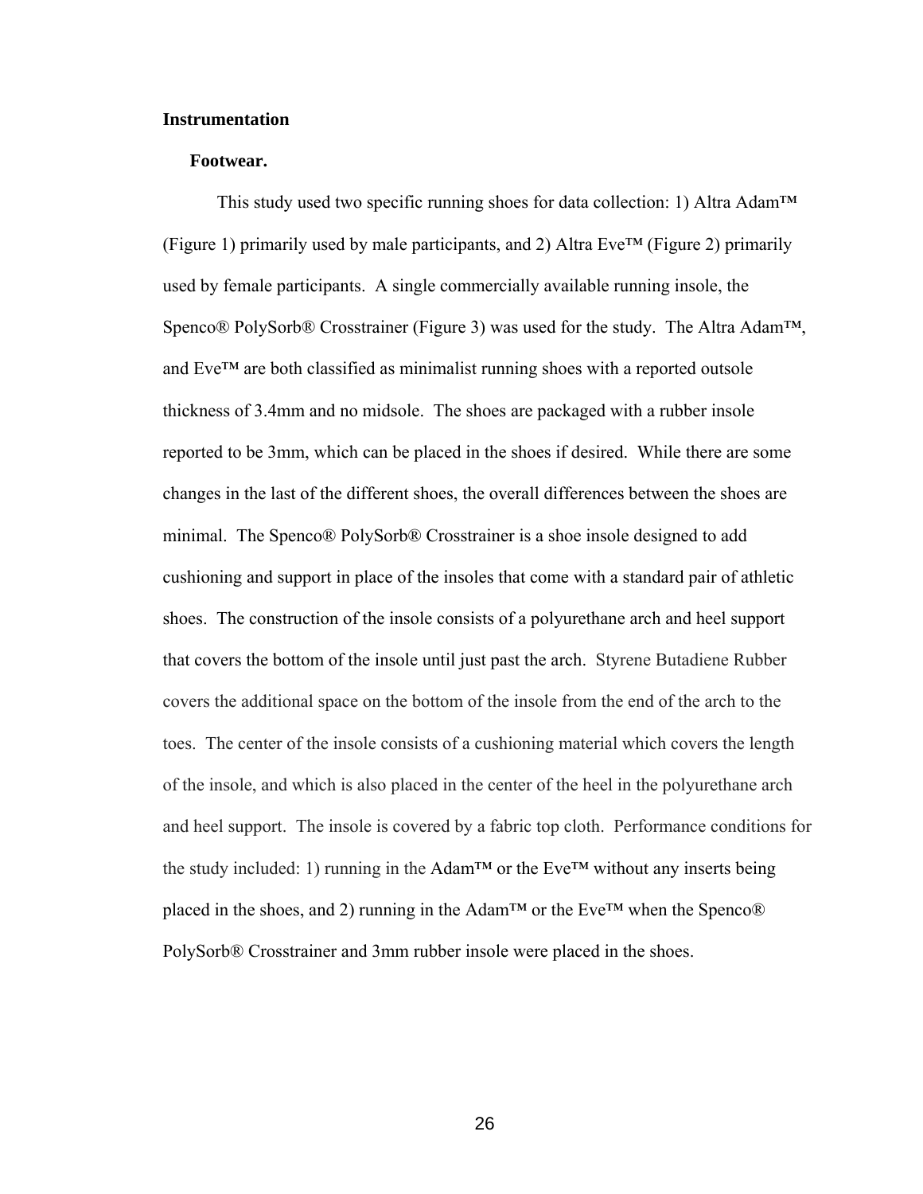## Instrumentation

### Footwear.

This study used two specific running shoes for data collection: 1) Altra Adam™ (Figure 1) primarily used by male participants, and 2) Altra Eve™ (Figure 2) primarily used by female participants. A single commercially available running insole, the Spenco® PolySorb® Crosstrainer (Figure 3) was used for the study. The Altra Adam™, and Eve™ are both classified as minimalist running shoes with a reported outsole thickness of 3.4mm and no midsole. The shoes are packaged with a rubber insole reported to be 3mm, which can be placed in the shoes if desired. While there are some changes in the last of the different shoes, the overall differences between the shoes are minimal. The Spenco® PolySorb® Crosstrainer is a shoe insole designed to add cushioning and support in place of the insoles that come with a standard pair of athletic shoes. The construction of the insole consists of a polyurethane arch and heel support that covers the bottom of the insole until just past the arch. Styrene Butadiene Rubber covers the additional space on the bottom of the insole from the end of the arch to the toes. The center of the insole consists of a cushioning material which covers the length of the insole, and which is also placed in the center of the heel in the polyurethane arch and heel support. The insole is covered by a fabric top cloth. Performance conditions for the study included: 1) running in the Adam™ or the Eve™ without any inserts being placed in the shoes, and 2) running in the Adam™ or the Eve™ when the Spenco® PolySorb® Crosstrainer and 3mm rubber insole were placed in the shoes.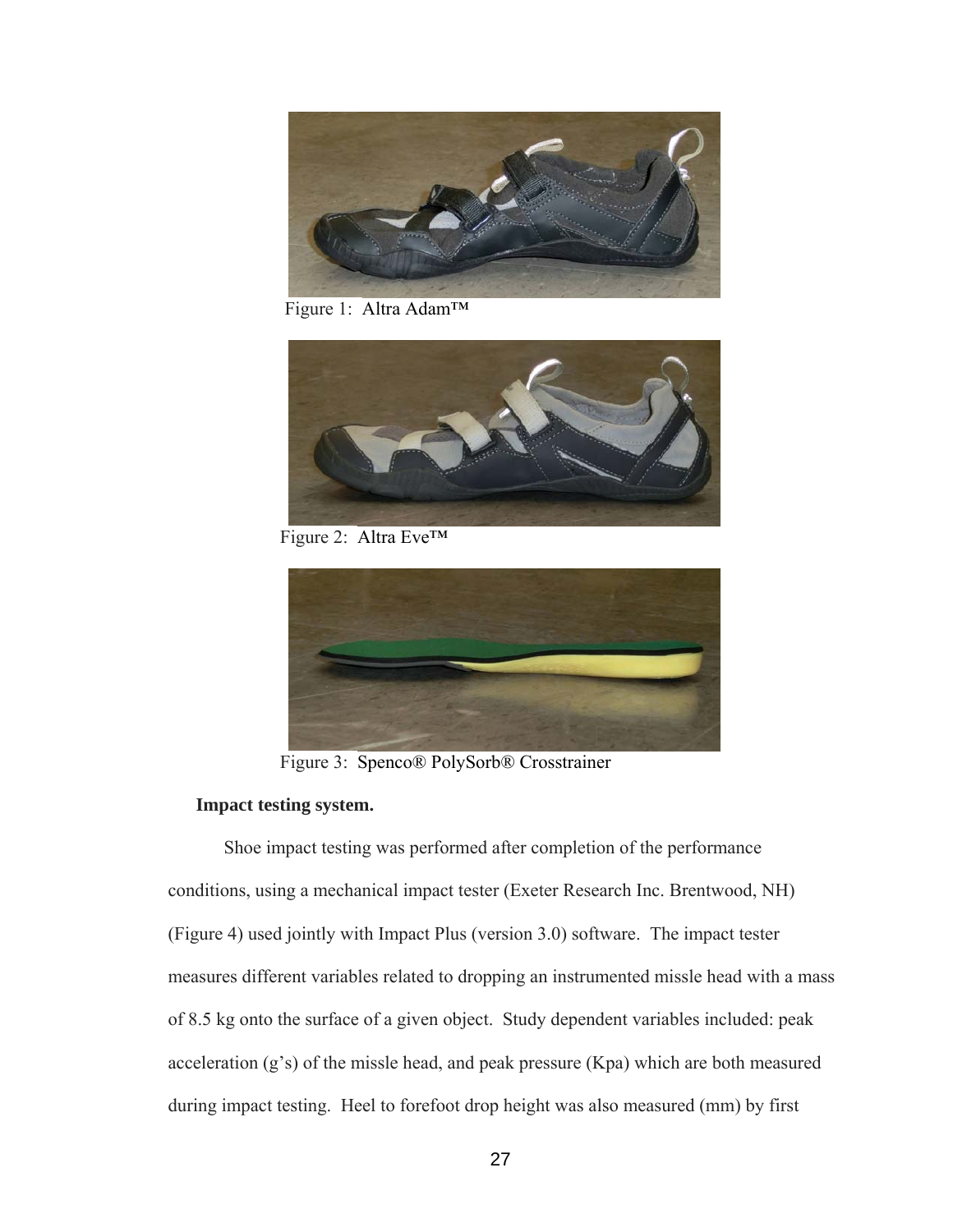Figure 1: Altra Adam™

Figure 2: Altra Eve™

Figure 3: Spenco® PolySorb® Crosstrainer

**Impact testing system.**

Shoe impact testing was performed after completion of the performance conditions, using a mechanical impact tester (Exeter Research Inc. Brentwood, NH) (Figure 4) used jointly with Impact Plus (version 3.0) software. The impact tester measures different variables related to dropping an instrumented missle head with a mass of 8.5 kg onto the surface of a given object. Study dependent variables included: peak acceleration (g's) of the missle head, and peak pressure (Kpa) which are both measured during impact testing. Heel to forefoot drop height was also measured (mm) by first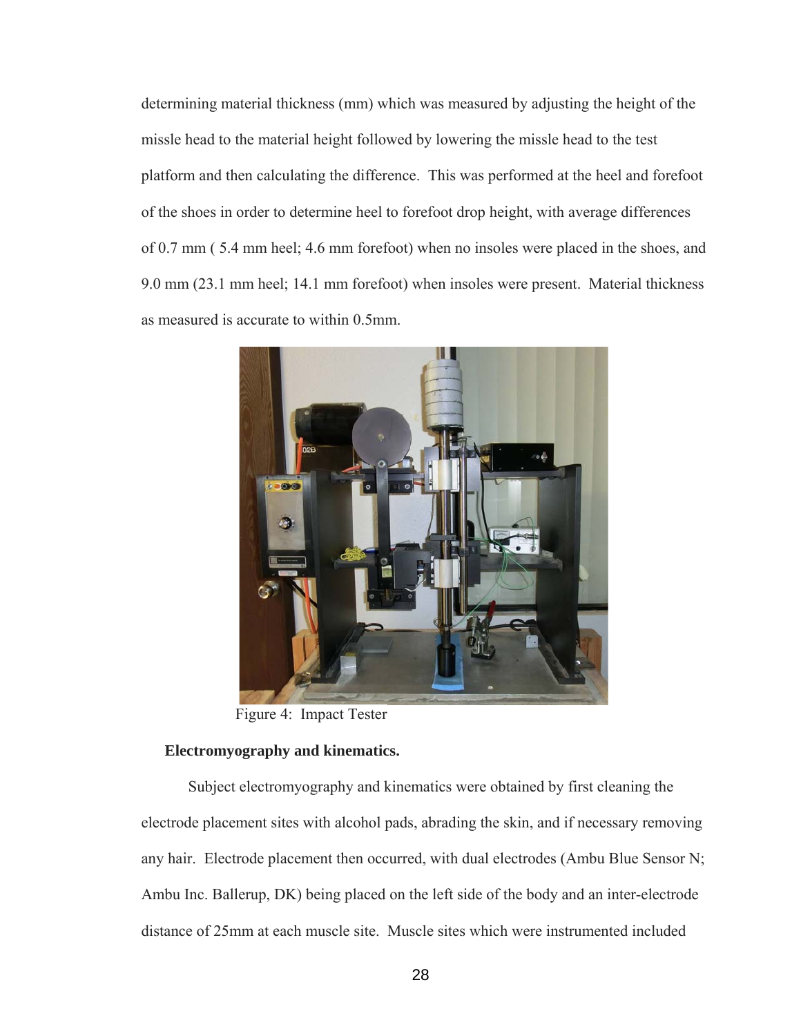determining material thickness (mm) which was measured by adjusting the height of the missle head to the material height followed by lowering the missle head to the test platform and then calculating the difference. This was performed at the heel and forefoot of the shoes in order to determine heel to forefoot drop height, with average differences of 0.7 mm ( 5.4 mm heel; 4.6 mm forefoot) when no insoles were placed in the shoes, and 9.0 mm (23.1 mm heel; 14.1 mm forefoot) when insoles were present. Material thickness as measured is accurate to within 0.5mm.

Figure 4: Impact Tester

**Electromyography and kinematics.**

Subject electromyography and kinematics were obtained by first cleaning the electrode placement sites with alcohol pads, abrading the skin, and if necessary removing any hair. Electrode placement then occurred, with dual electrodes (Ambu Blue Sensor N; Ambu Inc. Ballerup, DK) being placed on the left side of the body and an inter-electrode distance of 25mm at each muscle site. Muscle sites which were instrumented included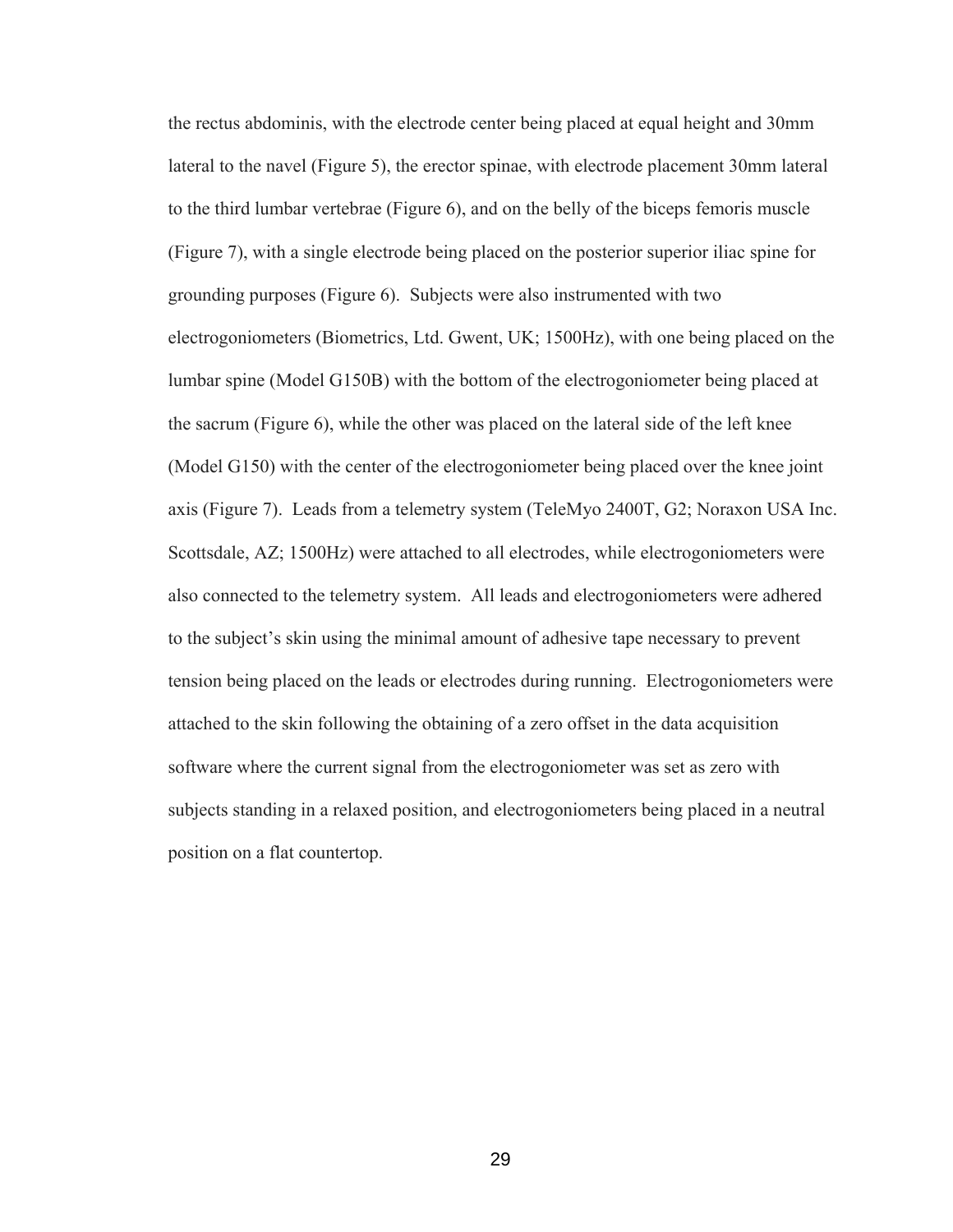the rectus abdominis, with the electrode center being placed at equal height and 30mm lateral to the navel (Figure 5), the erector spinae, with electrode placement 30mm lateral to the third lumbar vertebrae (Figure 6), and on the belly of the biceps femoris muscle (Figure 7), with a single electrode being placed on the posterior superior iliac spine for grounding purposes (Figure 6). Subjects were also instrumented with two electrogoniometers (Biometrics, Ltd. Gwent, UK; 1500Hz), with one being placed on the lumbar spine (Model G150B) with the bottom of the electrogoniometer being placed at the sacrum (Figure 6), while the other was placed on the lateral side of the left knee (Model G150) with the center of the electrogoniometer being placed over the knee joint axis (Figure 7). Leads from a telemetry system (TeleMyo 2400T, G2; Noraxon USA Inc. Scottsdale, AZ; 1500Hz) were attached to all electrodes, while electrogoniometers were also connected to the telemetry system. All leads and electrogoniometers were adhered to the subject's skin using the minimal amount of adhesive tape necessary to prevent tension being placed on the leads or electrodes during running. Electrogoniometers were attached to the skin following the obtaining of a zero offset in the data acquisition software where the current signal from the electrogoniometer was set as zero with subjects standing in a relaxed position, and electrogoniometers being placed in a neutral position on a flat countertop.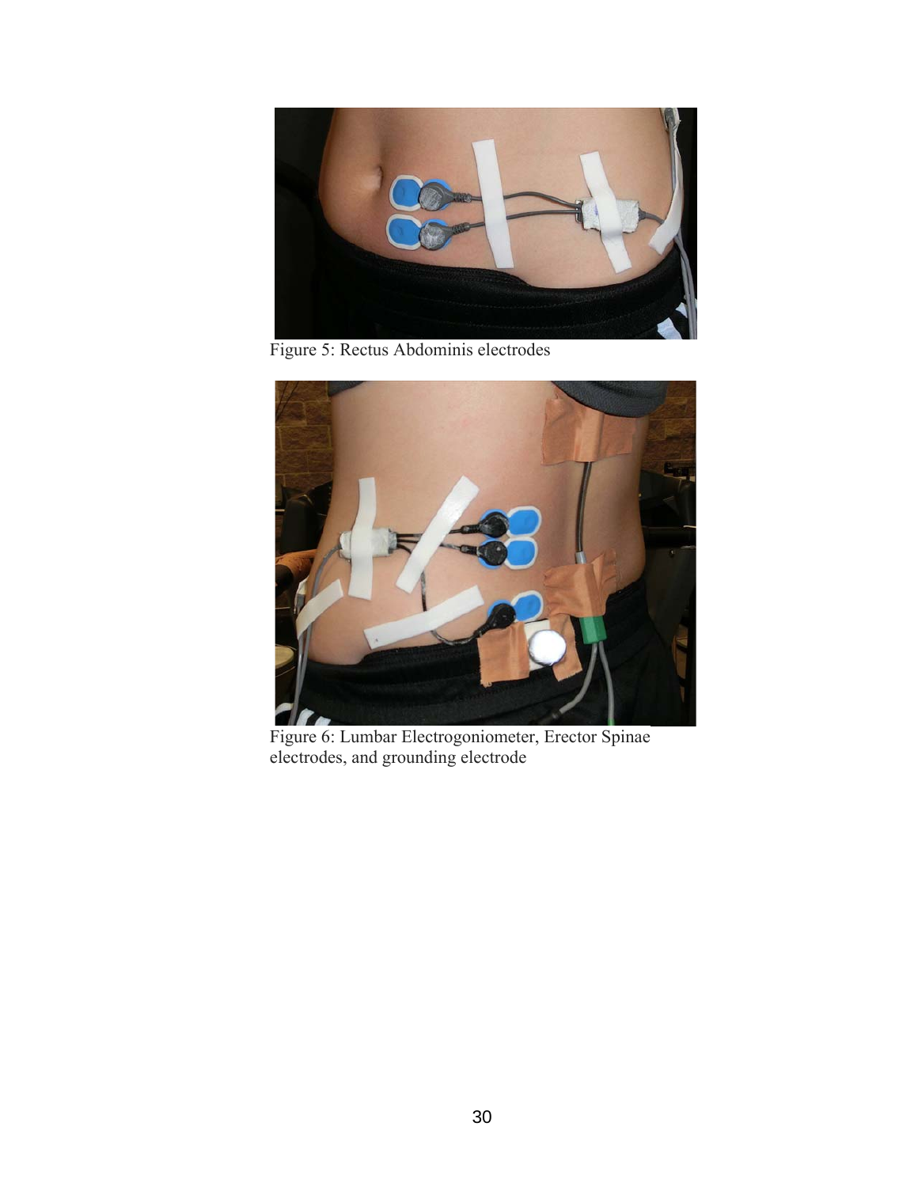Figure 5: Rectus Abdominis electrodes

Figure 6: Lumbar Electrogoniometer, Erector Spinae electrodes, and grounding electrode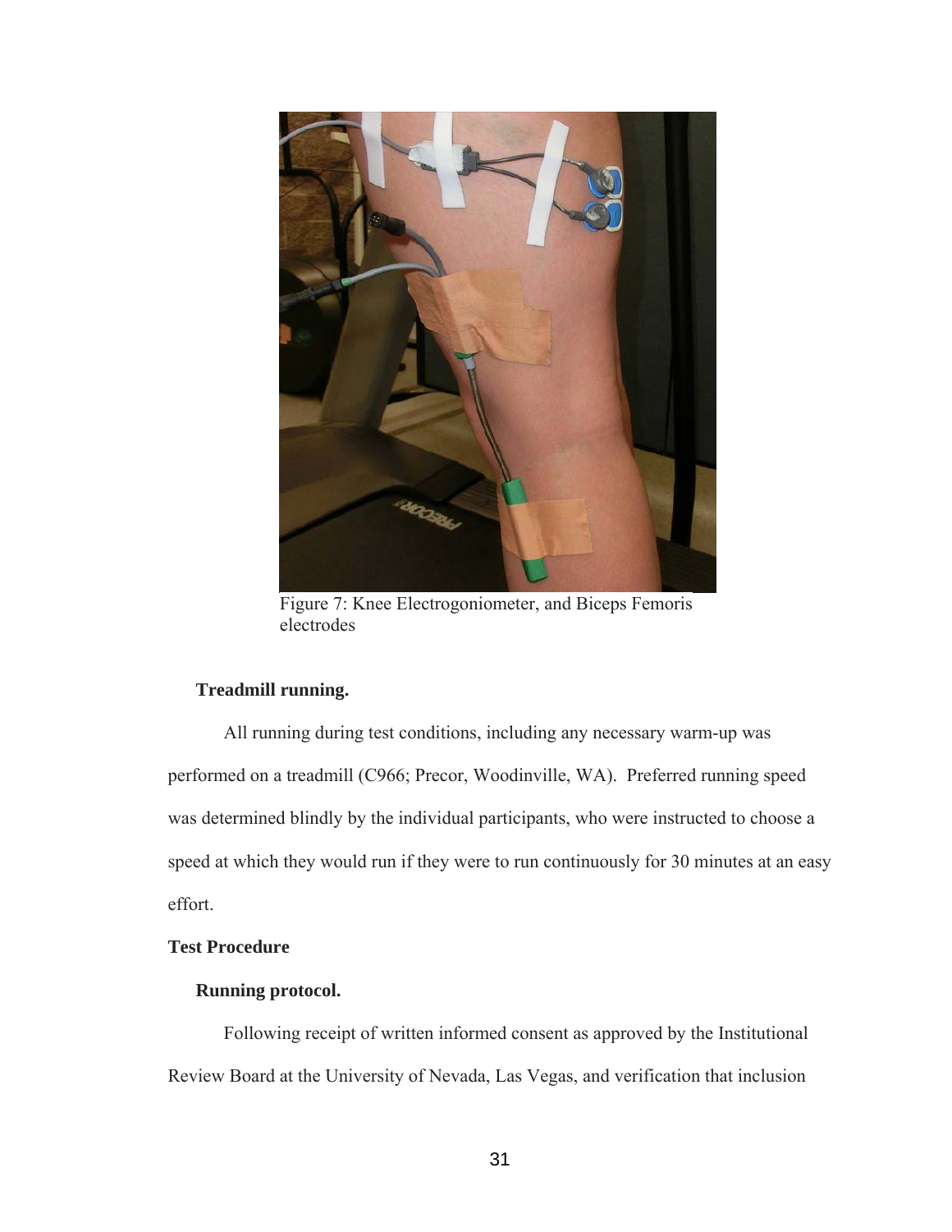Figure 7: Knee Electrogoniometer, and Biceps Femoris electrodes

### Treadmill running.

All running during test conditions, including any necessary warm-up was performed on a treadmill (C966; Precor, Woodinville, WA). Preferred running speed was determined blindly by the individual participants, who were instructed to choose a speed at which they would run if they were to run continuously for 30 minutes at an easy effort.

## Test Procedure

### Running protocol.

Following receipt of written informed consent as approved by the Institutional Review Board at the University of Nevada, Las Vegas, and verification that inclusion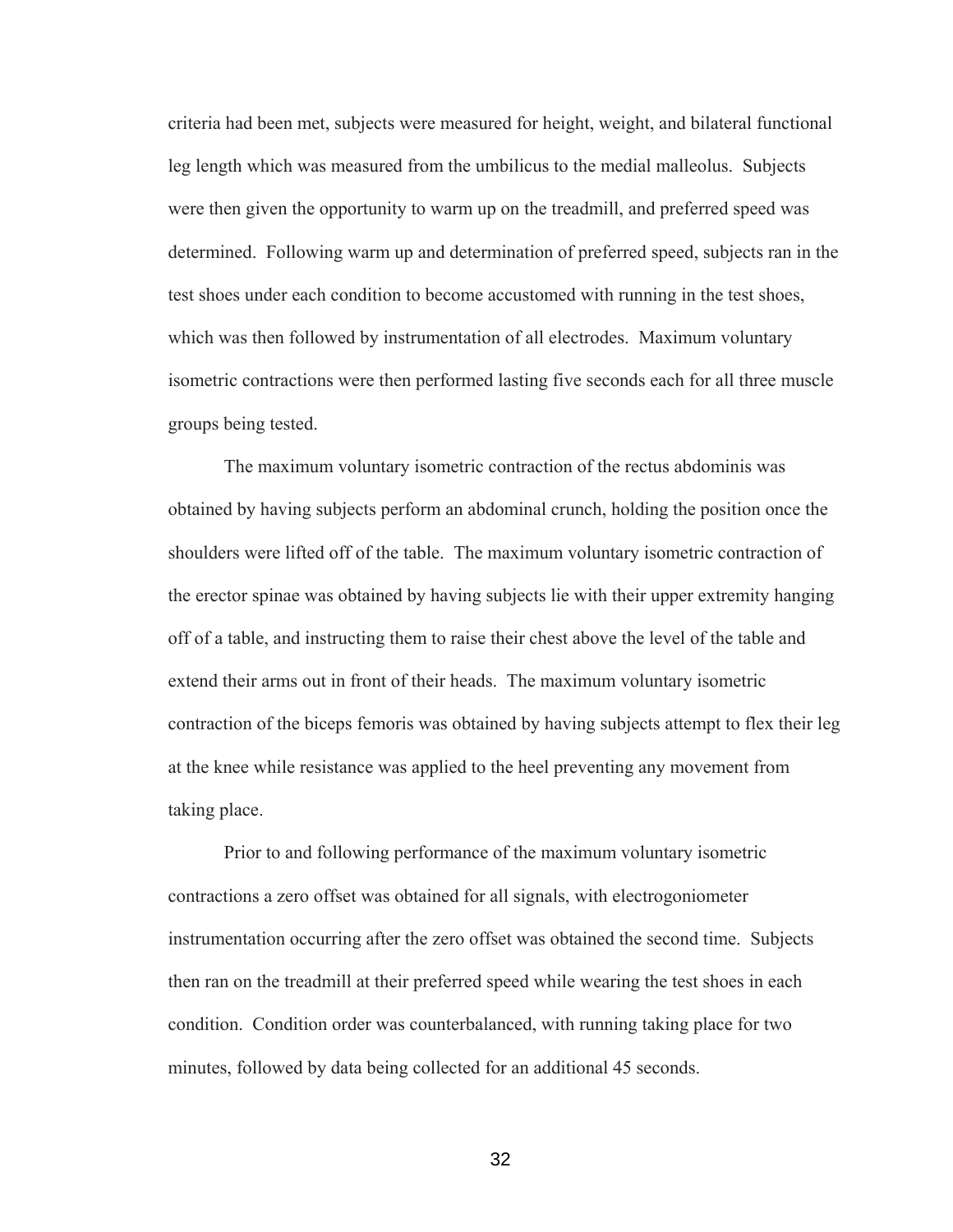criteria had been met, subjects were measured for height, weight, and bilateral functional leg length which was measured from the umbilicus to the medial malleolus. Subjects were then given the opportunity to warm up on the treadmill, and preferred speed was determined. Following warm up and determination of preferred speed, subjects ran in the test shoes under each condition to become accustomed with running in the test shoes, which was then followed by instrumentation of all electrodes. Maximum voluntary isometric contractions were then performed lasting five seconds each for all three muscle groups being tested.

The maximum voluntary isometric contraction of the rectus abdominis was obtained by having subjects perform an abdominal crunch, holding the position once the shoulders were lifted off of the table. The maximum voluntary isometric contraction of the erector spinae was obtained by having subjects lie with their upper extremity hanging off of a table, and instructing them to raise their chest above the level of the table and extend their arms out in front of their heads. The maximum voluntary isometric contraction of the biceps femoris was obtained by having subjects attempt to flex their leg at the knee while resistance was applied to the heel preventing any movement from taking place.

Prior to and following performance of the maximum voluntary isometric contractions a zero offset was obtained for all signals, with electrogoniometer instrumentation occurring after the zero offset was obtained the second time. Subjects then ran on the treadmill at their preferred speed while wearing the test shoes in each condition. Condition order was counterbalanced, with running taking place for two minutes, followed by data being collected for an additional 45 seconds.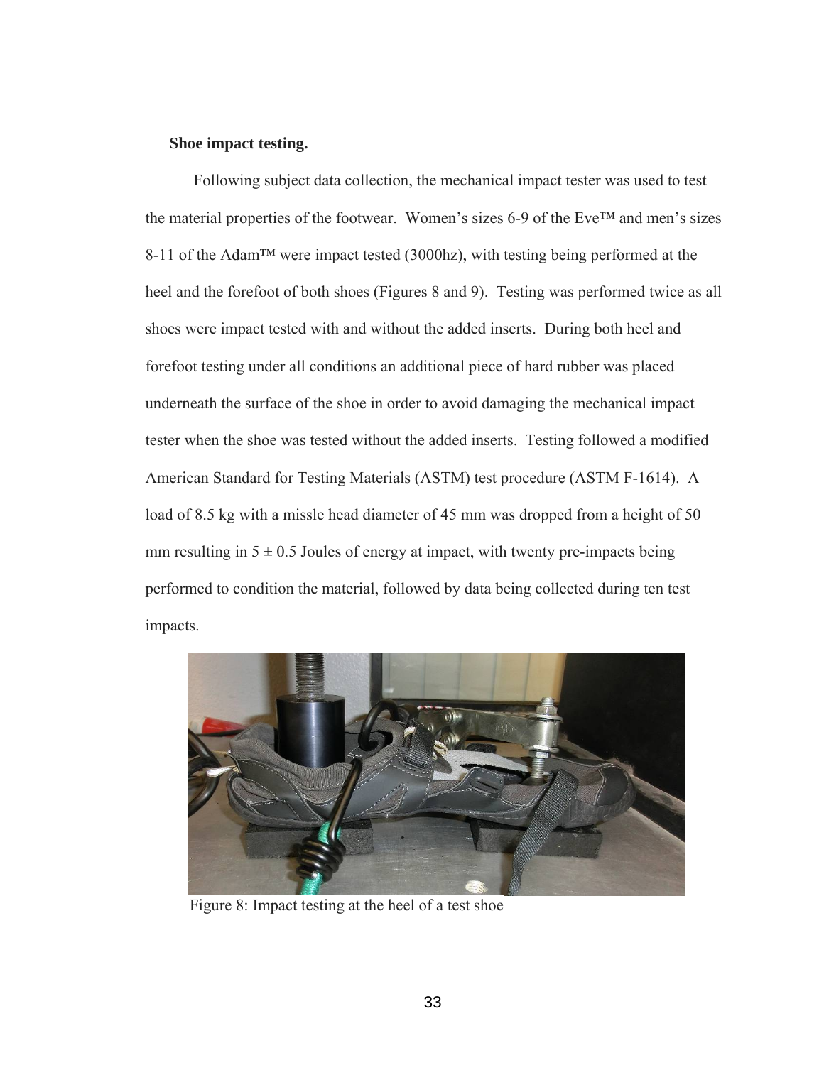**Shoe impact testing.**

Following subject data collection, the mechanical impact tester was used to test the material properties of the footwear. Women's sizes 6-9 of the Eve™ and men's sizes 8-11 of the Adam™ were impact tested (3000hz), with testing being performed at the heel and the forefoot of both shoes (Figures 8 and 9). Testing was performed twice as all shoes were impact tested with and without the added inserts. During both heel and forefoot testing under all conditions an additional piece of hard rubber was placed underneath the surface of the shoe in order to avoid damaging the mechanical impact tester when the shoe was tested without the added inserts. Testing followed a modified American Standard for Testing Materials (ASTM) test procedure (ASTM F-1614). A load of 8.5 kg with a missle head diameter of 45 mm was dropped from a height of 50 mm resulting in $5 \pm 0.5$ Joules of energy at impact, with twenty pre-impacts being performed to condition the material, followed by data being collected during ten test impacts.

Figure 8: Impact testing at the heel of a test shoe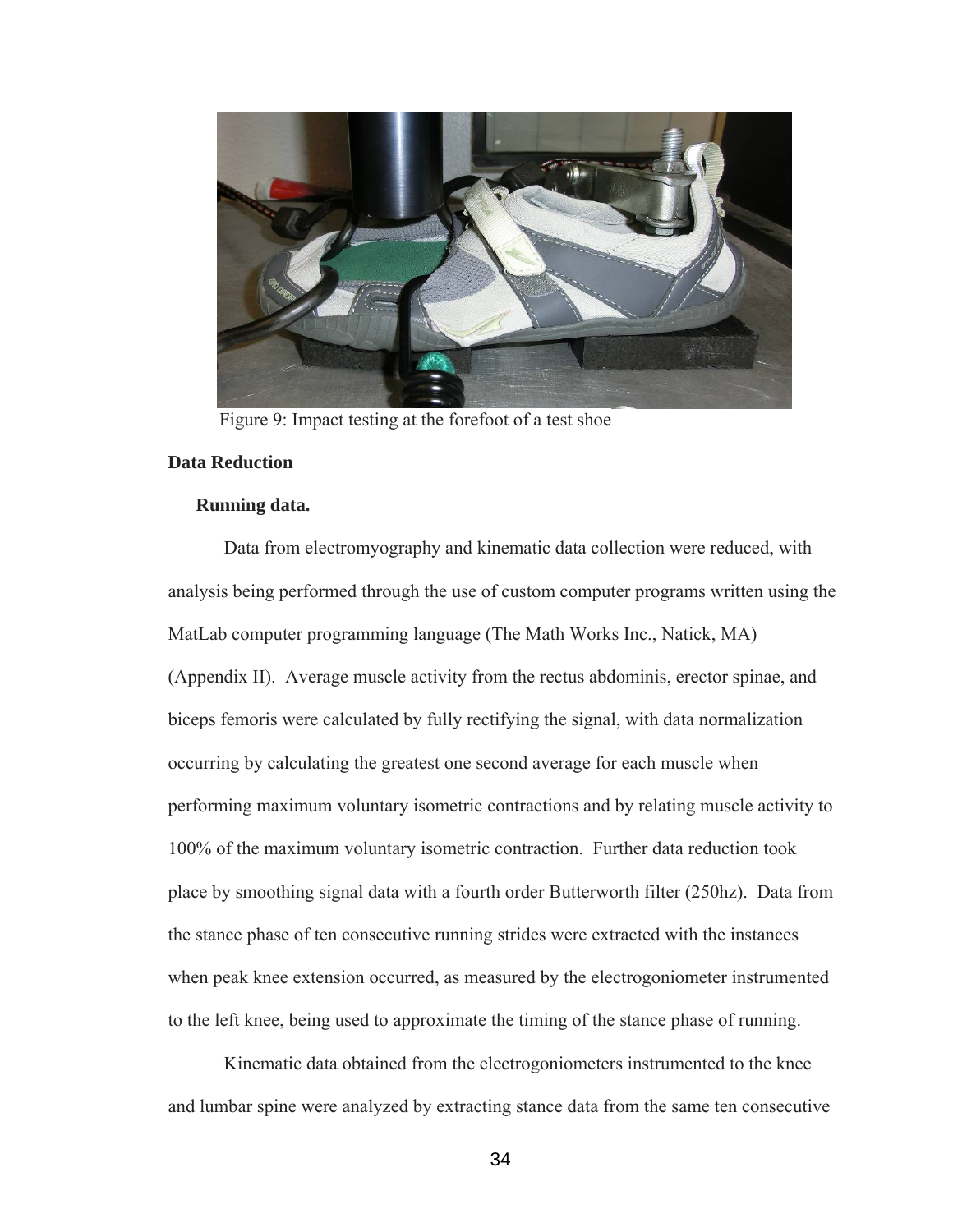Figure 9: Impact testing at the forefoot of a test shoe

## Data Reduction

### Running data.

Data from electromyography and kinematic data collection were reduced, with analysis being performed through the use of custom computer programs written using the MatLab computer programming language (The Math Works Inc., Natick, MA) (Appendix II). Average muscle activity from the rectus abdominis, erector spinae, and biceps femoris were calculated by fully rectifying the signal, with data normalization occurring by calculating the greatest one second average for each muscle when performing maximum voluntary isometric contractions and by relating muscle activity to 100% of the maximum voluntary isometric contraction. Further data reduction took place by smoothing signal data with a fourth order Butterworth filter (250hz). Data from the stance phase of ten consecutive running strides were extracted with the instances when peak knee extension occurred, as measured by the electrogoniometer instrumented to the left knee, being used to approximate the timing of the stance phase of running.

Kinematic data obtained from the electrogoniometers instrumented to the knee and lumbar spine were analyzed by extracting stance data from the same ten consecutive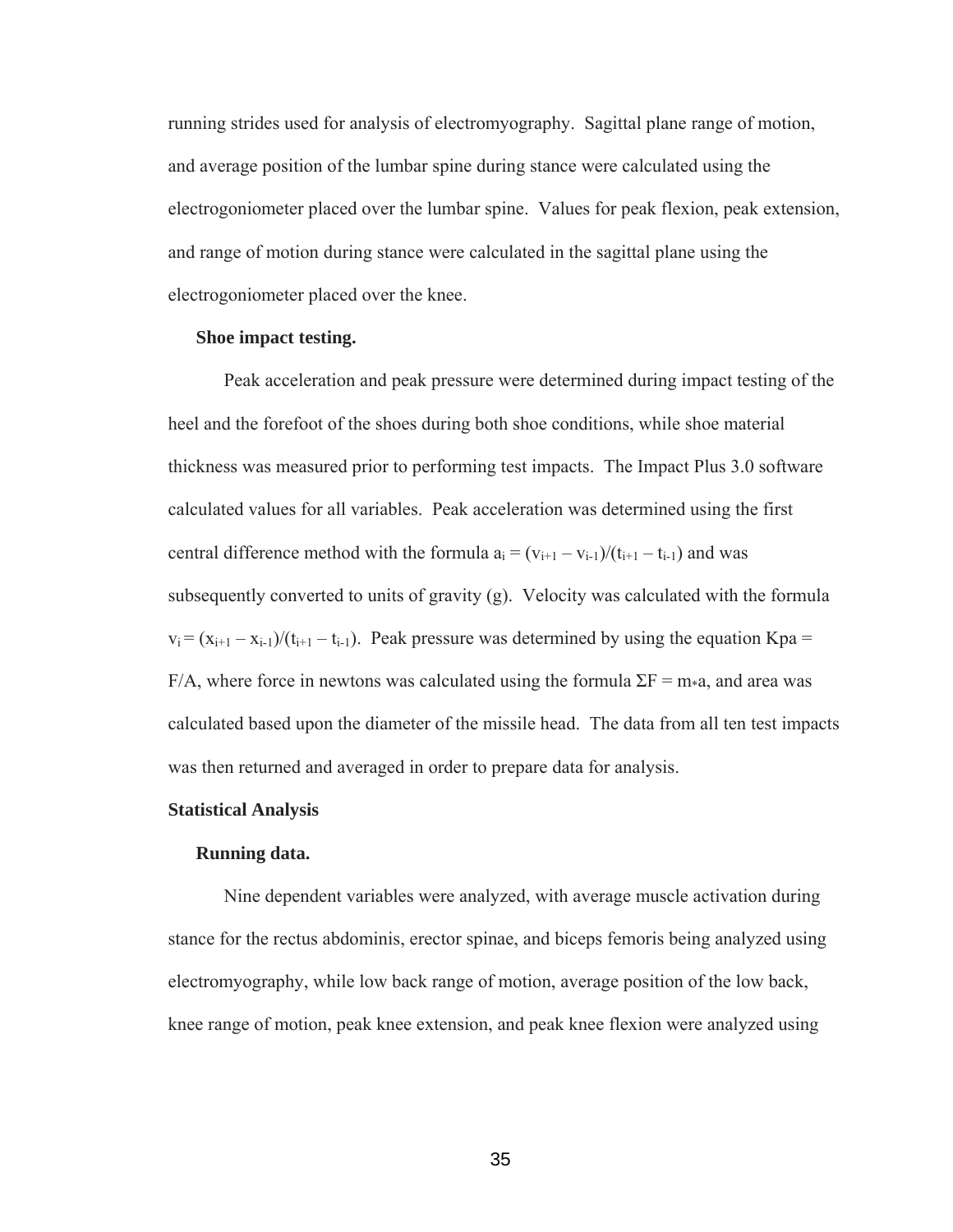running strides used for analysis of electromyography. Sagittal plane range of motion, and average position of the lumbar spine during stance were calculated using the electrogoniometer placed over the lumbar spine. Values for peak flexion, peak extension, and range of motion during stance were calculated in the sagittal plane using the electrogoniometer placed over the knee.

### Shoe impact testing.

Peak acceleration and peak pressure were determined during impact testing of the heel and the forefoot of the shoes during both shoe conditions, while shoe material thickness was measured prior to performing test impacts. The Impact Plus 3.0 software calculated values for all variables. Peak acceleration was determined using the first central difference method with the formula $a_i = (v_{i+1} - v_{i-1})/(t_{i+1} - t_{i-1})$ and was subsequently converted to units of gravity (g). Velocity was calculated with the formula $v_i = (x_{i+1} - x_{i-1})/(t_{i+1} - t_{i-1})$. Peak pressure was determined by using the equation Kpa = F/A, where force in newtons was calculated using the formula $\Sigma F = m * a$, and area was calculated based upon the diameter of the missile head. The data from all ten test impacts was then returned and averaged in order to prepare data for analysis.

## Statistical Analysis

### Running data.

Nine dependent variables were analyzed, with average muscle activation during stance for the rectus abdominis, erector spinae, and biceps femoris being analyzed using electromyography, while low back range of motion, average position of the low back, knee range of motion, peak knee extension, and peak knee flexion were analyzed using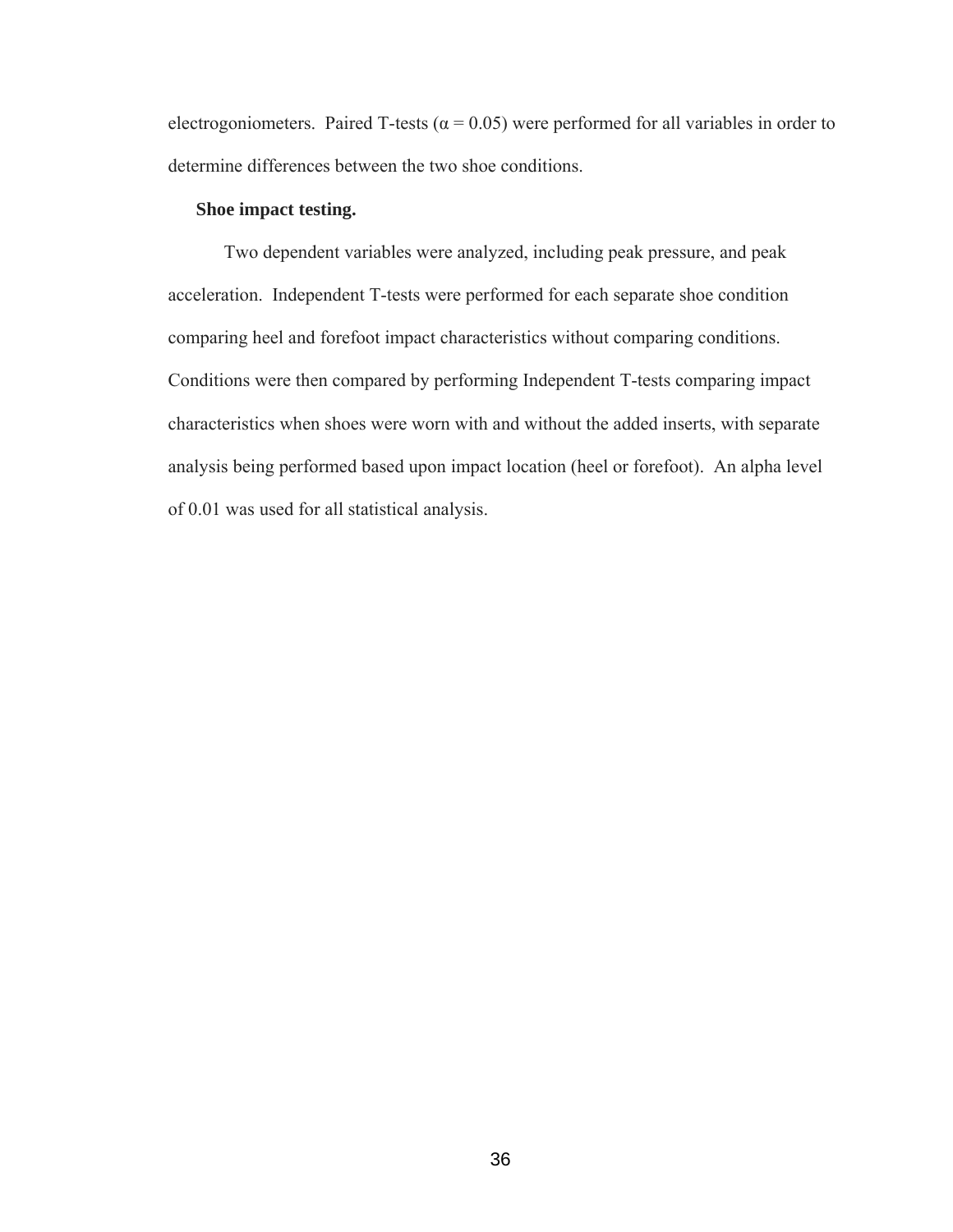electrogoniometers. Paired T-tests ($\alpha = 0.05$) were performed for all variables in order to determine differences between the two shoe conditions.

**Shoe impact testing.**

Two dependent variables were analyzed, including peak pressure, and peak acceleration. Independent T-tests were performed for each separate shoe condition comparing heel and forefoot impact characteristics without comparing conditions. Conditions were then compared by performing Independent T-tests comparing impact characteristics when shoes were worn with and without the added inserts, with separate analysis being performed based upon impact location (heel or forefoot). An alpha level of 0.01 was used for all statistical analysis.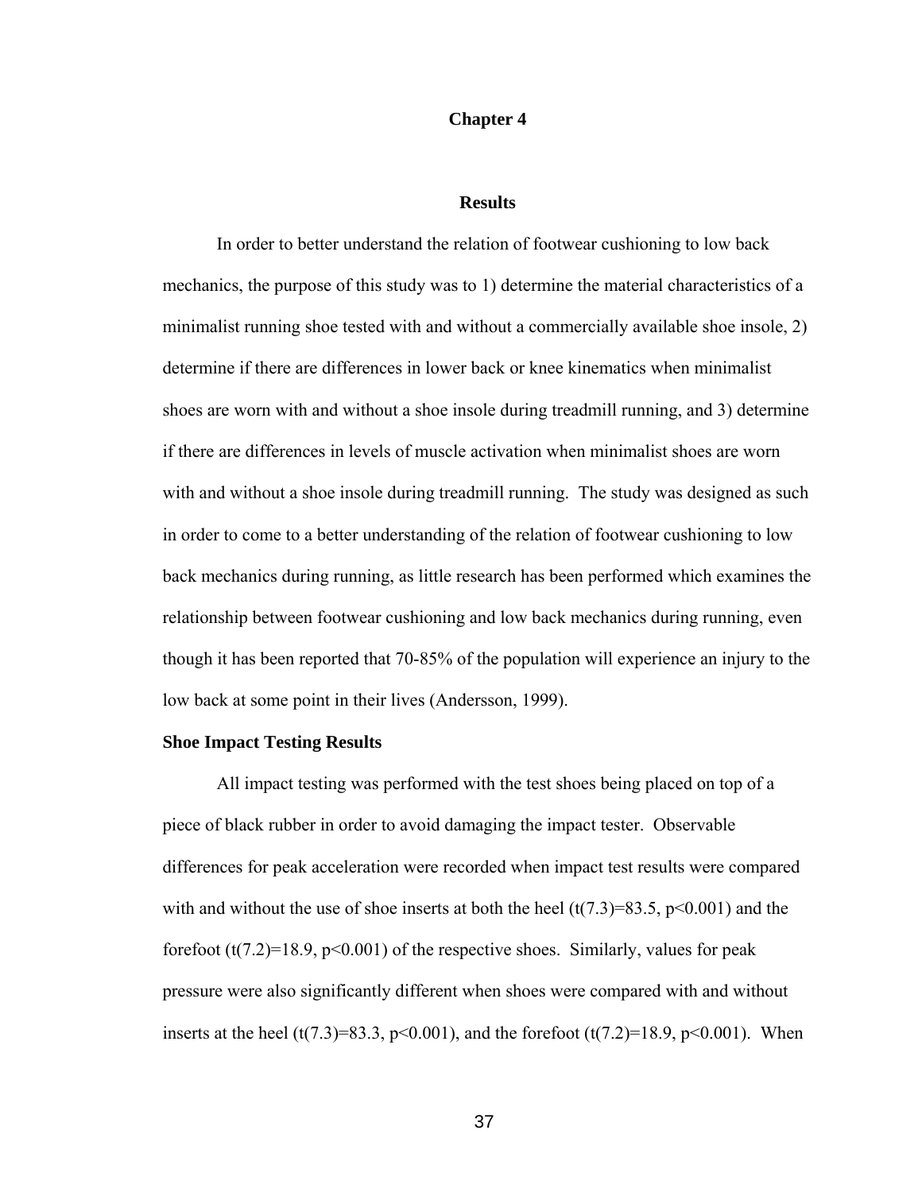# Chapter 4

## Results

In order to better understand the relation of footwear cushioning to low back mechanics, the purpose of this study was to 1) determine the material characteristics of a minimalist running shoe tested with and without a commercially available shoe insole, 2) determine if there are differences in lower back or knee kinematics when minimalist shoes are worn with and without a shoe insole during treadmill running, and 3) determine if there are differences in levels of muscle activation when minimalist shoes are worn with and without a shoe insole during treadmill running. The study was designed as such in order to come to a better understanding of the relation of footwear cushioning to low back mechanics during running, as little research has been performed which examines the relationship between footwear cushioning and low back mechanics during running, even though it has been reported that 70-85% of the population will experience an injury to the low back at some point in their lives (Andersson, 1999).

### Shoe Impact Testing Results

All impact testing was performed with the test shoes being placed on top of a piece of black rubber in order to avoid damaging the impact tester. Observable differences for peak acceleration were recorded when impact test results were compared with and without the use of shoe inserts at both the heel ($t(7.3)=83.5$, $p<0.001$) and the forefoot ($t(7.2)=18.9$, $p<0.001$) of the respective shoes. Similarly, values for peak pressure were also significantly different when shoes were compared with and without inserts at the heel ($t(7.3)=83.3$, $p<0.001$), and the forefoot ($t(7.2)=18.9$, $p<0.001$). When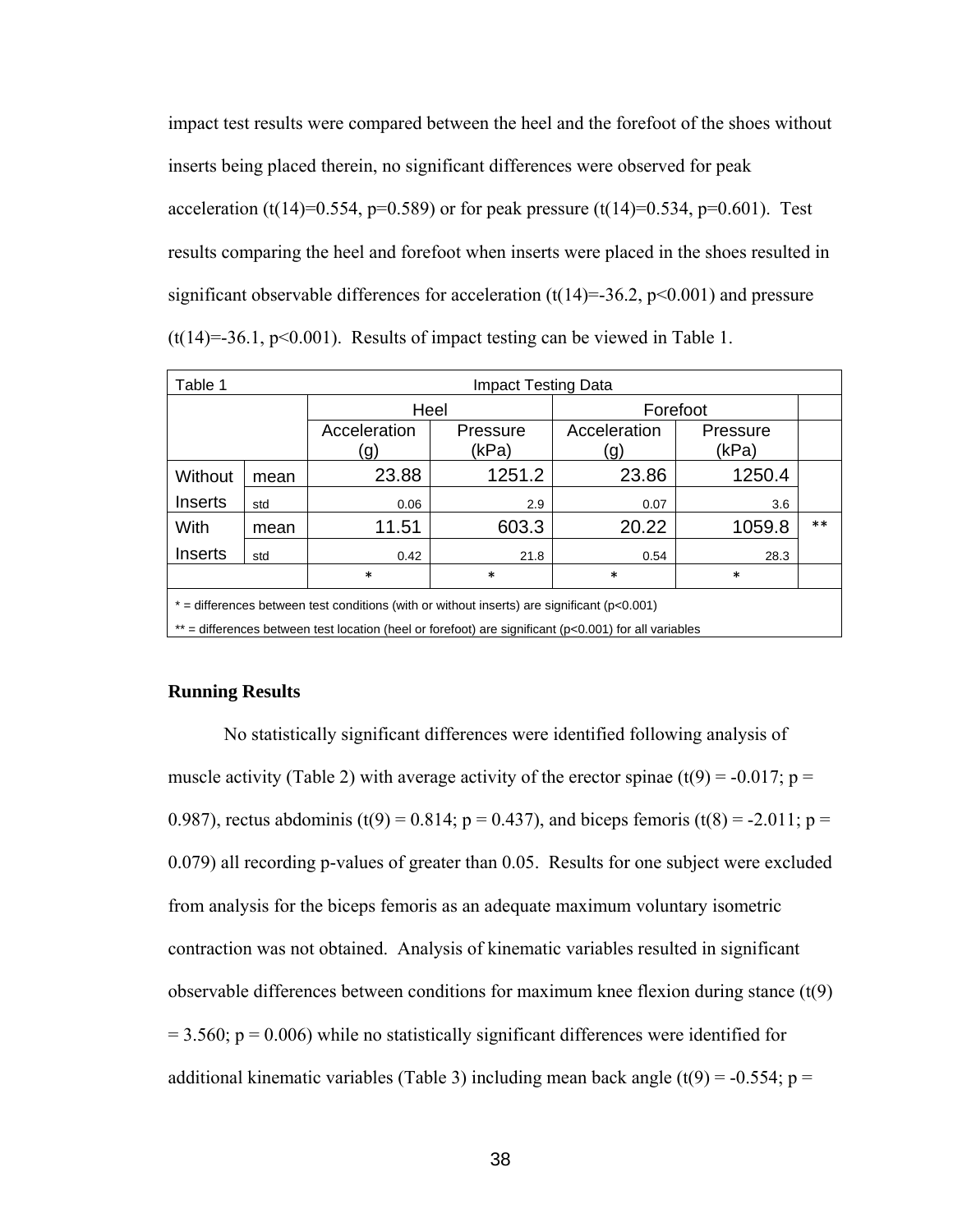impact test results were compared between the heel and the forefoot of the shoes without inserts being placed therein, no significant differences were observed for peak acceleration ($t(14)=0.554$, $p=0.589$) or for peak pressure ($t(14)=0.534$, $p=0.601$). Test results comparing the heel and forefoot when inserts were placed in the shoes resulted in significant observable differences for acceleration ($t(14)=-36.2$, $p<0.001$) and pressure ($t(14)=-36.1$, $p<0.001$). Results of impact testing can be viewed in Table 1.

Table 1 Impact Testing Data

| | | Heel | | Forefoot | | |
|---|---|---|---|---|---|---|
| | | Acceleration (g) | Pressure (kPa) | Acceleration (g) | Pressure (kPa) | |
| Without Inserts | mean | 23.88 | 1251.2 | 23.86 | 1250.4 | |
| | std | 0.06 | 2.9 | 0.07 | 3.6 | |
| With Inserts | mean | 11.51 | 603.3 | 20.22 | 1059.8 | ** |
| | std | 0.42 | 21.8 | 0.54 | 28.3 | |
| | | * | * | * | * | |

* = differences between test conditions (with or without inserts) are significant ($p<0.001$)

** = differences between test location (heel or forefoot) are significant ($p<0.001$) for all variables

**Running Results**

No statistically significant differences were identified following analysis of muscle activity (Table 2) with average activity of the erector spinae ($t(9) = -0.017$; $p = 0.987$), rectus abdominis ($t(9) = 0.814$; $p = 0.437$), and biceps femoris ($t(8) = -2.011$; $p = 0.079$) all recording p-values of greater than 0.05. Results for one subject were excluded from analysis for the biceps femoris as an adequate maximum voluntary isometric contraction was not obtained. Analysis of kinematic variables resulted in significant observable differences between conditions for maximum knee flexion during stance ($t(9) = 3.560$; $p = 0.006$) while no statistically significant differences were identified for additional kinematic variables (Table 3) including mean back angle ($t(9) = -0.554$; p =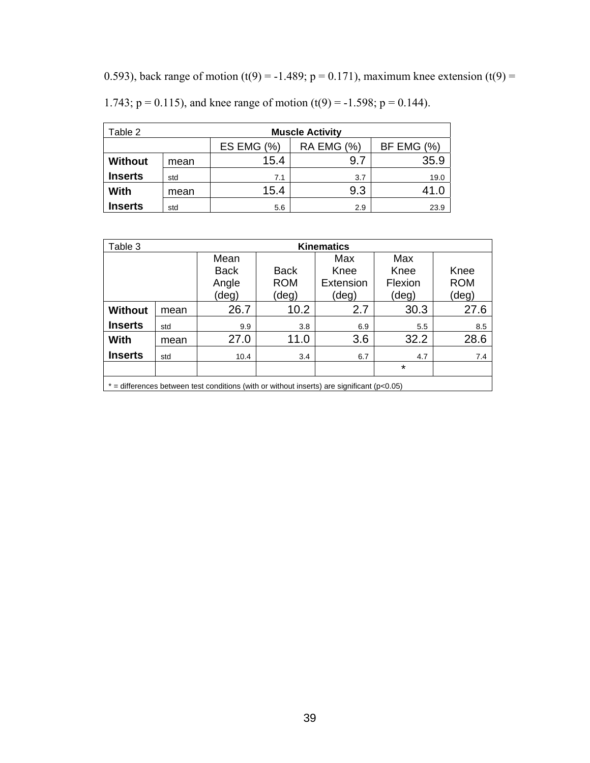0.593), back range of motion ($t(9) = -1.489$; $p = 0.171$), maximum knee extension ($t(9) = 1.743$; $p = 0.115$), and knee range of motion ($t(9) = -1.598$; $p = 0.144$).

| Table 2 | | **Muscle Activity** | | |
|---|---|---|---|---|
| | | ES EMG (%) | RA EMG (%) | BF EMG (%) |
| **Without Inserts** | mean | 15.4 | 9.7 | 35.9 |
| | std | 7.1 | 3.7 | 19.0 |
| **With Inserts** | mean | 15.4 | 9.3 | 41.0 |
| | std | 5.6 | 2.9 | 23.9 |

| Table 3 | | **Kinematics** | | | | |
|---|---|---|---|---|---|---|
| | | Mean Back Angle (deg) | Back ROM (deg) | Max Knee Extension (deg) | Max Knee Flexion (deg) | Knee ROM (deg) |
| **Without Inserts** | mean | 26.7 | 10.2 | 2.7 | 30.3 | 27.6 |
| | std | 9.9 | 3.8 | 6.9 | 5.5 | 8.5 |
| **With Inserts** | mean | 27.0 | 11.0 | 3.6 | 32.2 | 28.6 |
| | std | 10.4 | 3.4 | 6.7 | 4.7 | 7.4 |
| | | | | | * | |

* = differences between test conditions (with or without inserts) are significant ($p<0.05$)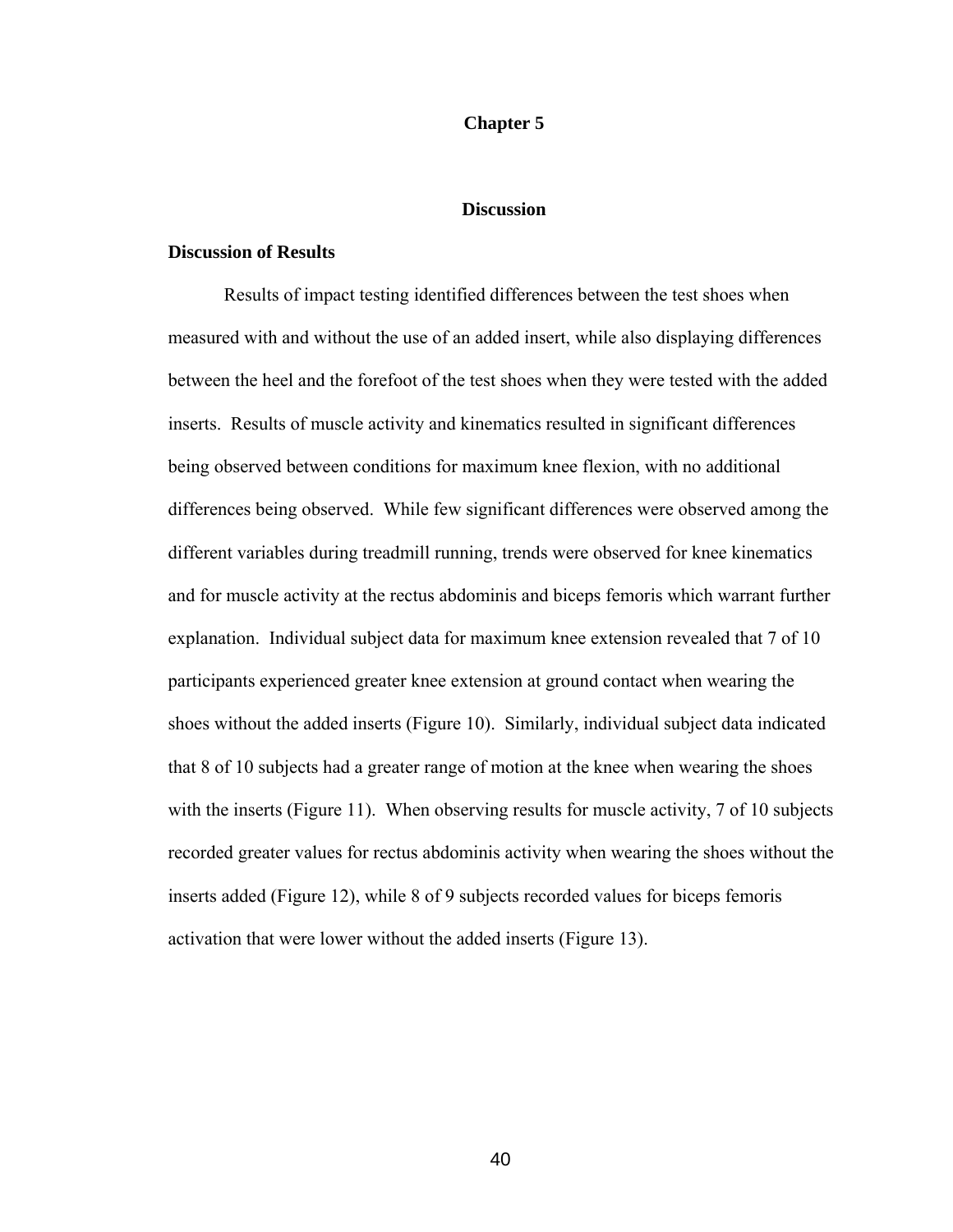# Chapter 5

## Discussion

### Discussion of Results

Results of impact testing identified differences between the test shoes when measured with and without the use of an added insert, while also displaying differences between the heel and the forefoot of the test shoes when they were tested with the added inserts. Results of muscle activity and kinematics resulted in significant differences being observed between conditions for maximum knee flexion, with no additional differences being observed. While few significant differences were observed among the different variables during treadmill running, trends were observed for knee kinematics and for muscle activity at the rectus abdominis and biceps femoris which warrant further explanation. Individual subject data for maximum knee extension revealed that 7 of 10 participants experienced greater knee extension at ground contact when wearing the shoes without the added inserts (Figure 10). Similarly, individual subject data indicated that 8 of 10 subjects had a greater range of motion at the knee when wearing the shoes with the inserts (Figure 11). When observing results for muscle activity, 7 of 10 subjects recorded greater values for rectus abdominis activity when wearing the shoes without the inserts added (Figure 12), while 8 of 9 subjects recorded values for biceps femoris activation that were lower without the added inserts (Figure 13).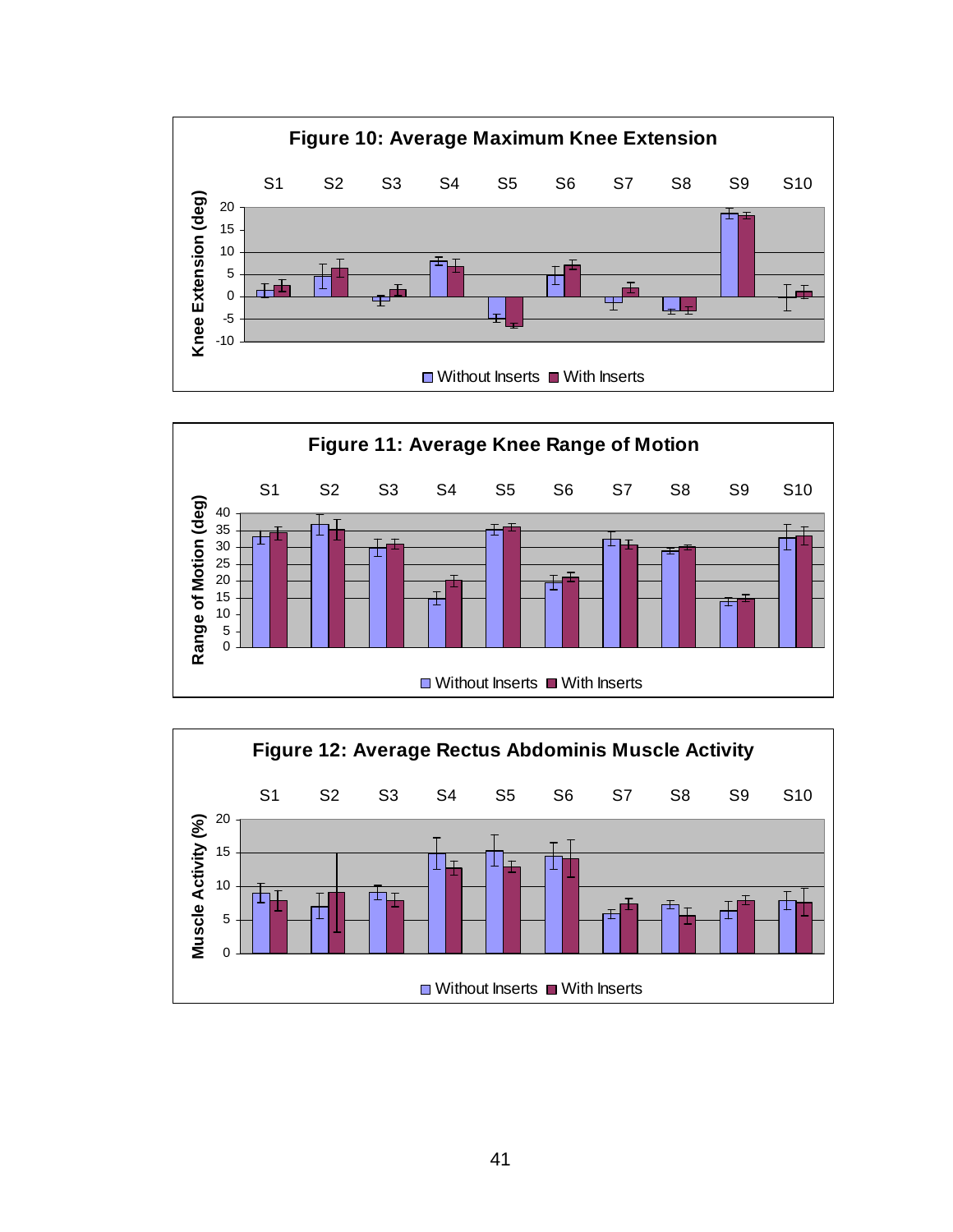**Figure 10: Average Maximum Knee Extension**

**Figure 11: Average Knee Range of Motion**

**Figure 12: Average Rectus Abdominis Muscle Activity**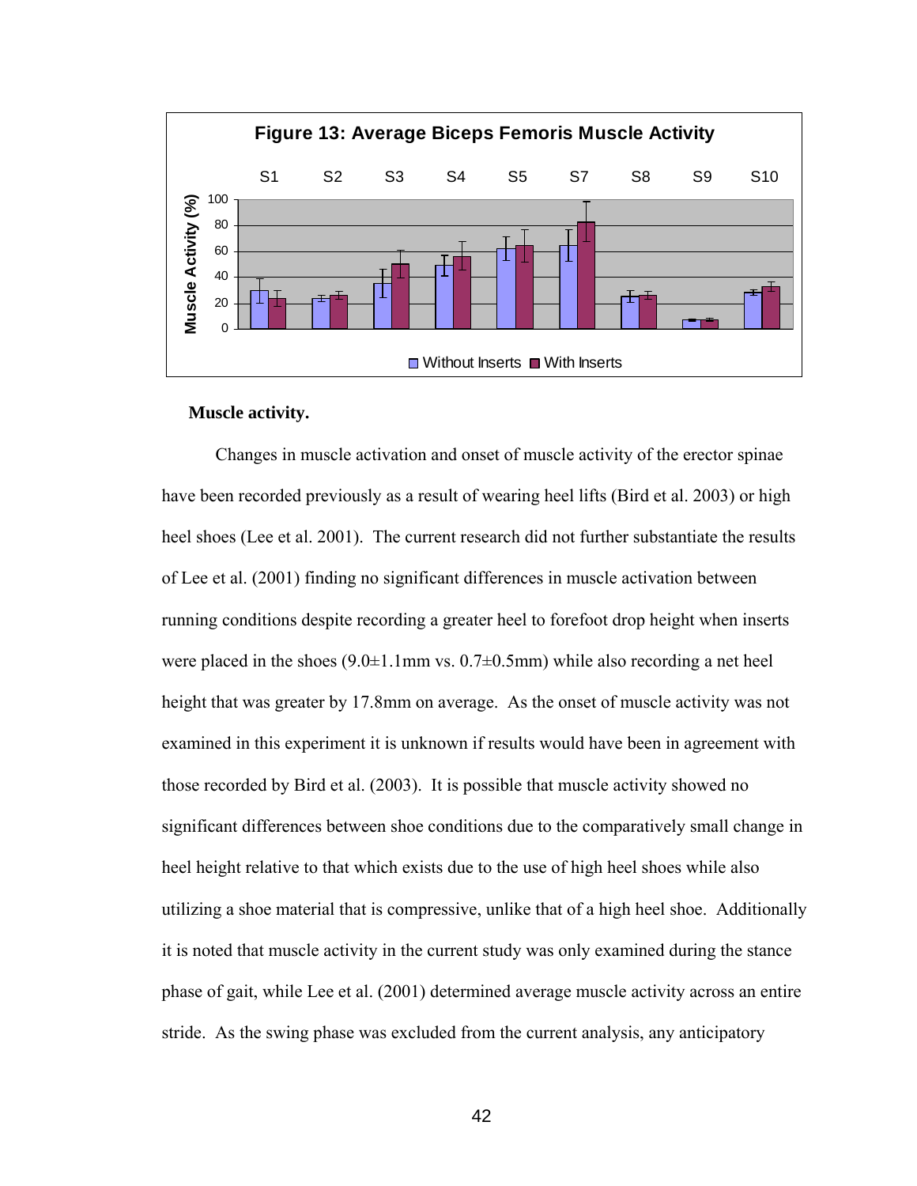Figure 13: Average Biceps Femoris Muscle Activity

**Muscle activity.**

Changes in muscle activation and onset of muscle activity of the erector spinae have been recorded previously as a result of wearing heel lifts (Bird et al. 2003) or high heel shoes (Lee et al. 2001). The current research did not further substantiate the results of Lee et al. (2001) finding no significant differences in muscle activation between running conditions despite recording a greater heel to forefoot drop height when inserts were placed in the shoes (9.0±1.1mm vs. 0.7±0.5mm) while also recording a net heel height that was greater by 17.8mm on average. As the onset of muscle activity was not examined in this experiment it is unknown if results would have been in agreement with those recorded by Bird et al. (2003). It is possible that muscle activity showed no significant differences between shoe conditions due to the comparatively small change in heel height relative to that which exists due to the use of high heel shoes while also utilizing a shoe material that is compressive, unlike that of a high heel shoe. Additionally it is noted that muscle activity in the current study was only examined during the stance phase of gait, while Lee et al. (2001) determined average muscle activity across an entire stride. As the swing phase was excluded from the current analysis, any anticipatory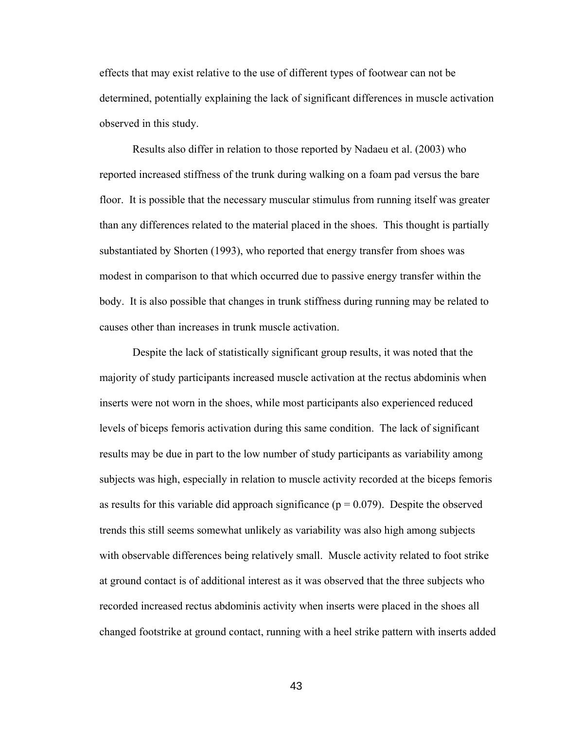effects that may exist relative to the use of different types of footwear can not be determined, potentially explaining the lack of significant differences in muscle activation observed in this study.

Results also differ in relation to those reported by Nadaeu et al. (2003) who reported increased stiffness of the trunk during walking on a foam pad versus the bare floor. It is possible that the necessary muscular stimulus from running itself was greater than any differences related to the material placed in the shoes. This thought is partially substantiated by Shorten (1993), who reported that energy transfer from shoes was modest in comparison to that which occurred due to passive energy transfer within the body. It is also possible that changes in trunk stiffness during running may be related to causes other than increases in trunk muscle activation.

Despite the lack of statistically significant group results, it was noted that the majority of study participants increased muscle activation at the rectus abdominis when inserts were not worn in the shoes, while most participants also experienced reduced levels of biceps femoris activation during this same condition. The lack of significant results may be due in part to the low number of study participants as variability among subjects was high, especially in relation to muscle activity recorded at the biceps femoris as results for this variable did approach significance ($p = 0.079$). Despite the observed trends this still seems somewhat unlikely as variability was also high among subjects with observable differences being relatively small. Muscle activity related to foot strike at ground contact is of additional interest as it was observed that the three subjects who recorded increased rectus abdominis activity when inserts were placed in the shoes all changed footstrike at ground contact, running with a heel strike pattern with inserts added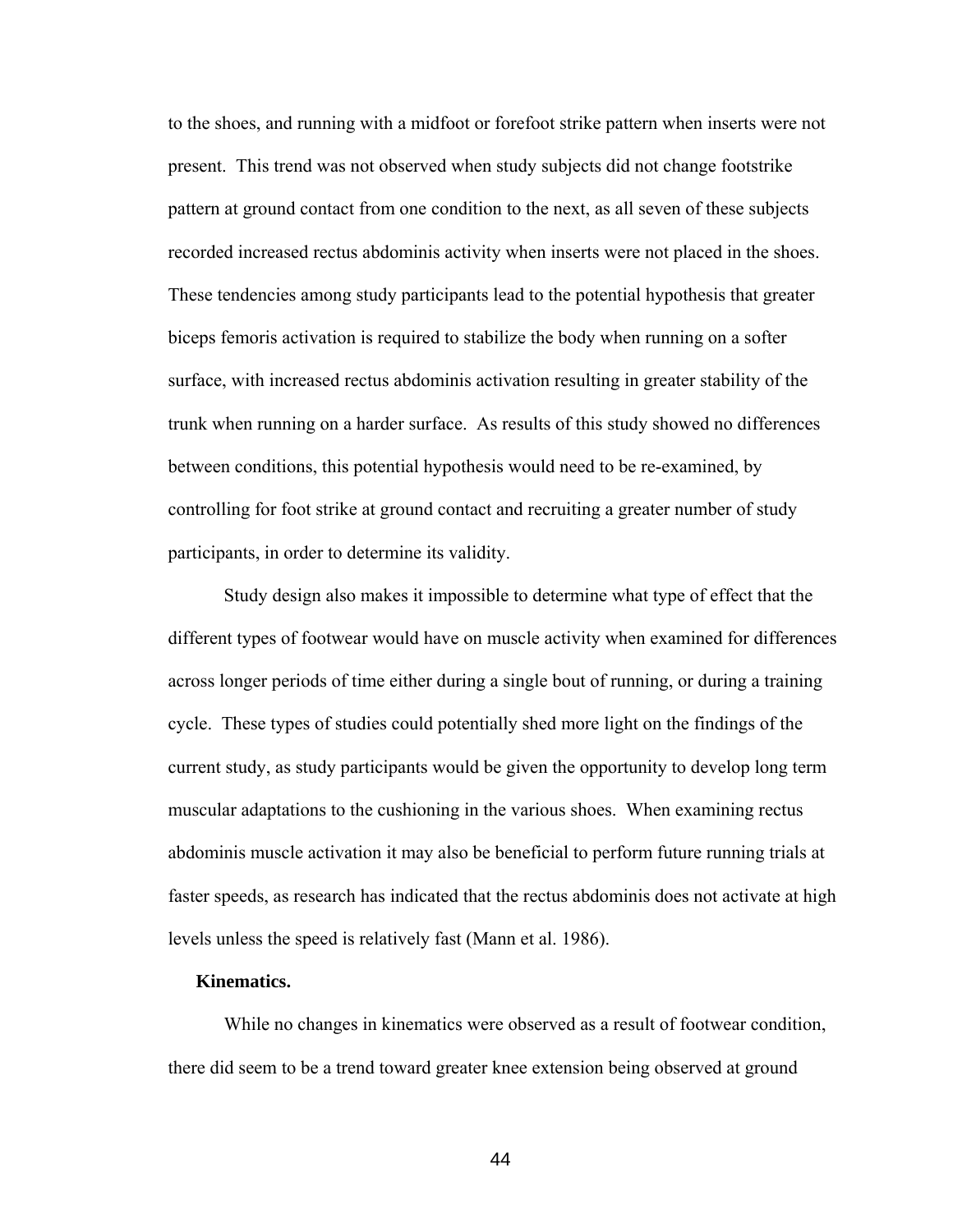to the shoes, and running with a midfoot or forefoot strike pattern when inserts were not present. This trend was not observed when study subjects did not change footstrike pattern at ground contact from one condition to the next, as all seven of these subjects recorded increased rectus abdominis activity when inserts were not placed in the shoes. These tendencies among study participants lead to the potential hypothesis that greater biceps femoris activation is required to stabilize the body when running on a softer surface, with increased rectus abdominis activation resulting in greater stability of the trunk when running on a harder surface. As results of this study showed no differences between conditions, this potential hypothesis would need to be re-examined, by controlling for foot strike at ground contact and recruiting a greater number of study participants, in order to determine its validity.

Study design also makes it impossible to determine what type of effect that the different types of footwear would have on muscle activity when examined for differences across longer periods of time either during a single bout of running, or during a training cycle. These types of studies could potentially shed more light on the findings of the current study, as study participants would be given the opportunity to develop long term muscular adaptations to the cushioning in the various shoes. When examining rectus abdominis muscle activation it may also be beneficial to perform future running trials at faster speeds, as research has indicated that the rectus abdominis does not activate at high levels unless the speed is relatively fast (Mann et al. 1986).

**Kinematics.**

While no changes in kinematics were observed as a result of footwear condition, there did seem to be a trend toward greater knee extension being observed at ground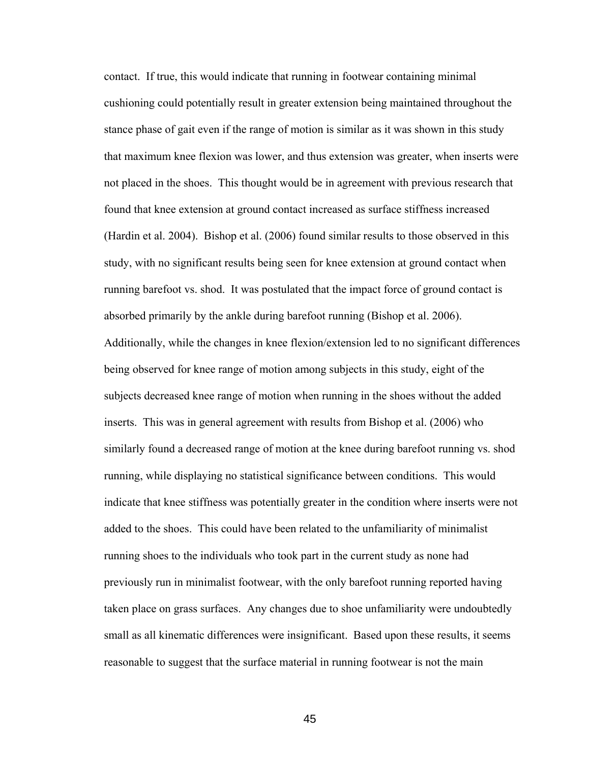contact. If true, this would indicate that running in footwear containing minimal cushioning could potentially result in greater extension being maintained throughout the stance phase of gait even if the range of motion is similar as it was shown in this study that maximum knee flexion was lower, and thus extension was greater, when inserts were not placed in the shoes. This thought would be in agreement with previous research that found that knee extension at ground contact increased as surface stiffness increased (Hardin et al. 2004). Bishop et al. (2006) found similar results to those observed in this study, with no significant results being seen for knee extension at ground contact when running barefoot vs. shod. It was postulated that the impact force of ground contact is absorbed primarily by the ankle during barefoot running (Bishop et al. 2006). Additionally, while the changes in knee flexion/extension led to no significant differences being observed for knee range of motion among subjects in this study, eight of the subjects decreased knee range of motion when running in the shoes without the added inserts. This was in general agreement with results from Bishop et al. (2006) who similarly found a decreased range of motion at the knee during barefoot running vs. shod running, while displaying no statistical significance between conditions. This would indicate that knee stiffness was potentially greater in the condition where inserts were not added to the shoes. This could have been related to the unfamiliarity of minimalist running shoes to the individuals who took part in the current study as none had previously run in minimalist footwear, with the only barefoot running reported having taken place on grass surfaces. Any changes due to shoe unfamiliarity were undoubtedly small as all kinematic differences were insignificant. Based upon these results, it seems reasonable to suggest that the surface material in running footwear is not the main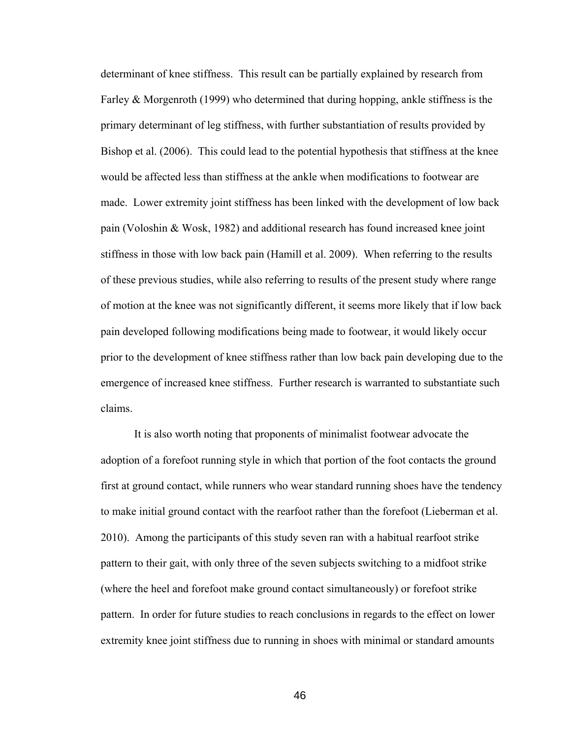determinant of knee stiffness. This result can be partially explained by research from Farley & Morgenroth (1999) who determined that during hopping, ankle stiffness is the primary determinant of leg stiffness, with further substantiation of results provided by Bishop et al. (2006). This could lead to the potential hypothesis that stiffness at the knee would be affected less than stiffness at the ankle when modifications to footwear are made. Lower extremity joint stiffness has been linked with the development of low back pain (Voloshin & Wosk, 1982) and additional research has found increased knee joint stiffness in those with low back pain (Hamill et al. 2009). When referring to the results of these previous studies, while also referring to results of the present study where range of motion at the knee was not significantly different, it seems more likely that if low back pain developed following modifications being made to footwear, it would likely occur prior to the development of knee stiffness rather than low back pain developing due to the emergence of increased knee stiffness. Further research is warranted to substantiate such claims.

It is also worth noting that proponents of minimalist footwear advocate the adoption of a forefoot running style in which that portion of the foot contacts the ground first at ground contact, while runners who wear standard running shoes have the tendency to make initial ground contact with the rearfoot rather than the forefoot (Lieberman et al. 2010). Among the participants of this study seven ran with a habitual rearfoot strike pattern to their gait, with only three of the seven subjects switching to a midfoot strike (where the heel and forefoot make ground contact simultaneously) or forefoot strike pattern. In order for future studies to reach conclusions in regards to the effect on lower extremity knee joint stiffness due to running in shoes with minimal or standard amounts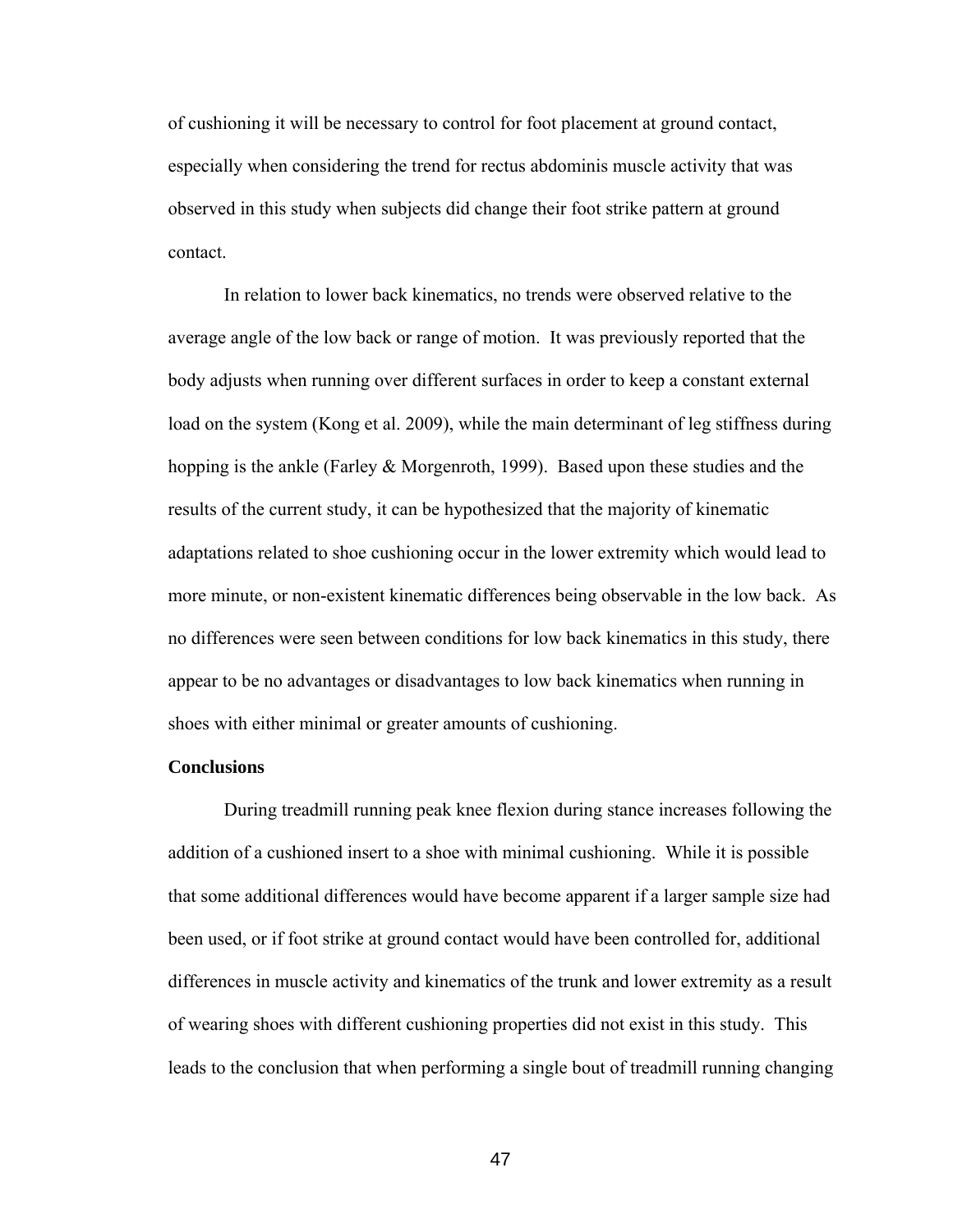of cushioning it will be necessary to control for foot placement at ground contact, especially when considering the trend for rectus abdominis muscle activity that was observed in this study when subjects did change their foot strike pattern at ground contact.

In relation to lower back kinematics, no trends were observed relative to the average angle of the low back or range of motion. It was previously reported that the body adjusts when running over different surfaces in order to keep a constant external load on the system (Kong et al. 2009), while the main determinant of leg stiffness during hopping is the ankle (Farley & Morgenroth, 1999). Based upon these studies and the results of the current study, it can be hypothesized that the majority of kinematic adaptations related to shoe cushioning occur in the lower extremity which would lead to more minute, or non-existent kinematic differences being observable in the low back. As no differences were seen between conditions for low back kinematics in this study, there appear to be no advantages or disadvantages to low back kinematics when running in shoes with either minimal or greater amounts of cushioning.

**Conclusions**

During treadmill running peak knee flexion during stance increases following the addition of a cushioned insert to a shoe with minimal cushioning. While it is possible that some additional differences would have become apparent if a larger sample size had been used, or if foot strike at ground contact would have been controlled for, additional differences in muscle activity and kinematics of the trunk and lower extremity as a result of wearing shoes with different cushioning properties did not exist in this study. This leads to the conclusion that when performing a single bout of treadmill running changing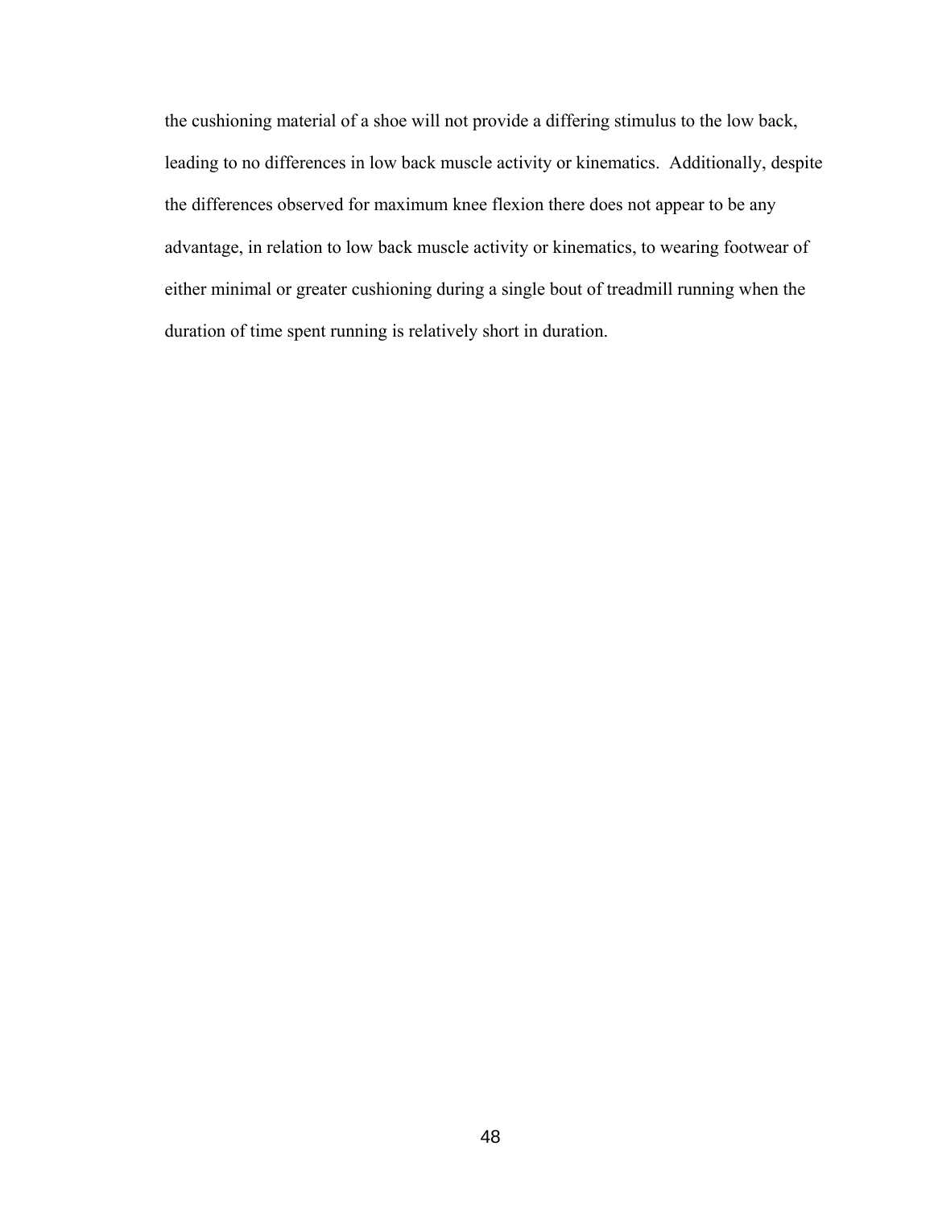the cushioning material of a shoe will not provide a differing stimulus to the low back, leading to no differences in low back muscle activity or kinematics. Additionally, despite the differences observed for maximum knee flexion there does not appear to be any advantage, in relation to low back muscle activity or kinematics, to wearing footwear of either minimal or greater cushioning during a single bout of treadmill running when the duration of time spent running is relatively short in duration.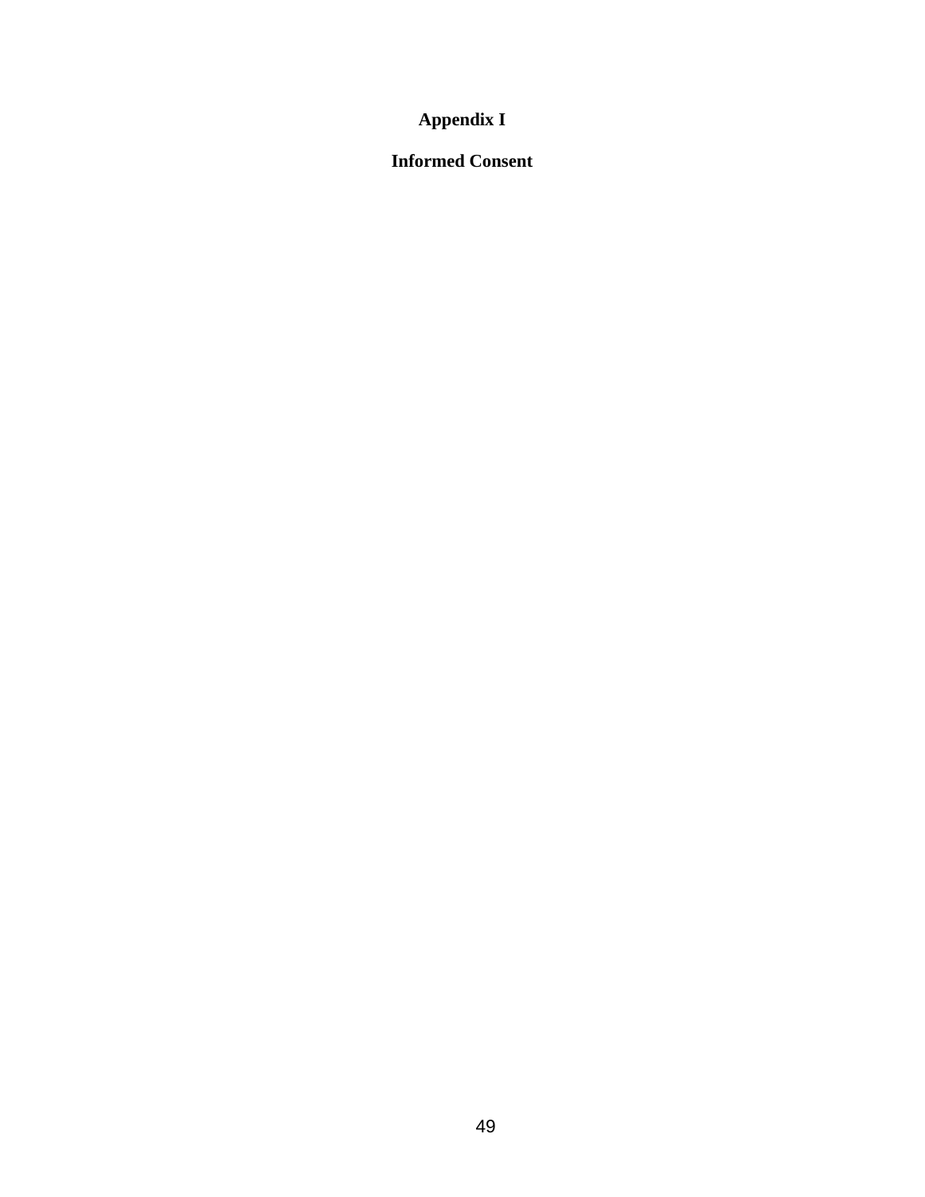# Appendix I

## Informed Consent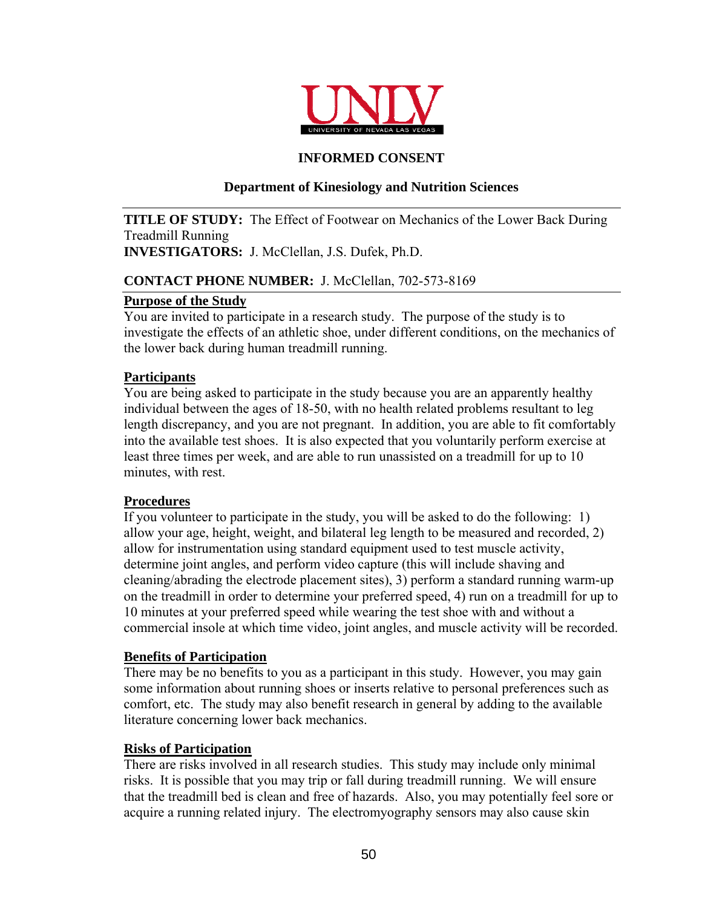UNLV
UNIVERSITY OF NEVADA LAS VEGAS

# INFORMED CONSENT

## Department of Kinesiology and Nutrition Sciences

---

**TITLE OF STUDY:** The Effect of Footwear on Mechanics of the Lower Back During Treadmill Running
**INVESTIGATORS:** J. McClellan, J.S. Dufek, Ph.D.

**CONTACT PHONE NUMBER:** J. McClellan, 702-573-8169

---

**Purpose of the Study**
You are invited to participate in a research study. The purpose of the study is to investigate the effects of an athletic shoe, under different conditions, on the mechanics of the lower back during human treadmill running.

**Participants**
You are being asked to participate in the study because you are an apparently healthy individual between the ages of 18-50, with no health related problems resultant to leg length discrepancy, and you are not pregnant. In addition, you are able to fit comfortably into the available test shoes. It is also expected that you voluntarily perform exercise at least three times per week, and are able to run unassisted on a treadmill for up to 10 minutes, with rest.

**Procedures**
If you volunteer to participate in the study, you will be asked to do the following: 1) allow your age, height, weight, and bilateral leg length to be measured and recorded, 2) allow for instrumentation using standard equipment used to test muscle activity, determine joint angles, and perform video capture (this will include shaving and cleaning/abrading the electrode placement sites), 3) perform a standard running warm-up on the treadmill in order to determine your preferred speed, 4) run on a treadmill for up to 10 minutes at your preferred speed while wearing the test shoe with and without a commercial insole at which time video, joint angles, and muscle activity will be recorded.

**Benefits of Participation**
There may be no benefits to you as a participant in this study. However, you may gain some information about running shoes or inserts relative to personal preferences such as comfort, etc. The study may also benefit research in general by adding to the available literature concerning lower back mechanics.

**Risks of Participation**
There are risks involved in all research studies. This study may include only minimal risks. It is possible that you may trip or fall during treadmill running. We will ensure that the treadmill bed is clean and free of hazards. Also, you may potentially feel sore or acquire a running related injury. The electromyography sensors may also cause skin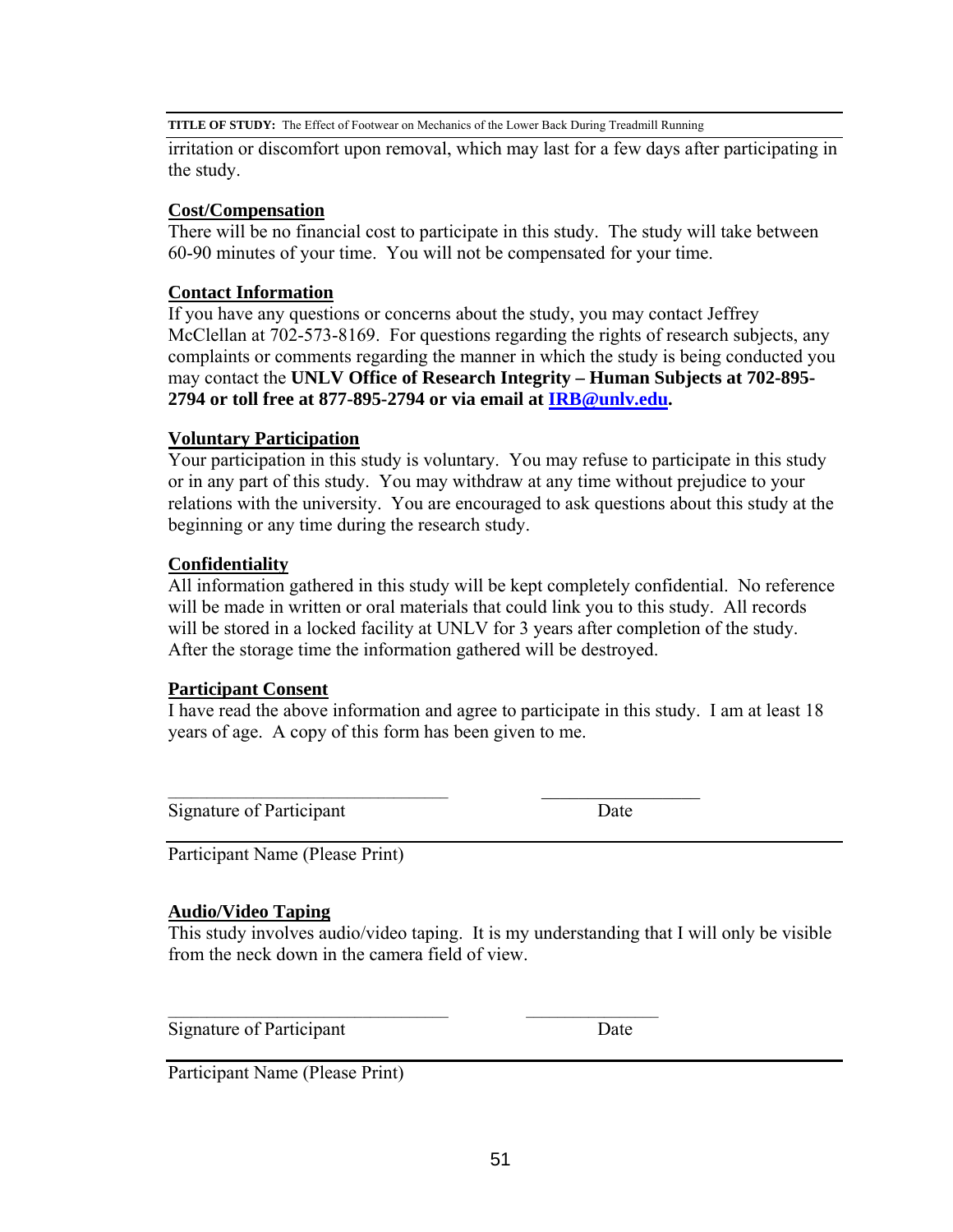irritation or discomfort upon removal, which may last for a few days after participating in the study.

**Cost/Compensation**

There will be no financial cost to participate in this study. The study will take between 60-90 minutes of your time. You will not be compensated for your time.

**Contact Information**

If you have any questions or concerns about the study, you may contact Jeffrey McClellan at 702-573-8169. For questions regarding the rights of research subjects, any complaints or comments regarding the manner in which the study is being conducted you may contact the **UNLV Office of Research Integrity – Human Subjects at 702-895-2794 or toll free at 877-895-2794 or via email at IRB@unlv.edu.**

**Voluntary Participation**

Your participation in this study is voluntary. You may refuse to participate in this study or in any part of this study. You may withdraw at any time without prejudice to your relations with the university. You are encouraged to ask questions about this study at the beginning or any time during the research study.

**Confidentiality**

All information gathered in this study will be kept completely confidential. No reference will be made in written or oral materials that could link you to this study. All records will be stored in a locked facility at UNLV for 3 years after completion of the study. After the storage time the information gathered will be destroyed.

**Participant Consent**

I have read the above information and agree to participate in this study. I am at least 18 years of age. A copy of this form has been given to me.

_______________________________ &nbsp;&nbsp;&nbsp;&nbsp;&nbsp;&nbsp;&nbsp;&nbsp; _________________

Signature of Participant &nbsp;&nbsp;&nbsp;&nbsp;&nbsp;&nbsp;&nbsp;&nbsp;&nbsp;&nbsp;&nbsp;&nbsp;&nbsp;&nbsp;&nbsp;&nbsp; Date

_______________________________________________________________

Participant Name (Please Print)

**Audio/Video Taping**

This study involves audio/video taping. It is my understanding that I will only be visible from the neck down in the camera field of view.

_______________________________ &nbsp;&nbsp;&nbsp;&nbsp;&nbsp;&nbsp;&nbsp;&nbsp; _______________

Signature of Participant &nbsp;&nbsp;&nbsp;&nbsp;&nbsp;&nbsp;&nbsp;&nbsp;&nbsp;&nbsp;&nbsp;&nbsp;&nbsp;&nbsp;&nbsp;&nbsp; Date

_______________________________________________________________

Participant Name (Please Print)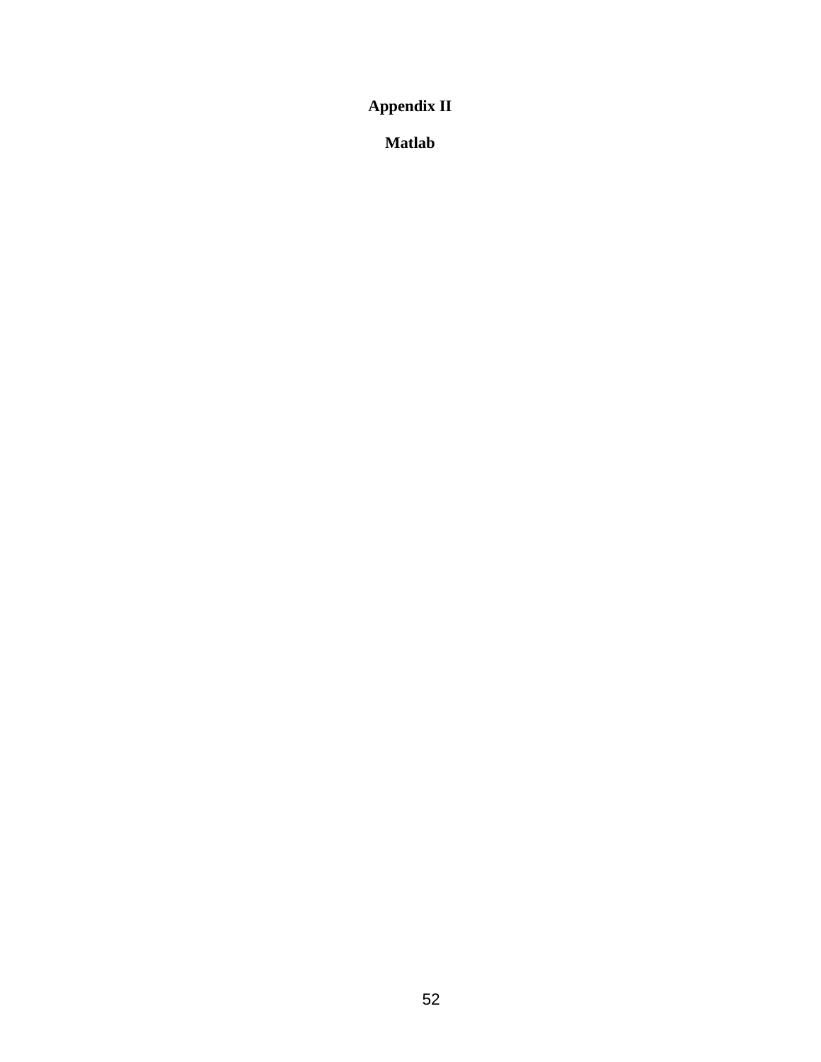# Appendix II

## Matlab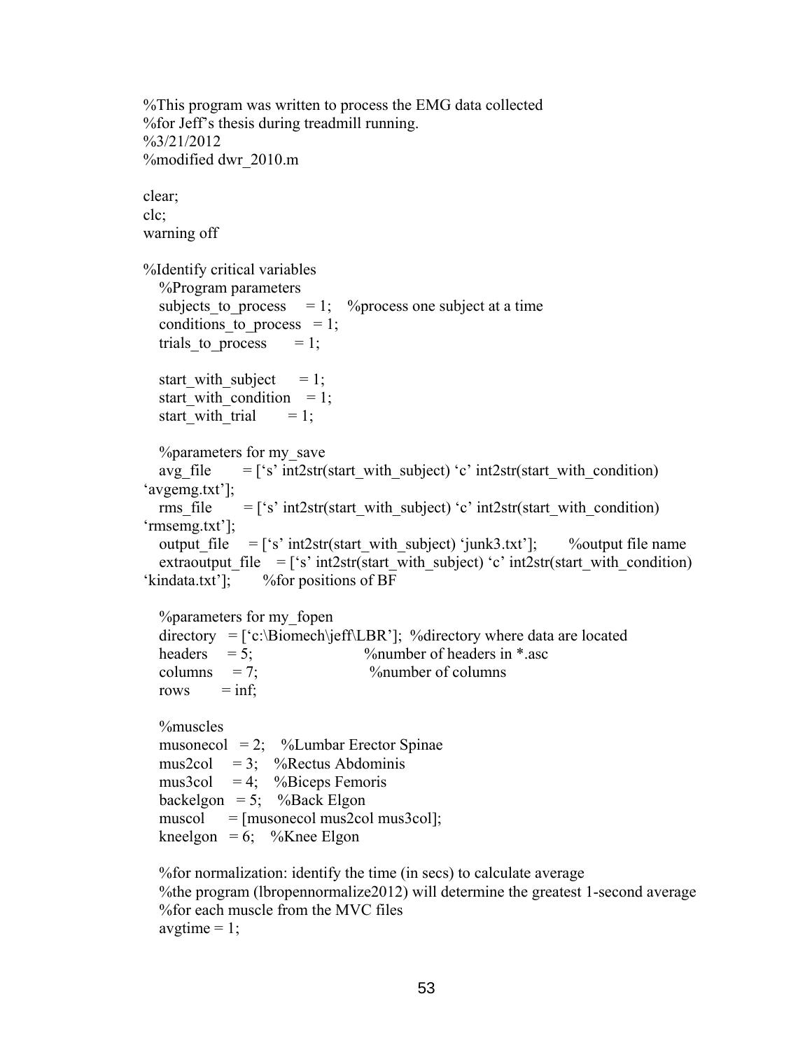```
%This program was written to process the EMG data collected
%for Jeff's thesis during treadmill running.
%3/21/2012
%modified dwr_2010.m

clear;
clc;
warning off

%Identify critical variables
   %Program parameters
   subjects_to_process    = 1;   %process one subject at a time
   conditions_to_process  = 1;
   trials_to_process      = 1;

   start_with_subject     = 1;
   start_with_condition   = 1;
   start_with_trial       = 1;

   %parameters for my_save
   avg_file       = ['s' int2str(start_with_subject) 'c' int2str(start_with_condition)
'avgemg.txt'];
   rms_file       = ['s' int2str(start_with_subject) 'c' int2str(start_with_condition)
'rmsemg.txt'];
   output_file    = ['s' int2str(start_with_subject) 'junk3.txt'];      %output file name
   extraoutput_file   = ['s' int2str(start_with_subject) 'c' int2str(start_with_condition)
'kindata.txt'];       %for positions of BF

   %parameters for my_fopen
   directory  = ['c:\Biomech\jeff\LBR'];  %directory where data are located
   headers    = 5;                        %number of headers in *.asc
   columns    = 7;                        %number of columns
   rows       = inf;

   %muscles
   musonecol  = 2;   %Lumbar Erector Spinae
   mus2col    = 3;   %Rectus Abdominis
   mus3col    = 4;   %Biceps Femoris
   backelgon  = 5;   %Back Elgon
   muscol     = [musonecol mus2col mus3col];
   kneelgon   = 6;   %Knee Elgon

   %for normalization: identify the time (in secs) to calculate average
   %the program (lbropennormalize2012) will determine the greatest 1-second average
   %for each muscle from the MVC files
   avgtime = 1;
```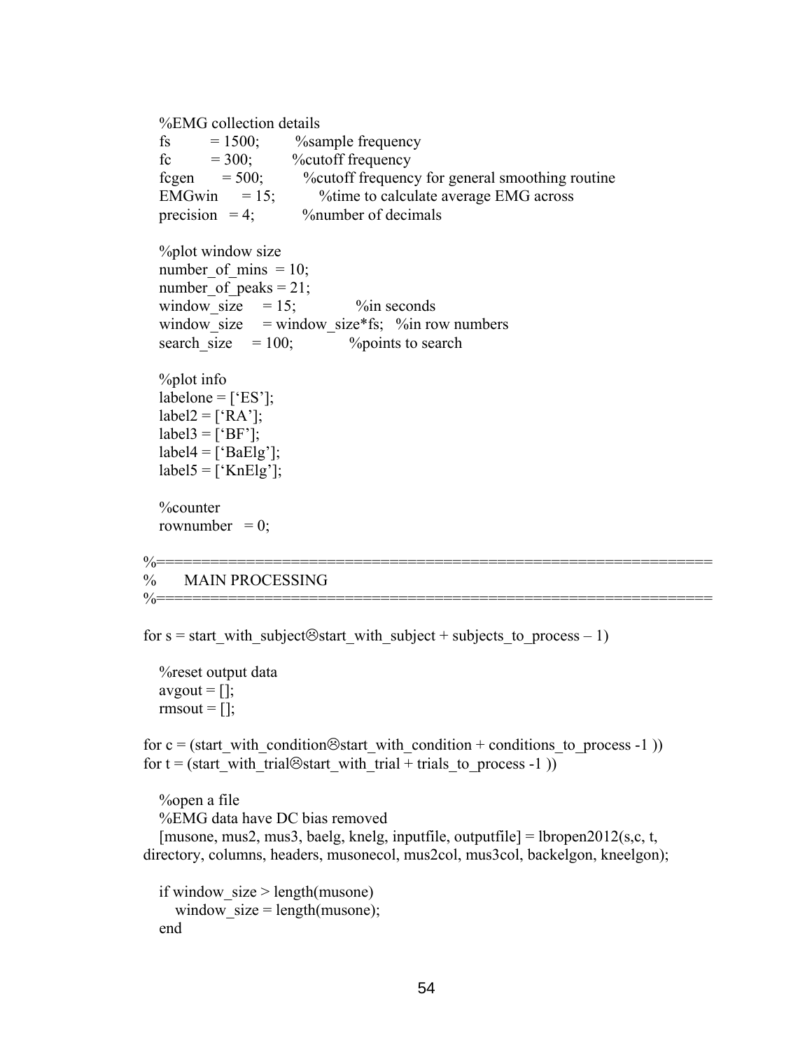```
   %EMG collection details
   fs        = 1500;       %sample frequency
   fc        = 300;        %cutoff frequency
   fcgen     = 500;        %cutoff frequency for general smoothing routine
   EMGwin    = 15;         %time to calculate average EMG across
   precision  = 4;         %number of decimals

   %plot window size
   number_of_mins  = 10;
   number_of_peaks = 21;
   window_size     = 15;            %in seconds
   window_size     = window_size*fs;  %in row numbers
   search_size     = 100;           %points to search

   %plot info
   labelone = ['ES'];
   label2 = ['RA'];
   label3 = ['BF'];
   label4 = ['BaElg'];
   label5 = ['KnElg'];

   %counter
   rownumber   = 0;

%==============================================================
%      MAIN PROCESSING
%==============================================================

for s = start_with_subject☹start_with_subject + subjects_to_process – 1)

   %reset output data
   avgout = [];
   rmsout = [];

for c = (start_with_condition☹start_with_condition + conditions_to_process -1 ))
for t = (start_with_trial☹start_with_trial + trials_to_process -1 ))

   %open a file
   %EMG data have DC bias removed
   [musone, mus2, mus3, baelg, knelg, inputfile, outputfile] = lbropen2012(s,c, t,
directory, columns, headers, musonecol, mus2col, mus3col, backelgon, kneelgon);

   if window_size > length(musone)
      window_size = length(musone);
   end
```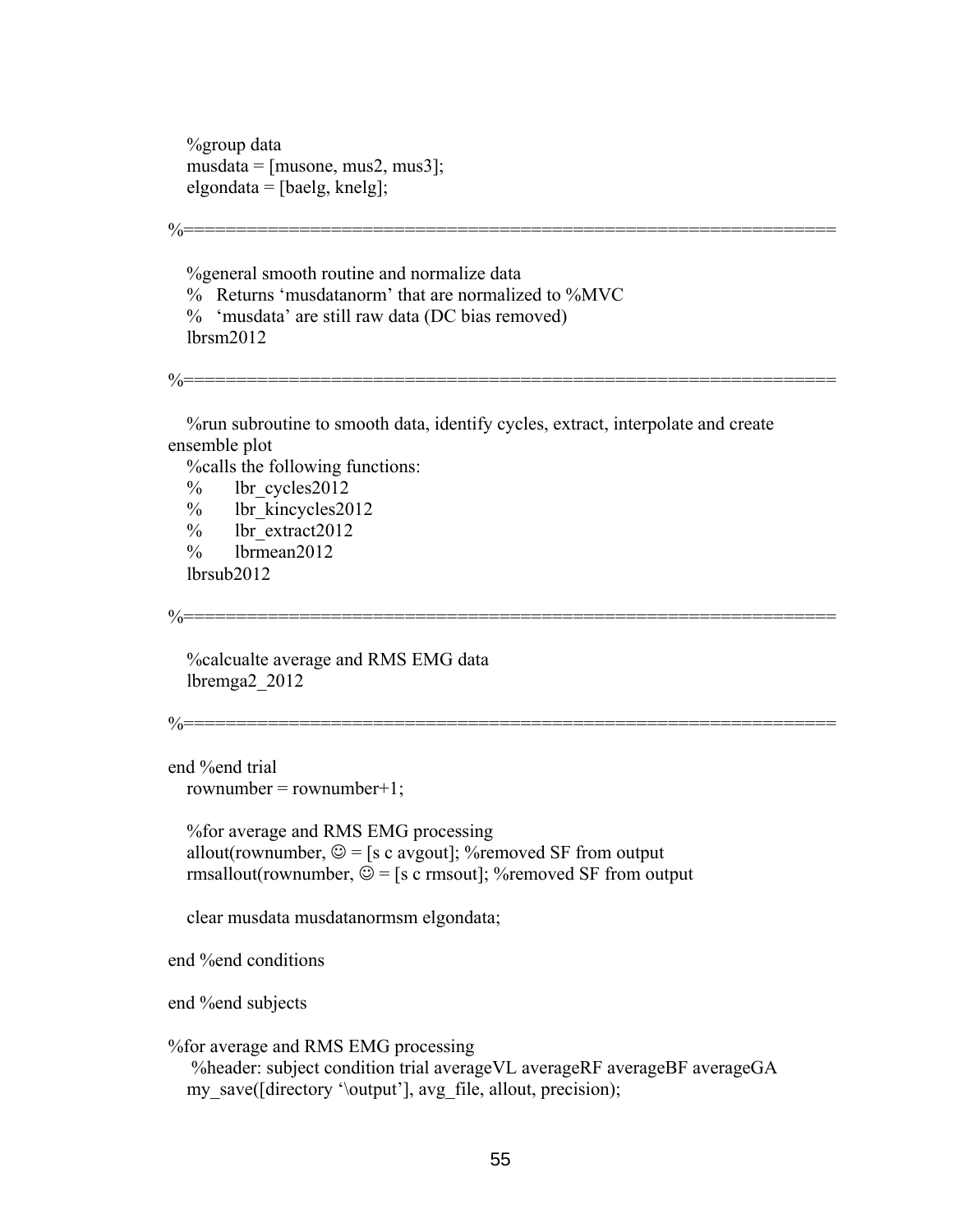```
   %group data
   musdata = [musone, mus2, mus3];
   elgondata = [baelg, knelg];

%==============================================================

   %general smooth routine and normalize data
   %  Returns ‘musdatanorm’ that are normalized to %MVC
   %  ‘musdata’ are still raw data (DC bias removed)
   lbrsm2012

%==============================================================

   %run subroutine to smooth data, identify cycles, extract, interpolate and create
ensemble plot
   %calls the following functions:
   %      lbr_cycles2012
   %      lbr_kincycles2012
   %      lbr_extract2012
   %      lbrmean2012
   lbrsub2012

%==============================================================

   %calcualte average and RMS EMG data
   lbremga2_2012

%==============================================================

end %end trial
   rownumber = rownumber+1;

   %for average and RMS EMG processing
   allout(rownumber, ☺ = [s c avgout]; %removed SF from output
   rmsallout(rownumber, ☺ = [s c rmsout]; %removed SF from output

   clear musdata musdatanormsm elgondata;

end %end conditions

end %end subjects

%for average and RMS EMG processing
    %header: subject condition trial averageVL averageRF averageBF averageGA
   my_save([directory ‘\output’], avg_file, allout, precision);
```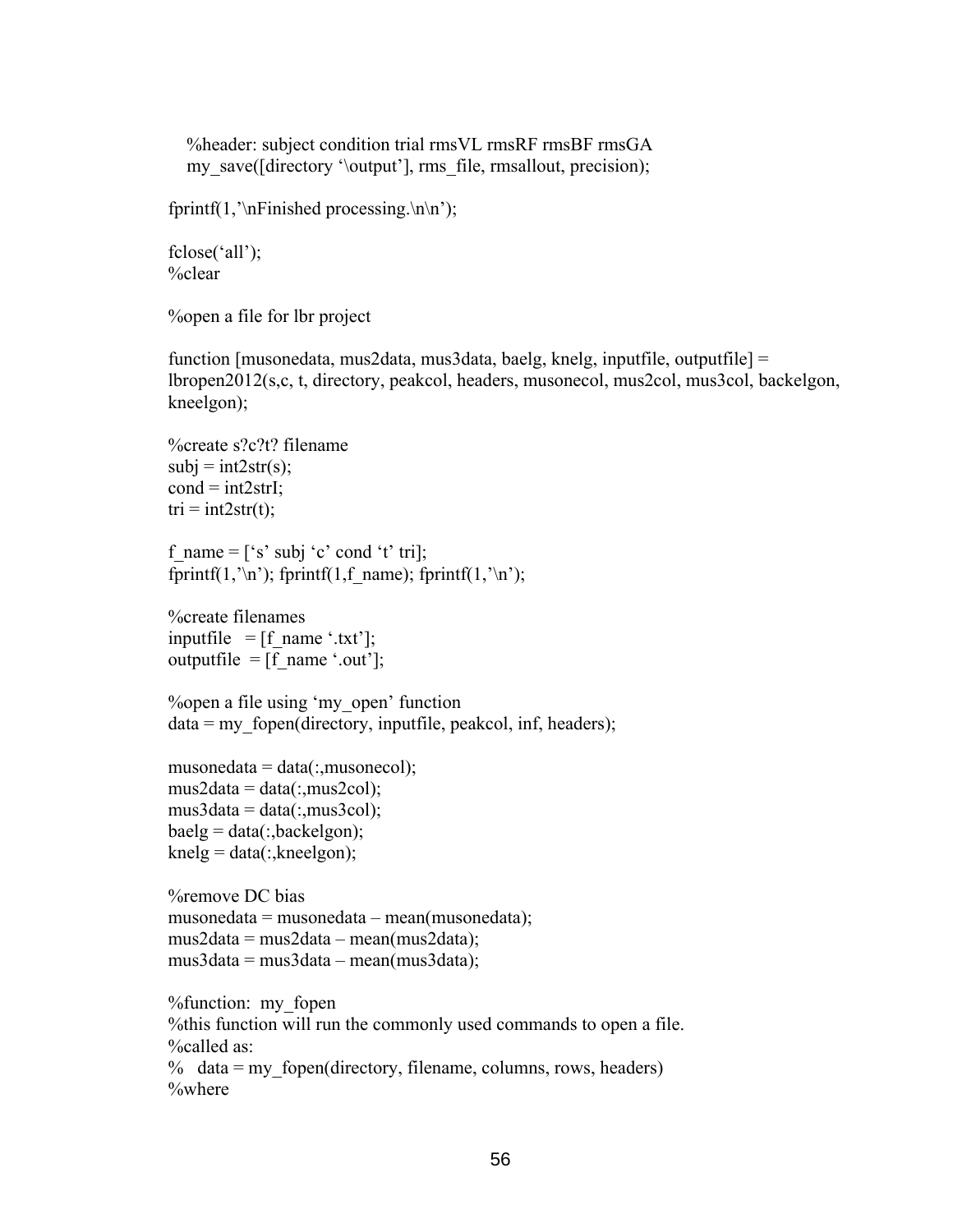```
   %header: subject condition trial rmsVL rmsRF rmsBF rmsGA
   my_save([directory '\output'], rms_file, rmsallout, precision);

fprintf(1,'\nFinished processing.\n\n');

fclose('all');
%clear

%open a file for lbr project

function [musonedata, mus2data, mus3data, baelg, knelg, inputfile, outputfile] =
lbropen2012(s,c, t, directory, peakcol, headers, musonecol, mus2col, mus3col, backelgon,
kneelgon);

%create s?c?t? filename
subj = int2str(s);
cond = int2strI;
tri = int2str(t);

f_name = ['s' subj 'c' cond 't' tri];
fprintf(1,'\n'); fprintf(1,f_name); fprintf(1,'\n');

%create filenames
inputfile   = [f_name '.txt'];
outputfile  = [f_name '.out'];

%open a file using 'my_open' function
data = my_fopen(directory, inputfile, peakcol, inf, headers);

musonedata = data(:,musonecol);
mus2data = data(:,mus2col);
mus3data = data(:,mus3col);
baelg = data(:,backelgon);
knelg = data(:,kneelgon);

%remove DC bias
musonedata = musonedata – mean(musonedata);
mus2data = mus2data – mean(mus2data);
mus3data = mus3data – mean(mus3data);

%function:  my_fopen
%this function will run the commonly used commands to open a file.
%called as:
%   data = my_fopen(directory, filename, columns, rows, headers)
%where
```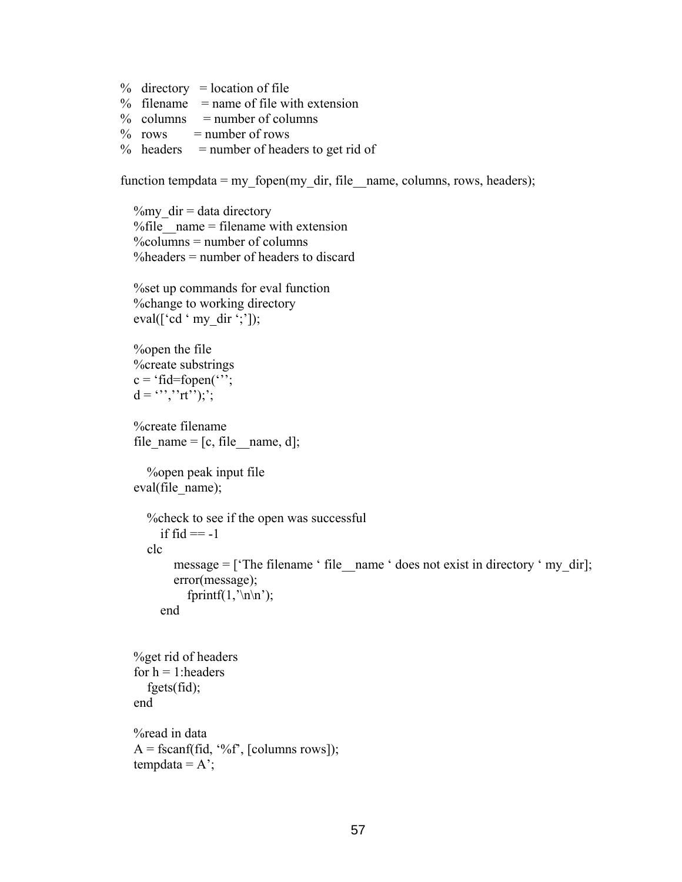```
%   directory   = location of file
%   filename    = name of file with extension
%   columns     = number of columns
%   rows        = number of rows
%   headers     = number of headers to get rid of

function tempdata = my_fopen(my_dir, file__name, columns, rows, headers);

   %my_dir = data directory
   %file__name = filename with extension
   %columns = number of columns
   %headers = number of headers to discard

   %set up commands for eval function
   %change to working directory
   eval([‘cd ‘ my_dir ‘;’]);

   %open the file
   %create substrings
   c = ‘fid=fopen(‘’’;
   d = ‘’’,’’rt’’);’;

   %create filename
   file_name = [c, file__name, d];

      %open peak input file
   eval(file_name);

      %check to see if the open was successful
         if fid == -1
      clc
            message = [‘The filename ‘ file__name ‘ does not exist in directory ‘ my_dir];
            error(message);
               fprintf(1,’\n\n’);
         end


   %get rid of headers
   for h = 1:headers
      fgets(fid);
   end

   %read in data
   A = fscanf(fid, ‘%f’, [columns rows]);
   tempdata = A’;
```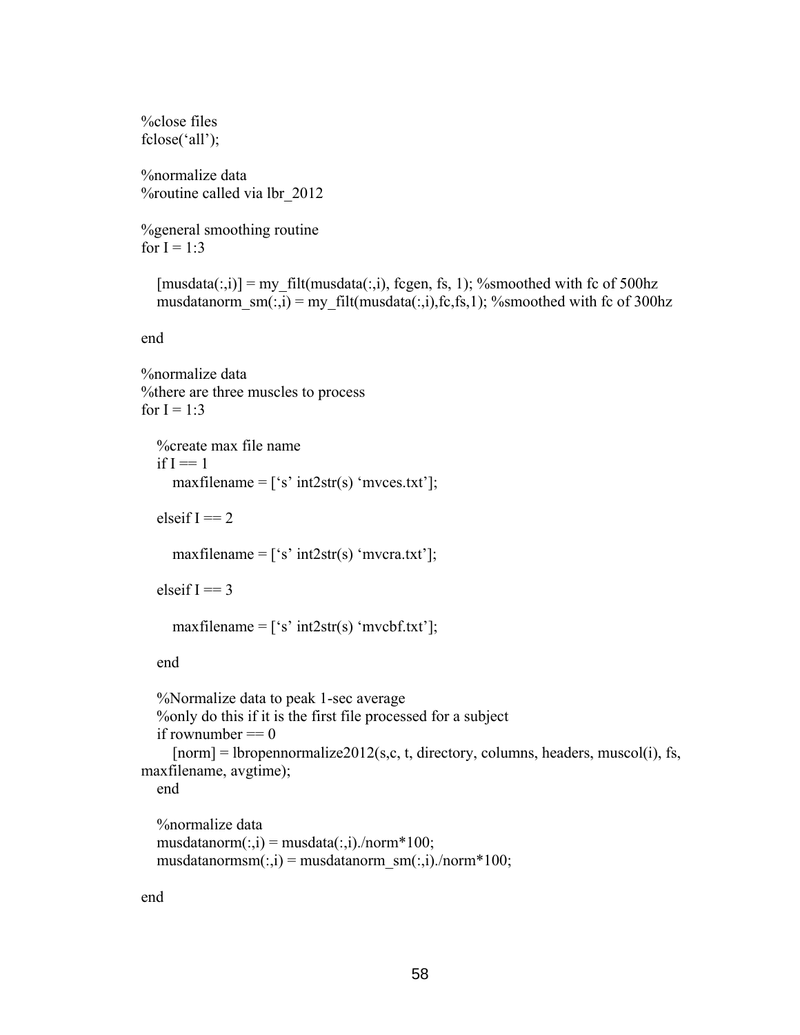```
%close files
fclose('all');

%normalize data
%routine called via lbr_2012

%general smoothing routine
for I = 1:3

   [musdata(:,i)] = my_filt(musdata(:,i), fcgen, fs, 1); %smoothed with fc of 500hz
   musdatanorm_sm(:,i) = my_filt(musdata(:,i),fc,fs,1); %smoothed with fc of 300hz

end

%normalize data
%there are three muscles to process
for I = 1:3

   %create max file name
   if I == 1
      maxfilename = ['s' int2str(s) 'mvces.txt'];

   elseif I == 2

      maxfilename = ['s' int2str(s) 'mvcra.txt'];

   elseif I == 3

      maxfilename = ['s' int2str(s) 'mvcbf.txt'];

   end

   %Normalize data to peak 1-sec average
   %only do this if it is the first file processed for a subject
   if rownumber == 0
      [norm] = lbropennormalize2012(s,c, t, directory, columns, headers, muscol(i), fs,
maxfilename, avgtime);
   end

   %normalize data
   musdatanorm(:,i) = musdata(:,i)./norm*100;
   musdatanormsm(:,i) = musdatanorm_sm(:,i)./norm*100;

end
```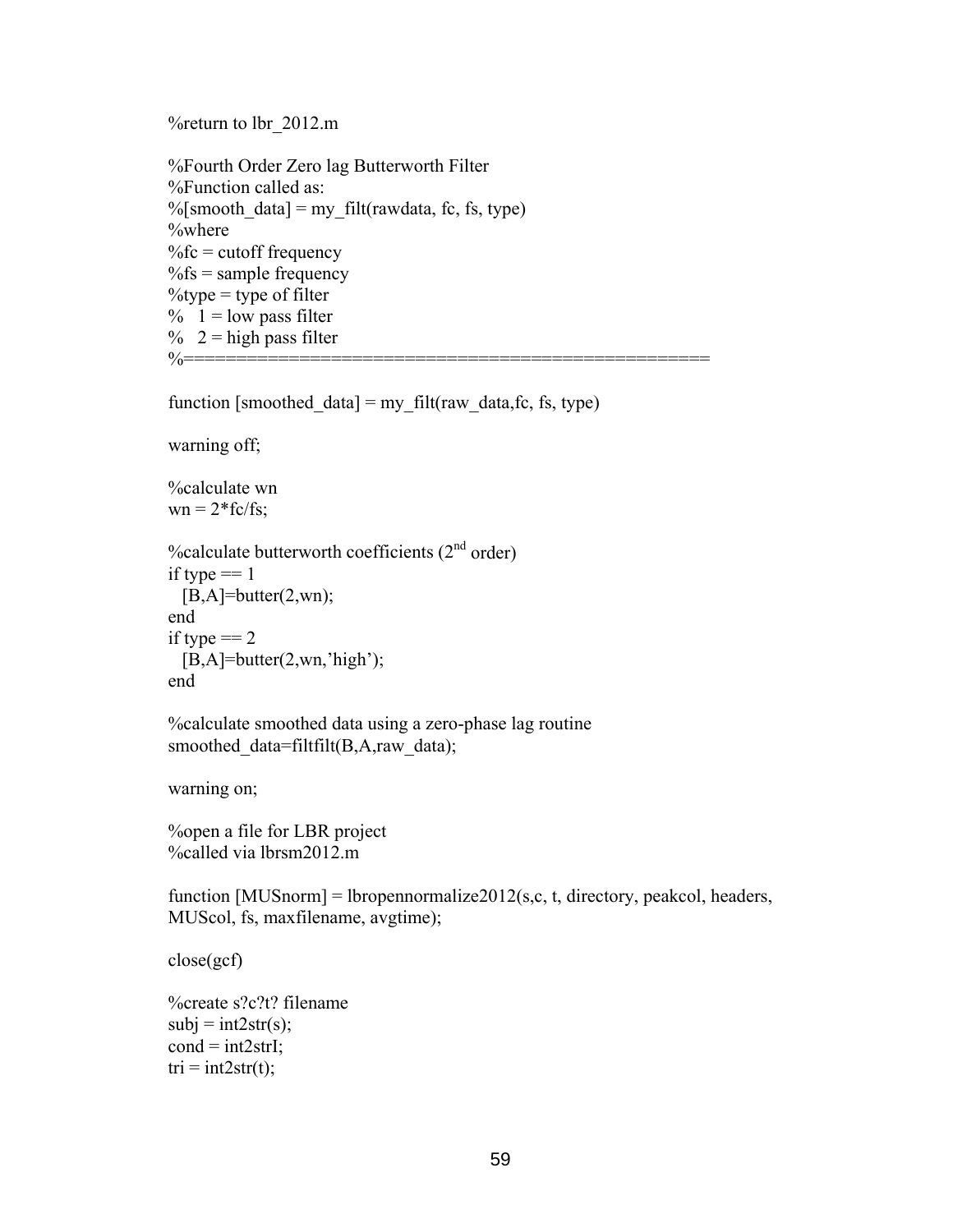```
%return to lbr_2012.m

%Fourth Order Zero lag Butterworth Filter
%Function called as:
%[smooth_data] = my_filt(rawdata, fc, fs, type)
%where
%fc = cutoff frequency
%fs = sample frequency
%type = type of filter
%   1 = low pass filter
%   2 = high pass filter
%==================================================

function [smoothed_data] = my_filt(raw_data,fc, fs, type)

warning off;

%calculate wn
wn = 2*fc/fs;

%calculate butterworth coefficients (2nd order)
if type == 1
  [B,A]=butter(2,wn);
end
if type == 2
  [B,A]=butter(2,wn,'high');
end

%calculate smoothed data using a zero-phase lag routine
smoothed_data=filtfilt(B,A,raw_data);

warning on;

%open a file for LBR project
%called via lbrsm2012.m

function [MUSnorm] = lbropennormalize2012(s,c, t, directory, peakcol, headers,
MUScol, fs, maxfilename, avgtime);

close(gcf)

%create s?c?t? filename
subj = int2str(s);
cond = int2strI;
tri = int2str(t);
```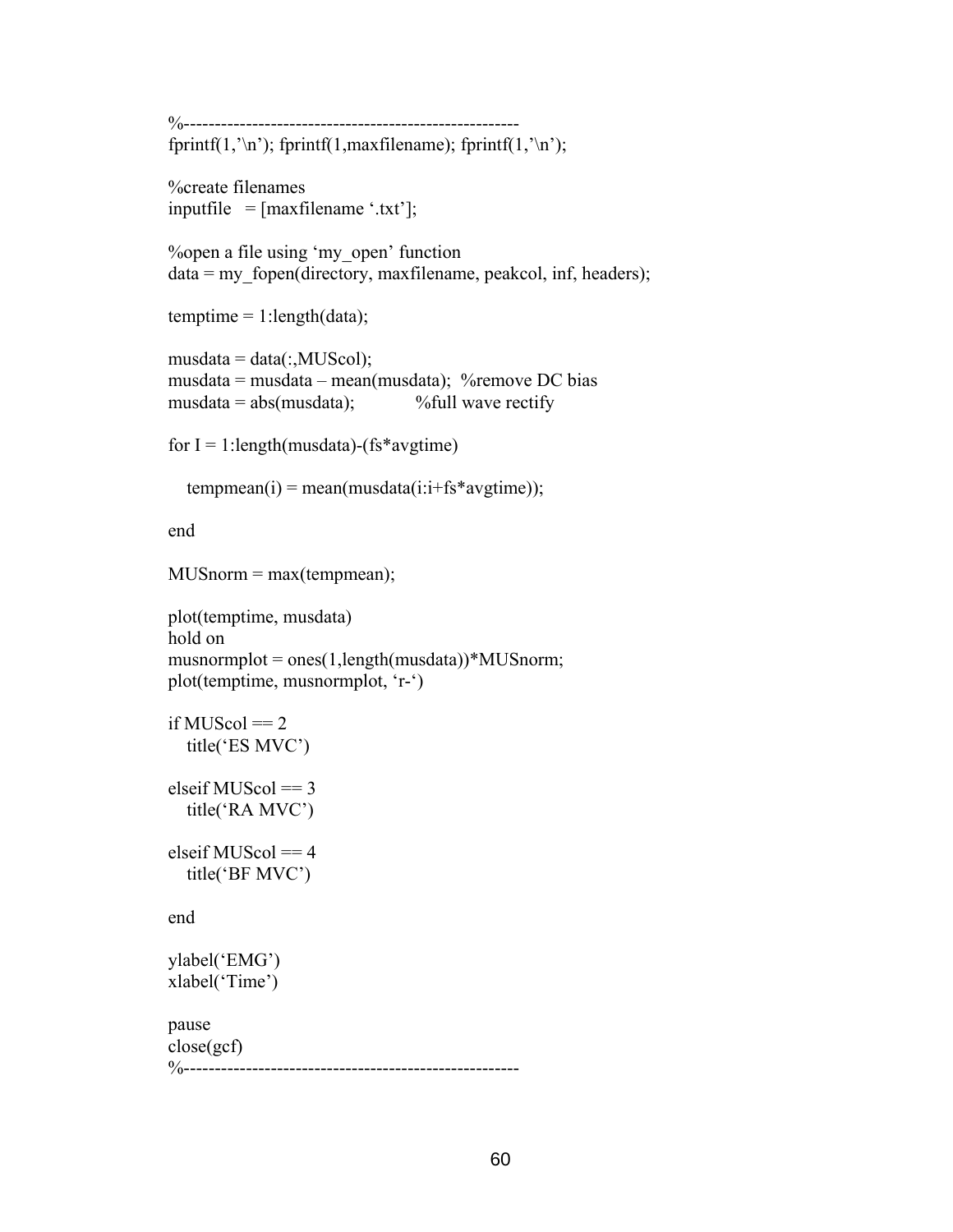```
%-------------------------------------------------------
fprintf(1,'\n'); fprintf(1,maxfilename); fprintf(1,'\n');

%create filenames
inputfile   = [maxfilename '.txt'];

%open a file using 'my_open' function
data = my_fopen(directory, maxfilename, peakcol, inf, headers);

temptime = 1:length(data);

musdata = data(:,MUScol);
musdata = musdata – mean(musdata);  %remove DC bias
musdata = abs(musdata);            %full wave rectify

for I = 1:length(musdata)-(fs*avgtime)

   tempmean(i) = mean(musdata(i:i+fs*avgtime));

end

MUSnorm = max(tempmean);

plot(temptime, musdata)
hold on
musnormplot = ones(1,length(musdata))*MUSnorm;
plot(temptime, musnormplot, 'r-')

if MUScol == 2
   title('ES MVC')

elseif MUScol == 3
   title('RA MVC')

elseif MUScol == 4
   title('BF MVC')

end

ylabel('EMG')
xlabel('Time')

pause
close(gcf)
%-------------------------------------------------------
```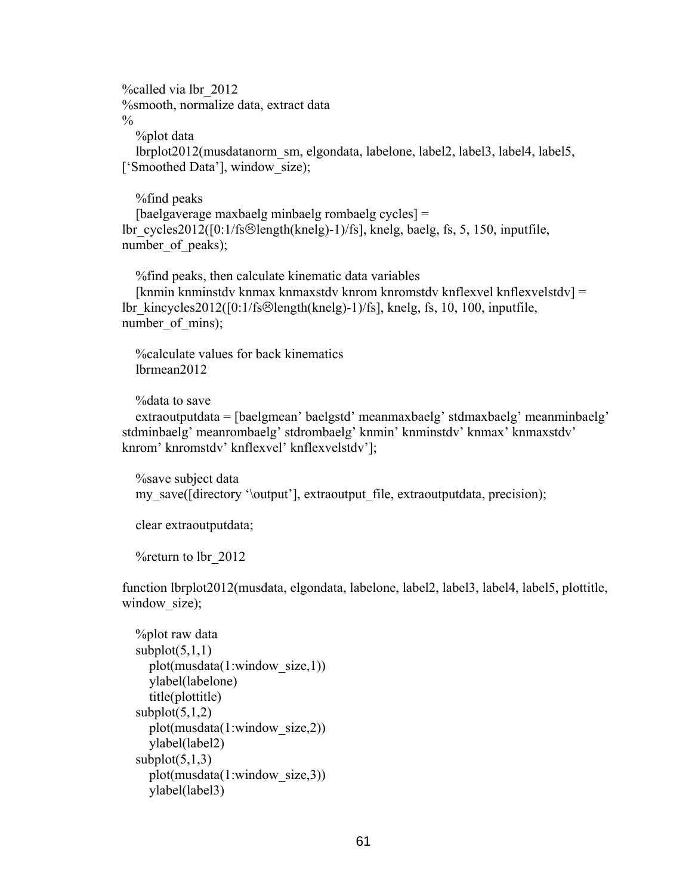```
%called via lbr_2012
%smooth, normalize data, extract data
%
   %plot data
   lbrplot2012(musdatanorm_sm, elgondata, labelone, label2, label3, label4, label5,
['Smoothed Data'], window_size);

   %find peaks
   [baelgaverage maxbaelg minbaelg rombaelg cycles] =
lbr_cycles2012([0:1/fs☹length(knelg)-1)/fs], knelg, baelg, fs, 5, 150, inputfile,
number_of_peaks);

   %find peaks, then calculate kinematic data variables
   [knmin knminstdv knmax knmaxstdv knrom knromstdv knflexvel knflexvelstdv] =
lbr_kincycles2012([0:1/fs☹length(knelg)-1)/fs], knelg, fs, 10, 100, inputfile,
number_of_mins);

   %calculate values for back kinematics
   lbrmean2012

   %data to save
   extraoutputdata = [baelgmean' baelgstd' meanmaxbaelg' stdmaxbaelg' meanminbaelg'
stdminbaelg' meanrombaelg' stdrombaelg' knmin' knminstdv' knmax' knmaxstdv'
knrom' knromstdv' knflexvel' knflexvelstdv'];

   %save subject data
   my_save([directory '\output'], extraoutput_file, extraoutputdata, precision);

   clear extraoutputdata;

   %return to lbr_2012

function lbrplot2012(musdata, elgondata, labelone, label2, label3, label4, label5, plottitle,
window_size);

   %plot raw data
   subplot(5,1,1)
      plot(musdata(1:window_size,1))
      ylabel(labelone)
      title(plottitle)
   subplot(5,1,2)
      plot(musdata(1:window_size,2))
      ylabel(label2)
   subplot(5,1,3)
      plot(musdata(1:window_size,3))
      ylabel(label3)
```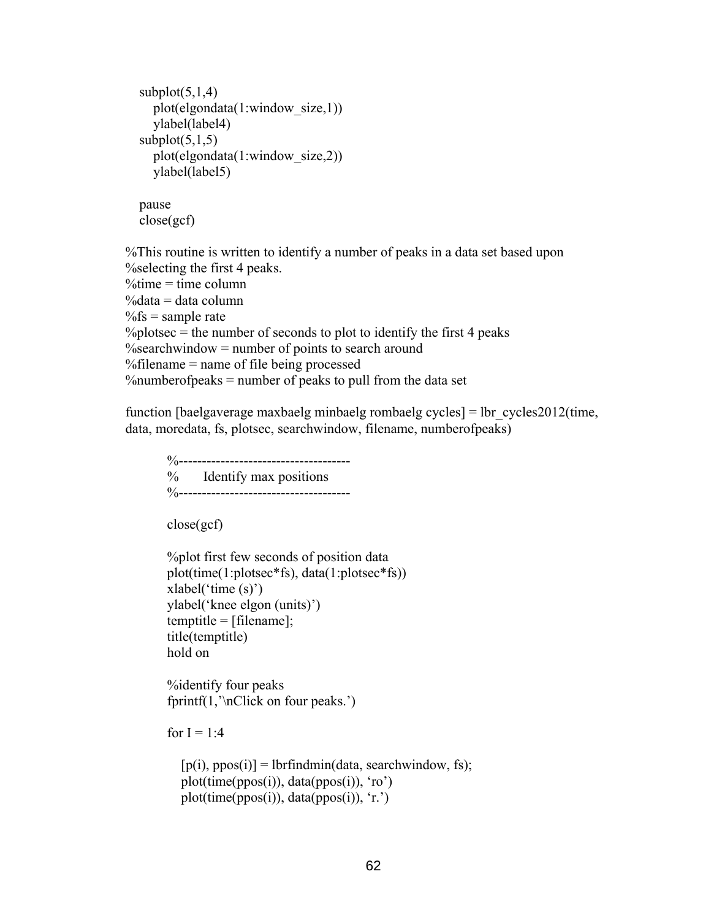```
subplot(5,1,4)
   plot(elgondata(1:window_size,1))
   ylabel(label4)
subplot(5,1,5)
   plot(elgondata(1:window_size,2))
   ylabel(label5)

pause
close(gcf)
```

```
%This routine is written to identify a number of peaks in a data set based upon
%selecting the first 4 peaks.
%time = time column
%data = data column
%fs = sample rate
%plotsec = the number of seconds to plot to identify the first 4 peaks
%searchwindow = number of points to search around
%filename = name of file being processed
%numberofpeaks = number of peaks to pull from the data set

function [baelgaverage maxbaelg minbaelg rombaelg cycles] = lbr_cycles2012(time,
data, moredata, fs, plotsec, searchwindow, filename, numberofpeaks)

    %-------------------------------------
    %      Identify max positions
    %-------------------------------------

    close(gcf)

    %plot first few seconds of position data
    plot(time(1:plotsec*fs), data(1:plotsec*fs))
    xlabel('time (s)')
    ylabel('knee elgon (units)')
    temptitle = [filename];
    title(temptitle)
    hold on

    %identify four peaks
    fprintf(1,'\nClick on four peaks.')

    for I = 1:4

       [p(i), ppos(i)] = lbrfindmin(data, searchwindow, fs);
       plot(time(ppos(i)), data(ppos(i)), 'ro')
       plot(time(ppos(i)), data(ppos(i)), 'r.')
```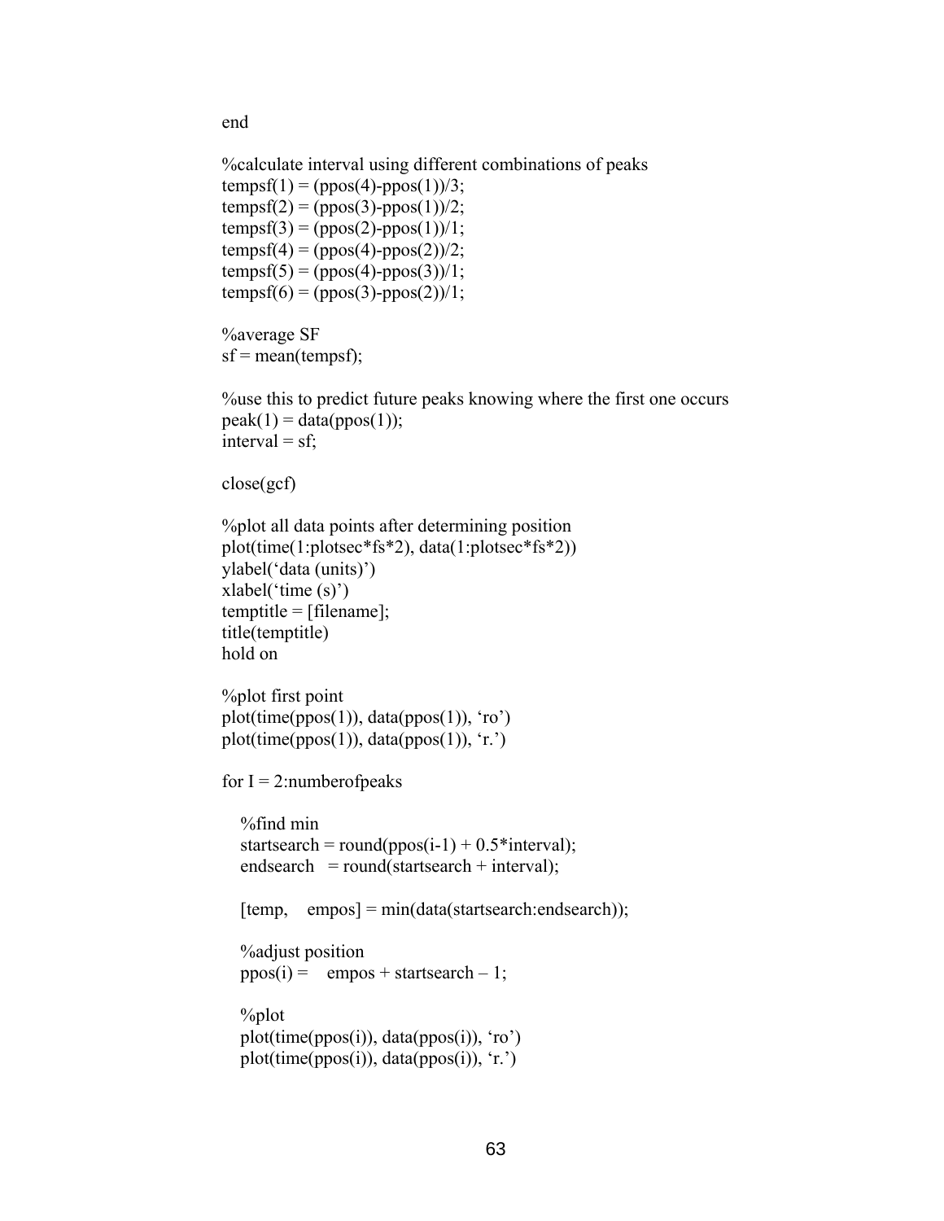```
end

%calculate interval using different combinations of peaks
tempsf(1) = (ppos(4)-ppos(1))/3;
tempsf(2) = (ppos(3)-ppos(1))/2;
tempsf(3) = (ppos(2)-ppos(1))/1;
tempsf(4) = (ppos(4)-ppos(2))/2;
tempsf(5) = (ppos(4)-ppos(3))/1;
tempsf(6) = (ppos(3)-ppos(2))/1;

%average SF
sf = mean(tempsf);

%use this to predict future peaks knowing where the first one occurs
peak(1) = data(ppos(1));
interval = sf;

close(gcf)

%plot all data points after determining position
plot(time(1:plotsec*fs*2), data(1:plotsec*fs*2))
ylabel('data (units)')
xlabel('time (s)')
temptitle = [filename];
title(temptitle)
hold on

%plot first point
plot(time(ppos(1)), data(ppos(1)), 'ro')
plot(time(ppos(1)), data(ppos(1)), 'r.')

for I = 2:numberofpeaks

   %find min
   startsearch = round(ppos(i-1) + 0.5*interval);
   endsearch   = round(startsearch + interval);

   [temp,    empos] = min(data(startsearch:endsearch));

   %adjust position
   ppos(i) =    empos + startsearch – 1;

   %plot
   plot(time(ppos(i)), data(ppos(i)), 'ro')
   plot(time(ppos(i)), data(ppos(i)), 'r.')
```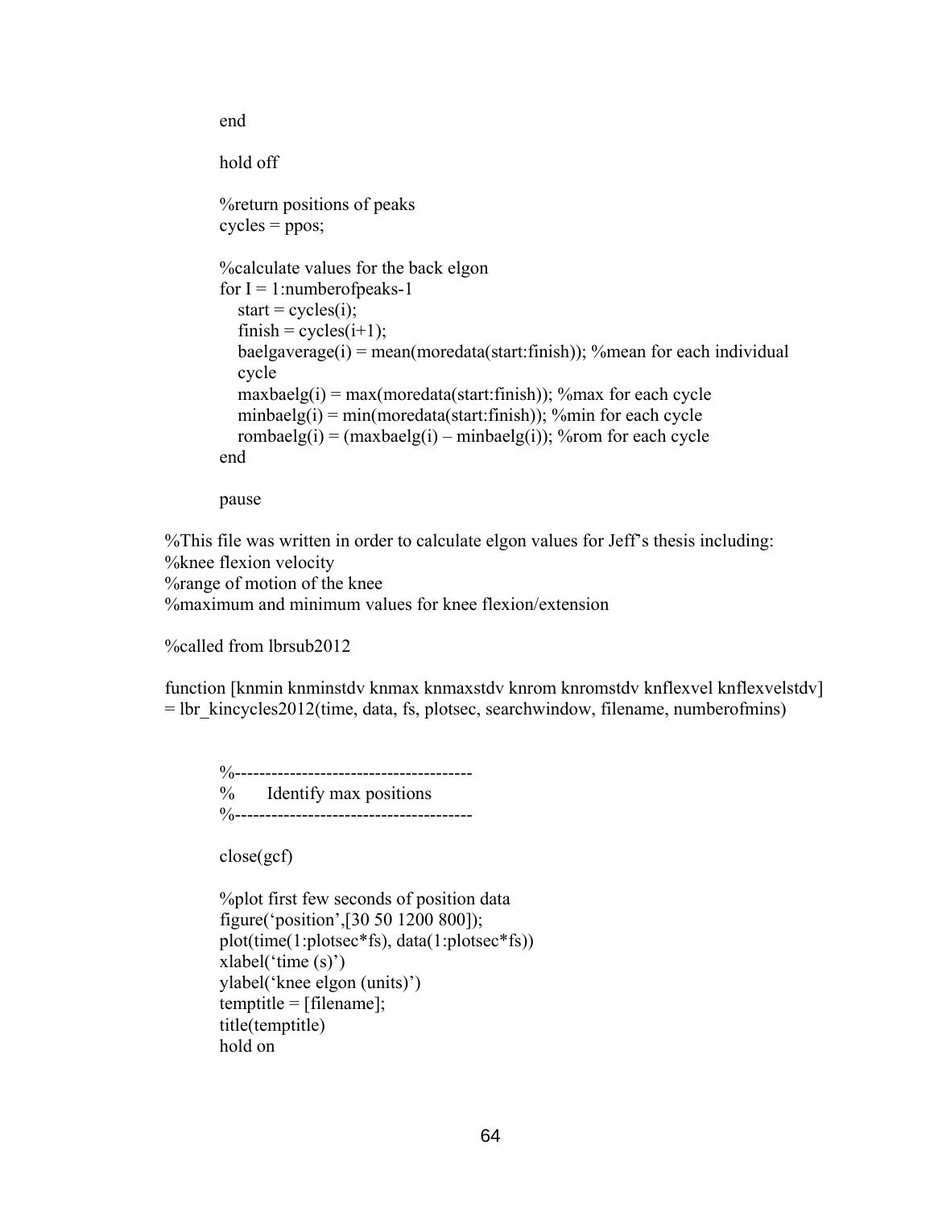```
end

hold off

%return positions of peaks
cycles = ppos;

%calculate values for the back elgon
for I = 1:numberofpeaks-1
    start = cycles(i);
    finish = cycles(i+1);
    baelgaverage(i) = mean(moredata(start:finish)); %mean for each individual
    cycle
    maxbaelg(i) = max(moredata(start:finish)); %max for each cycle
    minbaelg(i) = min(moredata(start:finish)); %min for each cycle
    rombaelg(i) = (maxbaelg(i) – minbaelg(i)); %rom for each cycle
end

pause
```

```
%This file was written in order to calculate elgon values for Jeff's thesis including:
%knee flexion velocity
%range of motion of the knee
%maximum and minimum values for knee flexion/extension

%called from lbrsub2012

function [knmin knminstdv knmax knmaxstdv knrom knromstdv knflexvel knflexvelstdv]
= lbr_kincycles2012(time, data, fs, plotsec, searchwindow, filename, numberofmins)


    %---------------------------------------
    %      Identify max positions
    %---------------------------------------

    close(gcf)

    %plot first few seconds of position data
    figure('position',[30 50 1200 800]);
    plot(time(1:plotsec*fs), data(1:plotsec*fs))
    xlabel('time (s)')
    ylabel('knee elgon (units)')
    temptitle = [filename];
    title(temptitle)
    hold on
```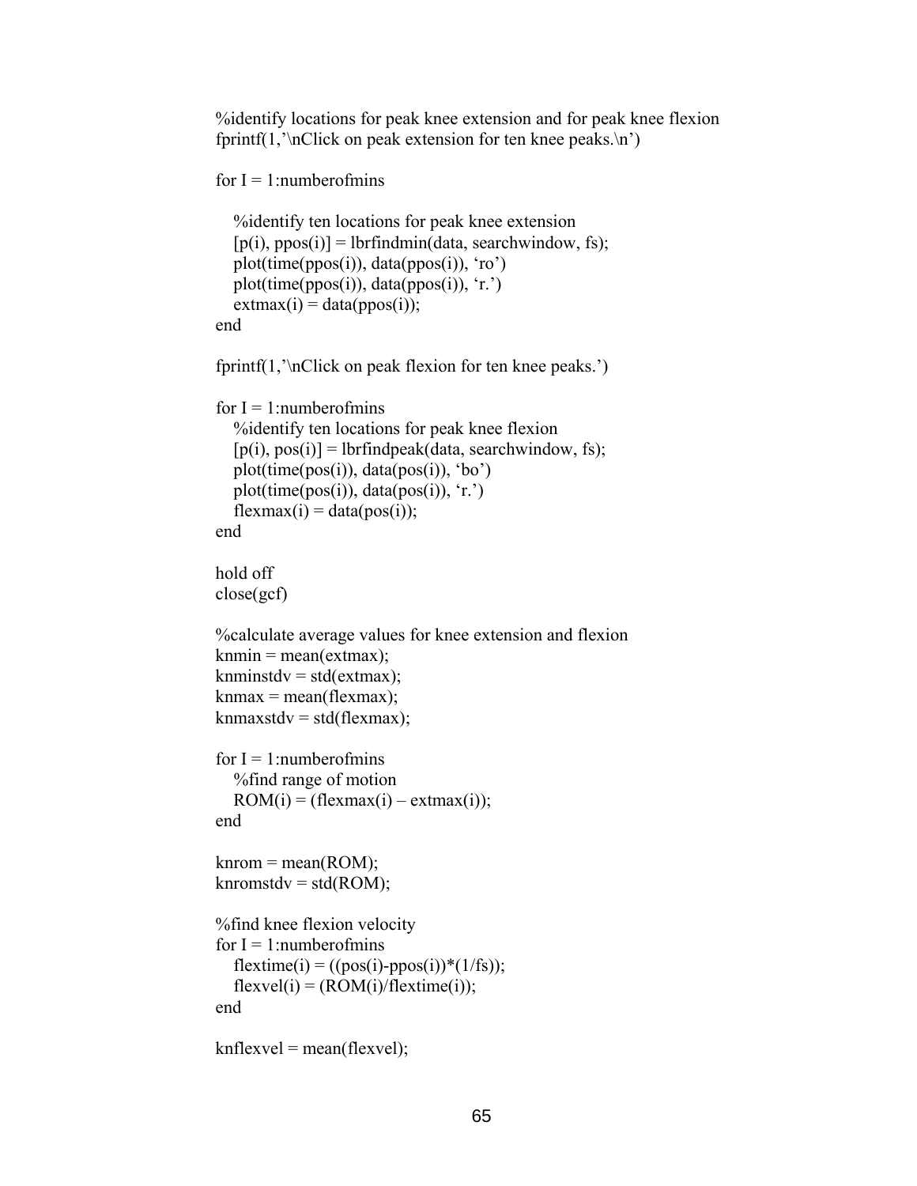```
%identify locations for peak knee extension and for peak knee flexion
fprintf(1,'\nClick on peak extension for ten knee peaks.\n')

for I = 1:numberofmins

   %identify ten locations for peak knee extension
   [p(i), ppos(i)] = lbrfindmin(data, searchwindow, fs);
   plot(time(ppos(i)), data(ppos(i)), 'ro')
   plot(time(ppos(i)), data(ppos(i)), 'r.')
   extmax(i) = data(ppos(i));
end

fprintf(1,'\nClick on peak flexion for ten knee peaks.')

for I = 1:numberofmins
   %identify ten locations for peak knee flexion
   [p(i), pos(i)] = lbrfindpeak(data, searchwindow, fs);
   plot(time(pos(i)), data(pos(i)), 'bo')
   plot(time(pos(i)), data(pos(i)), 'r.')
   flexmax(i) = data(pos(i));
end

hold off
close(gcf)

%calculate average values for knee extension and flexion
knmin = mean(extmax);
knminstdv = std(extmax);
knmax = mean(flexmax);
knmaxstdv = std(flexmax);

for I = 1:numberofmins
   %find range of motion
   ROM(i) = (flexmax(i) – extmax(i));
end

knrom = mean(ROM);
knromstdv = std(ROM);

%find knee flexion velocity
for I = 1:numberofmins
   flextime(i) = ((pos(i)-ppos(i))*(1/fs));
   flexvel(i) = (ROM(i)/flextime(i));
end

knflexvel = mean(flexvel);
```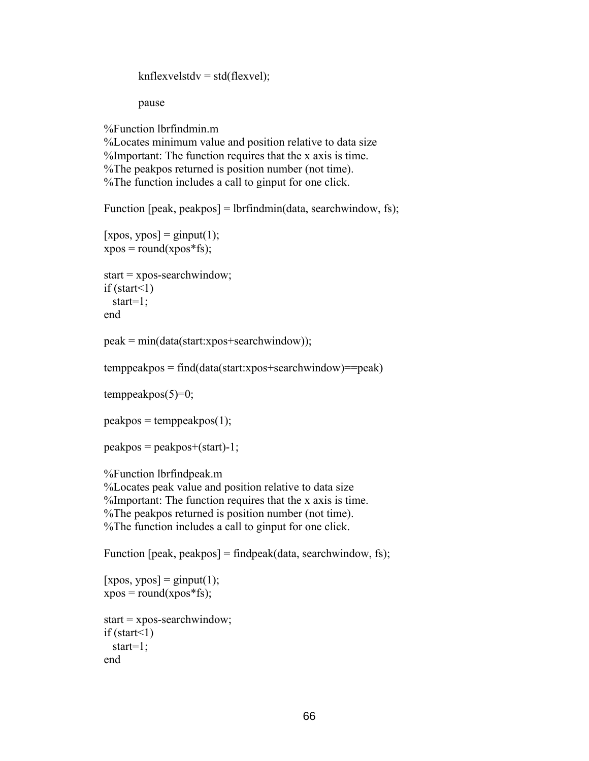```
        knflexvelstdv = std(flexvel);

        pause

%Function lbrfindmin.m
%Locates minimum value and position relative to data size
%Important: The function requires that the x axis is time.
%The peakpos returned is position number (not time).
%The function includes a call to ginput for one click.

Function [peak, peakpos] = lbrfindmin(data, searchwindow, fs);

[xpos, ypos] = ginput(1);
xpos = round(xpos*fs);

start = xpos-searchwindow;
if (start<1)
  start=1;
end

peak = min(data(start:xpos+searchwindow));

temppeakpos = find(data(start:xpos+searchwindow)==peak)

temppeakpos(5)=0;

peakpos = temppeakpos(1);

peakpos = peakpos+(start)-1;

%Function lbrfindpeak.m
%Locates peak value and position relative to data size
%Important: The function requires that the x axis is time.
%The peakpos returned is position number (not time).
%The function includes a call to ginput for one click.

Function [peak, peakpos] = findpeak(data, searchwindow, fs);

[xpos, ypos] = ginput(1);
xpos = round(xpos*fs);

start = xpos-searchwindow;
if (start<1)
  start=1;
end
```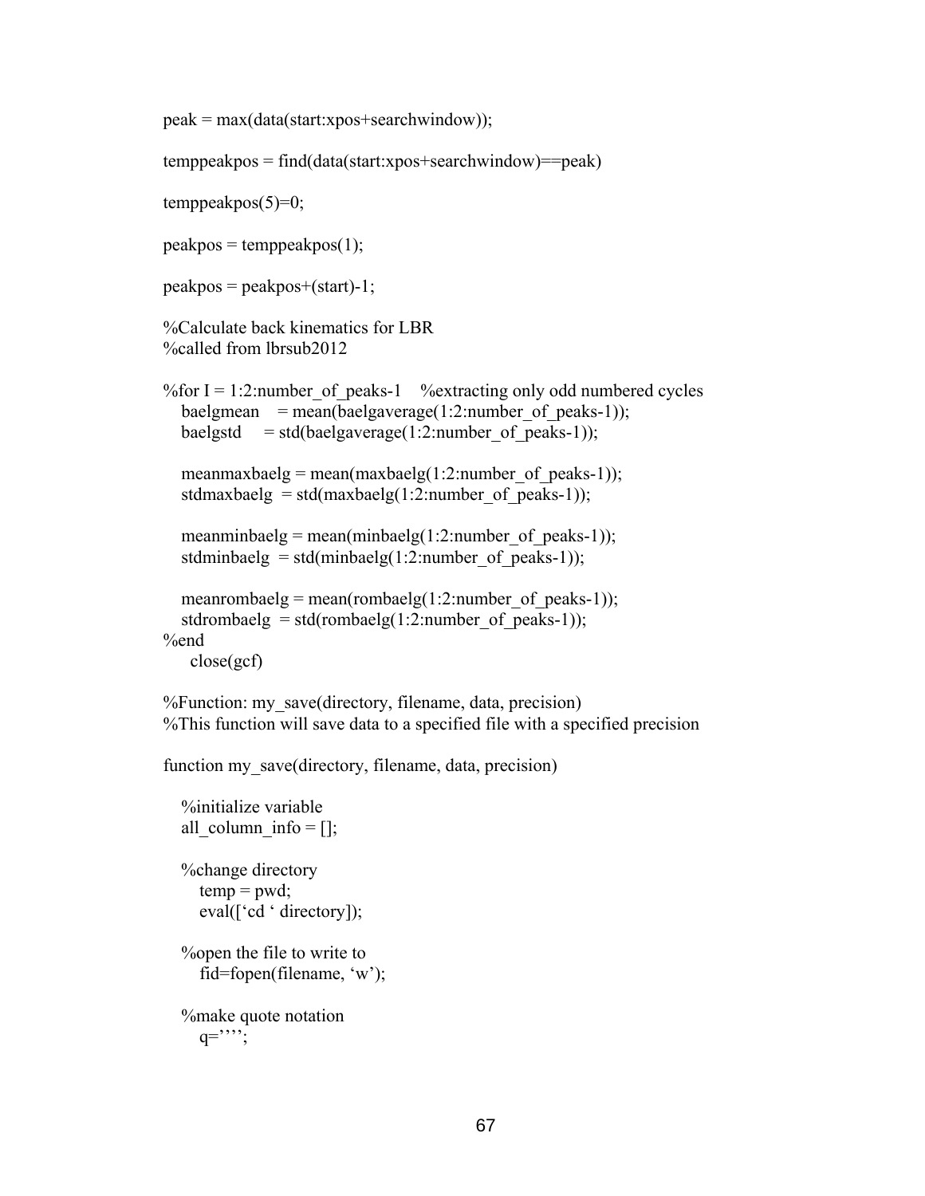```
peak = max(data(start:xpos+searchwindow));

temppeakpos = find(data(start:xpos+searchwindow)==peak)

temppeakpos(5)=0;

peakpos = temppeakpos(1);

peakpos = peakpos+(start)-1;

%Calculate back kinematics for LBR
%called from lbrsub2012

%for I = 1:2:number_of_peaks-1    %extracting only odd numbered cycles
   baelgmean    = mean(baelgaverage(1:2:number_of_peaks-1));
   baelgstd     = std(baelgaverage(1:2:number_of_peaks-1));

   meanmaxbaelg = mean(maxbaelg(1:2:number_of_peaks-1));
   stdmaxbaelg  = std(maxbaelg(1:2:number_of_peaks-1));

   meanminbaelg = mean(minbaelg(1:2:number_of_peaks-1));
   stdminbaelg  = std(minbaelg(1:2:number_of_peaks-1));

   meanrombaelg = mean(rombaelg(1:2:number_of_peaks-1));
   stdrombaelg  = std(rombaelg(1:2:number_of_peaks-1));
%end
    close(gcf)

%Function: my_save(directory, filename, data, precision)
%This function will save data to a specified file with a specified precision

function my_save(directory, filename, data, precision)

   %initialize variable
   all_column_info = [];

   %change directory
      temp = pwd;
      eval(['cd ' directory]);

   %open the file to write to
      fid=fopen(filename, 'w');

   %make quote notation
      q='''';
```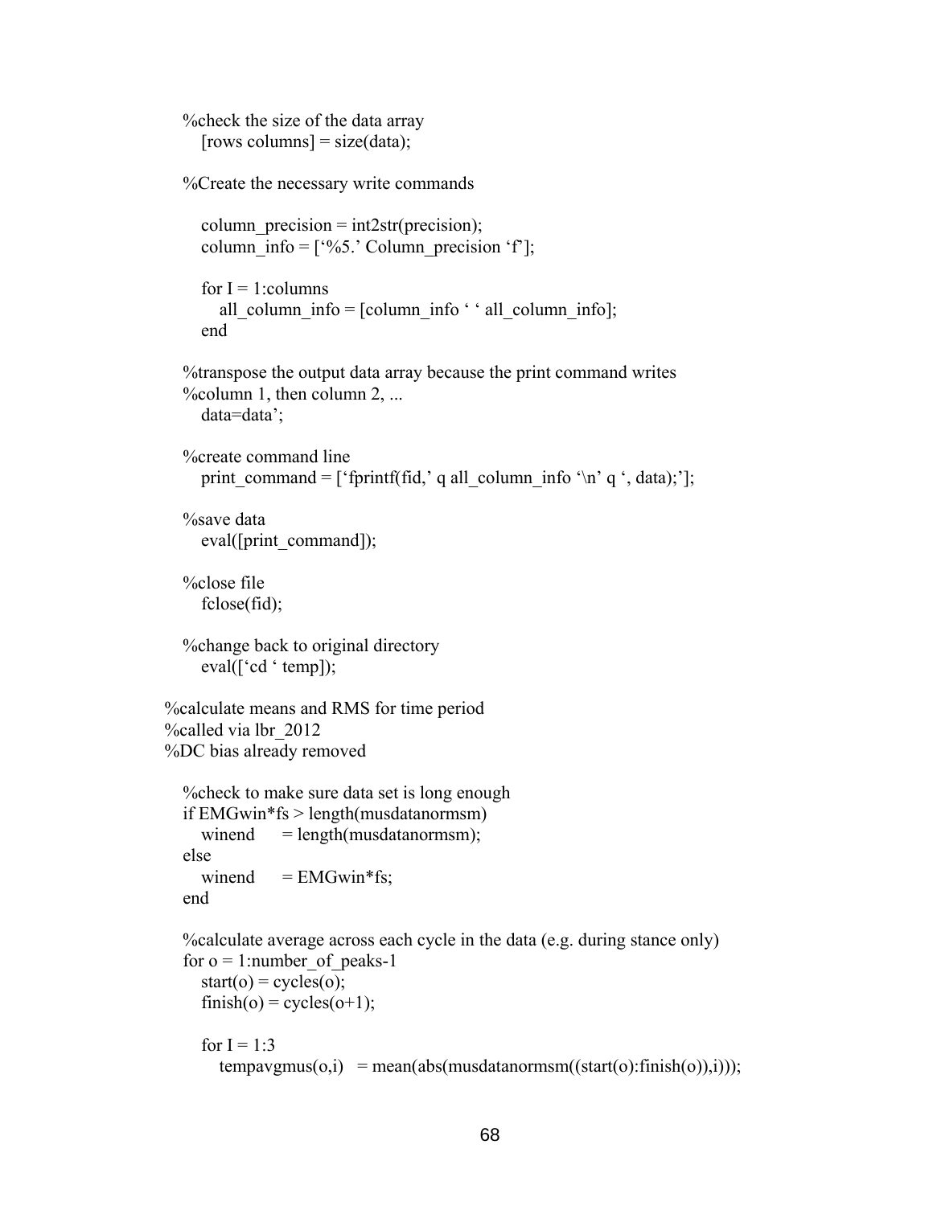```
    %check the size of the data array
       [rows columns] = size(data);

    %Create the necessary write commands

       column_precision = int2str(precision);
       column_info = ['%5.' Column_precision 'f'];

       for I = 1:columns
          all_column_info = [column_info ' ' all_column_info];
       end

    %transpose the output data array because the print command writes
    %column 1, then column 2, ...
       data=data';

    %create command line
       print_command = ['fprintf(fid,' q all_column_info '\n' q ', data);'];

    %save data
       eval([print_command]);

    %close file
       fclose(fid);

    %change back to original directory
       eval(['cd ' temp]);

%calculate means and RMS for time period
%called via lbr_2012
%DC bias already removed

    %check to make sure data set is long enough
    if EMGwin*fs > length(musdatanormsm)
       winend     = length(musdatanormsm);
    else
       winend     = EMGwin*fs;
    end

    %calculate average across each cycle in the data (e.g. during stance only)
    for o = 1:number_of_peaks-1
       start(o) = cycles(o);
       finish(o) = cycles(o+1);

       for I = 1:3
          tempavgmus(o,i)   = mean(abs(musdatanormsm((start(o):finish(o)),i)));
```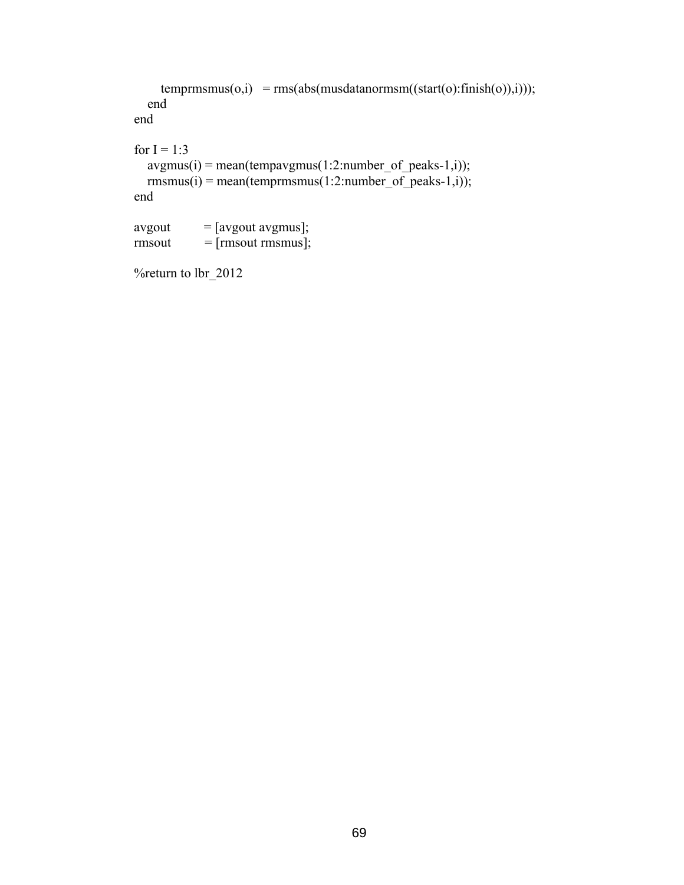```
        temprmsmus(o,i)   = rms(abs(musdatanormsm((start(o):finish(o)),i)));
    end
end

for I = 1:3
    avgmus(i) = mean(tempavgmus(1:2:number_of_peaks-1,i));
    rmsmus(i) = mean(temprmsmus(1:2:number_of_peaks-1,i));
end

avgout          = [avgout avgmus];
rmsout          = [rmsout rmsmus];

%return to lbr_2012
```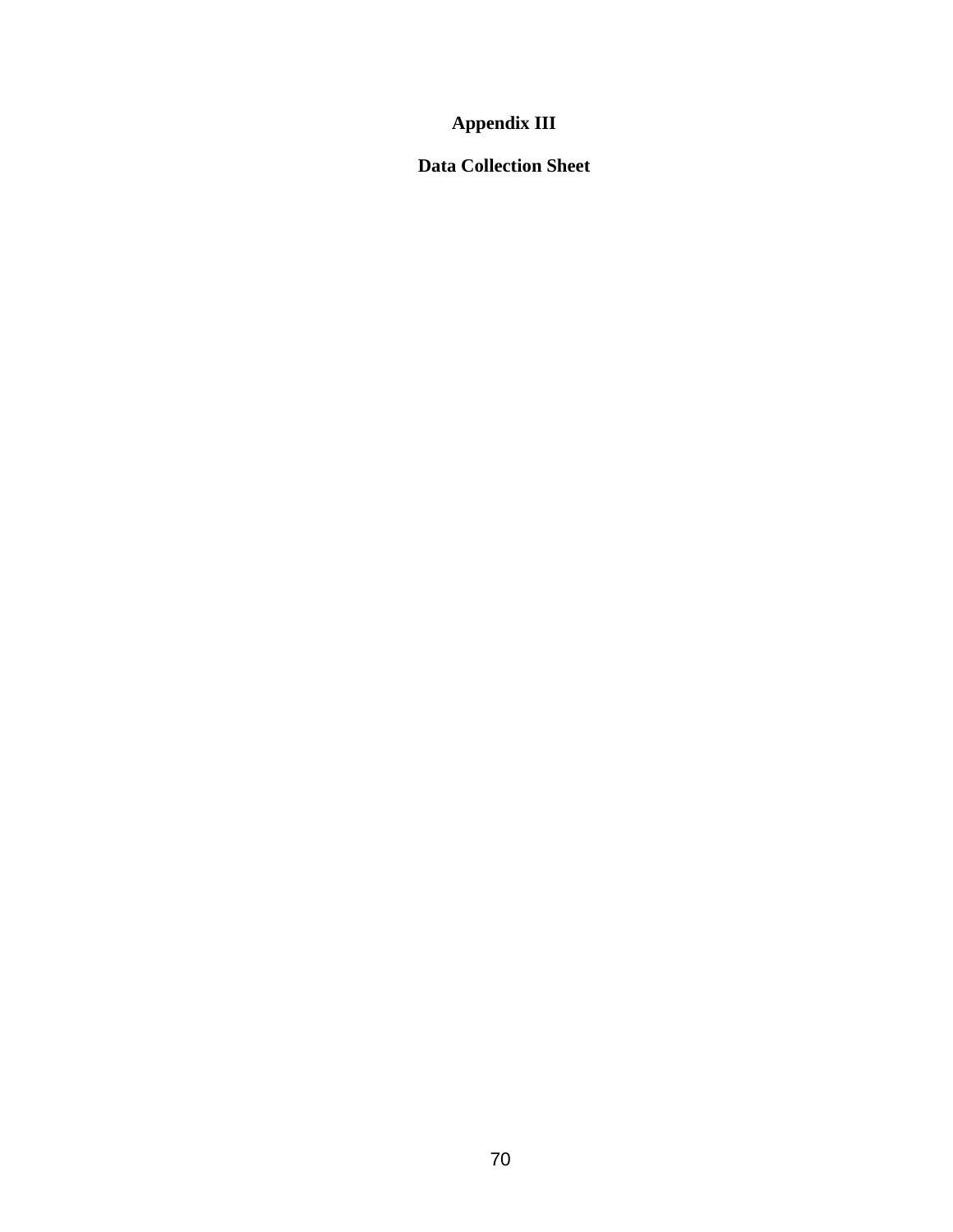# Appendix III

## Data Collection Sheet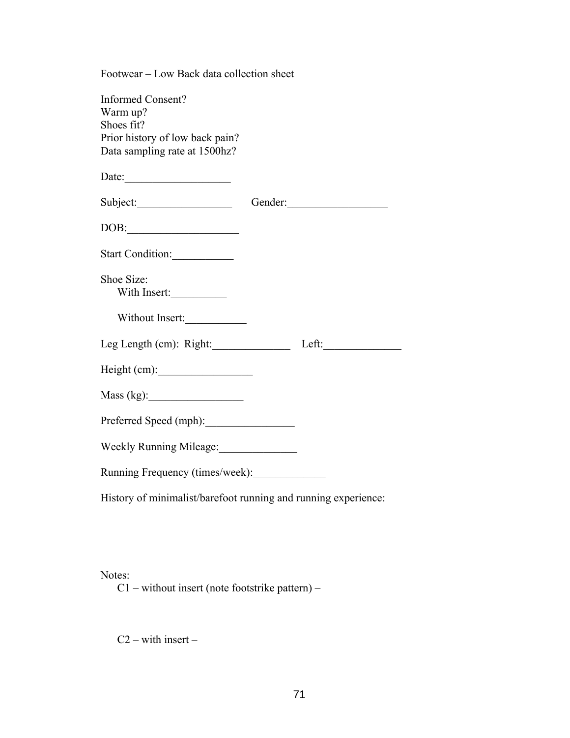Footwear – Low Back data collection sheet

Informed Consent?
Warm up?
Shoes fit?
Prior history of low back pain?
Data sampling rate at 1500hz?

Date:___________________

Subject:_________________ Gender:__________________

DOB:____________________

Start Condition:___________

Shoe Size:

With Insert:__________

Without Insert:___________

Leg Length (cm): Right:______________ Left:______________

Height (cm):_________________

Mass (kg):_________________

Preferred Speed (mph):________________

Weekly Running Mileage:______________

Running Frequency (times/week):_____________

History of minimalist/barefoot running and running experience:

Notes:

C1 – without insert (note footstrike pattern) –

C2 – with insert –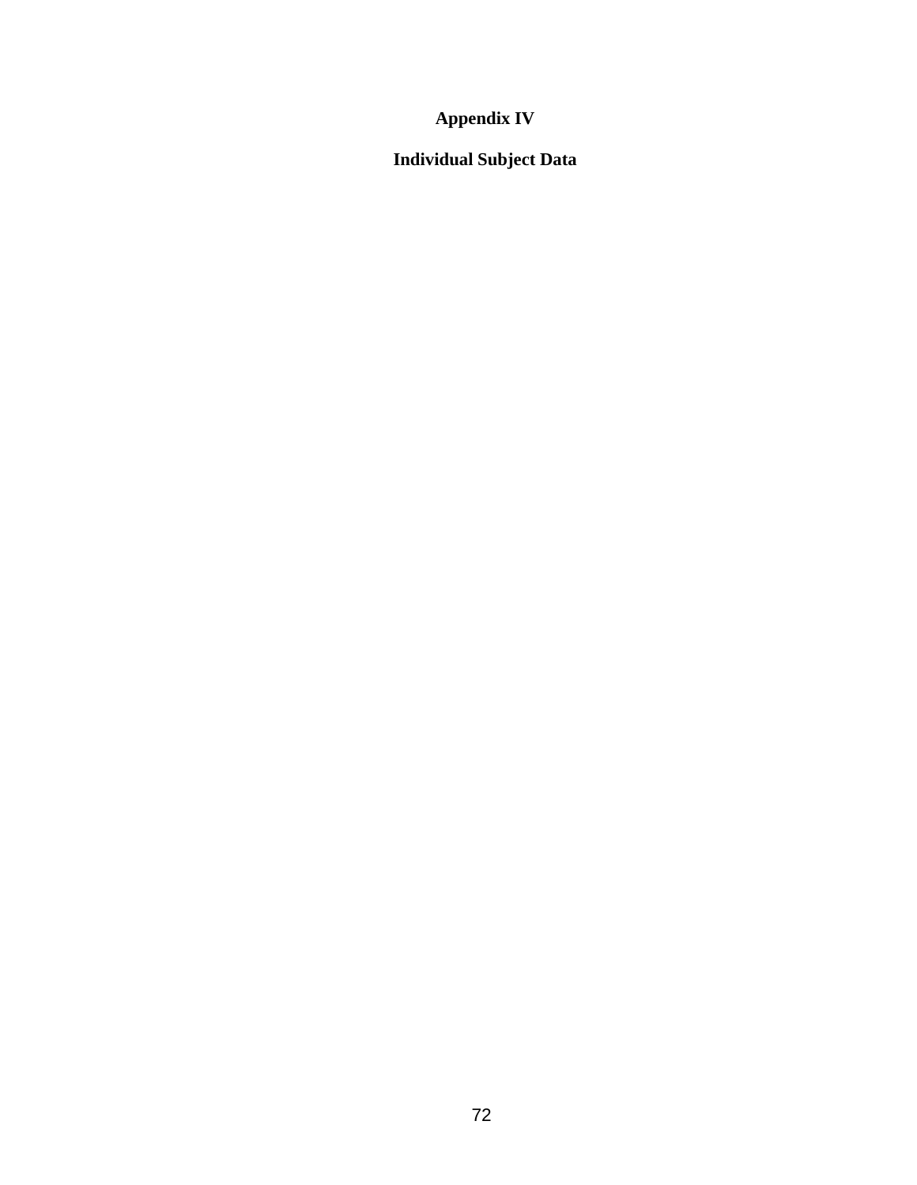# Appendix IV

## Individual Subject Data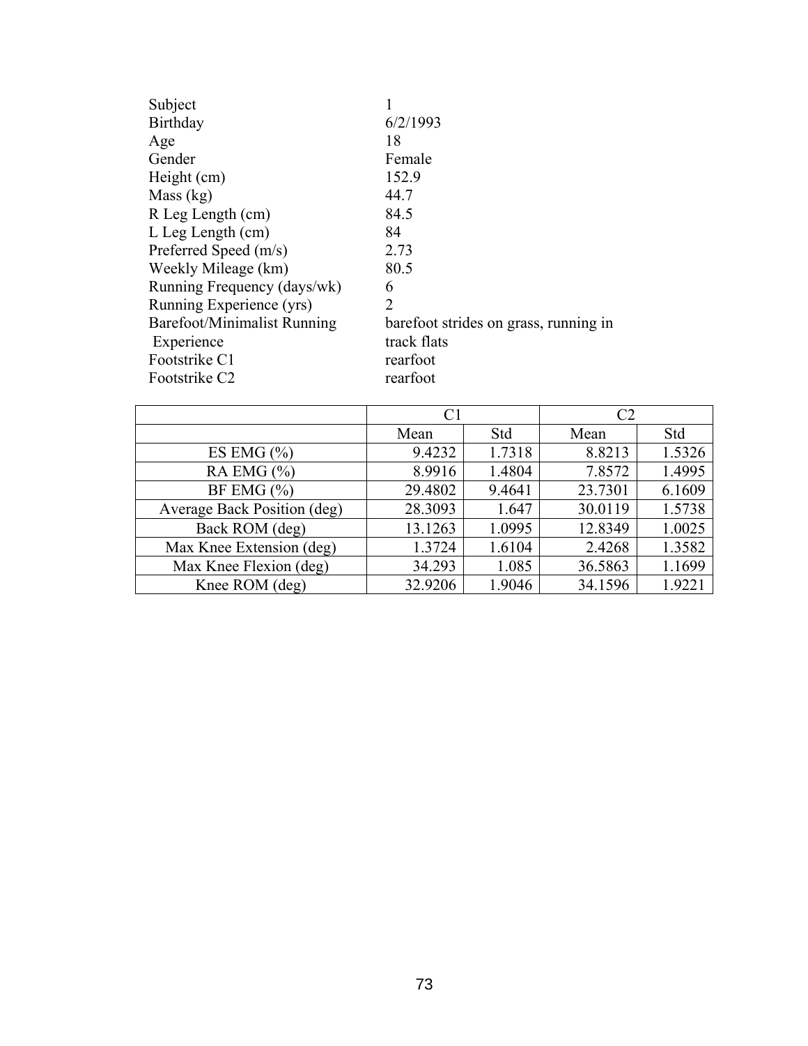| | |
|---|---|
| Subject | 1 |
| Birthday | 6/2/1993 |
| Age | 18 |
| Gender | Female |
| Height (cm) | 152.9 |
| Mass (kg) | 44.7 |
| R Leg Length (cm) | 84.5 |
| L Leg Length (cm) | 84 |
| Preferred Speed (m/s) | 2.73 |
| Weekly Mileage (km) | 80.5 |
| Running Frequency (days/wk) | 6 |
| Running Experience (yrs) | 2 |
| Barefoot/Minimalist Running Experience | barefoot strides on grass, running in track flats |
| Footstrike C1 | rearfoot |
| Footstrike C2 | rearfoot |

| | C1 | | C2 | |
|---|---|---|---|---|
| | Mean | Std | Mean | Std |
| ES EMG (%) | 9.4232 | 1.7318 | 8.8213 | 1.5326 |
| RA EMG (%) | 8.9916 | 1.4804 | 7.8572 | 1.4995 |
| BF EMG (%) | 29.4802 | 9.4641 | 23.7301 | 6.1609 |
| Average Back Position (deg) | 28.3093 | 1.647 | 30.0119 | 1.5738 |
| Back ROM (deg) | 13.1263 | 1.0995 | 12.8349 | 1.0025 |
| Max Knee Extension (deg) | 1.3724 | 1.6104 | 2.4268 | 1.3582 |
| Max Knee Flexion (deg) | 34.293 | 1.085 | 36.5863 | 1.1699 |
| Knee ROM (deg) | 32.9206 | 1.9046 | 34.1596 | 1.9221 |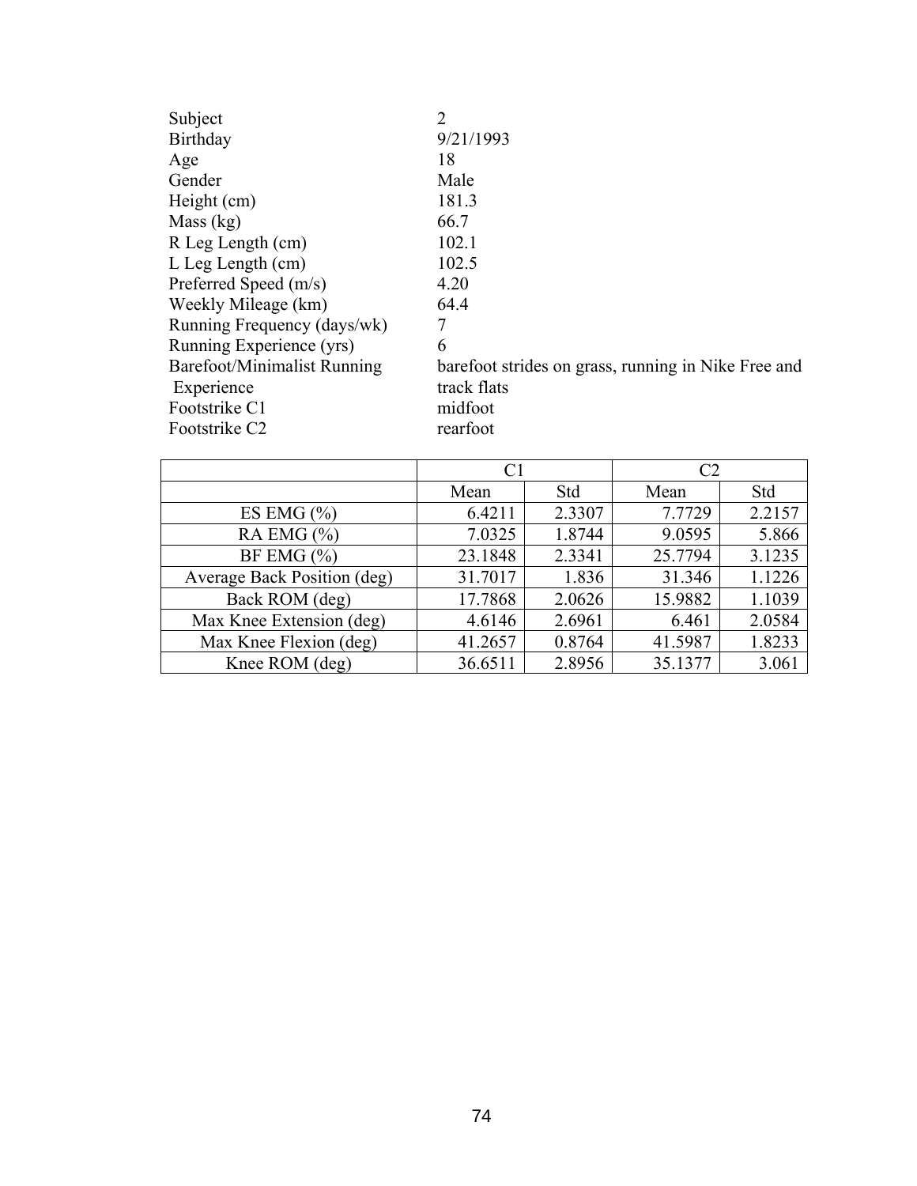| | |
|---|---|
| Subject | 2 |
| Birthday | 9/21/1993 |
| Age | 18 |
| Gender | Male |
| Height (cm) | 181.3 |
| Mass (kg) | 66.7 |
| R Leg Length (cm) | 102.1 |
| L Leg Length (cm) | 102.5 |
| Preferred Speed (m/s) | 4.20 |
| Weekly Mileage (km) | 64.4 |
| Running Frequency (days/wk) | 7 |
| Running Experience (yrs) | 6 |
| Barefoot/Minimalist Running Experience | barefoot strides on grass, running in Nike Free and track flats |
| Footstrike C1 | midfoot |
| Footstrike C2 | rearfoot |

| | C1 | | C2 | |
|---|---|---|---|---|
| | Mean | Std | Mean | Std |
| ES EMG (%) | 6.4211 | 2.3307 | 7.7729 | 2.2157 |
| RA EMG (%) | 7.0325 | 1.8744 | 9.0595 | 5.866 |
| BF EMG (%) | 23.1848 | 2.3341 | 25.7794 | 3.1235 |
| Average Back Position (deg) | 31.7017 | 1.836 | 31.346 | 1.1226 |
| Back ROM (deg) | 17.7868 | 2.0626 | 15.9882 | 1.1039 |
| Max Knee Extension (deg) | 4.6146 | 2.6961 | 6.461 | 2.0584 |
| Max Knee Flexion (deg) | 41.2657 | 0.8764 | 41.5987 | 1.8233 |
| Knee ROM (deg) | 36.6511 | 2.8956 | 35.1377 | 3.061 |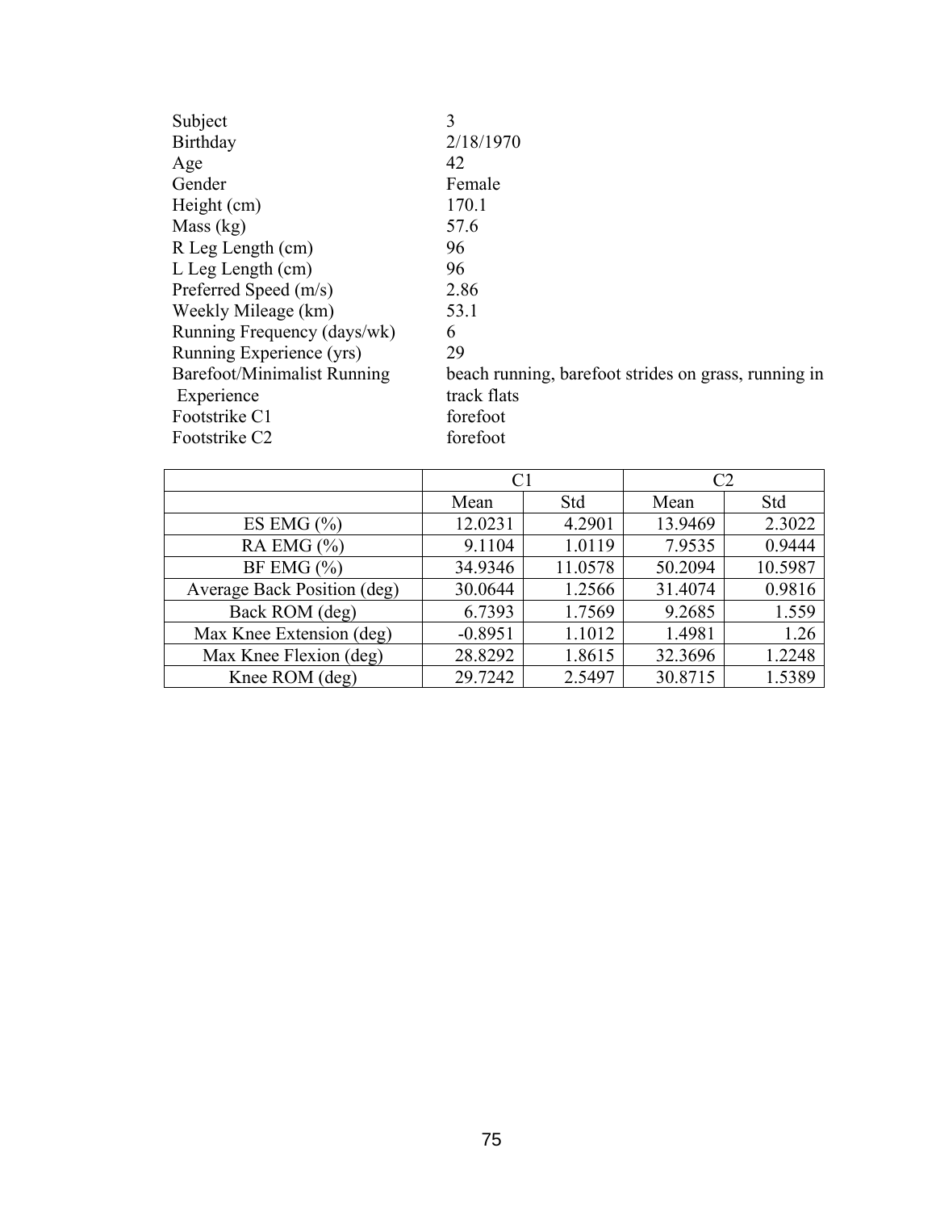| | |
|---|---|
| Subject | 3 |
| Birthday | 2/18/1970 |
| Age | 42 |
| Gender | Female |
| Height (cm) | 170.1 |
| Mass (kg) | 57.6 |
| R Leg Length (cm) | 96 |
| L Leg Length (cm) | 96 |
| Preferred Speed (m/s) | 2.86 |
| Weekly Mileage (km) | 53.1 |
| Running Frequency (days/wk) | 6 |
| Running Experience (yrs) | 29 |
| Barefoot/Minimalist Running Experience | beach running, barefoot strides on grass, running in track flats |
| Footstrike C1 | forefoot |
| Footstrike C2 | forefoot |

| | C1 | | C2 | |
|---|---|---|---|---|
| | Mean | Std | Mean | Std |
| ES EMG (%) | 12.0231 | 4.2901 | 13.9469 | 2.3022 |
| RA EMG (%) | 9.1104 | 1.0119 | 7.9535 | 0.9444 |
| BF EMG (%) | 34.9346 | 11.0578 | 50.2094 | 10.5987 |
| Average Back Position (deg) | 30.0644 | 1.2566 | 31.4074 | 0.9816 |
| Back ROM (deg) | 6.7393 | 1.7569 | 9.2685 | 1.559 |
| Max Knee Extension (deg) | -0.8951 | 1.1012 | 1.4981 | 1.26 |
| Max Knee Flexion (deg) | 28.8292 | 1.8615 | 32.3696 | 1.2248 |
| Knee ROM (deg) | 29.7242 | 2.5497 | 30.8715 | 1.5389 |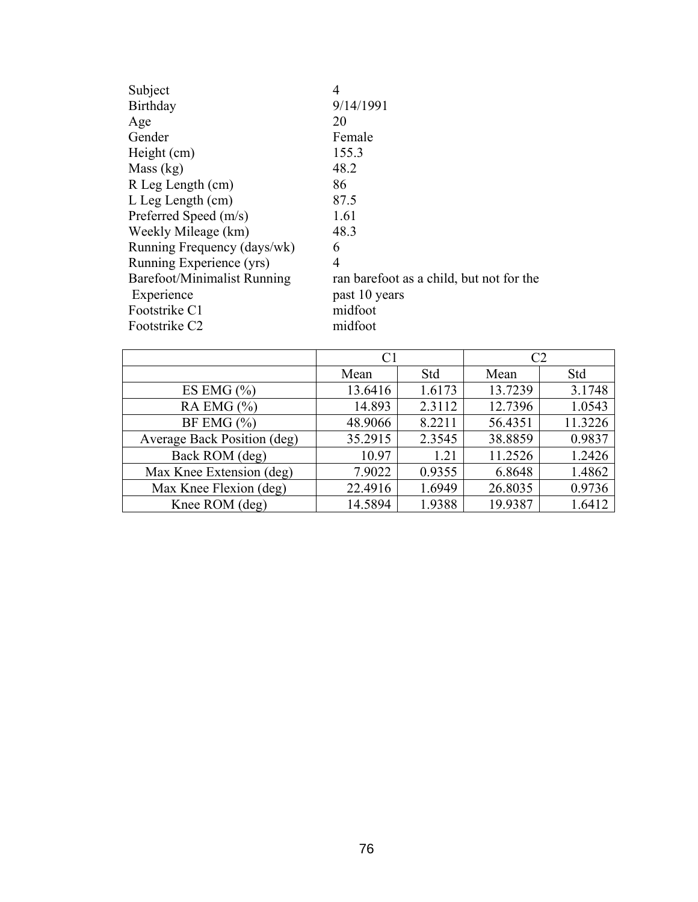| | |
|---|---|
| Subject | 4 |
| Birthday | 9/14/1991 |
| Age | 20 |
| Gender | Female |
| Height (cm) | 155.3 |
| Mass (kg) | 48.2 |
| R Leg Length (cm) | 86 |
| L Leg Length (cm) | 87.5 |
| Preferred Speed (m/s) | 1.61 |
| Weekly Mileage (km) | 48.3 |
| Running Frequency (days/wk) | 6 |
| Running Experience (yrs) | 4 |
| Barefoot/Minimalist Running Experience | ran barefoot as a child, but not for the past 10 years |
| Footstrike C1 | midfoot |
| Footstrike C2 | midfoot |

| | C1 | | C2 | |
|---|---|---|---|---|
| | Mean | Std | Mean | Std |
| ES EMG (%) | 13.6416 | 1.6173 | 13.7239 | 3.1748 |
| RA EMG (%) | 14.893 | 2.3112 | 12.7396 | 1.0543 |
| BF EMG (%) | 48.9066 | 8.2211 | 56.4351 | 11.3226 |
| Average Back Position (deg) | 35.2915 | 2.3545 | 38.8859 | 0.9837 |
| Back ROM (deg) | 10.97 | 1.21 | 11.2526 | 1.2426 |
| Max Knee Extension (deg) | 7.9022 | 0.9355 | 6.8648 | 1.4862 |
| Max Knee Flexion (deg) | 22.4916 | 1.6949 | 26.8035 | 0.9736 |
| Knee ROM (deg) | 14.5894 | 1.9388 | 19.9387 | 1.6412 |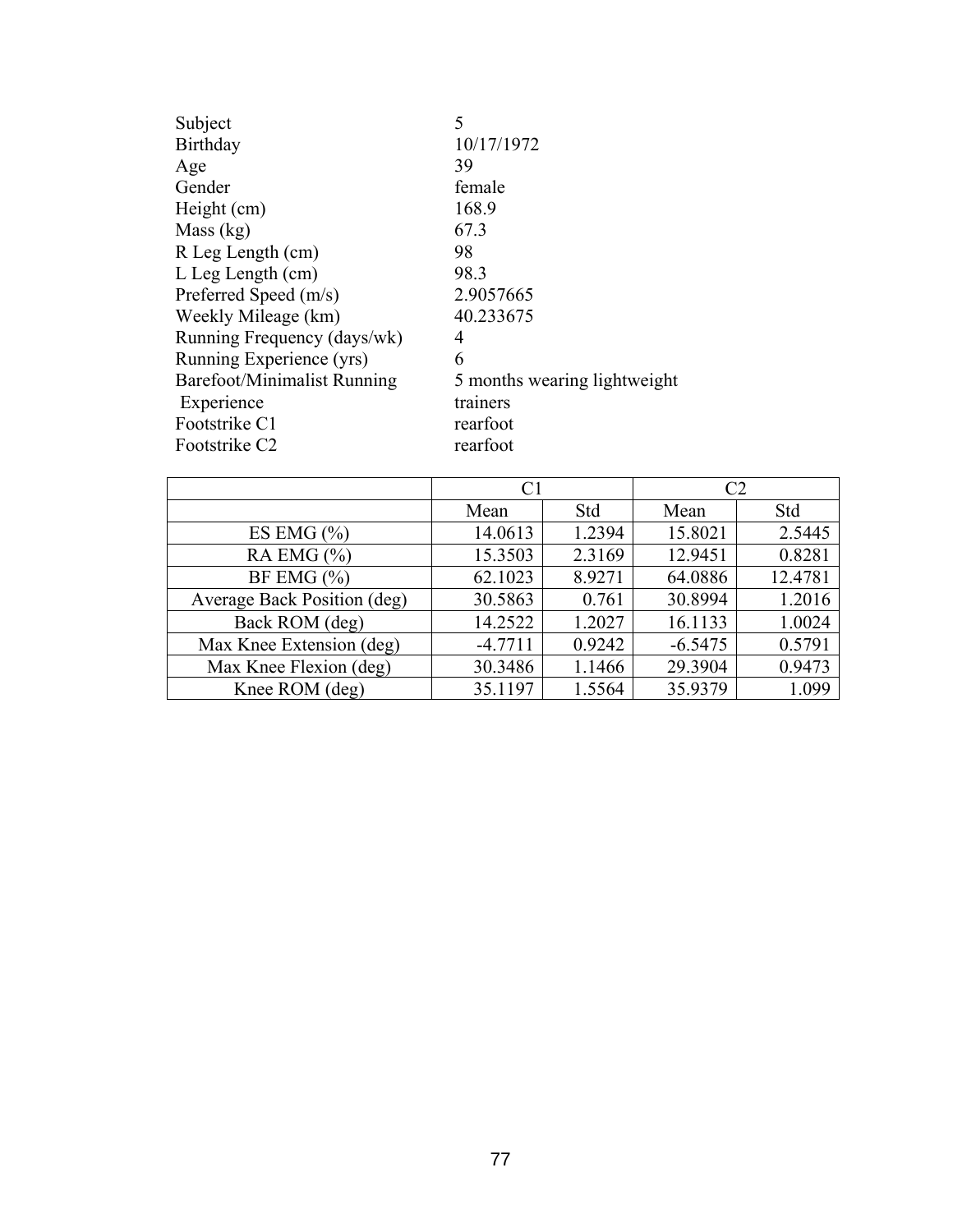| | |
|---|---|
| Subject | 5 |
| Birthday | 10/17/1972 |
| Age | 39 |
| Gender | female |
| Height (cm) | 168.9 |
| Mass (kg) | 67.3 |
| R Leg Length (cm) | 98 |
| L Leg Length (cm) | 98.3 |
| Preferred Speed (m/s) | 2.9057665 |
| Weekly Mileage (km) | 40.233675 |
| Running Frequency (days/wk) | 4 |
| Running Experience (yrs) | 6 |
| Barefoot/Minimalist Running Experience | 5 months wearing lightweight trainers |
| Footstrike C1 | rearfoot |
| Footstrike C2 | rearfoot |

| | C1 | | C2 | |
|---|---|---|---|---|
| | Mean | Std | Mean | Std |
| ES EMG (%) | 14.0613 | 1.2394 | 15.8021 | 2.5445 |
| RA EMG (%) | 15.3503 | 2.3169 | 12.9451 | 0.8281 |
| BF EMG (%) | 62.1023 | 8.9271 | 64.0886 | 12.4781 |
| Average Back Position (deg) | 30.5863 | 0.761 | 30.8994 | 1.2016 |
| Back ROM (deg) | 14.2522 | 1.2027 | 16.1133 | 1.0024 |
| Max Knee Extension (deg) | -4.7711 | 0.9242 | -6.5475 | 0.5791 |
| Max Knee Flexion (deg) | 30.3486 | 1.1466 | 29.3904 | 0.9473 |
| Knee ROM (deg) | 35.1197 | 1.5564 | 35.9379 | 1.099 |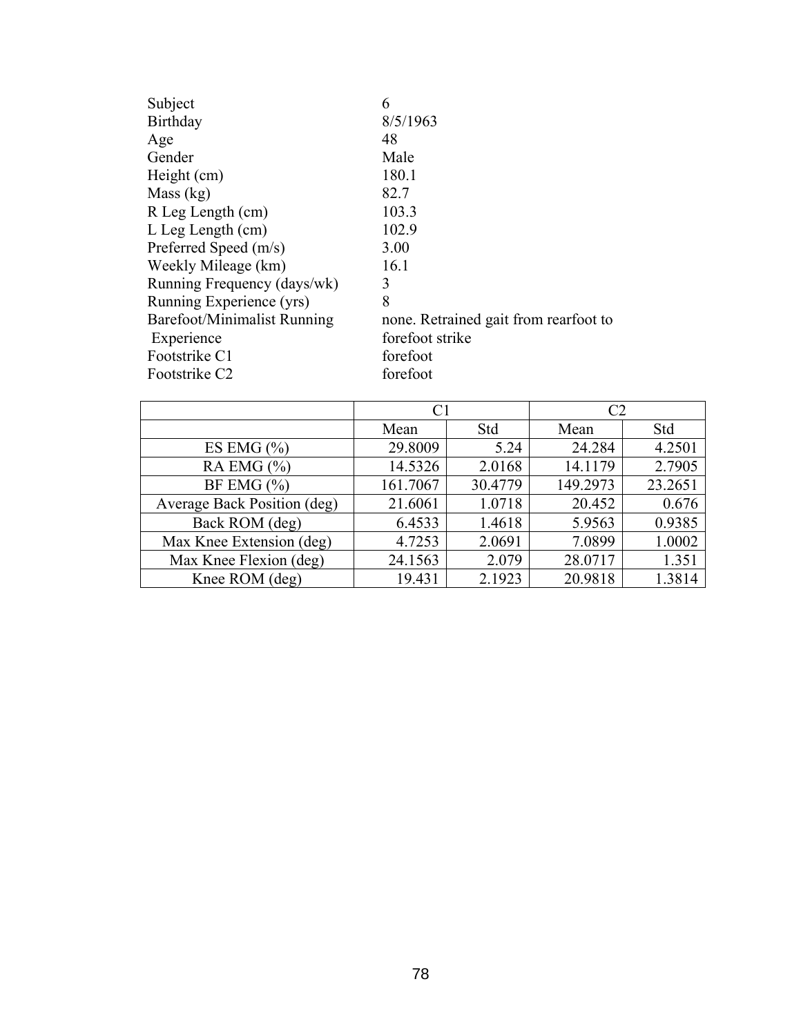| | |
|---|---|
| Subject | 6 |
| Birthday | 8/5/1963 |
| Age | 48 |
| Gender | Male |
| Height (cm) | 180.1 |
| Mass (kg) | 82.7 |
| R Leg Length (cm) | 103.3 |
| L Leg Length (cm) | 102.9 |
| Preferred Speed (m/s) | 3.00 |
| Weekly Mileage (km) | 16.1 |
| Running Frequency (days/wk) | 3 |
| Running Experience (yrs) | 8 |
| Barefoot/Minimalist Running Experience | none. Retrained gait from rearfoot to forefoot strike |
| Footstrike C1 | forefoot |
| Footstrike C2 | forefoot |

| | C1 | | C2 | |
|---|---|---|---|---|
| | Mean | Std | Mean | Std |
| ES EMG (%) | 29.8009 | 5.24 | 24.284 | 4.2501 |
| RA EMG (%) | 14.5326 | 2.0168 | 14.1179 | 2.7905 |
| BF EMG (%) | 161.7067 | 30.4779 | 149.2973 | 23.2651 |
| Average Back Position (deg) | 21.6061 | 1.0718 | 20.452 | 0.676 |
| Back ROM (deg) | 6.4533 | 1.4618 | 5.9563 | 0.9385 |
| Max Knee Extension (deg) | 4.7253 | 2.0691 | 7.0899 | 1.0002 |
| Max Knee Flexion (deg) | 24.1563 | 2.079 | 28.0717 | 1.351 |
| Knee ROM (deg) | 19.431 | 2.1923 | 20.9818 | 1.3814 |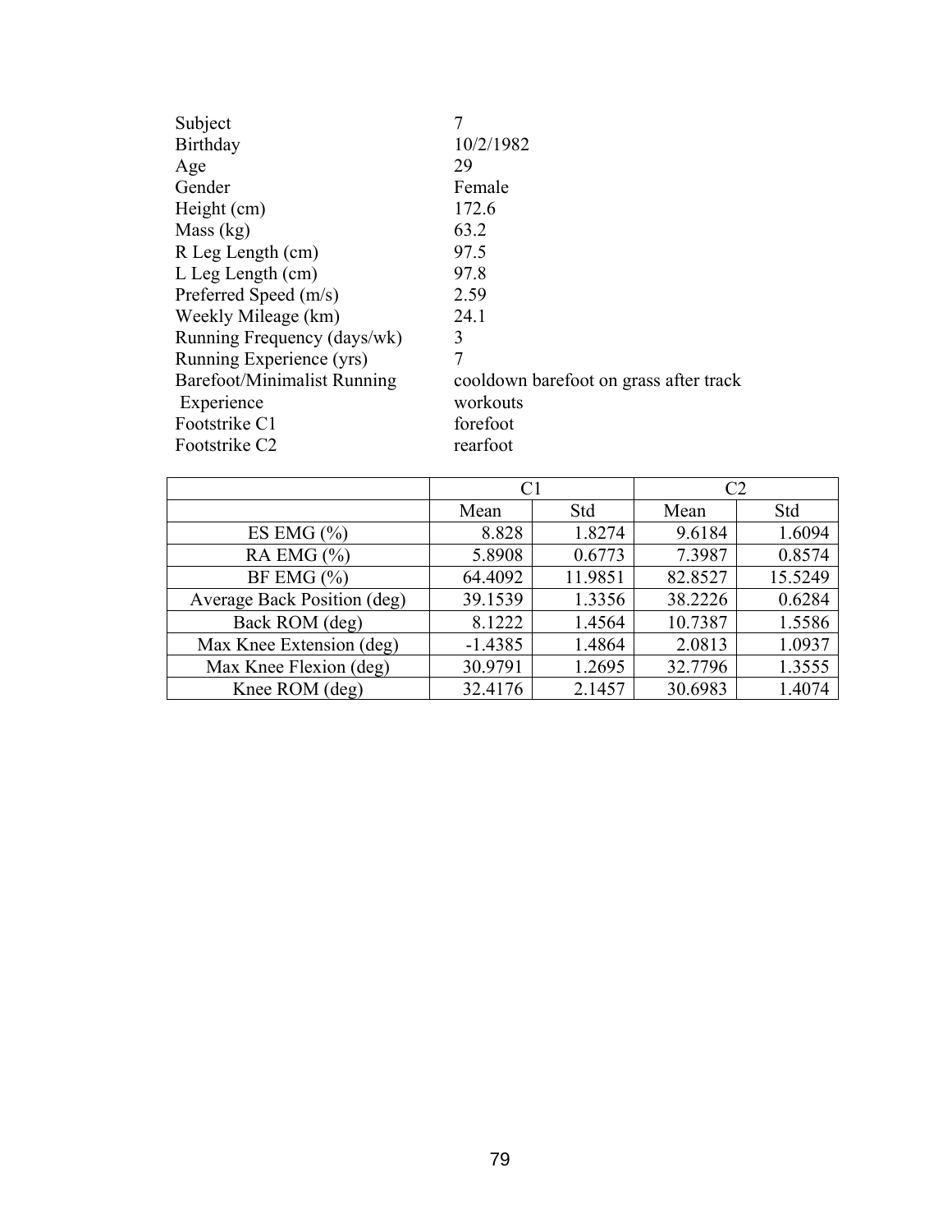| | |
|---|---|
| Subject | 7 |
| Birthday | 10/2/1982 |
| Age | 29 |
| Gender | Female |
| Height (cm) | 172.6 |
| Mass (kg) | 63.2 |
| R Leg Length (cm) | 97.5 |
| L Leg Length (cm) | 97.8 |
| Preferred Speed (m/s) | 2.59 |
| Weekly Mileage (km) | 24.1 |
| Running Frequency (days/wk) | 3 |
| Running Experience (yrs) | 7 |
| Barefoot/Minimalist Running Experience | cooldown barefoot on grass after track workouts |
| Footstrike C1 | forefoot |
| Footstrike C2 | rearfoot |

| | C1 | | C2 | |
|---|---|---|---|---|
| | Mean | Std | Mean | Std |
| ES EMG (%) | 8.828 | 1.8274 | 9.6184 | 1.6094 |
| RA EMG (%) | 5.8908 | 0.6773 | 7.3987 | 0.8574 |
| BF EMG (%) | 64.4092 | 11.9851 | 82.8527 | 15.5249 |
| Average Back Position (deg) | 39.1539 | 1.3356 | 38.2226 | 0.6284 |
| Back ROM (deg) | 8.1222 | 1.4564 | 10.7387 | 1.5586 |
| Max Knee Extension (deg) | -1.4385 | 1.4864 | 2.0813 | 1.0937 |
| Max Knee Flexion (deg) | 30.9791 | 1.2695 | 32.7796 | 1.3555 |
| Knee ROM (deg) | 32.4176 | 2.1457 | 30.6983 | 1.4074 |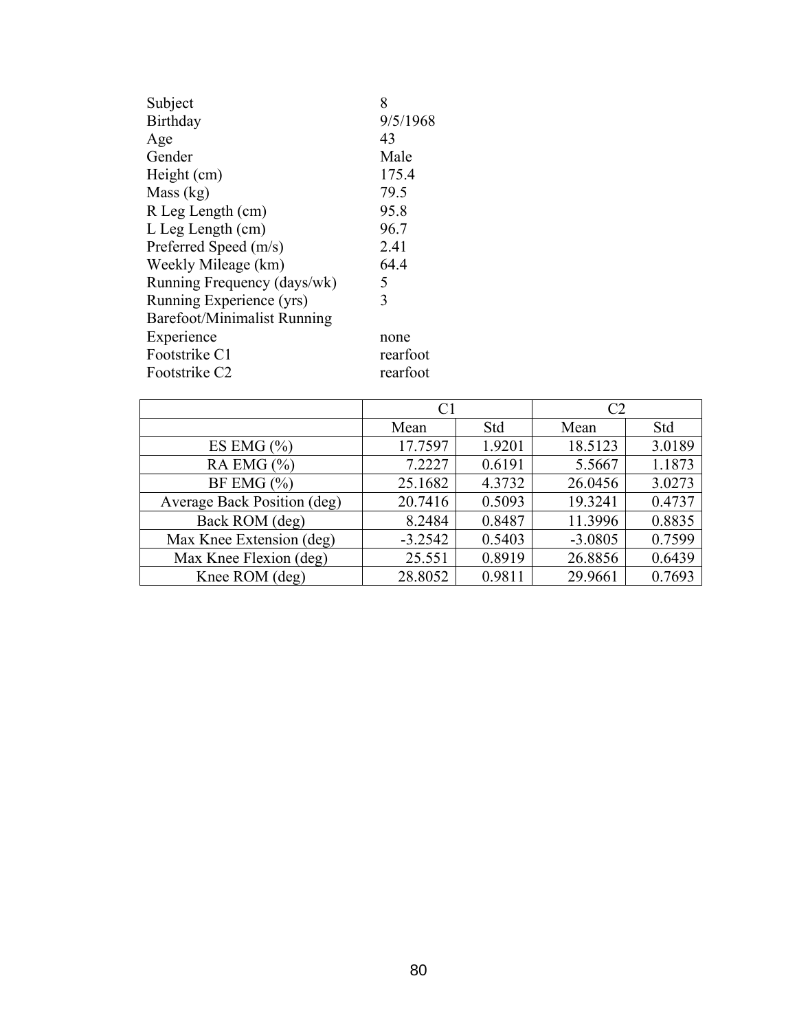| | |
|---|---|
| Subject | 8 |
| Birthday | 9/5/1968 |
| Age | 43 |
| Gender | Male |
| Height (cm) | 175.4 |
| Mass (kg) | 79.5 |
| R Leg Length (cm) | 95.8 |
| L Leg Length (cm) | 96.7 |
| Preferred Speed (m/s) | 2.41 |
| Weekly Mileage (km) | 64.4 |
| Running Frequency (days/wk) | 5 |
| Running Experience (yrs) | 3 |
| Barefoot/Minimalist Running Experience | none |
| Footstrike C1 | rearfoot |
| Footstrike C2 | rearfoot |

| | C1 | | C2 | |
|---|---|---|---|---|
| | Mean | Std | Mean | Std |
| ES EMG (%) | 17.7597 | 1.9201 | 18.5123 | 3.0189 |
| RA EMG (%) | 7.2227 | 0.6191 | 5.5667 | 1.1873 |
| BF EMG (%) | 25.1682 | 4.3732 | 26.0456 | 3.0273 |
| Average Back Position (deg) | 20.7416 | 0.5093 | 19.3241 | 0.4737 |
| Back ROM (deg) | 8.2484 | 0.8487 | 11.3996 | 0.8835 |
| Max Knee Extension (deg) | -3.2542 | 0.5403 | -3.0805 | 0.7599 |
| Max Knee Flexion (deg) | 25.551 | 0.8919 | 26.8856 | 0.6439 |
| Knee ROM (deg) | 28.8052 | 0.9811 | 29.9661 | 0.7693 |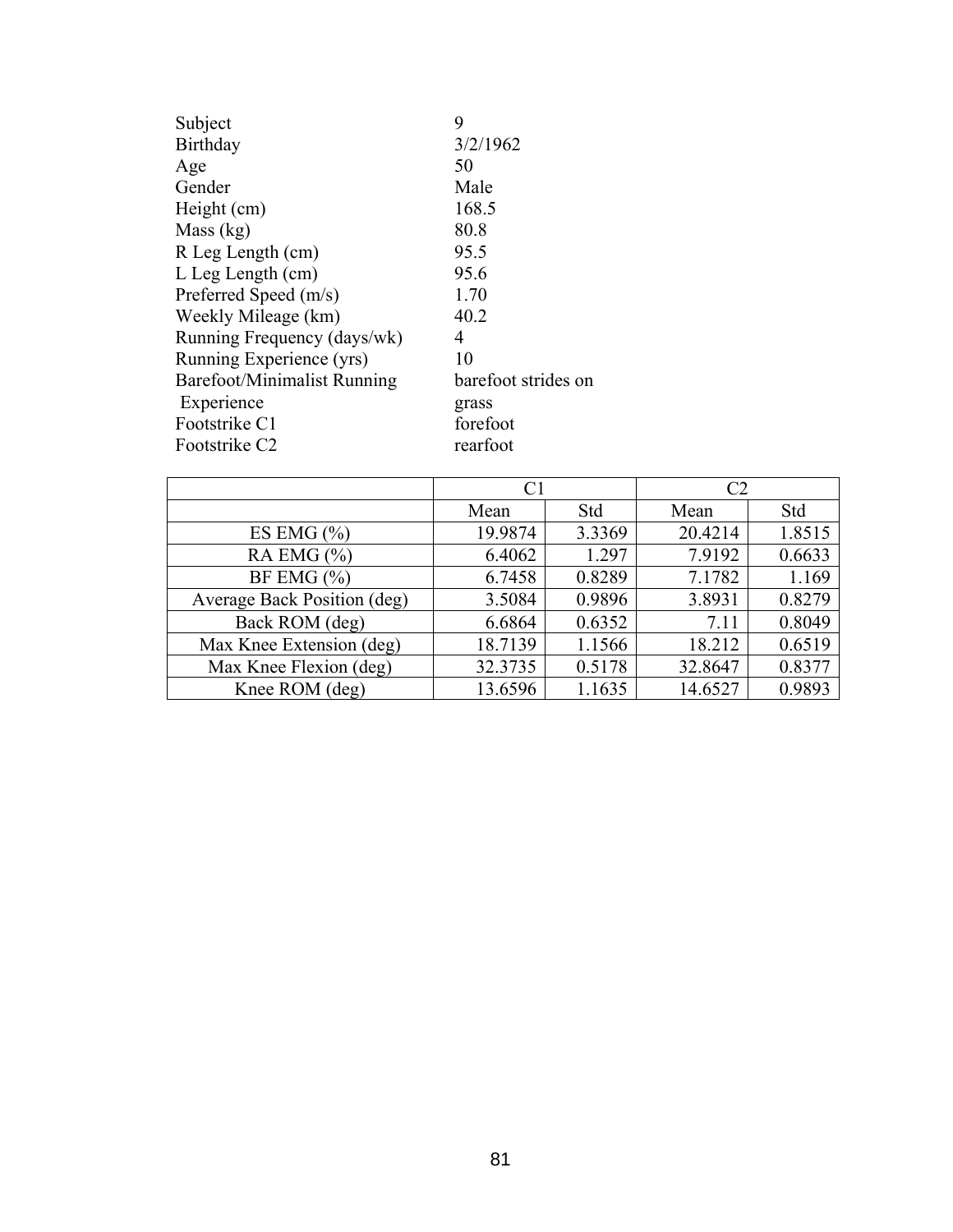| | |
|---|---|
| Subject | 9 |
| Birthday | 3/2/1962 |
| Age | 50 |
| Gender | Male |
| Height (cm) | 168.5 |
| Mass (kg) | 80.8 |
| R Leg Length (cm) | 95.5 |
| L Leg Length (cm) | 95.6 |
| Preferred Speed (m/s) | 1.70 |
| Weekly Mileage (km) | 40.2 |
| Running Frequency (days/wk) | 4 |
| Running Experience (yrs) | 10 |
| Barefoot/Minimalist Running Experience | barefoot strides on grass |
| Footstrike C1 | forefoot |
| Footstrike C2 | rearfoot |

| | C1 | | C2 | |
|---|---|---|---|---|
| | Mean | Std | Mean | Std |
| ES EMG (%) | 19.9874 | 3.3369 | 20.4214 | 1.8515 |
| RA EMG (%) | 6.4062 | 1.297 | 7.9192 | 0.6633 |
| BF EMG (%) | 6.7458 | 0.8289 | 7.1782 | 1.169 |
| Average Back Position (deg) | 3.5084 | 0.9896 | 3.8931 | 0.8279 |
| Back ROM (deg) | 6.6864 | 0.6352 | 7.11 | 0.8049 |
| Max Knee Extension (deg) | 18.7139 | 1.1566 | 18.212 | 0.6519 |
| Max Knee Flexion (deg) | 32.3735 | 0.5178 | 32.8647 | 0.8377 |
| Knee ROM (deg) | 13.6596 | 1.1635 | 14.6527 | 0.9893 |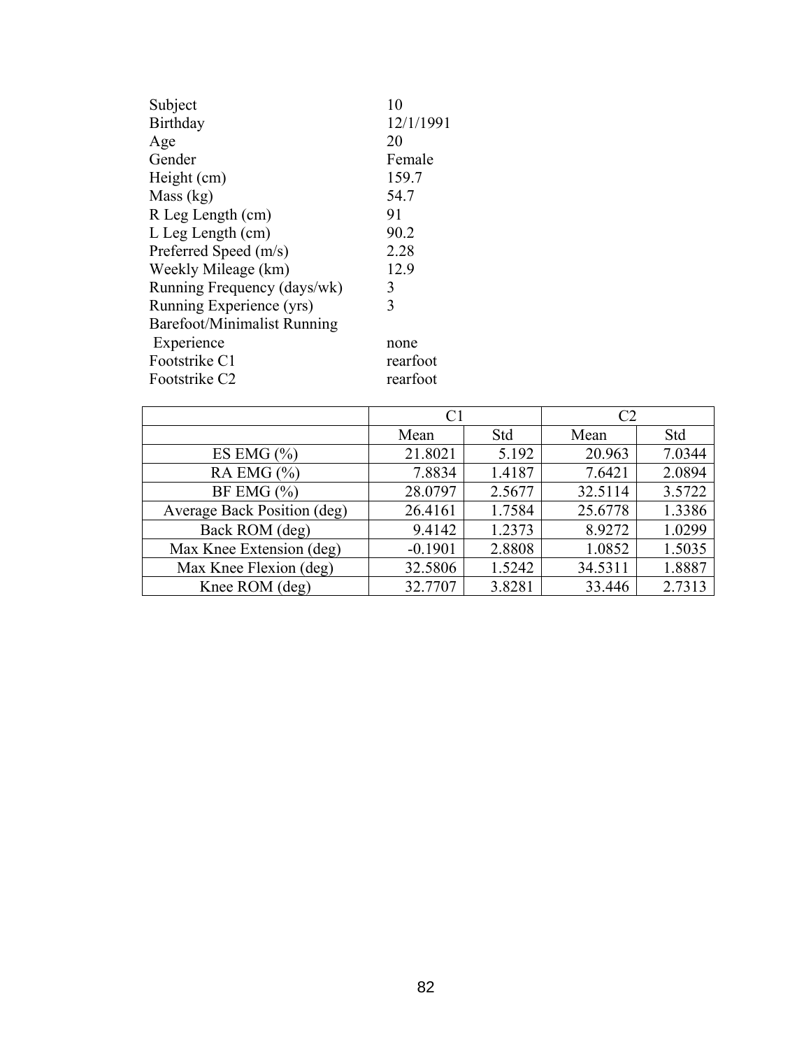| | |
|---|---|
| Subject | 10 |
| Birthday | 12/1/1991 |
| Age | 20 |
| Gender | Female |
| Height (cm) | 159.7 |
| Mass (kg) | 54.7 |
| R Leg Length (cm) | 91 |
| L Leg Length (cm) | 90.2 |
| Preferred Speed (m/s) | 2.28 |
| Weekly Mileage (km) | 12.9 |
| Running Frequency (days/wk) | 3 |
| Running Experience (yrs) | 3 |
| Barefoot/Minimalist Running Experience | none |
| Footstrike C1 | rearfoot |
| Footstrike C2 | rearfoot |

| | C1 | | C2 | |
|---|---|---|---|---|
| | Mean | Std | Mean | Std |
| ES EMG (%) | 21.8021 | 5.192 | 20.963 | 7.0344 |
| RA EMG (%) | 7.8834 | 1.4187 | 7.6421 | 2.0894 |
| BF EMG (%) | 28.0797 | 2.5677 | 32.5114 | 3.5722 |
| Average Back Position (deg) | 26.4161 | 1.7584 | 25.6778 | 1.3386 |
| Back ROM (deg) | 9.4142 | 1.2373 | 8.9272 | 1.0299 |
| Max Knee Extension (deg) | -0.1901 | 2.8808 | 1.0852 | 1.5035 |
| Max Knee Flexion (deg) | 32.5806 | 1.5242 | 34.5311 | 1.8887 |
| Knee ROM (deg) | 32.7707 | 3.8281 | 33.446 | 2.7313 |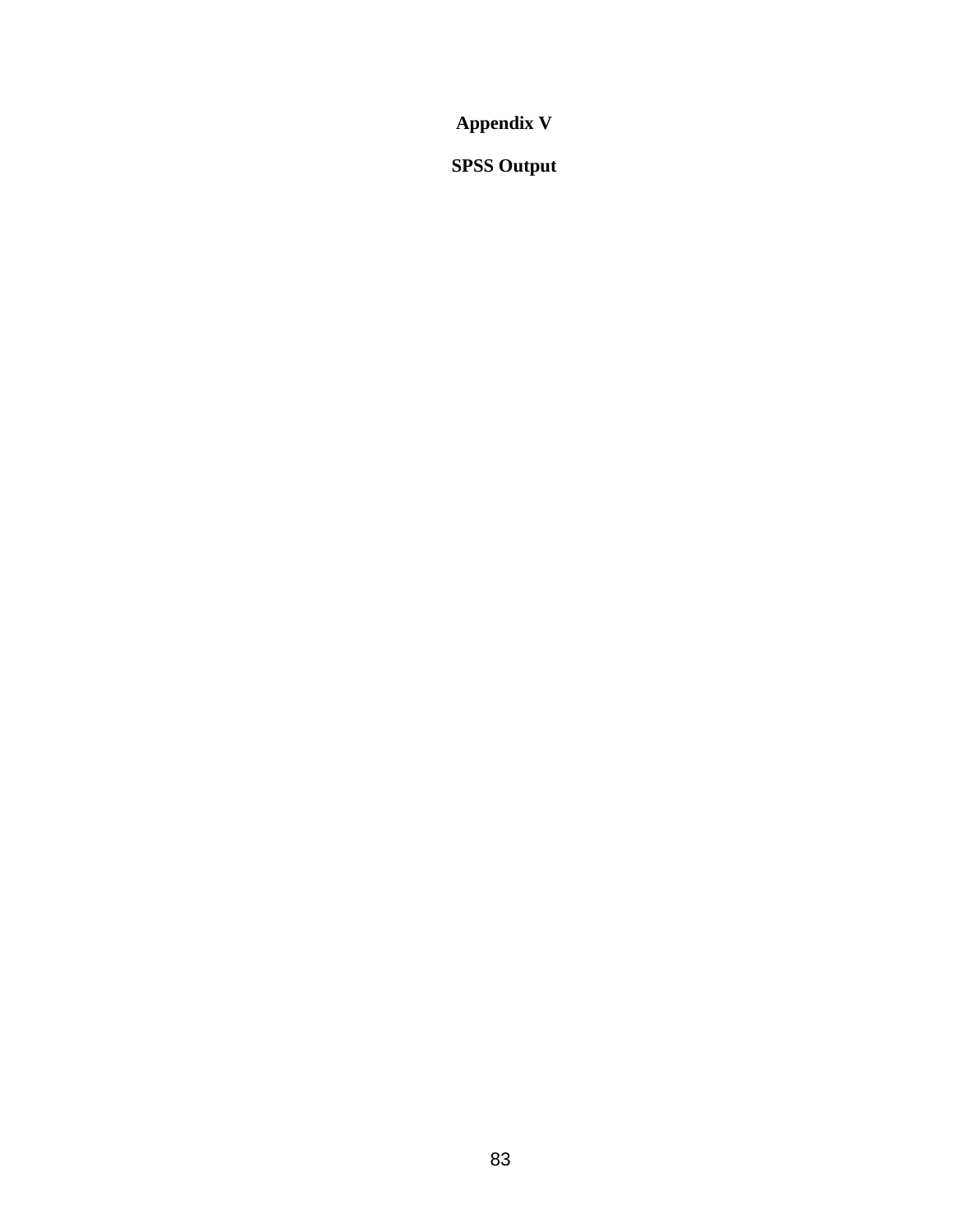# Appendix V

## SPSS Output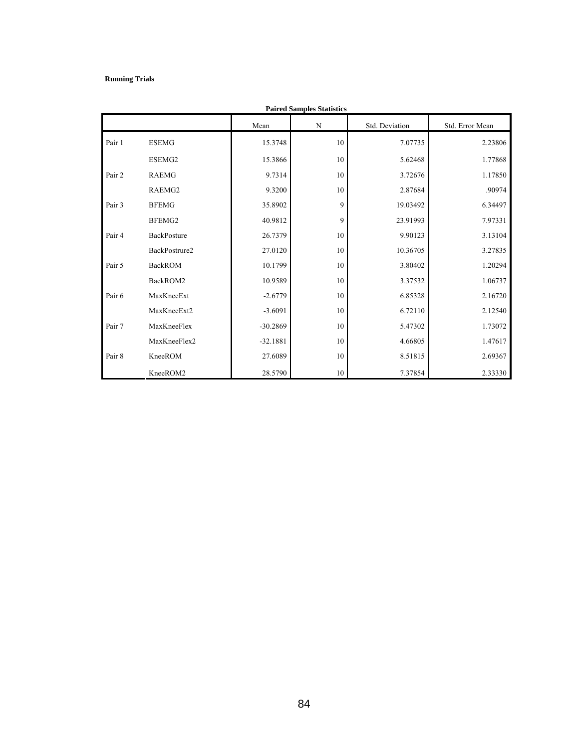**Running Trials**

**Paired Samples Statistics**

| | | Mean | N | Std. Deviation | Std. Error Mean |
|---|---|---|---|---|---|
| Pair 1 | ESEMG | 15.3748 | 10 | 7.07735 | 2.23806 |
| | ESEMG2 | 15.3866 | 10 | 5.62468 | 1.77868 |
| Pair 2 | RAEMG | 9.7314 | 10 | 3.72676 | 1.17850 |
| | RAEMG2 | 9.3200 | 10 | 2.87684 | .90974 |
| Pair 3 | BFEMG | 35.8902 | 9 | 19.03492 | 6.34497 |
| | BFEMG2 | 40.9812 | 9 | 23.91993 | 7.97331 |
| Pair 4 | BackPosture | 26.7379 | 10 | 9.90123 | 3.13104 |
| | BackPostrure2 | 27.0120 | 10 | 10.36705 | 3.27835 |
| Pair 5 | BackROM | 10.1799 | 10 | 3.80402 | 1.20294 |
| | BackROM2 | 10.9589 | 10 | 3.37532 | 1.06737 |
| Pair 6 | MaxKneeExt | -2.6779 | 10 | 6.85328 | 2.16720 |
| | MaxKneeExt2 | -3.6091 | 10 | 6.72110 | 2.12540 |
| Pair 7 | MaxKneeFlex | -30.2869 | 10 | 5.47302 | 1.73072 |
| | MaxKneeFlex2 | -32.1881 | 10 | 4.66805 | 1.47617 |
| Pair 8 | KneeROM | 27.6089 | 10 | 8.51815 | 2.69367 |
| | KneeROM2 | 28.5790 | 10 | 7.37854 | 2.33330 |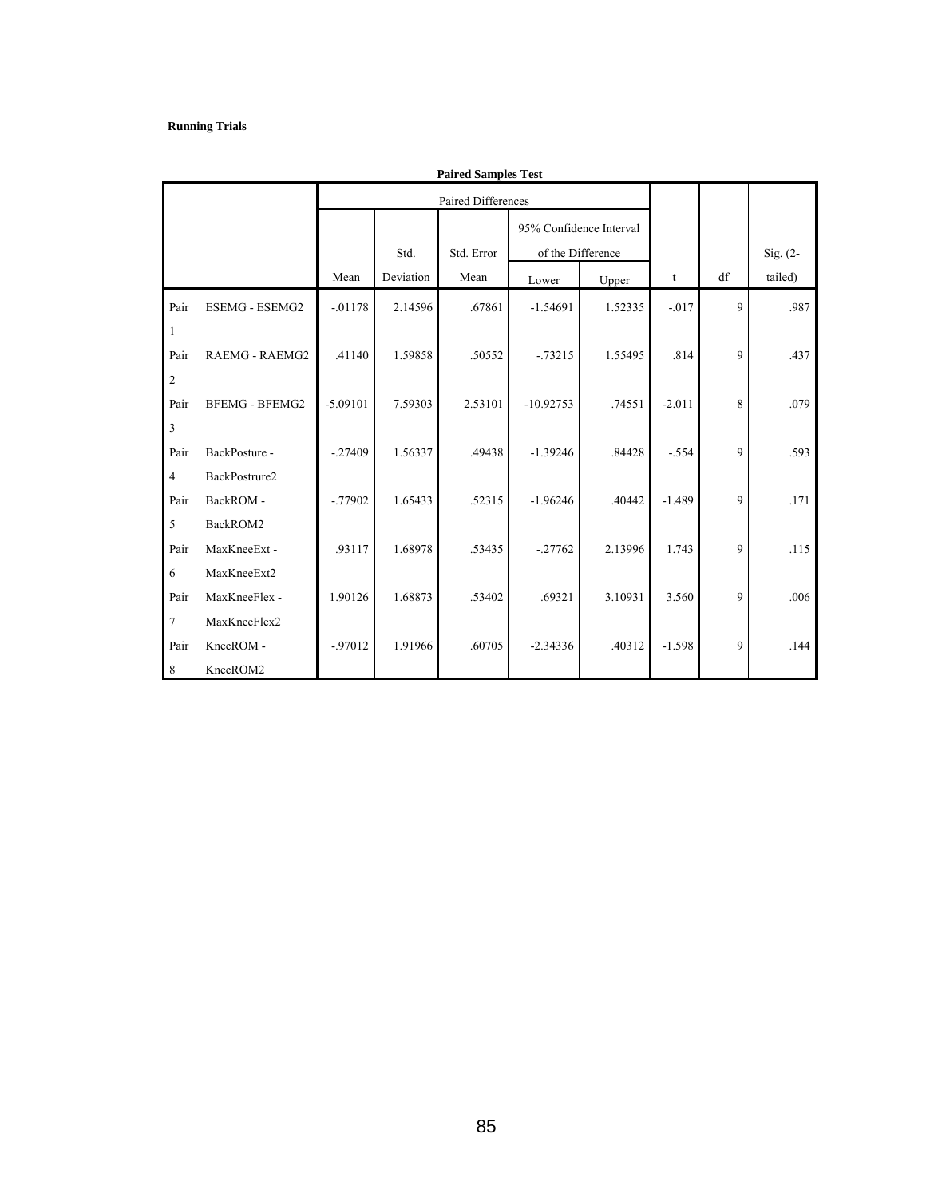**Running Trials**

**Paired Samples Test**

| | | Paired Differences | | | | | | | |
|---|---|---|---|---|---|---|---|---|---|
| | | | | | 95% Confidence Interval of the Difference | | | | |
| | | Mean | Std. Deviation | Std. Error Mean | Lower | Upper | t | df | Sig. (2-tailed) |
| Pair 1 | ESEMG - ESEMG2 | -.01178 | 2.14596 | .67861 | -1.54691 | 1.52335 | -.017 | 9 | .987 |
| Pair 2 | RAEMG - RAEMG2 | .41140 | 1.59858 | .50552 | -.73215 | 1.55495 | .814 | 9 | .437 |
| Pair 3 | BFEMG - BFEMG2 | -5.09101 | 7.59303 | 2.53101 | -10.92753 | .74551 | -2.011 | 8 | .079 |
| Pair 4 | BackPosture - BackPostrure2 | -.27409 | 1.56337 | .49438 | -1.39246 | .84428 | -.554 | 9 | .593 |
| Pair 5 | BackROM - BackROM2 | -.77902 | 1.65433 | .52315 | -1.96246 | .40442 | -1.489 | 9 | .171 |
| Pair 6 | MaxKneeExt - MaxKneeExt2 | .93117 | 1.68978 | .53435 | -.27762 | 2.13996 | 1.743 | 9 | .115 |
| Pair 7 | MaxKneeFlex - MaxKneeFlex2 | 1.90126 | 1.68873 | .53402 | .69321 | 3.10931 | 3.560 | 9 | .006 |
| Pair 8 | KneeROM - KneeROM2 | -.97012 | 1.91966 | .60705 | -2.34336 | .40312 | -1.598 | 9 | .144 |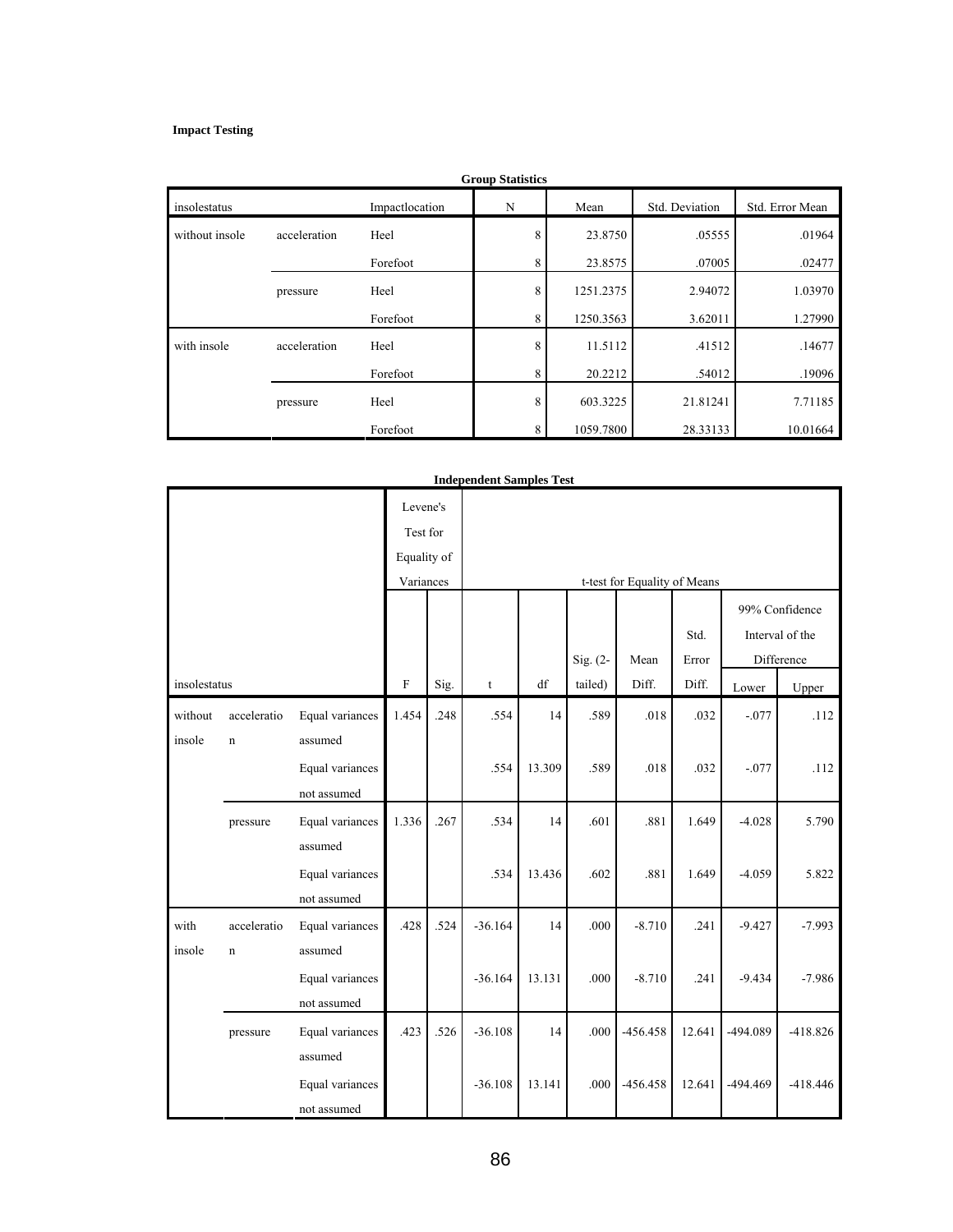**Impact Testing**

**Group Statistics**

| insolestatus | | Impactlocation | N | Mean | Std. Deviation | Std. Error Mean |
|---|---|---|---|---|---|---|
| without insole | acceleration | Heel | 8 | 23.8750 | .05555 | .01964 |
| | | Forefoot | 8 | 23.8575 | .07005 | .02477 |
| | pressure | Heel | 8 | 1251.2375 | 2.94072 | 1.03970 |
| | | Forefoot | 8 | 1250.3563 | 3.62011 | 1.27990 |
| with insole | acceleration | Heel | 8 | 11.5112 | .41512 | .14677 |
| | | Forefoot | 8 | 20.2212 | .54012 | .19096 |
| | pressure | Heel | 8 | 603.3225 | 21.81241 | 7.71185 |
| | | Forefoot | 8 | 1059.7800 | 28.33133 | 10.01664 |

**Independent Samples Test**

| | | | Levene's Test for Equality of Variances | | t-test for Equality of Means | | | | | | |
|---|---|---|---|---|---|---|---|---|---|---|---|
| | | | | | | | | | | 99% Confidence Interval of the Difference | |
| insolestatus | | | F | Sig. | t | df | Sig. (2-tailed) | Mean Diff. | Std. Error Diff. | Lower | Upper |
| without insole | acceleration | Equal variances assumed | 1.454 | .248 | .554 | 14 | .589 | .018 | .032 | -.077 | .112 |
| | | Equal variances not assumed | | | .554 | 13.309 | .589 | .018 | .032 | -.077 | .112 |
| | pressure | Equal variances assumed | 1.336 | .267 | .534 | 14 | .601 | .881 | 1.649 | -4.028 | 5.790 |
| | | Equal variances not assumed | | | .534 | 13.436 | .602 | .881 | 1.649 | -4.059 | 5.822 |
| with insole | acceleration | Equal variances assumed | .428 | .524 | -36.164 | 14 | .000 | -8.710 | .241 | -9.427 | -7.993 |
| | | Equal variances not assumed | | | -36.164 | 13.131 | .000 | -8.710 | .241 | -9.434 | -7.986 |
| | pressure | Equal variances assumed | .423 | .526 | -36.108 | 14 | .000 | -456.458 | 12.641 | -494.089 | -418.826 |
| | | Equal variances not assumed | | | -36.108 | 13.141 | .000 | -456.458 | 12.641 | -494.469 | -418.446 |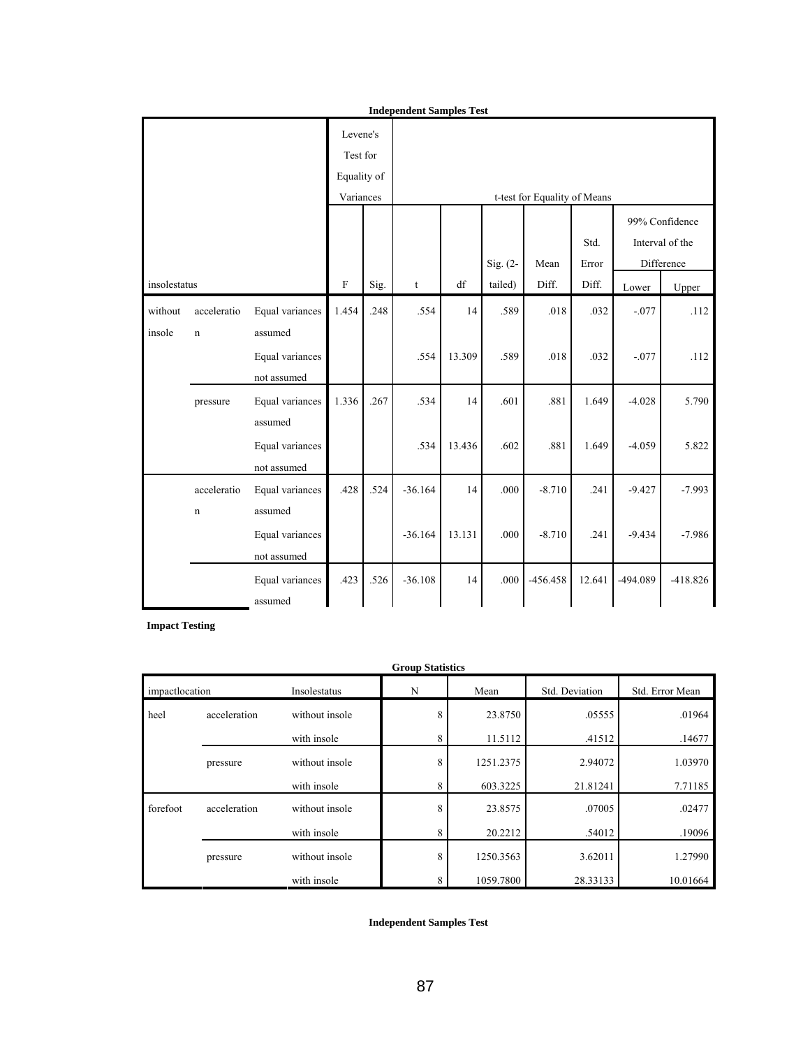**Independent Samples Test**

| insolestatus | | | Levene's Test for Equality of Variances | | t-test for Equality of Means | | | | | | |
|---|---|---|---|---|---|---|---|---|---|---|---|
| | | | F | Sig. | t | df | Sig. (2-tailed) | Mean Diff. | Std. Error Diff. | 99% Confidence Interval of the Difference Lower | Upper |
| without insole | acceleration | Equal variances assumed | 1.454 | .248 | .554 | 14 | .589 | .018 | .032 | -.077 | .112 |
| | | Equal variances not assumed | | | .554 | 13.309 | .589 | .018 | .032 | -.077 | .112 |
| | pressure | Equal variances assumed | 1.336 | .267 | .534 | 14 | .601 | .881 | 1.649 | -4.028 | 5.790 |
| | | Equal variances not assumed | | | .534 | 13.436 | .602 | .881 | 1.649 | -4.059 | 5.822 |
| | acceleration | Equal variances assumed | .428 | .524 | -36.164 | 14 | .000 | -8.710 | .241 | -9.427 | -7.993 |
| | | Equal variances not assumed | | | -36.164 | 13.131 | .000 | -8.710 | .241 | -9.434 | -7.986 |
| | | Equal variances assumed | .423 | .526 | -36.108 | 14 | .000 | -456.458 | 12.641 | -494.089 | -418.826 |

**Impact Testing**

**Group Statistics**

| impactlocation | | Insolestatus | N | Mean | Std. Deviation | Std. Error Mean |
|---|---|---|---|---|---|---|
| heel | acceleration | without insole | 8 | 23.8750 | .05555 | .01964 |
| | | with insole | 8 | 11.5112 | .41512 | .14677 |
| | pressure | without insole | 8 | 1251.2375 | 2.94072 | 1.03970 |
| | | with insole | 8 | 603.3225 | 21.81241 | 7.71185 |
| forefoot | acceleration | without insole | 8 | 23.8575 | .07005 | .02477 |
| | | with insole | 8 | 20.2212 | .54012 | .19096 |
| | pressure | without insole | 8 | 1250.3563 | 3.62011 | 1.27990 |
| | | with insole | 8 | 1059.7800 | 28.33133 | 10.01664 |

**Independent Samples Test**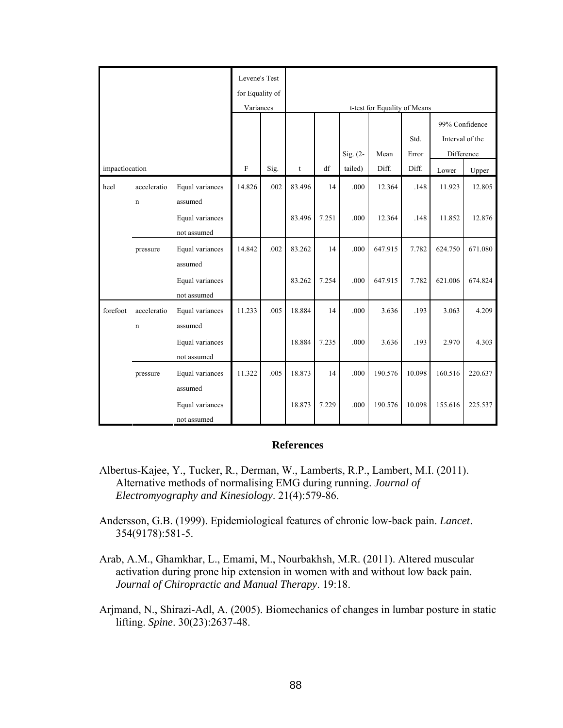| impactlocation | | | Levene's Test for Equality of Variances | | t-test for Equality of Means | | | | | | |
|---|---|---|---|---|---|---|---|---|---|---|---|
| | | | | | | | | | | 99% Confidence Interval of the Difference | |
| | | | F | Sig. | t | df | Sig. (2-tailed) | Mean Diff. | Std. Error Diff. | Lower | Upper |
| heel | acceleration | Equal variances assumed | 14.826 | .002 | 83.496 | 14 | .000 | 12.364 | .148 | 11.923 | 12.805 |
| | | Equal variances not assumed | | | 83.496 | 7.251 | .000 | 12.364 | .148 | 11.852 | 12.876 |
| | pressure | Equal variances assumed | 14.842 | .002 | 83.262 | 14 | .000 | 647.915 | 7.782 | 624.750 | 671.080 |
| | | Equal variances not assumed | | | 83.262 | 7.254 | .000 | 647.915 | 7.782 | 621.006 | 674.824 |
| forefoot | acceleration | Equal variances assumed | 11.233 | .005 | 18.884 | 14 | .000 | 3.636 | .193 | 3.063 | 4.209 |
| | | Equal variances not assumed | | | 18.884 | 7.235 | .000 | 3.636 | .193 | 2.970 | 4.303 |
| | pressure | Equal variances assumed | 11.322 | .005 | 18.873 | 14 | .000 | 190.576 | 10.098 | 160.516 | 220.637 |
| | | Equal variances not assumed | | | 18.873 | 7.229 | .000 | 190.576 | 10.098 | 155.616 | 225.537 |

## References

Albertus-Kajee, Y., Tucker, R., Derman, W., Lamberts, R.P., Lambert, M.I. (2011). Alternative methods of normalising EMG during running. *Journal of Electromyography and Kinesiology*. 21(4):579-86.

Andersson, G.B. (1999). Epidemiological features of chronic low-back pain. *Lancet*. 354(9178):581-5.

Arab, A.M., Ghamkhar, L., Emami, M., Nourbakhsh, M.R. (2011). Altered muscular activation during prone hip extension in women with and without low back pain. *Journal of Chiropractic and Manual Therapy*. 19:18.

Arjmand, N., Shirazi-Adl, A. (2005). Biomechanics of changes in lumbar posture in static lifting. *Spine*. 30(23):2637-48.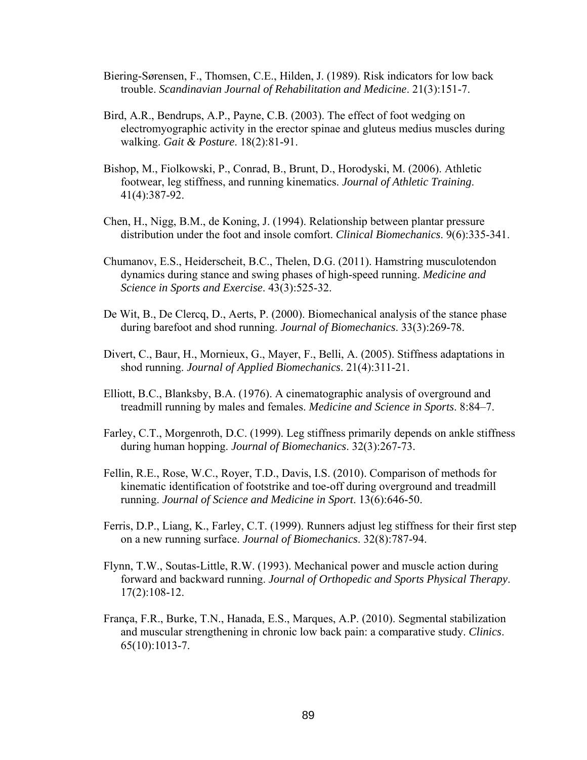Biering-Sørensen, F., Thomsen, C.E., Hilden, J. (1989). Risk indicators for low back trouble. *Scandinavian Journal of Rehabilitation and Medicine*. 21(3):151-7.

Bird, A.R., Bendrups, A.P., Payne, C.B. (2003). The effect of foot wedging on electromyographic activity in the erector spinae and gluteus medius muscles during walking. *Gait & Posture*. 18(2):81-91.

Bishop, M., Fiolkowski, P., Conrad, B., Brunt, D., Horodyski, M. (2006). Athletic footwear, leg stiffness, and running kinematics. *Journal of Athletic Training*. 41(4):387-92.

Chen, H., Nigg, B.M., de Koning, J. (1994). Relationship between plantar pressure distribution under the foot and insole comfort. *Clinical Biomechanics*. 9(6):335-341.

Chumanov, E.S., Heiderscheit, B.C., Thelen, D.G. (2011). Hamstring musculotendon dynamics during stance and swing phases of high-speed running. *Medicine and Science in Sports and Exercise*. 43(3):525-32.

De Wit, B., De Clercq, D., Aerts, P. (2000). Biomechanical analysis of the stance phase during barefoot and shod running. *Journal of Biomechanics*. 33(3):269-78.

Divert, C., Baur, H., Mornieux, G., Mayer, F., Belli, A. (2005). Stiffness adaptations in shod running. *Journal of Applied Biomechanics*. 21(4):311-21.

Elliott, B.C., Blanksby, B.A. (1976). A cinematographic analysis of overground and treadmill running by males and females. *Medicine and Science in Sports*. 8:84–7.

Farley, C.T., Morgenroth, D.C. (1999). Leg stiffness primarily depends on ankle stiffness during human hopping. *Journal of Biomechanics*. 32(3):267-73.

Fellin, R.E., Rose, W.C., Royer, T.D., Davis, I.S. (2010). Comparison of methods for kinematic identification of footstrike and toe-off during overground and treadmill running. *Journal of Science and Medicine in Sport*. 13(6):646-50.

Ferris, D.P., Liang, K., Farley, C.T. (1999). Runners adjust leg stiffness for their first step on a new running surface. *Journal of Biomechanics*. 32(8):787-94.

Flynn, T.W., Soutas-Little, R.W. (1993). Mechanical power and muscle action during forward and backward running. *Journal of Orthopedic and Sports Physical Therapy*. 17(2):108-12.

França, F.R., Burke, T.N., Hanada, E.S., Marques, A.P. (2010). Segmental stabilization and muscular strengthening in chronic low back pain: a comparative study. *Clinics*. 65(10):1013-7.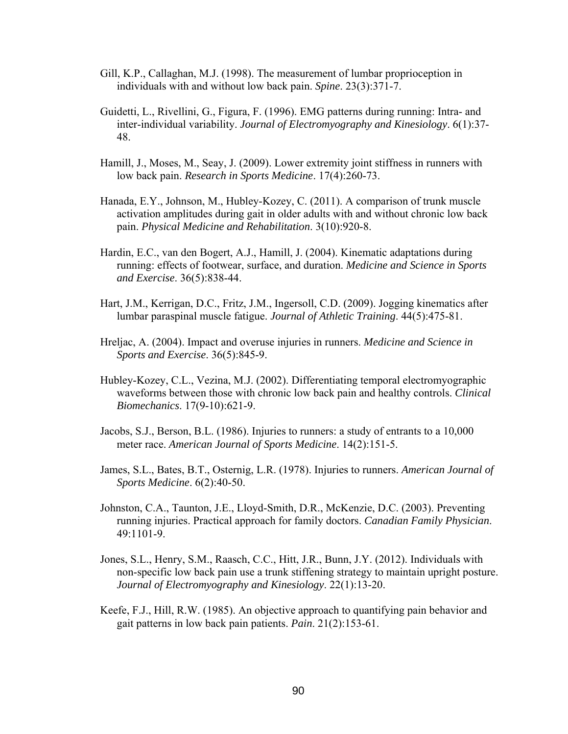Gill, K.P., Callaghan, M.J. (1998). The measurement of lumbar proprioception in individuals with and without low back pain. *Spine*. 23(3):371-7.

Guidetti, L., Rivellini, G., Figura, F. (1996). EMG patterns during running: Intra- and inter-individual variability. *Journal of Electromyography and Kinesiology*. 6(1):37-48.

Hamill, J., Moses, M., Seay, J. (2009). Lower extremity joint stiffness in runners with low back pain. *Research in Sports Medicine*. 17(4):260-73.

Hanada, E.Y., Johnson, M., Hubley-Kozey, C. (2011). A comparison of trunk muscle activation amplitudes during gait in older adults with and without chronic low back pain. *Physical Medicine and Rehabilitation*. 3(10):920-8.

Hardin, E.C., van den Bogert, A.J., Hamill, J. (2004). Kinematic adaptations during running: effects of footwear, surface, and duration. *Medicine and Science in Sports and Exercise*. 36(5):838-44.

Hart, J.M., Kerrigan, D.C., Fritz, J.M., Ingersoll, C.D. (2009). Jogging kinematics after lumbar paraspinal muscle fatigue. *Journal of Athletic Training*. 44(5):475-81.

Hreljac, A. (2004). Impact and overuse injuries in runners. *Medicine and Science in Sports and Exercise*. 36(5):845-9.

Hubley-Kozey, C.L., Vezina, M.J. (2002). Differentiating temporal electromyographic waveforms between those with chronic low back pain and healthy controls. *Clinical Biomechanics*. 17(9-10):621-9.

Jacobs, S.J., Berson, B.L. (1986). Injuries to runners: a study of entrants to a 10,000 meter race. *American Journal of Sports Medicine*. 14(2):151-5.

James, S.L., Bates, B.T., Osternig, L.R. (1978). Injuries to runners. *American Journal of Sports Medicine*. 6(2):40-50.

Johnston, C.A., Taunton, J.E., Lloyd-Smith, D.R., McKenzie, D.C. (2003). Preventing running injuries. Practical approach for family doctors. *Canadian Family Physician*. 49:1101-9.

Jones, S.L., Henry, S.M., Raasch, C.C., Hitt, J.R., Bunn, J.Y. (2012). Individuals with non-specific low back pain use a trunk stiffening strategy to maintain upright posture. *Journal of Electromyography and Kinesiology*. 22(1):13-20.

Keefe, F.J., Hill, R.W. (1985). An objective approach to quantifying pain behavior and gait patterns in low back pain patients. *Pain*. 21(2):153-61.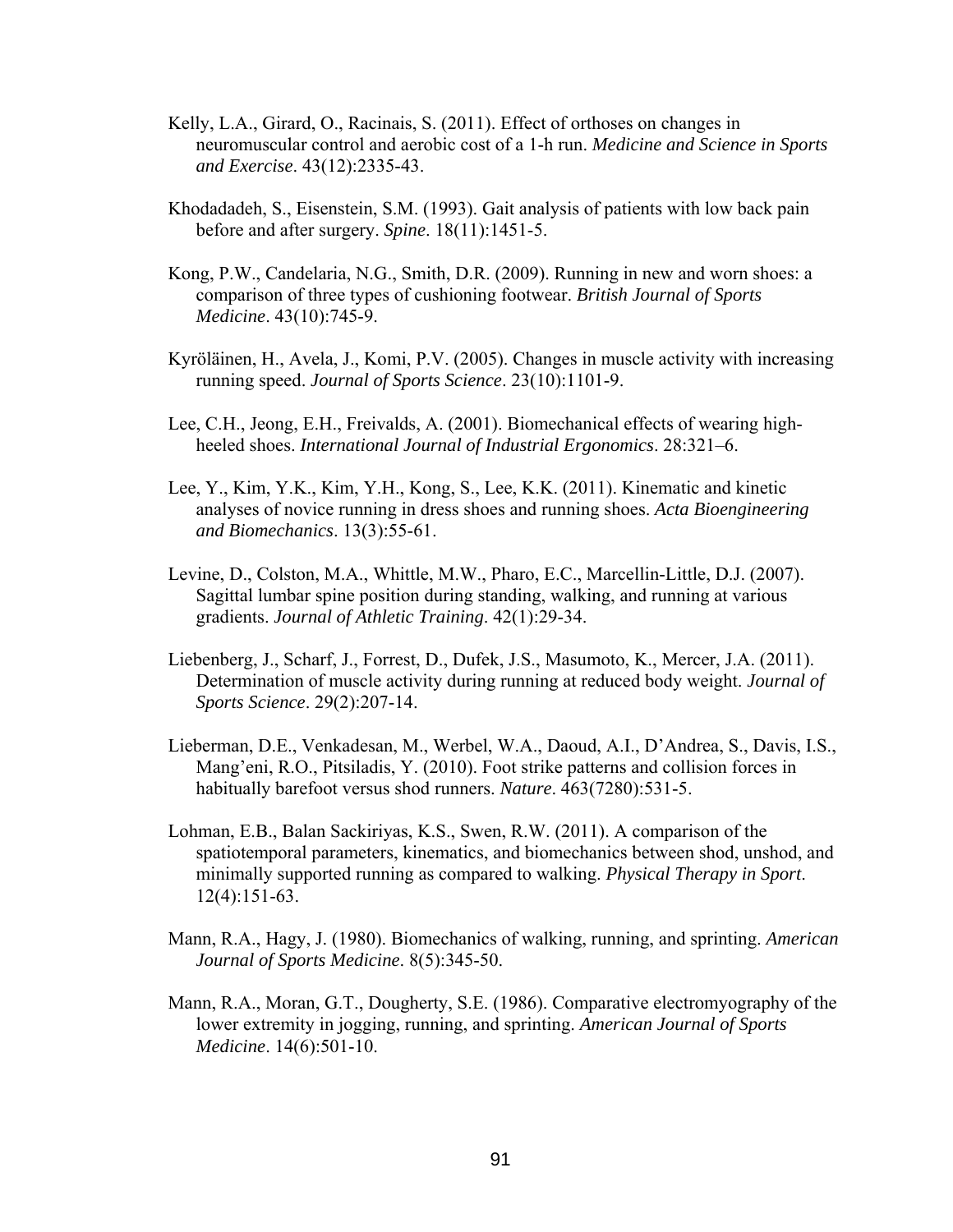Kelly, L.A., Girard, O., Racinais, S. (2011). Effect of orthoses on changes in neuromuscular control and aerobic cost of a 1-h run. *Medicine and Science in Sports and Exercise*. 43(12):2335-43.

Khodadadeh, S., Eisenstein, S.M. (1993). Gait analysis of patients with low back pain before and after surgery. *Spine*. 18(11):1451-5.

Kong, P.W., Candelaria, N.G., Smith, D.R. (2009). Running in new and worn shoes: a comparison of three types of cushioning footwear. *British Journal of Sports Medicine*. 43(10):745-9.

Kyröläinen, H., Avela, J., Komi, P.V. (2005). Changes in muscle activity with increasing running speed. *Journal of Sports Science*. 23(10):1101-9.

Lee, C.H., Jeong, E.H., Freivalds, A. (2001). Biomechanical effects of wearing high-heeled shoes. *International Journal of Industrial Ergonomics*. 28:321–6.

Lee, Y., Kim, Y.K., Kim, Y.H., Kong, S., Lee, K.K. (2011). Kinematic and kinetic analyses of novice running in dress shoes and running shoes. *Acta Bioengineering and Biomechanics*. 13(3):55-61.

Levine, D., Colston, M.A., Whittle, M.W., Pharo, E.C., Marcellin-Little, D.J. (2007). Sagittal lumbar spine position during standing, walking, and running at various gradients. *Journal of Athletic Training*. 42(1):29-34.

Liebenberg, J., Scharf, J., Forrest, D., Dufek, J.S., Masumoto, K., Mercer, J.A. (2011). Determination of muscle activity during running at reduced body weight. *Journal of Sports Science*. 29(2):207-14.

Lieberman, D.E., Venkadesan, M., Werbel, W.A., Daoud, A.I., D'Andrea, S., Davis, I.S., Mang'eni, R.O., Pitsiladis, Y. (2010). Foot strike patterns and collision forces in habitually barefoot versus shod runners. *Nature*. 463(7280):531-5.

Lohman, E.B., Balan Sackiriyas, K.S., Swen, R.W. (2011). A comparison of the spatiotemporal parameters, kinematics, and biomechanics between shod, unshod, and minimally supported running as compared to walking. *Physical Therapy in Sport*. 12(4):151-63.

Mann, R.A., Hagy, J. (1980). Biomechanics of walking, running, and sprinting. *American Journal of Sports Medicine*. 8(5):345-50.

Mann, R.A., Moran, G.T., Dougherty, S.E. (1986). Comparative electromyography of the lower extremity in jogging, running, and sprinting. *American Journal of Sports Medicine*. 14(6):501-10.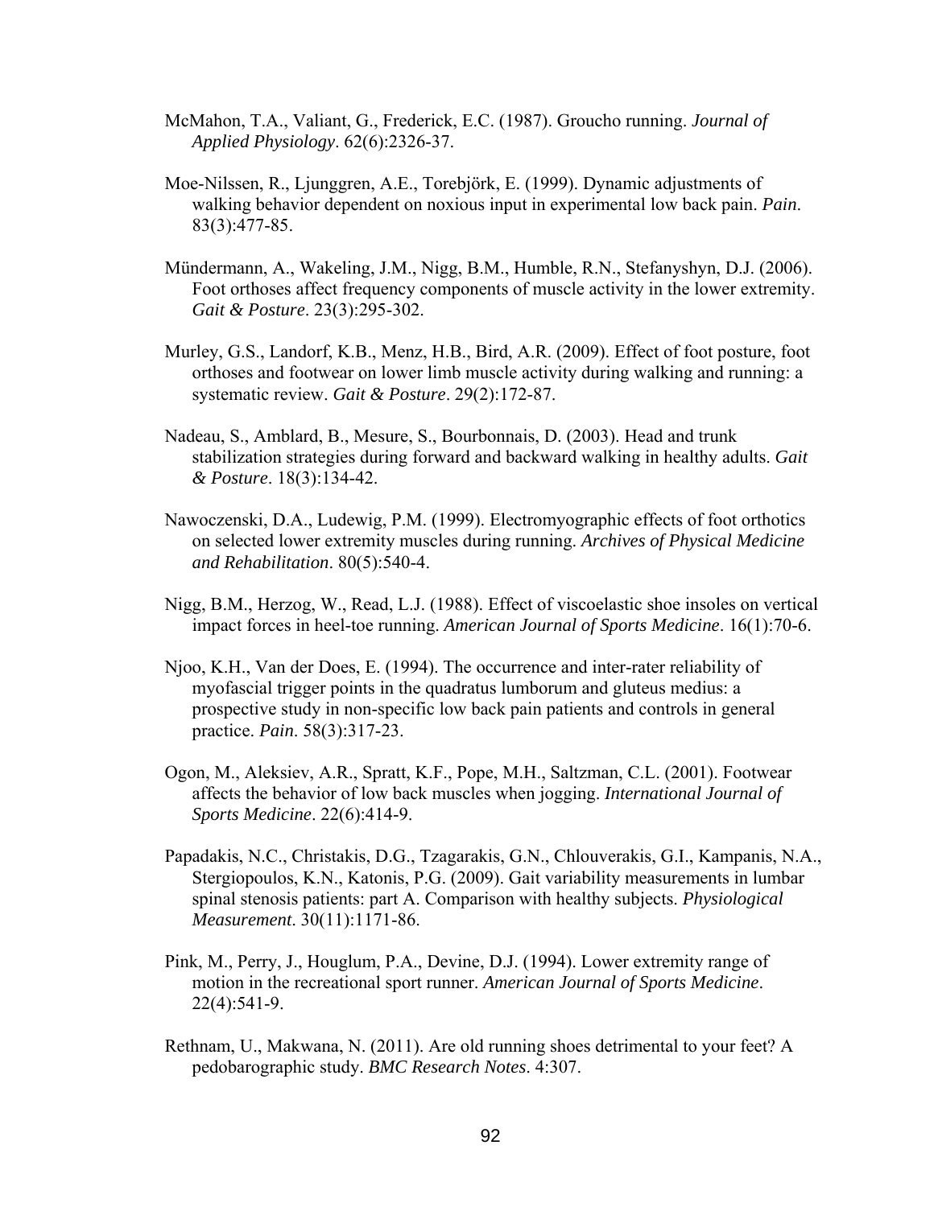McMahon, T.A., Valiant, G., Frederick, E.C. (1987). Groucho running. *Journal of Applied Physiology*. 62(6):2326-37.

Moe-Nilssen, R., Ljunggren, A.E., Torebjörk, E. (1999). Dynamic adjustments of walking behavior dependent on noxious input in experimental low back pain. *Pain*. 83(3):477-85.

Mündermann, A., Wakeling, J.M., Nigg, B.M., Humble, R.N., Stefanyshyn, D.J. (2006). Foot orthoses affect frequency components of muscle activity in the lower extremity. *Gait & Posture*. 23(3):295-302.

Murley, G.S., Landorf, K.B., Menz, H.B., Bird, A.R. (2009). Effect of foot posture, foot orthoses and footwear on lower limb muscle activity during walking and running: a systematic review. *Gait & Posture*. 29(2):172-87.

Nadeau, S., Amblard, B., Mesure, S., Bourbonnais, D. (2003). Head and trunk stabilization strategies during forward and backward walking in healthy adults. *Gait & Posture*. 18(3):134-42.

Nawoczenski, D.A., Ludewig, P.M. (1999). Electromyographic effects of foot orthotics on selected lower extremity muscles during running. *Archives of Physical Medicine and Rehabilitation*. 80(5):540-4.

Nigg, B.M., Herzog, W., Read, L.J. (1988). Effect of viscoelastic shoe insoles on vertical impact forces in heel-toe running. *American Journal of Sports Medicine*. 16(1):70-6.

Njoo, K.H., Van der Does, E. (1994). The occurrence and inter-rater reliability of myofascial trigger points in the quadratus lumborum and gluteus medius: a prospective study in non-specific low back pain patients and controls in general practice. *Pain*. 58(3):317-23.

Ogon, M., Aleksiev, A.R., Spratt, K.F., Pope, M.H., Saltzman, C.L. (2001). Footwear affects the behavior of low back muscles when jogging. *International Journal of Sports Medicine*. 22(6):414-9.

Papadakis, N.C., Christakis, D.G., Tzagarakis, G.N., Chlouverakis, G.I., Kampanis, N.A., Stergiopoulos, K.N., Katonis, P.G. (2009). Gait variability measurements in lumbar spinal stenosis patients: part A. Comparison with healthy subjects. *Physiological Measurement*. 30(11):1171-86.

Pink, M., Perry, J., Houglum, P.A., Devine, D.J. (1994). Lower extremity range of motion in the recreational sport runner. *American Journal of Sports Medicine*. 22(4):541-9.

Rethnam, U., Makwana, N. (2011). Are old running shoes detrimental to your feet? A pedobarographic study. *BMC Research Notes*. 4:307.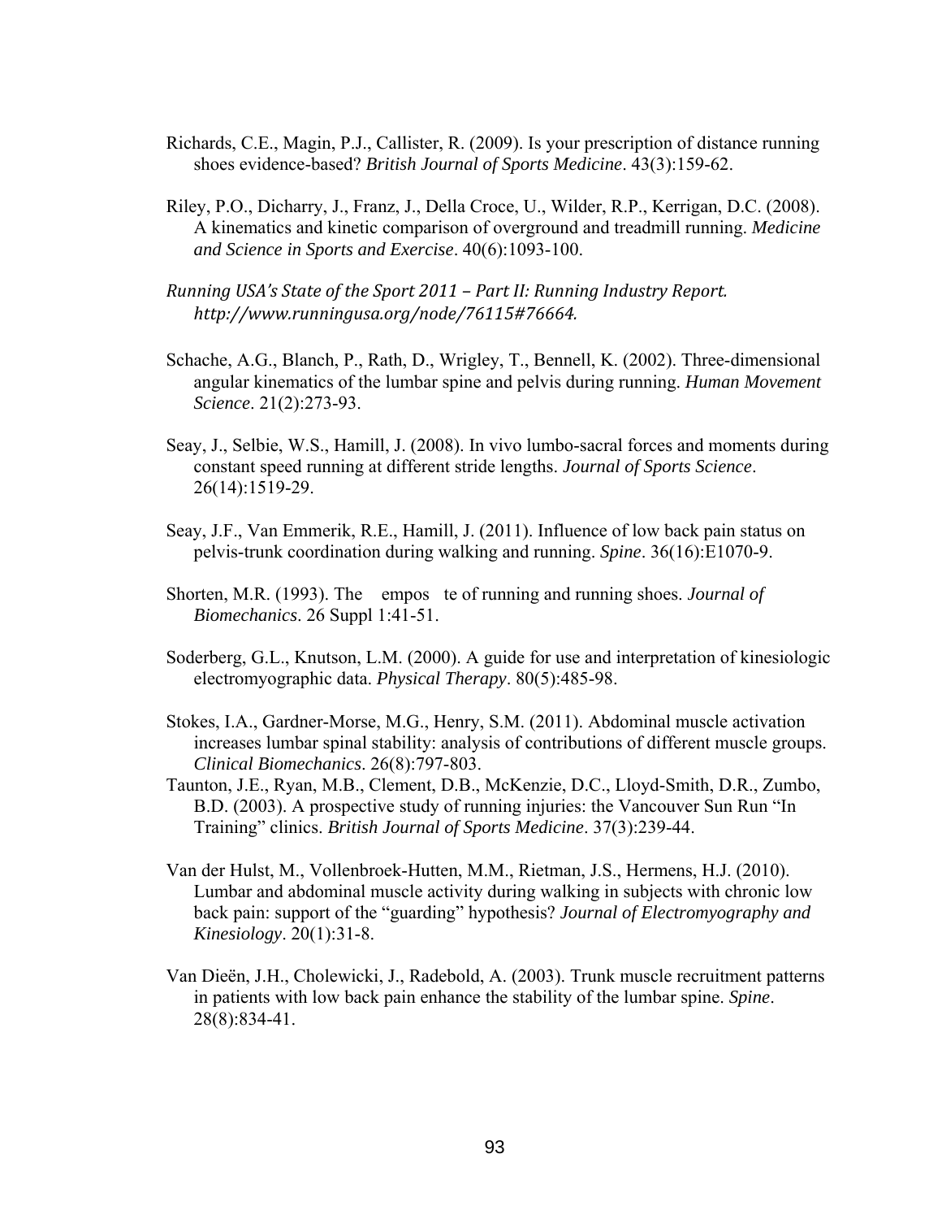Richards, C.E., Magin, P.J., Callister, R. (2009). Is your prescription of distance running shoes evidence-based? *British Journal of Sports Medicine*. 43(3):159-62.

Riley, P.O., Dicharry, J., Franz, J., Della Croce, U., Wilder, R.P., Kerrigan, D.C. (2008). A kinematics and kinetic comparison of overground and treadmill running. *Medicine and Science in Sports and Exercise*. 40(6):1093-100.

*Running USA's State of the Sport 2011 – Part II: Running Industry Report. http://www.runningusa.org/node/76115#76664.*

Schache, A.G., Blanch, P., Rath, D., Wrigley, T., Bennell, K. (2002). Three-dimensional angular kinematics of the lumbar spine and pelvis during running. *Human Movement Science*. 21(2):273-93.

Seay, J., Selbie, W.S., Hamill, J. (2008). In vivo lumbo-sacral forces and moments during constant speed running at different stride lengths. *Journal of Sports Science*. 26(14):1519-29.

Seay, J.F., Van Emmerik, R.E., Hamill, J. (2011). Influence of low back pain status on pelvis-trunk coordination during walking and running. *Spine*. 36(16):E1070-9.

Shorten, M.R. (1993). The empos te of running and running shoes. *Journal of Biomechanics*. 26 Suppl 1:41-51.

Soderberg, G.L., Knutson, L.M. (2000). A guide for use and interpretation of kinesiologic electromyographic data. *Physical Therapy*. 80(5):485-98.

Stokes, I.A., Gardner-Morse, M.G., Henry, S.M. (2011). Abdominal muscle activation increases lumbar spinal stability: analysis of contributions of different muscle groups. *Clinical Biomechanics*. 26(8):797-803.

Taunton, J.E., Ryan, M.B., Clement, D.B., McKenzie, D.C., Lloyd-Smith, D.R., Zumbo, B.D. (2003). A prospective study of running injuries: the Vancouver Sun Run "In Training" clinics. *British Journal of Sports Medicine*. 37(3):239-44.

Van der Hulst, M., Vollenbroek-Hutten, M.M., Rietman, J.S., Hermens, H.J. (2010). Lumbar and abdominal muscle activity during walking in subjects with chronic low back pain: support of the "guarding" hypothesis? *Journal of Electromyography and Kinesiology*. 20(1):31-8.

Van Dieën, J.H., Cholewicki, J., Radebold, A. (2003). Trunk muscle recruitment patterns in patients with low back pain enhance the stability of the lumbar spine. *Spine*. 28(8):834-41.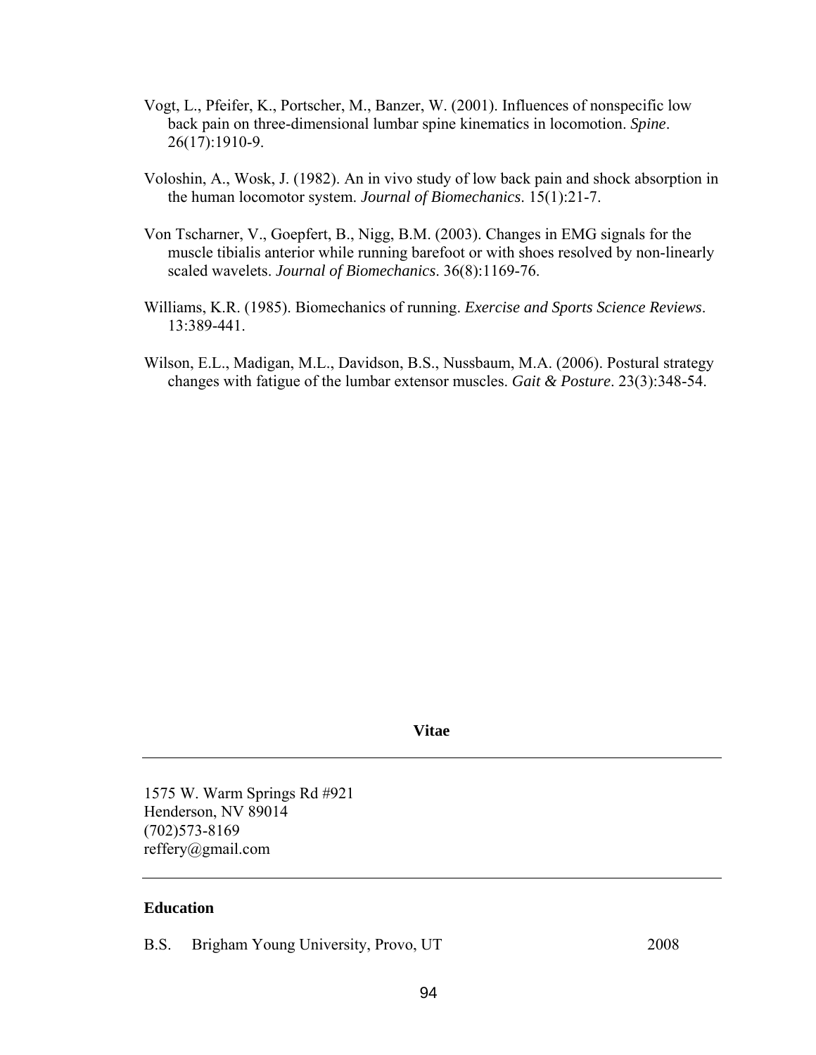Vogt, L., Pfeifer, K., Portscher, M., Banzer, W. (2001). Influences of nonspecific low back pain on three-dimensional lumbar spine kinematics in locomotion. *Spine*. 26(17):1910-9.

Voloshin, A., Wosk, J. (1982). An in vivo study of low back pain and shock absorption in the human locomotor system. *Journal of Biomechanics*. 15(1):21-7.

Von Tscharner, V., Goepfert, B., Nigg, B.M. (2003). Changes in EMG signals for the muscle tibialis anterior while running barefoot or with shoes resolved by non-linearly scaled wavelets. *Journal of Biomechanics*. 36(8):1169-76.

Williams, K.R. (1985). Biomechanics of running. *Exercise and Sports Science Reviews*. 13:389-441.

Wilson, E.L., Madigan, M.L., Davidson, B.S., Nussbaum, M.A. (2006). Postural strategy changes with fatigue of the lumbar extensor muscles. *Gait & Posture*. 23(3):348-54.

## Vitae

---

1575 W. Warm Springs Rd #921
Henderson, NV 89014
(702)573-8169
reffery@gmail.com

---

### Education

B.S. Brigham Young University, Provo, UT 2008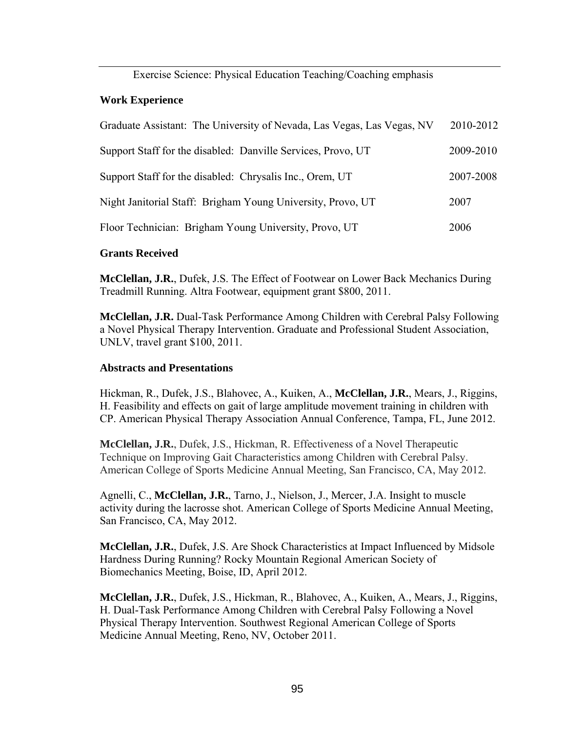Exercise Science: Physical Education Teaching/Coaching emphasis

**Work Experience**

Graduate Assistant: The University of Nevada, Las Vegas, Las Vegas, NV 2010-2012

Support Staff for the disabled: Danville Services, Provo, UT 2009-2010

Support Staff for the disabled: Chrysalis Inc., Orem, UT 2007-2008

Night Janitorial Staff: Brigham Young University, Provo, UT 2007

Floor Technician: Brigham Young University, Provo, UT 2006

**Grants Received**

**McClellan, J.R.**, Dufek, J.S. The Effect of Footwear on Lower Back Mechanics During Treadmill Running. Altra Footwear, equipment grant $800, 2011.

**McClellan, J.R.** Dual-Task Performance Among Children with Cerebral Palsy Following a Novel Physical Therapy Intervention. Graduate and Professional Student Association, UNLV, travel grant $100, 2011.

**Abstracts and Presentations**

Hickman, R., Dufek, J.S., Blahovec, A., Kuiken, A., **McClellan, J.R.**, Mears, J., Riggins, H. Feasibility and effects on gait of large amplitude movement training in children with CP. American Physical Therapy Association Annual Conference, Tampa, FL, June 2012.

**McClellan, J.R.**, Dufek, J.S., Hickman, R. Effectiveness of a Novel Therapeutic Technique on Improving Gait Characteristics among Children with Cerebral Palsy. American College of Sports Medicine Annual Meeting, San Francisco, CA, May 2012.

Agnelli, C., **McClellan, J.R.**, Tarno, J., Nielson, J., Mercer, J.A. Insight to muscle activity during the lacrosse shot. American College of Sports Medicine Annual Meeting, San Francisco, CA, May 2012.

**McClellan, J.R.**, Dufek, J.S. Are Shock Characteristics at Impact Influenced by Midsole Hardness During Running? Rocky Mountain Regional American Society of Biomechanics Meeting, Boise, ID, April 2012.

**McClellan, J.R.**, Dufek, J.S., Hickman, R., Blahovec, A., Kuiken, A., Mears, J., Riggins, H. Dual-Task Performance Among Children with Cerebral Palsy Following a Novel Physical Therapy Intervention. Southwest Regional American College of Sports Medicine Annual Meeting, Reno, NV, October 2011.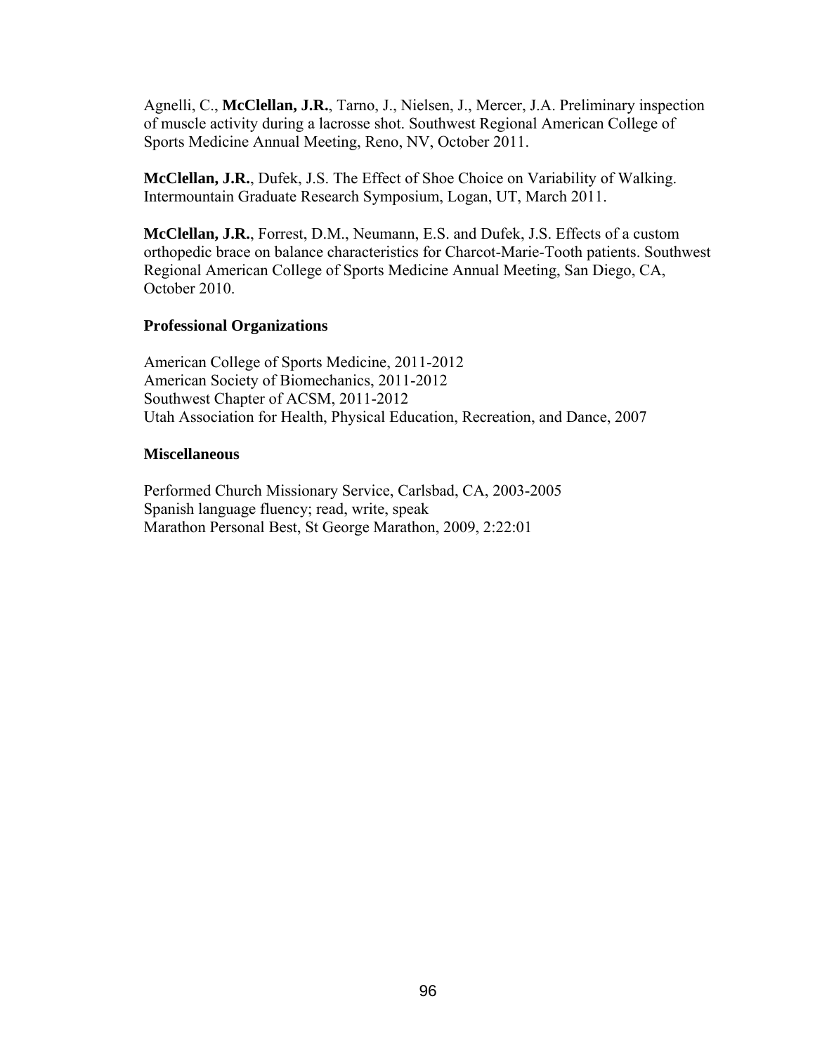Agnelli, C., **McClellan, J.R.**, Tarno, J., Nielsen, J., Mercer, J.A. Preliminary inspection of muscle activity during a lacrosse shot. Southwest Regional American College of Sports Medicine Annual Meeting, Reno, NV, October 2011.

**McClellan, J.R.**, Dufek, J.S. The Effect of Shoe Choice on Variability of Walking. Intermountain Graduate Research Symposium, Logan, UT, March 2011.

**McClellan, J.R.**, Forrest, D.M., Neumann, E.S. and Dufek, J.S. Effects of a custom orthopedic brace on balance characteristics for Charcot-Marie-Tooth patients. Southwest Regional American College of Sports Medicine Annual Meeting, San Diego, CA, October 2010.

**Professional Organizations**

American College of Sports Medicine, 2011-2012
American Society of Biomechanics, 2011-2012
Southwest Chapter of ACSM, 2011-2012
Utah Association for Health, Physical Education, Recreation, and Dance, 2007

**Miscellaneous**

Performed Church Missionary Service, Carlsbad, CA, 2003-2005
Spanish language fluency; read, write, speak
Marathon Personal Best, St George Marathon, 2009, 2:22:01